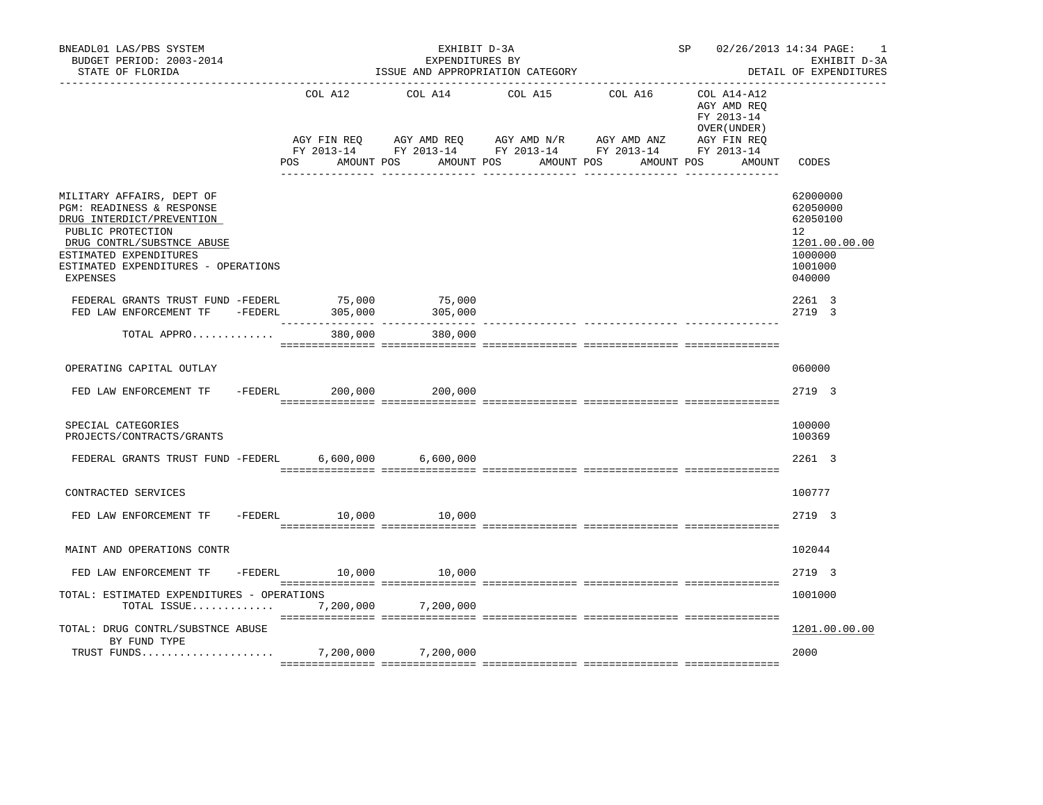BNEADL01 LAS/PBS SYSTEM
BUDGET PERIOD: 2003-2014
STATE OF FLORIDA

EXHIBIT D-3A
EXPENDITURES BY
ISSUE AND APPROPRIATION CATEGORY

SP 02/26/2013 14:34 PAGE: 1
EXHIBIT D-3A
DETAIL OF EXPENDITURES

| | COL A12 AGY FIN REQ FY 2013-14 POS AMOUNT | COL A14 AGY AMD REQ FY 2013-14 POS AMOUNT | COL A15 AGY AMD N/R FY 2013-14 POS AMOUNT | COL A16 AGY AMD ANZ FY 2013-14 POS AMOUNT | COL A14-A12 AGY AMD REQ FY 2013-14 OVER(UNDER) AGY FIN REQ FY 2013-14 POS AMOUNT | CODES |
|---|---|---|---|---|---|---|
| MILITARY AFFAIRS, DEPT OF | | | | | | 62000000 |
| PGM: READINESS & RESPONSE | | | | | | 62050000 |
| DRUG INTERDICT/PREVENTION | | | | | | 62050100 |
| PUBLIC PROTECTION | | | | | | 12 |
| DRUG CONTRL/SUBSTNCE ABUSE | | | | | | 1201.00.00.00 |
| ESTIMATED EXPENDITURES | | | | | | 1000000 |
| ESTIMATED EXPENDITURES - OPERATIONS | | | | | | 1001000 |
| EXPENSES | | | | | | 040000 |
| FEDERAL GRANTS TRUST FUND -FEDERL | 75,000 | 75,000 | | | | 2261 3 |
| FED LAW ENFORCEMENT TF -FEDERL | 305,000 | 305,000 | | | | 2719 3 |
| TOTAL APPRO............. | 380,000 | 380,000 | | | | |
| OPERATING CAPITAL OUTLAY | | | | | | 060000 |
| FED LAW ENFORCEMENT TF -FEDERL | 200,000 | 200,000 | | | | 2719 3 |
| SPECIAL CATEGORIES | | | | | | 100000 |
| PROJECTS/CONTRACTS/GRANTS | | | | | | 100369 |
| FEDERAL GRANTS TRUST FUND -FEDERL | 6,600,000 | 6,600,000 | | | | 2261 3 |
| CONTRACTED SERVICES | | | | | | 100777 |
| FED LAW ENFORCEMENT TF -FEDERL | 10,000 | 10,000 | | | | 2719 3 |
| MAINT AND OPERATIONS CONTR | | | | | | 102044 |
| FED LAW ENFORCEMENT TF -FEDERL | 10,000 | 10,000 | | | | 2719 3 |
| TOTAL: ESTIMATED EXPENDITURES - OPERATIONS | | | | | | 1001000 |
| TOTAL ISSUE............. | 7,200,000 | 7,200,000 | | | | |
| TOTAL: DRUG CONTRL/SUBSTNCE ABUSE | | | | | | 1201.00.00.00 |
| BY FUND TYPE | | | | | | |
| TRUST FUNDS..................... | 7,200,000 | 7,200,000 | | | | 2000 |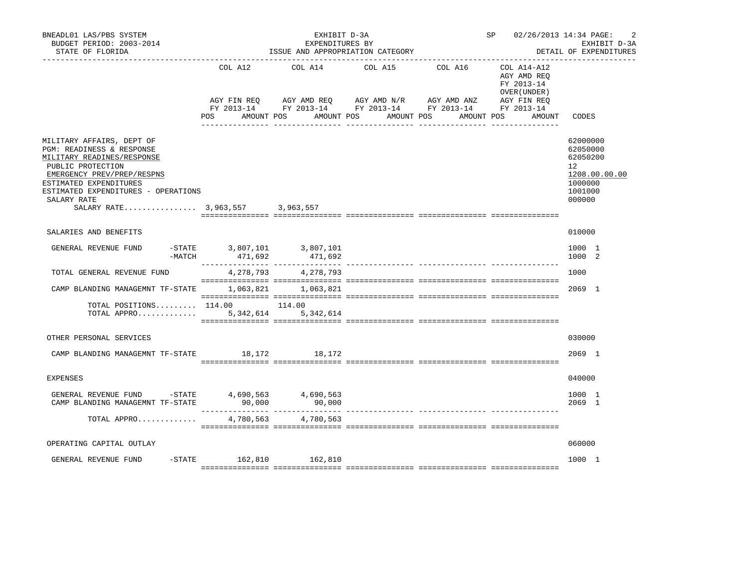BNEADL01 LAS/PBS SYSTEM — EXHIBIT D-3A — SP 02/26/2013 14:34
BUDGET PERIOD: 2003-2014 — EXPENDITURES BY — EXHIBIT D-3A
STATE OF FLORIDA — ISSUE AND APPROPRIATION CATEGORY — DETAIL OF EXPENDITURES

| | COL A12 AGY FIN REQ FY 2013-14 POS AMOUNT | COL A14 AGY AMD REQ FY 2013-14 POS AMOUNT | COL A15 AGY AMD N/R FY 2013-14 POS AMOUNT | COL A16 AGY AMD ANZ FY 2013-14 POS AMOUNT | COL A14-A12 AGY AMD REQ FY 2013-14 OVER(UNDER) AGY FIN REQ FY 2013-14 POS AMOUNT | CODES |
|---|---|---|---|---|---|---|
| MILITARY AFFAIRS, DEPT OF | | | | | | 62000000 |
| PGM: READINESS & RESPONSE | | | | | | 62050000 |
| MILITARY READINES/RESPONSE | | | | | | 62050200 |
| PUBLIC PROTECTION | | | | | | 12 |
| EMERGENCY PREV/PREP/RESPNS | | | | | | 1208.00.00.00 |
| ESTIMATED EXPENDITURES | | | | | | 1000000 |
| ESTIMATED EXPENDITURES - OPERATIONS | | | | | | 1001000 |
| SALARY RATE | | | | | | 000000 |
| SALARY RATE................ | 3,963,557 | 3,963,557 | | | | |
| SALARIES AND BENEFITS | | | | | | 010000 |
| GENERAL REVENUE FUND -STATE | 3,807,101 | 3,807,101 | | | | 1000 1 |
| -MATCH | 471,692 | 471,692 | | | | 1000 2 |
| TOTAL GENERAL REVENUE FUND | 4,278,793 | 4,278,793 | | | | 1000 |
| CAMP BLANDING MANAGEMNT TF-STATE | 1,063,821 | 1,063,821 | | | | 2069 1 |
| TOTAL POSITIONS......... | 114.00 | 114.00 | | | | |
| TOTAL APPRO............. | 5,342,614 | 5,342,614 | | | | |
| OTHER PERSONAL SERVICES | | | | | | 030000 |
| CAMP BLANDING MANAGEMNT TF-STATE | 18,172 | 18,172 | | | | 2069 1 |
| EXPENSES | | | | | | 040000 |
| GENERAL REVENUE FUND -STATE | 4,690,563 | 4,690,563 | | | | 1000 1 |
| CAMP BLANDING MANAGEMNT TF-STATE | 90,000 | 90,000 | | | | 2069 1 |
| TOTAL APPRO............. | 4,780,563 | 4,780,563 | | | | |
| OPERATING CAPITAL OUTLAY | | | | | | 060000 |
| GENERAL REVENUE FUND -STATE | 162,810 | 162,810 | | | | 1000 1 |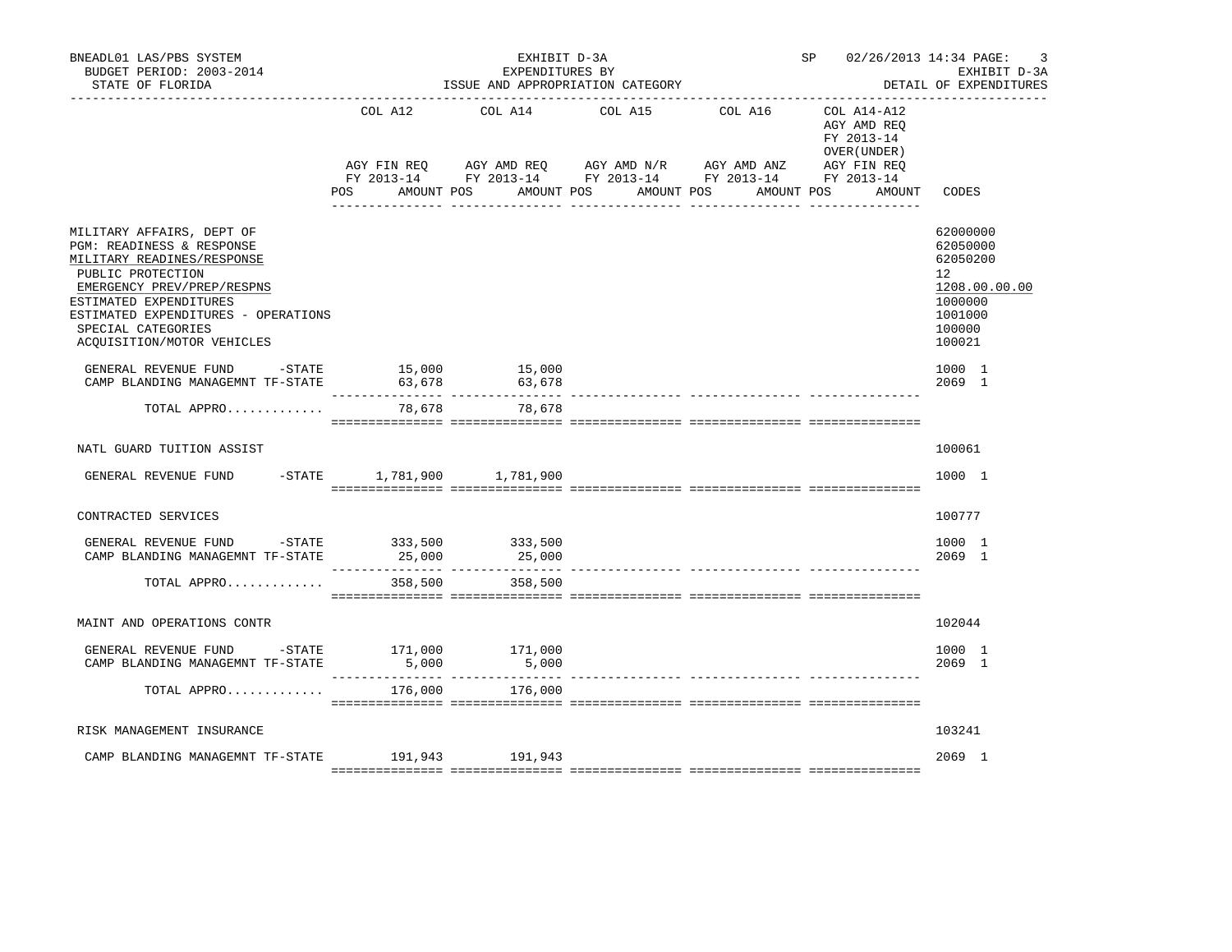BNEADL01 LAS/PBS SYSTEM | EXHIBIT D-3A | SP 02/26/2013 14:34
BUDGET PERIOD: 2003-2014 | EXPENDITURES BY | EXHIBIT D-3A
STATE OF FLORIDA | ISSUE AND APPROPRIATION CATEGORY | DETAIL OF EXPENDITURES

| | COL A12 AGY FIN REQ FY 2013-14 POS AMOUNT | COL A14 AGY AMD REQ FY 2013-14 POS AMOUNT | COL A15 AGY AMD N/R FY 2013-14 POS AMOUNT | COL A16 AGY AMD ANZ FY 2013-14 POS AMOUNT | COL A14-A12 AGY AMD REQ FY 2013-14 OVER(UNDER) AGY FIN REQ FY 2013-14 POS AMOUNT | CODES |
|---|---|---|---|---|---|---|
| MILITARY AFFAIRS, DEPT OF | | | | | | 62000000 |
| PGM: READINESS & RESPONSE | | | | | | 62050000 |
| MILITARY READINES/RESPONSE | | | | | | 62050200 |
| PUBLIC PROTECTION | | | | | | 12 |
| EMERGENCY PREV/PREP/RESPNS | | | | | | 1208.00.00.00 |
| ESTIMATED EXPENDITURES | | | | | | 1000000 |
| ESTIMATED EXPENDITURES - OPERATIONS | | | | | | 1001000 |
| SPECIAL CATEGORIES | | | | | | 100000 |
| ACQUISITION/MOTOR VEHICLES | | | | | | 100021 |
| GENERAL REVENUE FUND -STATE | 15,000 | 15,000 | | | | 1000 1 |
| CAMP BLANDING MANAGEMNT TF-STATE | 63,678 | 63,678 | | | | 2069 1 |
| TOTAL APPRO............ | 78,678 | 78,678 | | | | |
| NATL GUARD TUITION ASSIST | | | | | | 100061 |
| GENERAL REVENUE FUND -STATE | 1,781,900 | 1,781,900 | | | | 1000 1 |
| CONTRACTED SERVICES | | | | | | 100777 |
| GENERAL REVENUE FUND -STATE | 333,500 | 333,500 | | | | 1000 1 |
| CAMP BLANDING MANAGEMNT TF-STATE | 25,000 | 25,000 | | | | 2069 1 |
| TOTAL APPRO............ | 358,500 | 358,500 | | | | |
| MAINT AND OPERATIONS CONTR | | | | | | 102044 |
| GENERAL REVENUE FUND -STATE | 171,000 | 171,000 | | | | 1000 1 |
| CAMP BLANDING MANAGEMNT TF-STATE | 5,000 | 5,000 | | | | 2069 1 |
| TOTAL APPRO............ | 176,000 | 176,000 | | | | |
| RISK MANAGEMENT INSURANCE | | | | | | 103241 |
| CAMP BLANDING MANAGEMNT TF-STATE | 191,943 | 191,943 | | | | 2069 1 |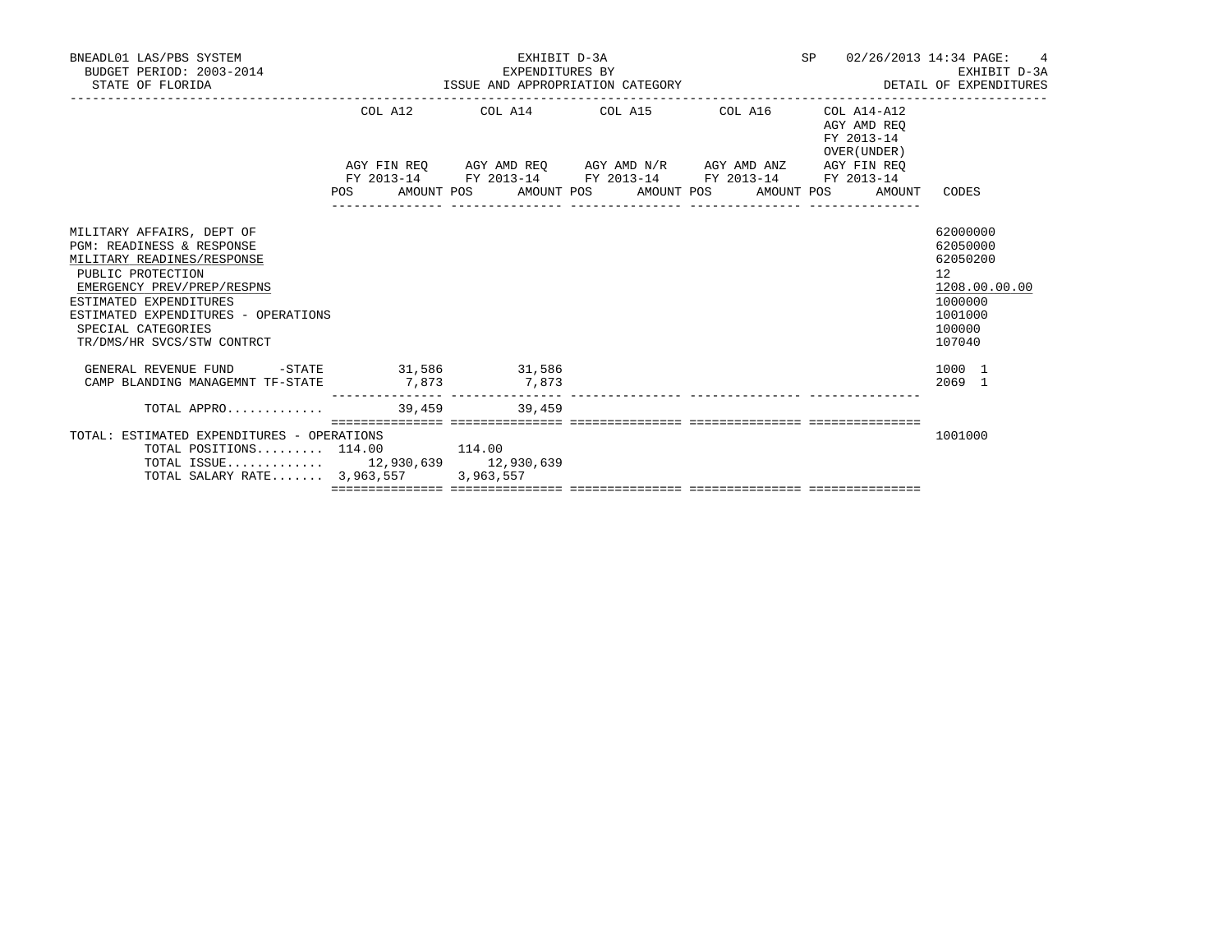| | COL A12 AGY FIN REQ FY 2013-14 POS AMOUNT | COL A14 AGY AMD REQ FY 2013-14 POS AMOUNT | COL A15 AGY AMD N/R FY 2013-14 POS AMOUNT | COL A16 AGY AMD ANZ FY 2013-14 POS AMOUNT | COL A14-A12 AGY AMD REQ FY 2013-14 OVER(UNDER) AGY FIN REQ FY 2013-14 POS AMOUNT | CODES |
|---|---|---|---|---|---|---|
| MILITARY AFFAIRS, DEPT OF | | | | | | 62000000 |
| PGM: READINESS & RESPONSE | | | | | | 62050000 |
| MILITARY READINES/RESPONSE | | | | | | 62050200 |
| PUBLIC PROTECTION | | | | | | 12 |
| EMERGENCY PREV/PREP/RESPNS | | | | | | 1208.00.00.00 |
| ESTIMATED EXPENDITURES | | | | | | 1000000 |
| ESTIMATED EXPENDITURES - OPERATIONS | | | | | | 1001000 |
| SPECIAL CATEGORIES | | | | | | 100000 |
| TR/DMS/HR SVCS/STW CONTRCT | | | | | | 107040 |
| GENERAL REVENUE FUND -STATE | 31,586 | 31,586 | | | | 1000 1 |
| CAMP BLANDING MANAGEMNT TF-STATE | 7,873 | 7,873 | | | | 2069 1 |
| TOTAL APPRO............ | 39,459 | 39,459 | | | | |
| TOTAL: ESTIMATED EXPENDITURES - OPERATIONS | | | | | | 1001000 |
| TOTAL POSITIONS......... | 114.00 | 114.00 | | | | |
| TOTAL ISSUE............ | 12,930,639 | 12,930,639 | | | | |
| TOTAL SALARY RATE....... | 3,963,557 | 3,963,557 | | | | |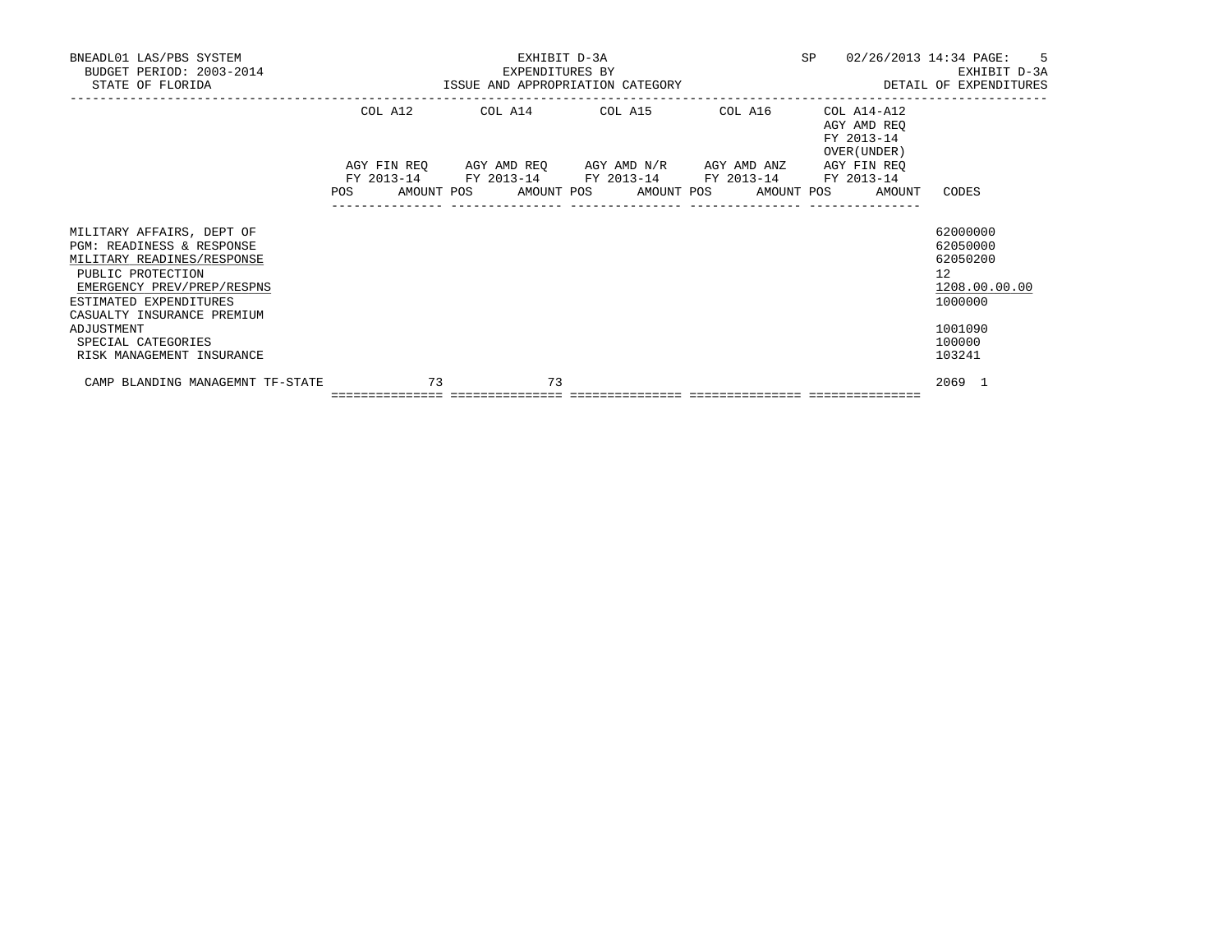BNEADL01 LAS/PBS SYSTEM — EXHIBIT D-3A — SP 02/26/2013 14:34
BUDGET PERIOD: 2003-2014 — EXPENDITURES BY — EXHIBIT D-3A
STATE OF FLORIDA — ISSUE AND APPROPRIATION CATEGORY — DETAIL OF EXPENDITURES

| | COL A12 AGY FIN REQ FY 2013-14 | | COL A14 AGY AMD REQ FY 2013-14 | | COL A15 AGY AMD N/R FY 2013-14 | | COL A16 AGY AMD ANZ FY 2013-14 | | COL A14-A12 AGY AMD REQ FY 2013-14 OVER(UNDER) AGY FIN REQ FY 2013-14 | | CODES |
|---|---|---|---|---|---|---|---|---|---|---|---|
| | POS | AMOUNT | POS | AMOUNT | POS | AMOUNT | POS | AMOUNT | POS | AMOUNT | |
| MILITARY AFFAIRS, DEPT OF | | | | | | | | | | | 62000000 |
| PGM: READINESS & RESPONSE | | | | | | | | | | | 62050000 |
| MILITARY READINES/RESPONSE | | | | | | | | | | | 62050200 |
| PUBLIC PROTECTION | | | | | | | | | | | 12 |
| EMERGENCY PREV/PREP/RESPNS | | | | | | | | | | | 1208.00.00.00 |
| ESTIMATED EXPENDITURES | | | | | | | | | | | 1000000 |
| CASUALTY INSURANCE PREMIUM ADJUSTMENT | | | | | | | | | | | 1001090 |
| SPECIAL CATEGORIES | | | | | | | | | | | 100000 |
| RISK MANAGEMENT INSURANCE | | | | | | | | | | | 103241 |
| CAMP BLANDING MANAGEMNT TF-STATE | | 73 | | 73 | | | | | | | 2069 1 |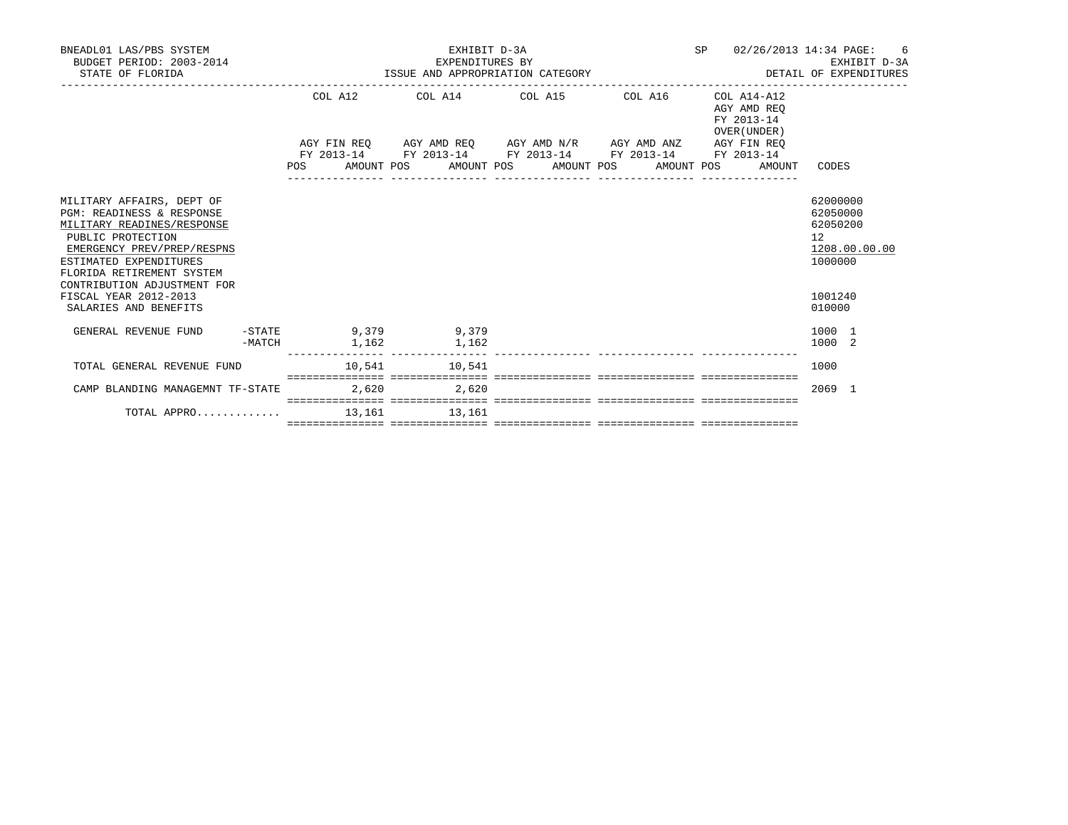BNEADL01 LAS/PBS SYSTEM — EXHIBIT D-3A — SP 02/26/2013 14:34

BUDGET PERIOD: 2003-2014 — EXPENDITURES BY — EXHIBIT D-3A

STATE OF FLORIDA — ISSUE AND APPROPRIATION CATEGORY — DETAIL OF EXPENDITURES

| | COL A12 AGY FIN REQ FY 2013-14 POS AMOUNT | COL A14 AGY AMD REQ FY 2013-14 POS AMOUNT | COL A15 AGY AMD N/R FY 2013-14 POS AMOUNT | COL A16 AGY AMD ANZ FY 2013-14 POS AMOUNT | COL A14-A12 AGY AMD REQ FY 2013-14 OVER(UNDER) AGY FIN REQ FY 2013-14 POS AMOUNT | CODES |
|---|---|---|---|---|---|---|
| MILITARY AFFAIRS, DEPT OF | | | | | | 62000000 |
| PGM: READINESS & RESPONSE | | | | | | 62050000 |
| MILITARY READINES/RESPONSE | | | | | | 62050200 |
| PUBLIC PROTECTION | | | | | | 12 |
| EMERGENCY PREV/PREP/RESPNS | | | | | | 1208.00.00.00 |
| ESTIMATED EXPENDITURES | | | | | | 1000000 |
| FLORIDA RETIREMENT SYSTEM CONTRIBUTION ADJUSTMENT FOR FISCAL YEAR 2012-2013 | | | | | | 1001240 |
| SALARIES AND BENEFITS | | | | | | 010000 |
| GENERAL REVENUE FUND -STATE | 9,379 | 9,379 | | | | 1000 1 |
| GENERAL REVENUE FUND -MATCH | 1,162 | 1,162 | | | | 1000 2 |
| TOTAL GENERAL REVENUE FUND | 10,541 | 10,541 | | | | 1000 |
| CAMP BLANDING MANAGEMNT TF-STATE | 2,620 | 2,620 | | | | 2069 1 |
| TOTAL APPRO............. | 13,161 | 13,161 | | | | |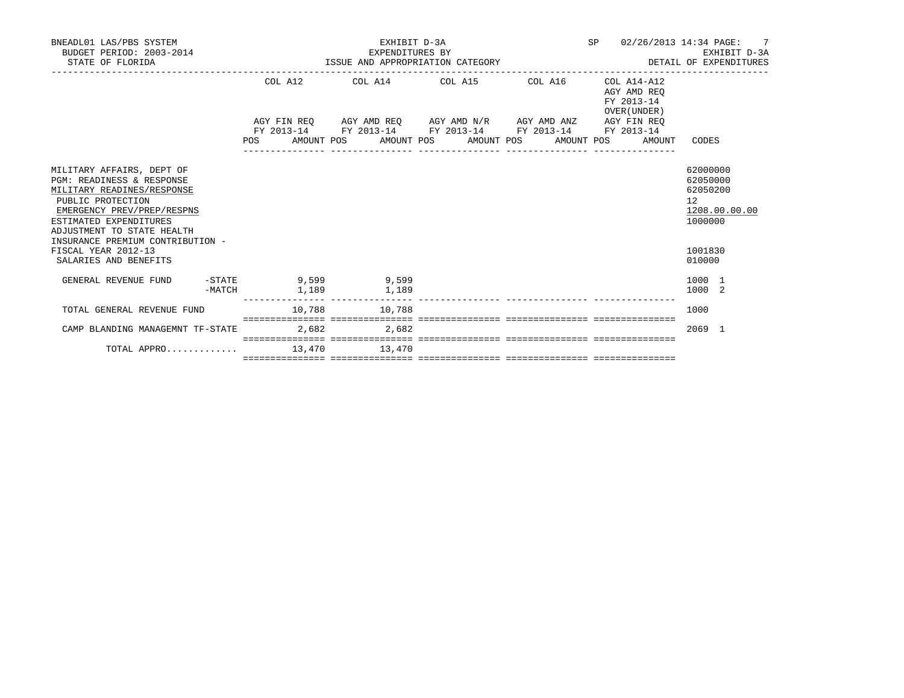BNEADL01 LAS/PBS SYSTEM — EXHIBIT D-3A — SP 02/26/2013 14:34

BUDGET PERIOD: 2003-2014 — EXPENDITURES BY — EXHIBIT D-3A

STATE OF FLORIDA — ISSUE AND APPROPRIATION CATEGORY — DETAIL OF EXPENDITURES

| | COL A12 AGY FIN REQ FY 2013-14 POS AMOUNT | COL A14 AGY AMD REQ FY 2013-14 POS AMOUNT | COL A15 AGY AMD N/R FY 2013-14 POS AMOUNT | COL A16 AGY AMD ANZ FY 2013-14 POS AMOUNT | COL A14-A12 AGY AMD REQ FY 2013-14 OVER(UNDER) AGY FIN REQ FY 2013-14 POS AMOUNT | CODES |
|---|---|---|---|---|---|---|
| MILITARY AFFAIRS, DEPT OF | | | | | | 62000000 |
| PGM: READINESS & RESPONSE | | | | | | 62050000 |
| MILITARY READINES/RESPONSE | | | | | | 62050200 |
| PUBLIC PROTECTION | | | | | | 12 |
| EMERGENCY PREV/PREP/RESPNS | | | | | | 1208.00.00.00 |
| ESTIMATED EXPENDITURES | | | | | | 1000000 |
| ADJUSTMENT TO STATE HEALTH INSURANCE PREMIUM CONTRIBUTION - FISCAL YEAR 2012-13 | | | | | | 1001830 |
| SALARIES AND BENEFITS | | | | | | 010000 |
| GENERAL REVENUE FUND -STATE | 9,599 | 9,599 | | | | 1000 1 |
| GENERAL REVENUE FUND -MATCH | 1,189 | 1,189 | | | | 1000 2 |
| TOTAL GENERAL REVENUE FUND | 10,788 | 10,788 | | | | 1000 |
| CAMP BLANDING MANAGEMNT TF-STATE | 2,682 | 2,682 | | | | 2069 1 |
| TOTAL APPRO............. | 13,470 | 13,470 | | | | |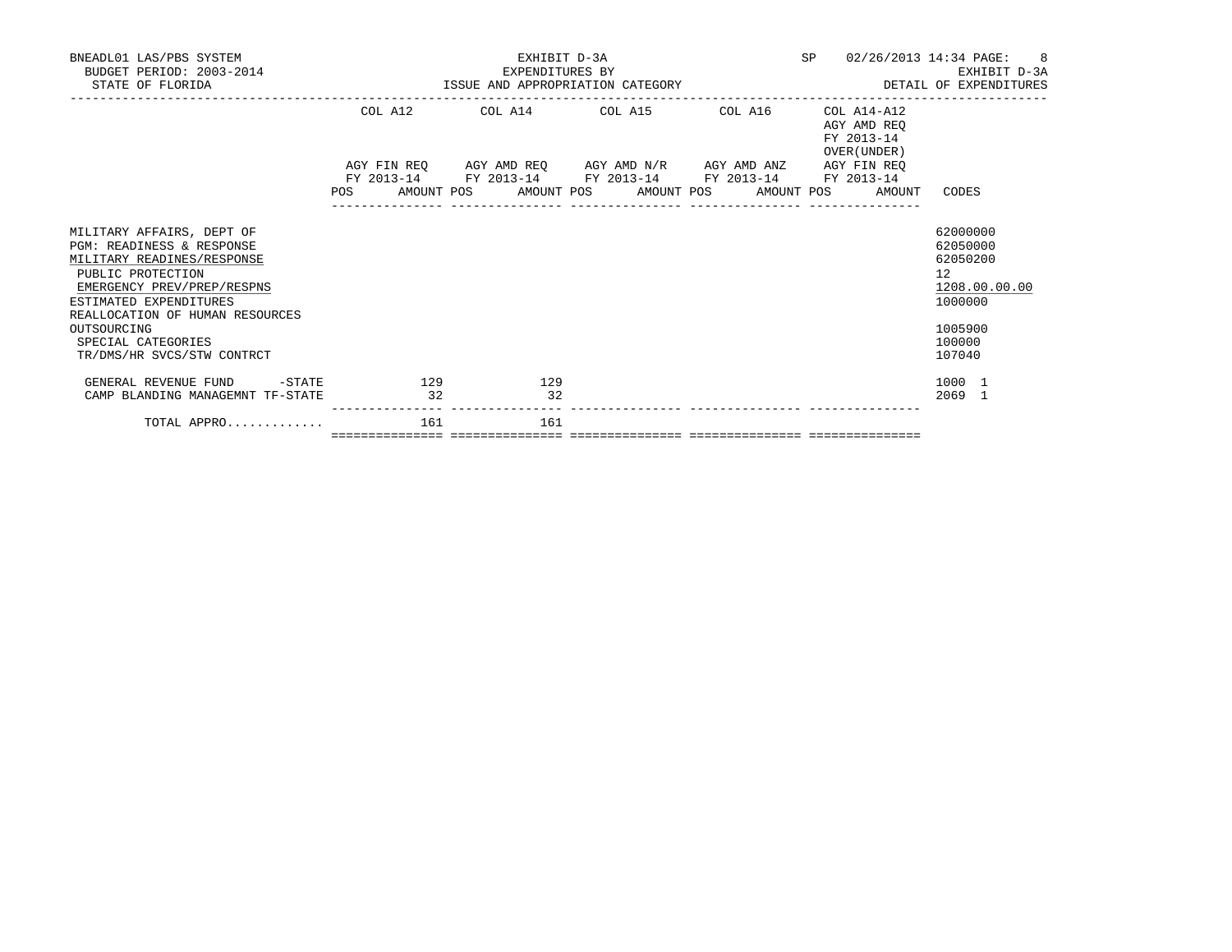BNEADL01 LAS/PBS SYSTEM
BUDGET PERIOD: 2003-2014
STATE OF FLORIDA

EXHIBIT D-3A
EXPENDITURES BY
ISSUE AND APPROPRIATION CATEGORY

SP 02/26/2013 14:34
EXHIBIT D-3A
DETAIL OF EXPENDITURES

| | COL A12 AGY FIN REQ FY 2013-14 | | COL A14 AGY AMD REQ FY 2013-14 | | COL A15 AGY AMD N/R FY 2013-14 | | COL A16 AGY AMD ANZ FY 2013-14 | | COL A14-A12 AGY AMD REQ FY 2013-14 OVER(UNDER) AGY FIN REQ FY 2013-14 | | CODES |
|---|---|---|---|---|---|---|---|---|---|---|---|
| | POS | AMOUNT | POS | AMOUNT | POS | AMOUNT | POS | AMOUNT | POS | AMOUNT | |
| MILITARY AFFAIRS, DEPT OF | | | | | | | | | | | 62000000 |
| PGM: READINESS & RESPONSE | | | | | | | | | | | 62050000 |
| MILITARY READINES/RESPONSE | | | | | | | | | | | 62050200 |
| PUBLIC PROTECTION | | | | | | | | | | | 12 |
| EMERGENCY PREV/PREP/RESPNS | | | | | | | | | | | 1208.00.00.00 |
| ESTIMATED EXPENDITURES | | | | | | | | | | | 1000000 |
| REALLOCATION OF HUMAN RESOURCES OUTSOURCING | | | | | | | | | | | 1005900 |
| SPECIAL CATEGORIES | | | | | | | | | | | 100000 |
| TR/DMS/HR SVCS/STW CONTRCT | | | | | | | | | | | 107040 |
| GENERAL REVENUE FUND -STATE | | 129 | | 129 | | | | | | | 1000 1 |
| CAMP BLANDING MANAGEMNT TF-STATE | | 32 | | 32 | | | | | | | 2069 1 |
| TOTAL APPRO............ | | 161 | | 161 | | | | | | | |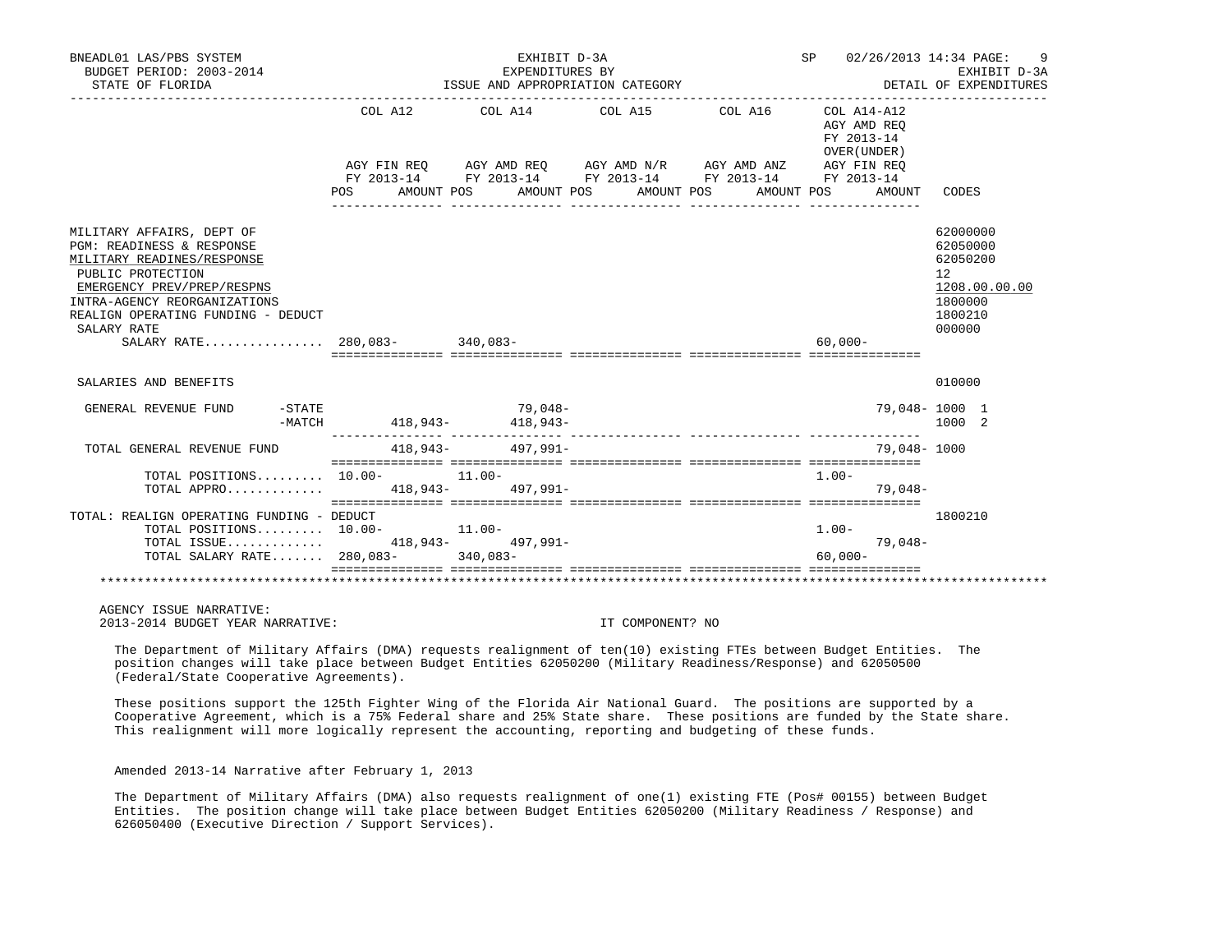BNEADL01 LAS/PBS SYSTEM — EXHIBIT D-3A — EXPENDITURES BY ISSUE AND APPROPRIATION CATEGORY — DETAIL OF EXPENDITURES
BUDGET PERIOD: 2003-2014
STATE OF FLORIDA
SP 02/26/2013 14:34

| | COL A12 AGY FIN REQ FY 2013-14 POS / AMOUNT | COL A14 AGY AMD REQ FY 2013-14 POS / AMOUNT | COL A15 AGY AMD N/R FY 2013-14 POS / AMOUNT | COL A16 AGY AMD ANZ FY 2013-14 POS / AMOUNT | COL A14-A12 AGY AMD REQ FY 2013-14 OVER(UNDER) AGY FIN REQ FY 2013-14 POS / AMOUNT | CODES |
|---|---|---|---|---|---|---|
| MILITARY AFFAIRS, DEPT OF | | | | | | 62000000 |
| PGM: READINESS & RESPONSE | | | | | | 62050000 |
| MILITARY READINES/RESPONSE | | | | | | 62050200 |
| PUBLIC PROTECTION | | | | | | 12 |
| EMERGENCY PREV/PREP/RESPNS | | | | | | 1208.00.00.00 |
| INTRA-AGENCY REORGANIZATIONS | | | | | | 1800000 |
| REALIGN OPERATING FUNDING - DEDUCT | | | | | | 1800210 |
| SALARY RATE | | | | | | 000000 |
| SALARY RATE | 280,083- | 340,083- | | | 60,000- | |
| SALARIES AND BENEFITS | | | | | | 010000 |
| GENERAL REVENUE FUND -STATE | | 79,048- | | | 79,048- | 1000 1 |
| GENERAL REVENUE FUND -MATCH | 418,943- | 418,943- | | | | 1000 2 |
| TOTAL GENERAL REVENUE FUND | 418,943- | 497,991- | | | 79,048- | 1000 |
| TOTAL POSITIONS | 10.00- | 11.00- | | | 1.00- | |
| TOTAL APPRO | 418,943- | 497,991- | | | 79,048- | |
| TOTAL: REALIGN OPERATING FUNDING - DEDUCT | | | | | | 1800210 |
| TOTAL POSITIONS | 10.00- | 11.00- | | | 1.00- | |
| TOTAL ISSUE | 418,943- | 497,991- | | | 79,048- | |
| TOTAL SALARY RATE | 280,083- | 340,083- | | | 60,000- | |

AGENCY ISSUE NARRATIVE:
2013-2014 BUDGET YEAR NARRATIVE: IT COMPONENT? NO

The Department of Military Affairs (DMA) requests realignment of ten(10) existing FTEs between Budget Entities. The position changes will take place between Budget Entities 62050200 (Military Readiness/Response) and 62050500 (Federal/State Cooperative Agreements).

These positions support the 125th Fighter Wing of the Florida Air National Guard. The positions are supported by a Cooperative Agreement, which is a 75% Federal share and 25% State share. These positions are funded by the State share. This realignment will more logically represent the accounting, reporting and budgeting of these funds.

Amended 2013-14 Narrative after February 1, 2013

The Department of Military Affairs (DMA) also requests realignment of one(1) existing FTE (Pos# 00155) between Budget Entities. The position change will take place between Budget Entities 62050200 (Military Readiness / Response) and 626050400 (Executive Direction / Support Services).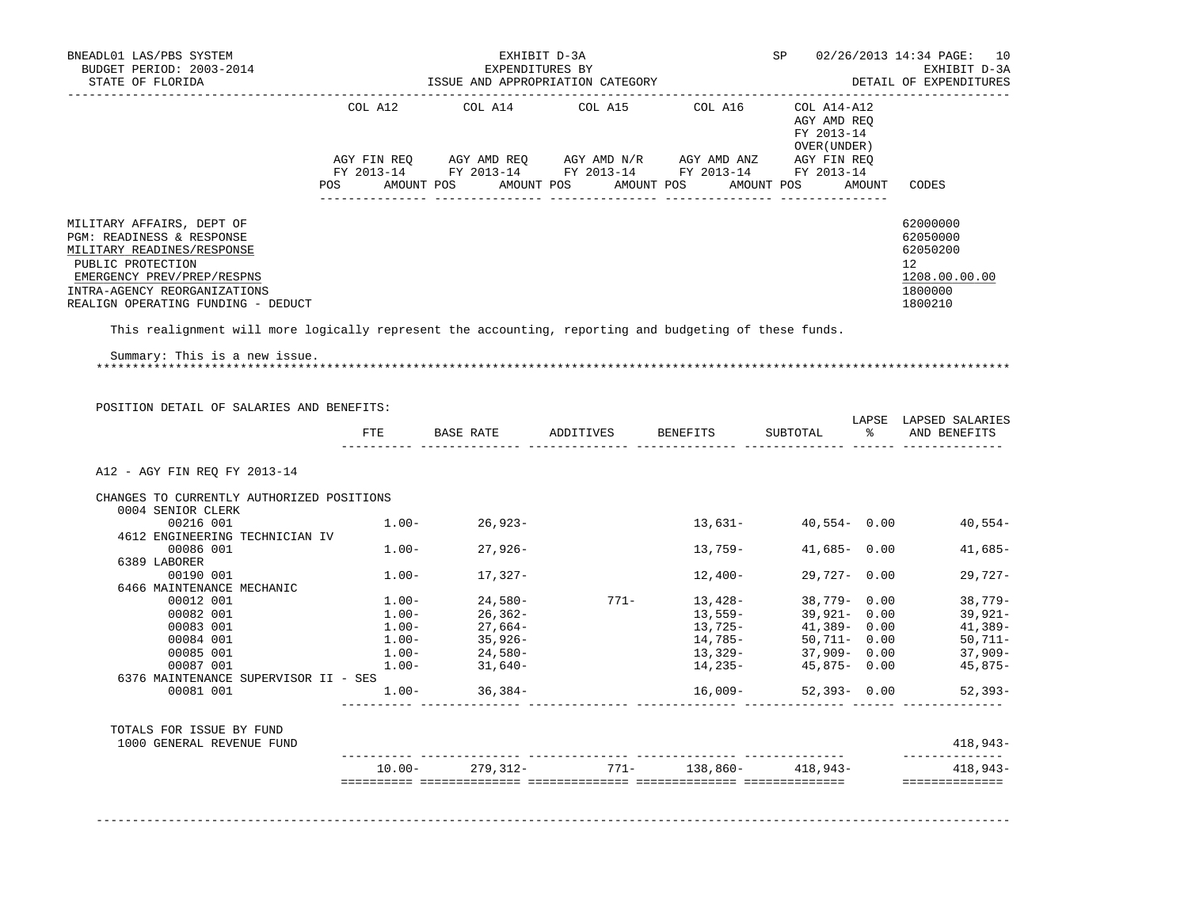BNEADL01 LAS/PBS SYSTEM | EXHIBIT D-3A | SP 02/26/2013 14:34
BUDGET PERIOD: 2003-2014 | EXPENDITURES BY | EXHIBIT D-3A
STATE OF FLORIDA | ISSUE AND APPROPRIATION CATEGORY | DETAIL OF EXPENDITURES

| | COL A12 AGY FIN REQ FY 2013-14 | | COL A14 AGY AMD REQ FY 2013-14 | | COL A15 AGY AMD N/R FY 2013-14 | | COL A16 AGY AMD ANZ FY 2013-14 | | COL A14-A12 AGY AMD REQ FY 2013-14 OVER(UNDER) AGY FIN REQ FY 2013-14 | | |
|---|---|---|---|---|---|---|---|---|---|---|---|
| | POS | AMOUNT | POS | AMOUNT | POS | AMOUNT | POS | AMOUNT | POS | AMOUNT | CODES |
| MILITARY AFFAIRS, DEPT OF | | | | | | | | | | | 62000000 |
| PGM: READINESS & RESPONSE | | | | | | | | | | | 62050000 |
| MILITARY READINES/RESPONSE | | | | | | | | | | | 62050200 |
| PUBLIC PROTECTION | | | | | | | | | | | 12 |
| EMERGENCY PREV/PREP/RESPNS | | | | | | | | | | | 1208.00.00.00 |
| INTRA-AGENCY REORGANIZATIONS | | | | | | | | | | | 1800000 |
| REALIGN OPERATING FUNDING - DEDUCT | | | | | | | | | | | 1800210 |

This realignment will more logically represent the accounting, reporting and budgeting of these funds.

Summary: This is a new issue.

******************************************************************************************************************

POSITION DETAIL OF SALARIES AND BENEFITS:

| | FTE | BASE RATE | ADDITIVES | BENEFITS | SUBTOTAL | LAPSE % | LAPSED SALARIES AND BENEFITS |
|---|---|---|---|---|---|---|---|
| A12 - AGY FIN REQ FY 2013-14 | | | | | | | |
| CHANGES TO CURRENTLY AUTHORIZED POSITIONS | | | | | | | |
| 0004 SENIOR CLERK | | | | | | | |
| 00216 001 | 1.00- | 26,923- | | 13,631- | 40,554- | 0.00 | 40,554- |
| 4612 ENGINEERING TECHNICIAN IV | | | | | | | |
| 00086 001 | 1.00- | 27,926- | | 13,759- | 41,685- | 0.00 | 41,685- |
| 6389 LABORER | | | | | | | |
| 00190 001 | 1.00- | 17,327- | | 12,400- | 29,727- | 0.00 | 29,727- |
| 6466 MAINTENANCE MECHANIC | | | | | | | |
| 00012 001 | 1.00- | 24,580- | 771- | 13,428- | 38,779- | 0.00 | 38,779- |
| 00082 001 | 1.00- | 26,362- | | 13,559- | 39,921- | 0.00 | 39,921- |
| 00083 001 | 1.00- | 27,664- | | 13,725- | 41,389- | 0.00 | 41,389- |
| 00084 001 | 1.00- | 35,926- | | 14,785- | 50,711- | 0.00 | 50,711- |
| 00085 001 | 1.00- | 24,580- | | 13,329- | 37,909- | 0.00 | 37,909- |
| 00087 001 | 1.00- | 31,640- | | 14,235- | 45,875- | 0.00 | 45,875- |
| 6376 MAINTENANCE SUPERVISOR II - SES | | | | | | | |
| 00081 001 | 1.00- | 36,384- | | 16,009- | 52,393- | 0.00 | 52,393- |
| TOTALS FOR ISSUE BY FUND | | | | | | | |
| 1000 GENERAL REVENUE FUND | | | | | | | 418,943- |
| | 10.00- | 279,312- | 771- | 138,860- | 418,943- | | 418,943- |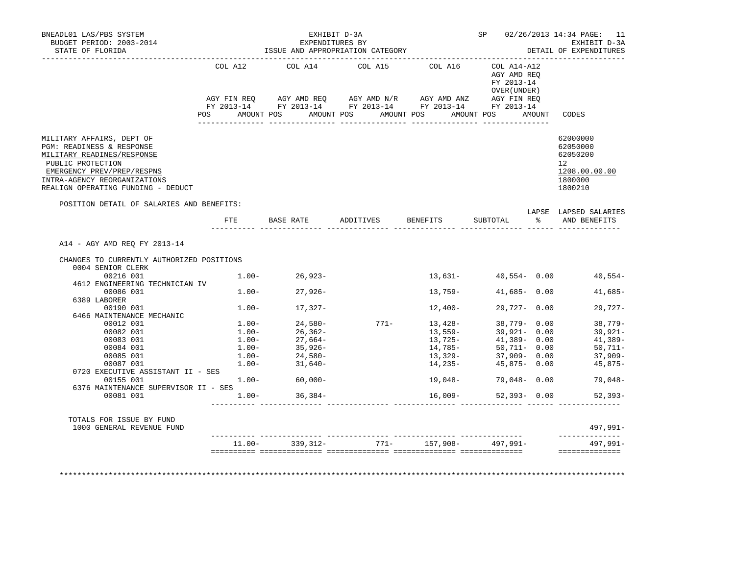BNEADL01 LAS/PBS SYSTEM — EXHIBIT D-3A — EXPENDITURES BY ISSUE AND APPROPRIATION CATEGORY — SP 02/26/2013 14:34

BUDGET PERIOD: 2003-2014

STATE OF FLORIDA — EXHIBIT D-3A DETAIL OF EXPENDITURES

| | COL A12 AGY FIN REQ FY 2013-14 POS AMOUNT | COL A14 AGY AMD REQ FY 2013-14 POS AMOUNT | COL A15 AGY AMD N/R FY 2013-14 POS AMOUNT | COL A16 AGY AMD ANZ FY 2013-14 POS AMOUNT | COL A14-A12 AGY AMD REQ FY 2013-14 OVER(UNDER) AGY FIN REQ FY 2013-14 POS AMOUNT | CODES |
|---|---|---|---|---|---|---|

MILITARY AFFAIRS, DEPT OF — 62000000
PGM: READINESS & RESPONSE — 62050000
MILITARY READINES/RESPONSE — 62050200
PUBLIC PROTECTION — 12
EMERGENCY PREV/PREP/RESPNS — 1208.00.00.00
INTRA-AGENCY REORGANIZATIONS — 1800000
REALIGN OPERATING FUNDING - DEDUCT — 1800210

POSITION DETAIL OF SALARIES AND BENEFITS:

| | FTE | BASE RATE | ADDITIVES | BENEFITS | SUBTOTAL | LAPSE % | LAPSED SALARIES AND BENEFITS |
|---|---|---|---|---|---|---|---|
| A14 - AGY AMD REQ FY 2013-14 | | | | | | | |
| CHANGES TO CURRENTLY AUTHORIZED POSITIONS | | | | | | | |
| 0004 SENIOR CLERK | | | | | | | |
| 00216 001 | 1.00- | 26,923- | | 13,631- | 40,554- | 0.00 | 40,554- |
| 4612 ENGINEERING TECHNICIAN IV | | | | | | | |
| 00086 001 | 1.00- | 27,926- | | 13,759- | 41,685- | 0.00 | 41,685- |
| 6389 LABORER | | | | | | | |
| 00190 001 | 1.00- | 17,327- | | 12,400- | 29,727- | 0.00 | 29,727- |
| 6466 MAINTENANCE MECHANIC | | | | | | | |
| 00012 001 | 1.00- | 24,580- | 771- | 13,428- | 38,779- | 0.00 | 38,779- |
| 00082 001 | 1.00- | 26,362- | | 13,559- | 39,921- | 0.00 | 39,921- |
| 00083 001 | 1.00- | 27,664- | | 13,725- | 41,389- | 0.00 | 41,389- |
| 00084 001 | 1.00- | 35,926- | | 14,785- | 50,711- | 0.00 | 50,711- |
| 00085 001 | 1.00- | 24,580- | | 13,329- | 37,909- | 0.00 | 37,909- |
| 00087 001 | 1.00- | 31,640- | | 14,235- | 45,875- | 0.00 | 45,875- |
| 0720 EXECUTIVE ASSISTANT II - SES | | | | | | | |
| 00155 001 | 1.00- | 60,000- | | 19,048- | 79,048- | 0.00 | 79,048- |
| 6376 MAINTENANCE SUPERVISOR II - SES | | | | | | | |
| 00081 001 | 1.00- | 36,384- | | 16,009- | 52,393- | 0.00 | 52,393- |
| TOTALS FOR ISSUE BY FUND | | | | | | | |
| 1000 GENERAL REVENUE FUND | | | | | | | 497,991- |
| | 11.00- | 339,312- | 771- | 157,908- | 497,991- | | 497,991- |

************************************************************************************************************************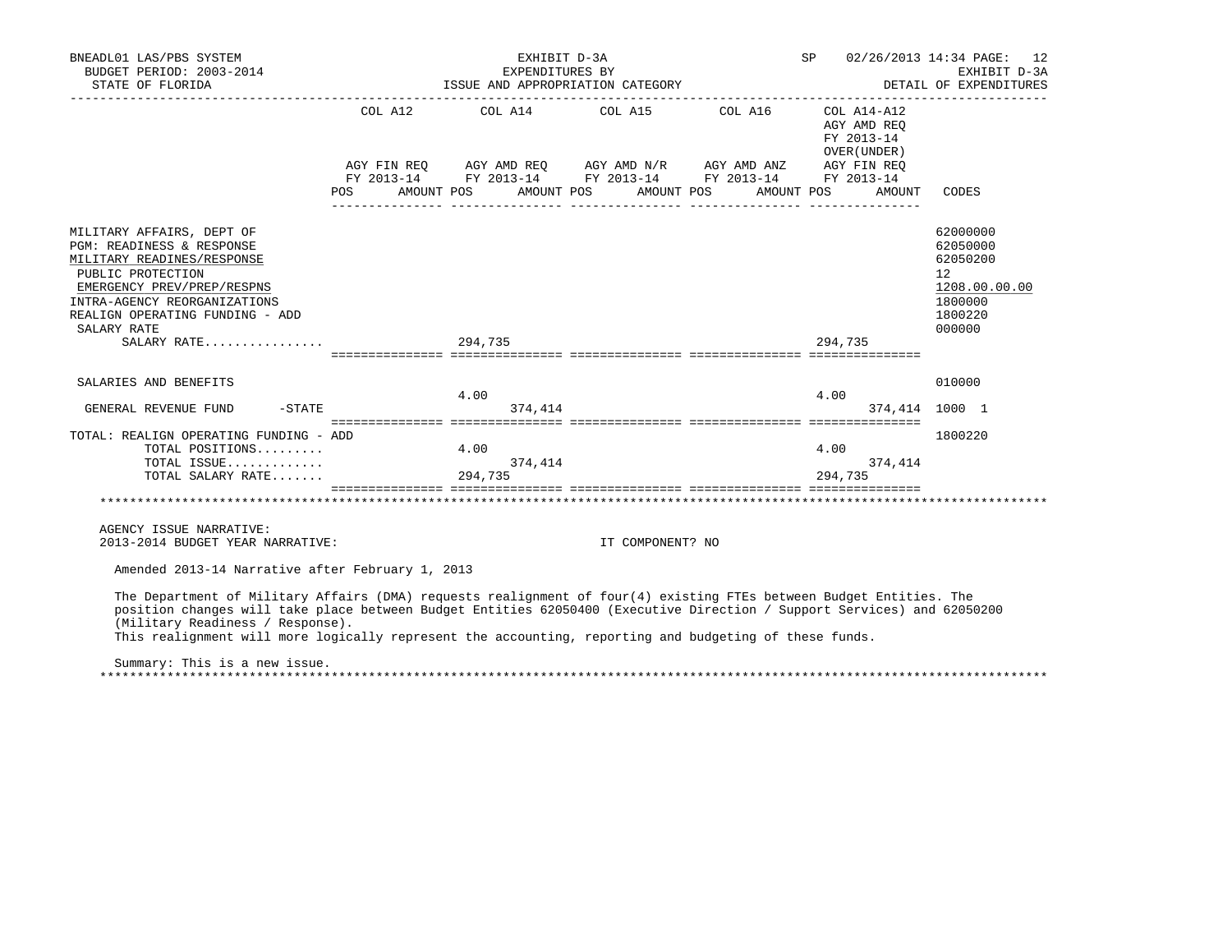BNEADL01 LAS/PBS SYSTEM — EXHIBIT D-3A — EXPENDITURES BY ISSUE AND APPROPRIATION CATEGORY — DETAIL OF EXPENDITURES
BUDGET PERIOD: 2003-2014 — STATE OF FLORIDA — SP 02/26/2013 14:34

| | COL A12 AGY FIN REQ FY 2013-14 POS | AMOUNT | COL A14 AGY AMD REQ FY 2013-14 POS | AMOUNT | COL A15 AGY AMD N/R FY 2013-14 POS | AMOUNT | COL A16 AGY AMD ANZ FY 2013-14 POS | AMOUNT | COL A14-A12 AGY AMD REQ FY 2013-14 OVER(UNDER) AGY FIN REQ FY 2013-14 POS | AMOUNT | CODES |
|---|---|---|---|---|---|---|---|---|---|---|---|
| MILITARY AFFAIRS, DEPT OF | | | | | | | | | | | 62000000 |
| PGM: READINESS & RESPONSE | | | | | | | | | | | 62050000 |
| MILITARY READINES/RESPONSE | | | | | | | | | | | 62050200 |
| PUBLIC PROTECTION | | | | | | | | | | | 12 |
| EMERGENCY PREV/PREP/RESPNS | | | | | | | | | | | 1208.00.00.00 |
| INTRA-AGENCY REORGANIZATIONS | | | | | | | | | | | 1800000 |
| REALIGN OPERATING FUNDING - ADD | | | | | | | | | | | 1800220 |
| SALARY RATE | | | | | | | | | | | 000000 |
| SALARY RATE................ | | | 294,735 | | | | | | 294,735 | | |
| SALARIES AND BENEFITS | | | | | | | | | | | 010000 |
| GENERAL REVENUE FUND -STATE | | | 4.00 | 374,414 | | | | | 4.00 | 374,414 | 1000 1 |
| TOTAL: REALIGN OPERATING FUNDING - ADD | | | | | | | | | | | 1800220 |
| TOTAL POSITIONS......... | | | 4.00 | | | | | | 4.00 | | |
| TOTAL ISSUE............. | | | | 374,414 | | | | | | 374,414 | |
| TOTAL SALARY RATE....... | | | 294,735 | | | | | | 294,735 | | |

AGENCY ISSUE NARRATIVE:
2013-2014 BUDGET YEAR NARRATIVE: IT COMPONENT? NO

Amended 2013-14 Narrative after February 1, 2013

The Department of Military Affairs (DMA) requests realignment of four(4) existing FTEs between Budget Entities. The position changes will take place between Budget Entities 62050400 (Executive Direction / Support Services) and 62050200 (Military Readiness / Response).
This realignment will more logically represent the accounting, reporting and budgeting of these funds.

Summary: This is a new issue.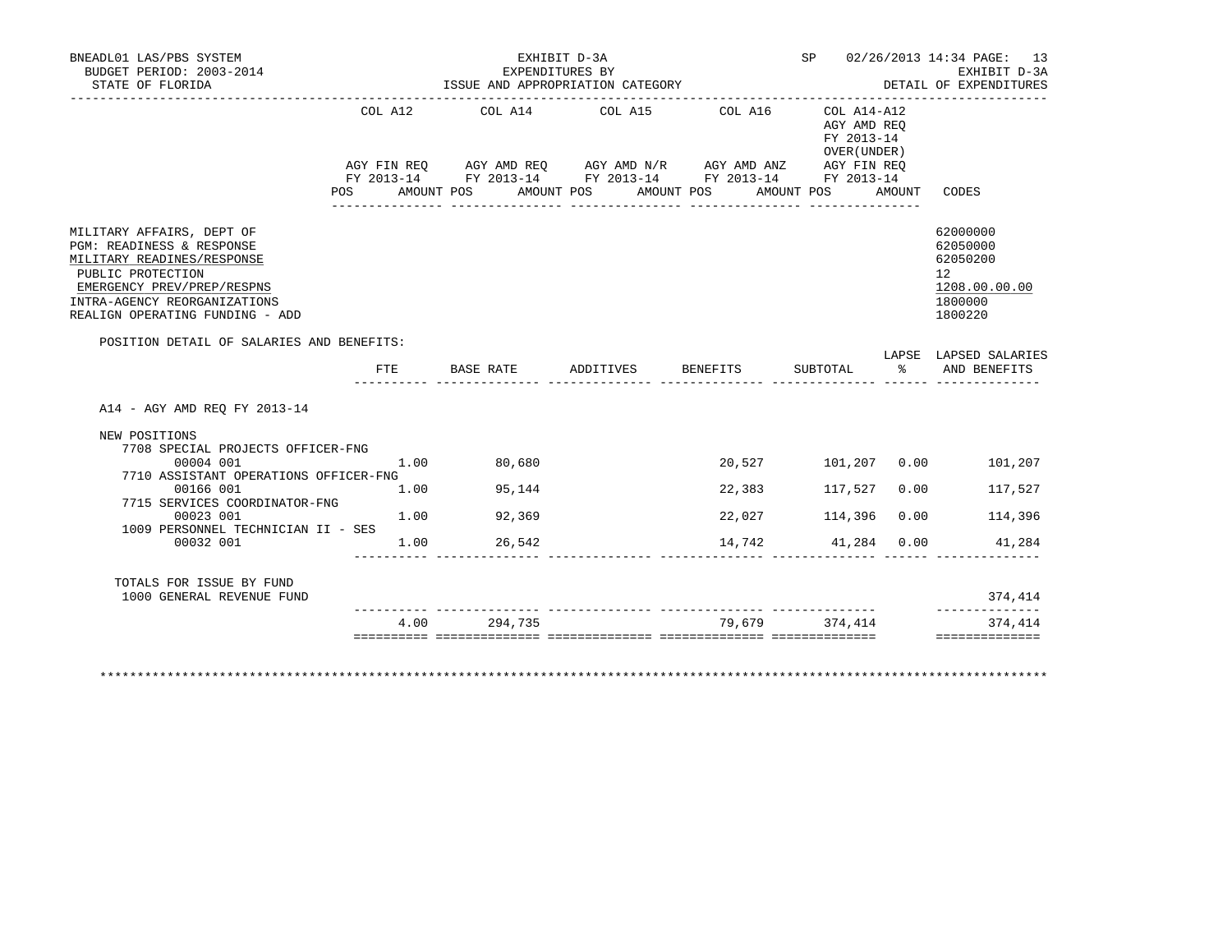BNEADL01 LAS/PBS SYSTEM | EXHIBIT D-3A | SP 02/26/2013 14:34
BUDGET PERIOD: 2003-2014 | EXPENDITURES BY | EXHIBIT D-3A
STATE OF FLORIDA | ISSUE AND APPROPRIATION CATEGORY | DETAIL OF EXPENDITURES

| | COL A12 | COL A14 | COL A15 | COL A16 | COL A14-A12 AGY AMD REQ FY 2013-14 OVER(UNDER) | |
|---|---|---|---|---|---|---|
| | AGY FIN REQ FY 2013-14 | AGY AMD REQ FY 2013-14 | AGY AMD N/R FY 2013-14 | AGY AMD ANZ FY 2013-14 | AGY FIN REQ FY 2013-14 | |
| | POS AMOUNT | POS AMOUNT | POS AMOUNT | POS AMOUNT | POS AMOUNT | CODES |

| | CODES |
|---|---|
| MILITARY AFFAIRS, DEPT OF | 62000000 |
| PGM: READINESS & RESPONSE | 62050000 |
| MILITARY READINES/RESPONSE | 62050200 |
| PUBLIC PROTECTION | 12 |
| EMERGENCY PREV/PREP/RESPNS | 1208.00.00.00 |
| INTRA-AGENCY REORGANIZATIONS | 1800000 |
| REALIGN OPERATING FUNDING - ADD | 1800220 |

POSITION DETAIL OF SALARIES AND BENEFITS:

| | FTE | BASE RATE | ADDITIVES | BENEFITS | SUBTOTAL | LAPSE % | LAPSED SALARIES AND BENEFITS |
|---|---|---|---|---|---|---|---|
| A14 - AGY AMD REQ FY 2013-14 | | | | | | | |
| NEW POSITIONS | | | | | | | |
| 7708 SPECIAL PROJECTS OFFICER-FNG | | | | | | | |
| 00004 001 | 1.00 | 80,680 | | 20,527 | 101,207 | 0.00 | 101,207 |
| 7710 ASSISTANT OPERATIONS OFFICER-FNG | | | | | | | |
| 00166 001 | 1.00 | 95,144 | | 22,383 | 117,527 | 0.00 | 117,527 |
| 7715 SERVICES COORDINATOR-FNG | | | | | | | |
| 00023 001 | 1.00 | 92,369 | | 22,027 | 114,396 | 0.00 | 114,396 |
| 1009 PERSONNEL TECHNICIAN II - SES | | | | | | | |
| 00032 001 | 1.00 | 26,542 | | 14,742 | 41,284 | 0.00 | 41,284 |
| TOTALS FOR ISSUE BY FUND | | | | | | | |
| 1000 GENERAL REVENUE FUND | | | | | | | 374,414 |
| | 4.00 | 294,735 | | 79,679 | 374,414 | | 374,414 |

********************************************************************************************************************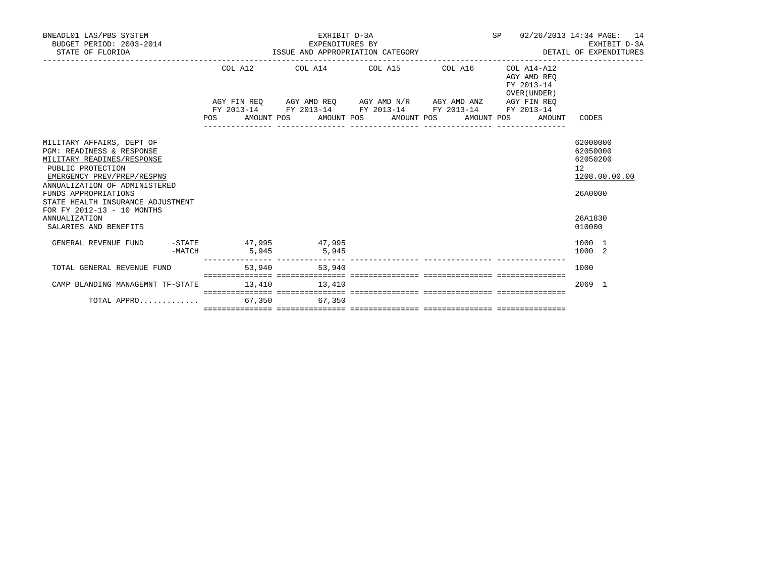BNEADL01 LAS/PBS SYSTEM
BUDGET PERIOD: 2003-2014
STATE OF FLORIDA

EXHIBIT D-3A
EXPENDITURES BY
ISSUE AND APPROPRIATION CATEGORY

SP 02/26/2013 14:34

EXHIBIT D-3A
DETAIL OF EXPENDITURES

| | COL A12 AGY FIN REQ FY 2013-14 POS AMOUNT | COL A14 AGY AMD REQ FY 2013-14 POS AMOUNT | COL A15 AGY AMD N/R FY 2013-14 POS AMOUNT | COL A16 AGY AMD ANZ FY 2013-14 POS AMOUNT | COL A14-A12 AGY AMD REQ FY 2013-14 OVER(UNDER) AGY FIN REQ FY 2013-14 POS AMOUNT | CODES |
|---|---|---|---|---|---|---|
| MILITARY AFFAIRS, DEPT OF | | | | | | 62000000 |
| PGM: READINESS & RESPONSE | | | | | | 62050000 |
| MILITARY READINES/RESPONSE | | | | | | 62050200 |
| PUBLIC PROTECTION | | | | | | 12 |
| EMERGENCY PREV/PREP/RESPNS | | | | | | 1208.00.00.00 |
| ANNUALIZATION OF ADMINISTERED FUNDS APPROPRIATIONS | | | | | | 26A0000 |
| STATE HEALTH INSURANCE ADJUSTMENT FOR FY 2012-13 - 10 MONTHS ANNUALIZATION | | | | | | 26A1830 |
| SALARIES AND BENEFITS | | | | | | 010000 |
| GENERAL REVENUE FUND -STATE | 47,995 | 47,995 | | | | 1000 1 |
| -MATCH | 5,945 | 5,945 | | | | 1000 2 |
| TOTAL GENERAL REVENUE FUND | 53,940 | 53,940 | | | | 1000 |
| CAMP BLANDING MANAGEMNT TF-STATE | 13,410 | 13,410 | | | | 2069 1 |
| TOTAL APPRO............ | 67,350 | 67,350 | | | | |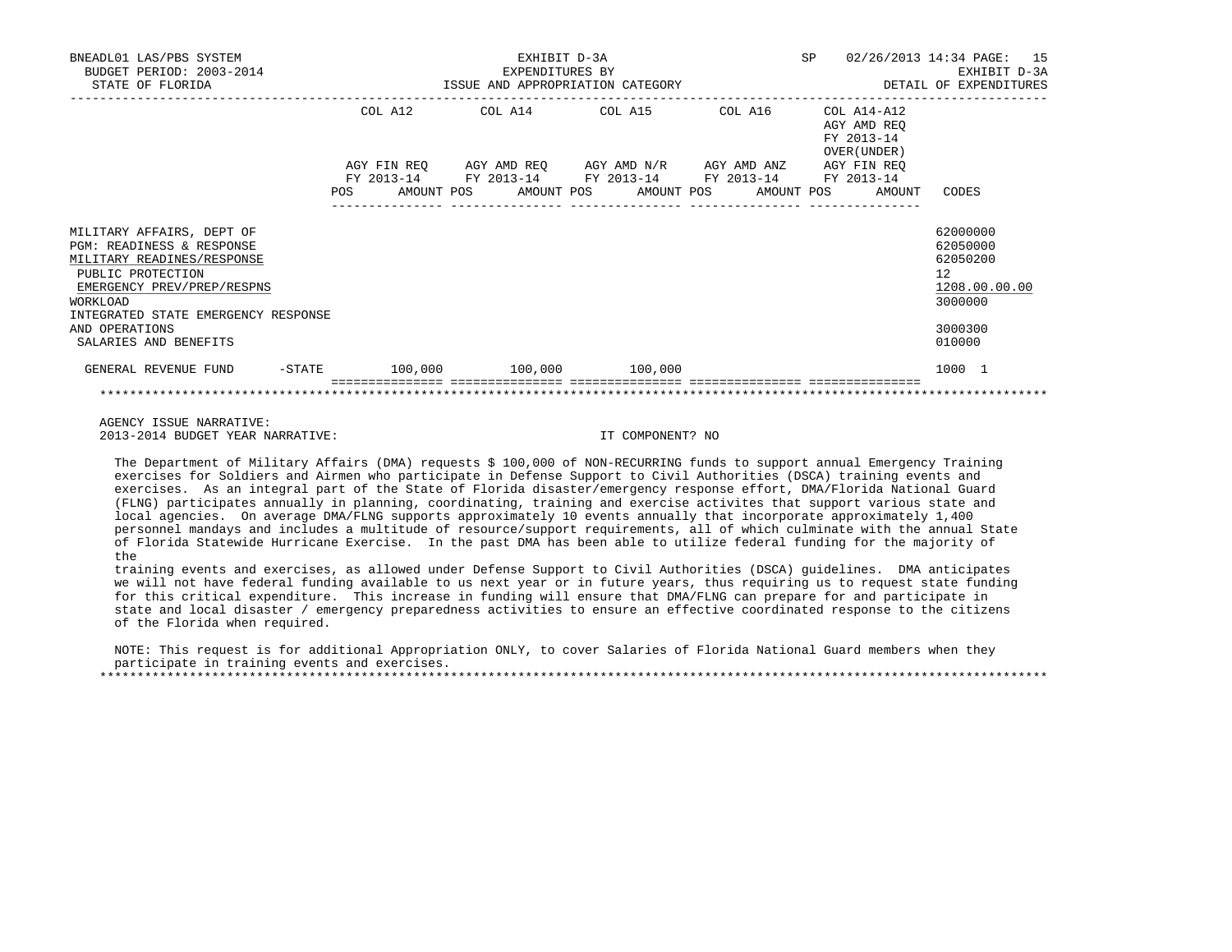BNEADL01 LAS/PBS SYSTEM — EXHIBIT D-3A — EXPENDITURES BY ISSUE AND APPROPRIATION CATEGORY — SP 02/26/2013 14:34

BUDGET PERIOD: 2003-2014 — STATE OF FLORIDA — EXHIBIT D-3A — DETAIL OF EXPENDITURES

| | COL A12 AGY FIN REQ FY 2013-14 POS AMOUNT | COL A14 AGY AMD REQ FY 2013-14 POS AMOUNT | COL A15 AGY AMD N/R FY 2013-14 POS AMOUNT | COL A16 AGY AMD ANZ FY 2013-14 POS AMOUNT | COL A14-A12 AGY AMD REQ FY 2013-14 OVER(UNDER) AGY FIN REQ FY 2013-14 POS AMOUNT | CODES |
|---|---|---|---|---|---|---|
| MILITARY AFFAIRS, DEPT OF | | | | | | 62000000 |
| PGM: READINESS & RESPONSE | | | | | | 62050000 |
| MILITARY READINES/RESPONSE | | | | | | 62050200 |
| PUBLIC PROTECTION | | | | | | 12 |
| EMERGENCY PREV/PREP/RESPNS | | | | | | 1208.00.00.00 |
| WORKLOAD | | | | | | 3000000 |
| INTEGRATED STATE EMERGENCY RESPONSE AND OPERATIONS | | | | | | 3000300 |
| SALARIES AND BENEFITS | | | | | | 010000 |
| GENERAL REVENUE FUND -STATE | 100,000 | 100,000 | 100,000 | | | 1000 1 |

AGENCY ISSUE NARRATIVE:

2013-2014 BUDGET YEAR NARRATIVE: IT COMPONENT? NO

The Department of Military Affairs (DMA) requests $ 100,000 of NON-RECURRING funds to support annual Emergency Training exercises for Soldiers and Airmen who participate in Defense Support to Civil Authorities (DSCA) training events and exercises. As an integral part of the State of Florida disaster/emergency response effort, DMA/Florida National Guard (FLNG) participates annually in planning, coordinating, training and exercise activites that support various state and local agencies. On average DMA/FLNG supports approximately 10 events annually that incorporate approximately 1,400 personnel mandays and includes a multitude of resource/support requirements, all of which culminate with the annual State of Florida Statewide Hurricane Exercise. In the past DMA has been able to utilize federal funding for the majority of the training events and exercises, as allowed under Defense Support to Civil Authorities (DSCA) guidelines. DMA anticipates we will not have federal funding available to us next year or in future years, thus requiring us to request state funding for this critical expenditure. This increase in funding will ensure that DMA/FLNG can prepare for and participate in state and local disaster / emergency preparedness activities to ensure an effective coordinated response to the citizens of the Florida when required.

NOTE: This request is for additional Appropriation ONLY, to cover Salaries of Florida National Guard members when they participate in training events and exercises.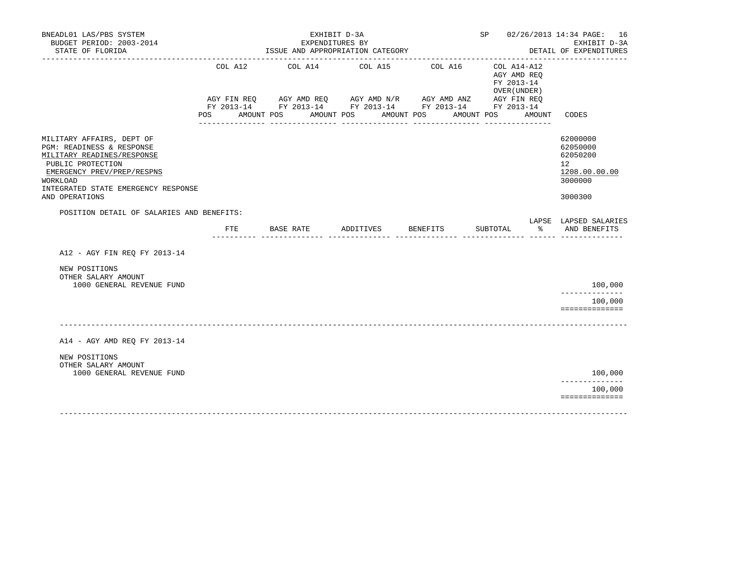BNEADL01 LAS/PBS SYSTEM | BUDGET PERIOD: 2003-2014 | STATE OF FLORIDA

EXHIBIT D-3A
EXPENDITURES BY
ISSUE AND APPROPRIATION CATEGORY

SP 02/26/2013 14:34 PAGE: 16
EXHIBIT D-3A
DETAIL OF EXPENDITURES

| | COL A12 AGY FIN REQ FY 2013-14 POS AMOUNT | COL A14 AGY AMD REQ FY 2013-14 POS AMOUNT | COL A15 AGY AMD N/R FY 2013-14 POS AMOUNT | COL A16 AGY AMD ANZ FY 2013-14 POS AMOUNT | COL A14-A12 AGY AMD REQ FY 2013-14 OVER(UNDER) AGY FIN REQ FY 2013-14 POS AMOUNT | CODES |
|---|---|---|---|---|---|---|
| MILITARY AFFAIRS, DEPT OF | | | | | | 62000000 |
| PGM: READINESS & RESPONSE | | | | | | 62050000 |
| MILITARY READINES/RESPONSE | | | | | | 62050200 |
| PUBLIC PROTECTION | | | | | | 12 |
| EMERGENCY PREV/PREP/RESPNS | | | | | | 1208.00.00.00 |
| WORKLOAD | | | | | | 3000000 |
| INTEGRATED STATE EMERGENCY RESPONSE AND OPERATIONS | | | | | | 3000300 |

POSITION DETAIL OF SALARIES AND BENEFITS:

| | FTE | BASE RATE | ADDITIVES | BENEFITS | SUBTOTAL | LAPSE % | LAPSED SALARIES AND BENEFITS |
|---|---|---|---|---|---|---|---|
| **A12 - AGY FIN REQ FY 2013-14** | | | | | | | |
| NEW POSITIONS | | | | | | | |
| OTHER SALARY AMOUNT | | | | | | | |
| 1000 GENERAL REVENUE FUND | | | | | | | 100,000 |
| | | | | | | | 100,000 |
| **A14 - AGY AMD REQ FY 2013-14** | | | | | | | |
| NEW POSITIONS | | | | | | | |
| OTHER SALARY AMOUNT | | | | | | | |
| 1000 GENERAL REVENUE FUND | | | | | | | 100,000 |
| | | | | | | | 100,000 |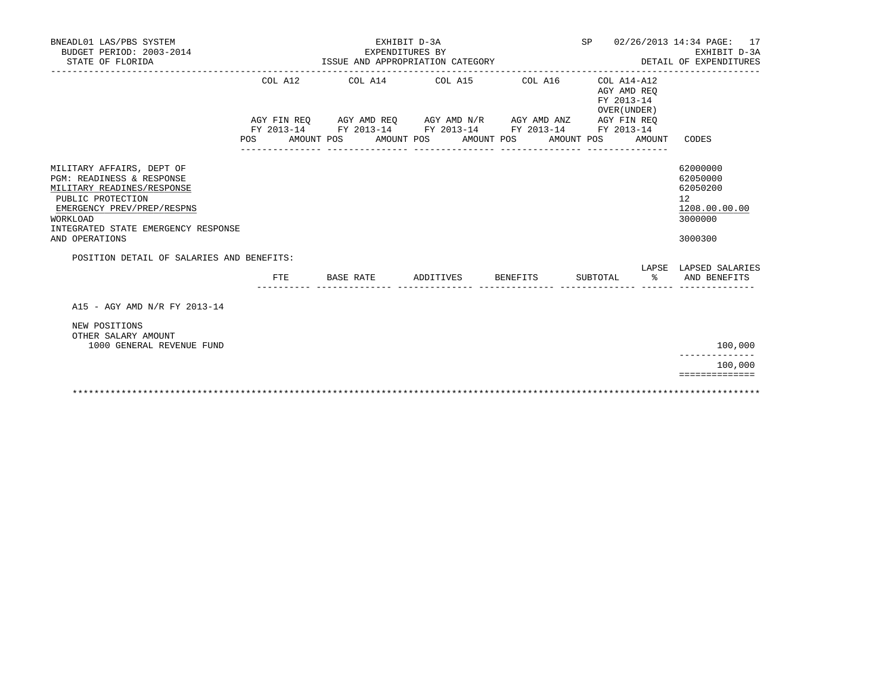BNEADL01 LAS/PBS SYSTEM
BUDGET PERIOD: 2003-2014
STATE OF FLORIDA

EXHIBIT D-3A
EXPENDITURES BY
ISSUE AND APPROPRIATION CATEGORY

SP 02/26/2013 14:34
EXHIBIT D-3A
DETAIL OF EXPENDITURES

| | COL A12 | COL A14 | COL A15 | COL A16 | COL A14-A12 AGY AMD REQ FY 2013-14 OVER(UNDER) | |
|---|---|---|---|---|---|---|
| | AGY FIN REQ FY 2013-14 | AGY AMD REQ FY 2013-14 | AGY AMD N/R FY 2013-14 | AGY AMD ANZ FY 2013-14 | AGY FIN REQ FY 2013-14 | |
| | POS AMOUNT | POS AMOUNT | POS AMOUNT | POS AMOUNT | POS AMOUNT | CODES |

| | CODES |
|---|---|
| MILITARY AFFAIRS, DEPT OF | 62000000 |
| PGM: READINESS & RESPONSE | 62050000 |
| MILITARY READINES/RESPONSE | 62050200 |
| PUBLIC PROTECTION | 12 |
| EMERGENCY PREV/PREP/RESPNS | 1208.00.00.00 |
| WORKLOAD | 3000000 |
| INTEGRATED STATE EMERGENCY RESPONSE AND OPERATIONS | 3000300 |

POSITION DETAIL OF SALARIES AND BENEFITS:

| | FTE | BASE RATE | ADDITIVES | BENEFITS | SUBTOTAL | LAPSE % | LAPSED SALARIES AND BENEFITS |
|---|---|---|---|---|---|---|---|
| A15 - AGY AMD N/R FY 2013-14 | | | | | | | |
| NEW POSITIONS | | | | | | | |
| OTHER SALARY AMOUNT | | | | | | | |
| 1000 GENERAL REVENUE FUND | | | | | | | 100,000 |
| | | | | | | | 100,000 |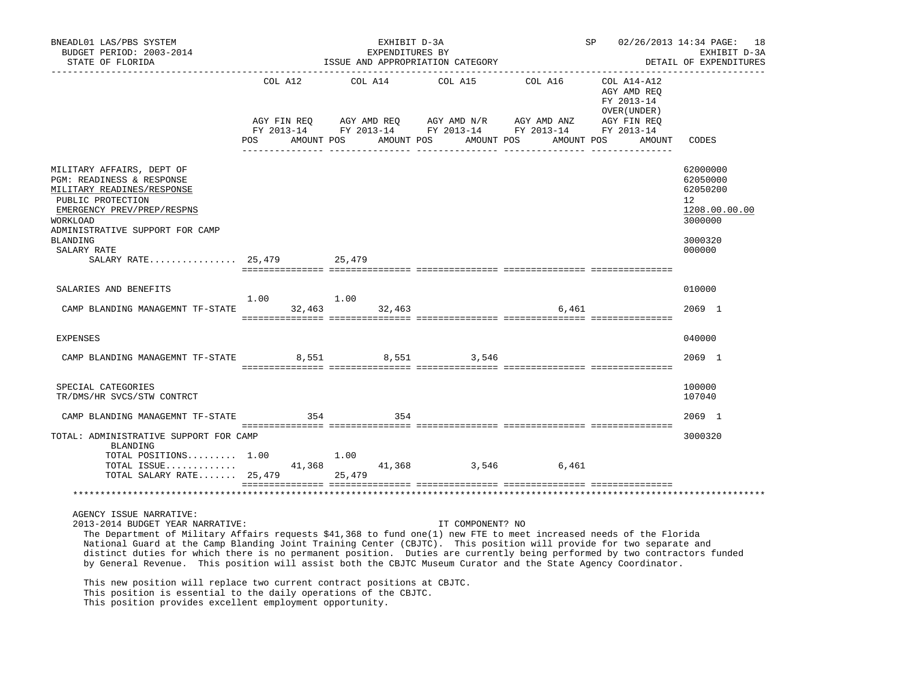BNEADL01 LAS/PBS SYSTEM — EXHIBIT D-3A — EXPENDITURES BY ISSUE AND APPROPRIATION CATEGORY — SP 02/26/2013 14:34 — DETAIL OF EXPENDITURES
BUDGET PERIOD: 2003-2014
STATE OF FLORIDA

| | COL A12 AGY FIN REQ FY 2013-14 POS | AMOUNT | COL A14 AGY AMD REQ FY 2013-14 POS | AMOUNT | COL A15 AGY AMD N/R FY 2013-14 POS | AMOUNT | COL A16 AGY AMD ANZ FY 2013-14 POS | AMOUNT | COL A14-A12 AGY AMD REQ FY 2013-14 OVER(UNDER) AGY FIN REQ FY 2013-14 POS | AMOUNT | CODES |
|---|---|---|---|---|---|---|---|---|---|---|---|
| MILITARY AFFAIRS, DEPT OF | | | | | | | | | | | 62000000 |
| PGM: READINESS & RESPONSE | | | | | | | | | | | 62050000 |
| MILITARY READINES/RESPONSE | | | | | | | | | | | 62050200 |
| PUBLIC PROTECTION | | | | | | | | | | | 12 |
| EMERGENCY PREV/PREP/RESPNS | | | | | | | | | | | 1208.00.00.00 |
| WORKLOAD | | | | | | | | | | | 3000000 |
| ADMINISTRATIVE SUPPORT FOR CAMP BLANDING | | | | | | | | | | | 3000320 |
| SALARY RATE | | | | | | | | | | | 000000 |
| SALARY RATE................ | 25,479 | | 25,479 | | | | | | | | |
| SALARIES AND BENEFITS | | | | | | | | | | | 010000 |
| CAMP BLANDING MANAGEMNT TF-STATE | 1.00 | 32,463 | 1.00 | 32,463 | | | | 6,461 | | | 2069 1 |
| EXPENSES | | | | | | | | | | | 040000 |
| CAMP BLANDING MANAGEMNT TF-STATE | | 8,551 | | 8,551 | | 3,546 | | | | | 2069 1 |
| SPECIAL CATEGORIES | | | | | | | | | | | 100000 |
| TR/DMS/HR SVCS/STW CONTRCT | | | | | | | | | | | 107040 |
| CAMP BLANDING MANAGEMNT TF-STATE | | 354 | | 354 | | | | | | | 2069 1 |
| TOTAL: ADMINISTRATIVE SUPPORT FOR CAMP BLANDING | | | | | | | | | | | 3000320 |
| TOTAL POSITIONS......... | 1.00 | | 1.00 | | | | | | | | |
| TOTAL ISSUE............. | | 41,368 | | 41,368 | | 3,546 | | 6,461 | | | |
| TOTAL SALARY RATE....... | 25,479 | | 25,479 | | | | | | | | |

AGENCY ISSUE NARRATIVE:

2013-2014 BUDGET YEAR NARRATIVE: IT COMPONENT? NO

The Department of Military Affairs requests $41,368 to fund one(1) new FTE to meet increased needs of the Florida National Guard at the Camp Blanding Joint Training Center (CBJTC). This position will provide for two separate and distinct duties for which there is no permanent position. Duties are currently being performed by two contractors funded by General Revenue. This position will assist both the CBJTC Museum Curator and the State Agency Coordinator.

This new position will replace two current contract positions at CBJTC.
This position is essential to the daily operations of the CBJTC.
This position provides excellent employment opportunity.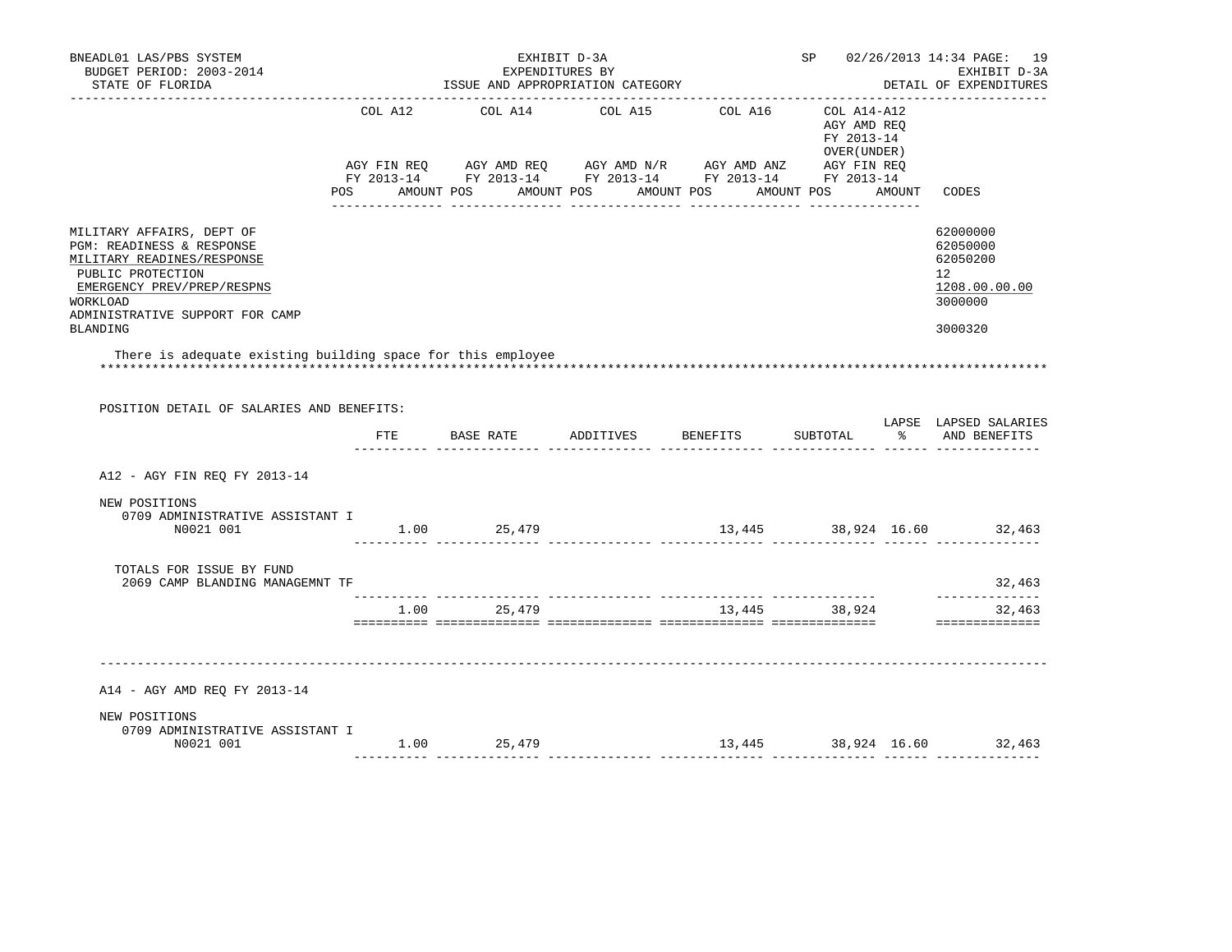BNEADL01 LAS/PBS SYSTEM | EXHIBIT D-3A | SP 02/26/2013 14:34 PAGE: 19
BUDGET PERIOD: 2003-2014 | EXPENDITURES BY | EXHIBIT D-3A
STATE OF FLORIDA | ISSUE AND APPROPRIATION CATEGORY | DETAIL OF EXPENDITURES

| | COL A12 AGY FIN REQ FY 2013-14 POS AMOUNT | COL A14 AGY AMD REQ FY 2013-14 POS AMOUNT | COL A15 AGY AMD N/R FY 2013-14 POS AMOUNT | COL A16 AGY AMD ANZ FY 2013-14 POS AMOUNT | COL A14-A12 AGY AMD REQ FY 2013-14 OVER(UNDER) AGY FIN REQ FY 2013-14 POS AMOUNT | CODES |
|---|---|---|---|---|---|---|

MILITARY AFFAIRS, DEPT OF — 62000000
PGM: READINESS & RESPONSE — 62050000
MILITARY READINES/RESPONSE — 62050200
PUBLIC PROTECTION — 12
EMERGENCY PREV/PREP/RESPNS — 1208.00.00.00
WORKLOAD — 3000000
ADMINISTRATIVE SUPPORT FOR CAMP BLANDING — 3000320

There is adequate existing building space for this employee

POSITION DETAIL OF SALARIES AND BENEFITS:

| | FTE | BASE RATE | ADDITIVES | BENEFITS | SUBTOTAL | LAPSE % | LAPSED SALARIES AND BENEFITS |
|---|---|---|---|---|---|---|---|
| **A12 - AGY FIN REQ FY 2013-14** | | | | | | | |
| NEW POSITIONS | | | | | | | |
| 0709 ADMINISTRATIVE ASSISTANT I N0021 001 | 1.00 | 25,479 | | 13,445 | 38,924 | 16.60 | 32,463 |
| TOTALS FOR ISSUE BY FUND | | | | | | | |
| 2069 CAMP BLANDING MANAGEMNT TF | | | | | | | 32,463 |
| | 1.00 | 25,479 | | 13,445 | 38,924 | | 32,463 |
| **A14 - AGY AMD REQ FY 2013-14** | | | | | | | |
| NEW POSITIONS | | | | | | | |
| 0709 ADMINISTRATIVE ASSISTANT I N0021 001 | 1.00 | 25,479 | | 13,445 | 38,924 | 16.60 | 32,463 |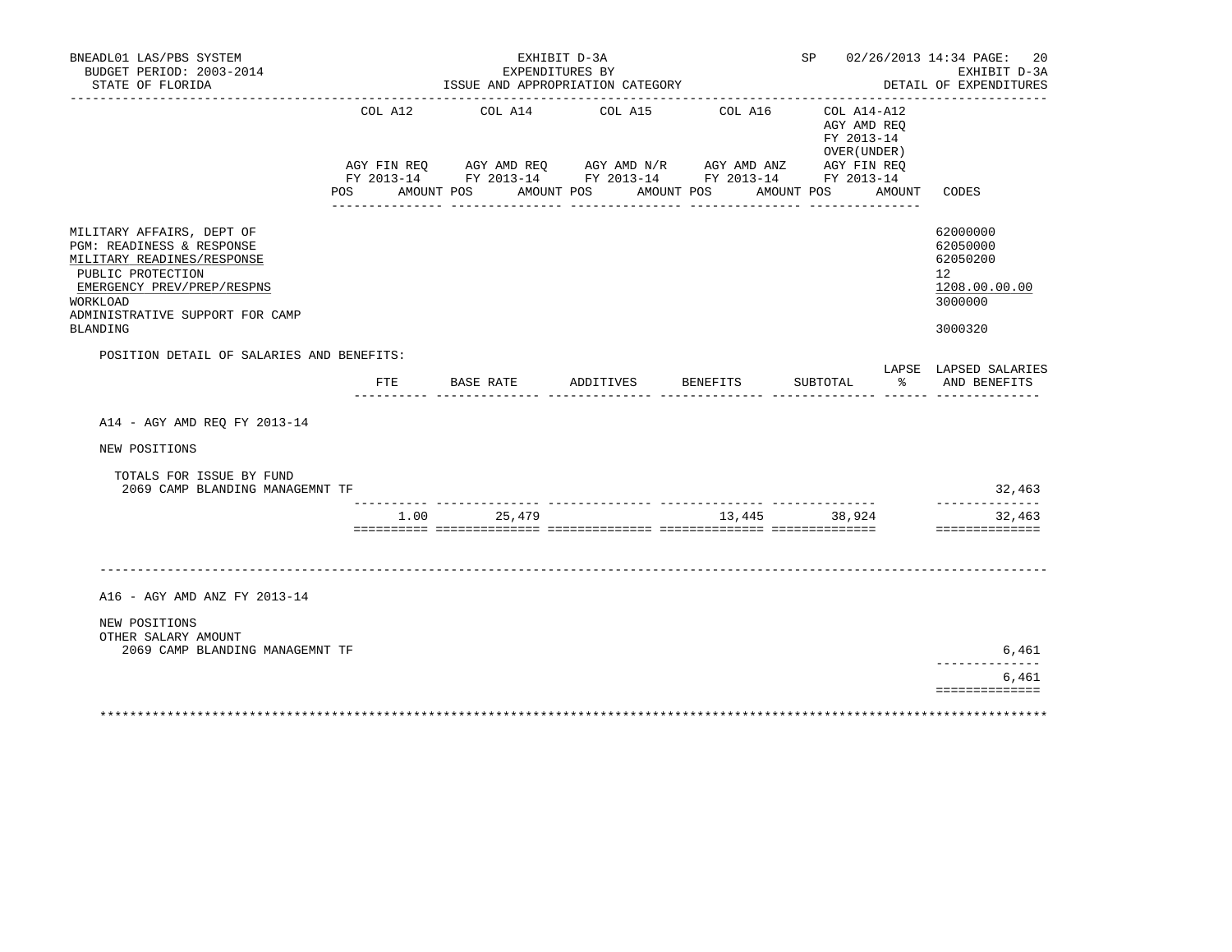BNEADL01 LAS/PBS SYSTEM
BUDGET PERIOD: 2003-2014
STATE OF FLORIDA

EXHIBIT D-3A
EXPENDITURES BY
ISSUE AND APPROPRIATION CATEGORY

SP 02/26/2013 14:34
EXHIBIT D-3A
DETAIL OF EXPENDITURES

| | COL A12 AGY FIN REQ FY 2013-14 POS AMOUNT | COL A14 AGY AMD REQ FY 2013-14 POS AMOUNT | COL A15 AGY AMD N/R FY 2013-14 POS AMOUNT | COL A16 AGY AMD ANZ FY 2013-14 POS AMOUNT | COL A14-A12 AGY AMD REQ FY 2013-14 OVER(UNDER) AGY FIN REQ FY 2013-14 POS AMOUNT | CODES |
|---|---|---|---|---|---|---|
| MILITARY AFFAIRS, DEPT OF | | | | | | 62000000 |
| PGM: READINESS & RESPONSE | | | | | | 62050000 |
| MILITARY READINES/RESPONSE | | | | | | 62050200 |
| PUBLIC PROTECTION | | | | | | 12 |
| EMERGENCY PREV/PREP/RESPNS | | | | | | 1208.00.00.00 |
| WORKLOAD | | | | | | 3000000 |
| ADMINISTRATIVE SUPPORT FOR CAMP BLANDING | | | | | | 3000320 |

POSITION DETAIL OF SALARIES AND BENEFITS:

| | FTE | BASE RATE | ADDITIVES | BENEFITS | SUBTOTAL | LAPSE % | LAPSED SALARIES AND BENEFITS |
|---|---|---|---|---|---|---|---|
| A14 - AGY AMD REQ FY 2013-14 | | | | | | | |
| NEW POSITIONS | | | | | | | |
| TOTALS FOR ISSUE BY FUND | | | | | | | |
| 2069 CAMP BLANDING MANAGEMNT TF | | | | | | | 32,463 |
| | 1.00 | 25,479 | | 13,445 | 38,924 | | 32,463 |
| A16 - AGY AMD ANZ FY 2013-14 | | | | | | | |
| NEW POSITIONS | | | | | | | |
| OTHER SALARY AMOUNT | | | | | | | |
| 2069 CAMP BLANDING MANAGEMNT TF | | | | | | | 6,461 |
| | | | | | | | 6,461 |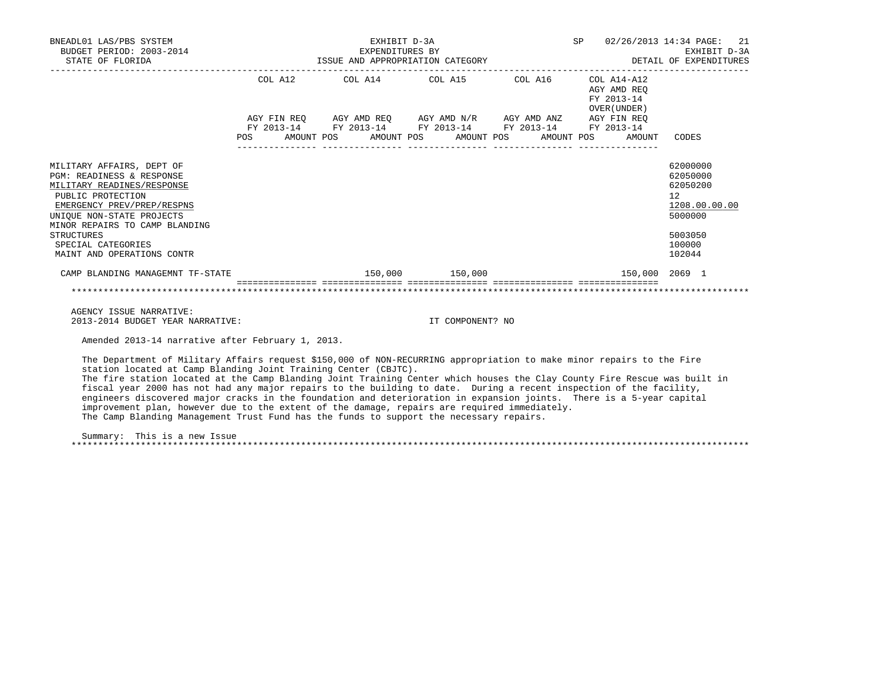| | COL A12 AGY FIN REQ FY 2013-14 POS AMOUNT | COL A14 AGY AMD REQ FY 2013-14 POS AMOUNT | COL A15 AGY AMD N/R FY 2013-14 POS AMOUNT | COL A16 AGY AMD ANZ FY 2013-14 POS AMOUNT | COL A14-A12 AGY AMD REQ FY 2013-14 OVER(UNDER) AGY FIN REQ FY 2013-14 POS AMOUNT | CODES |
|---|---|---|---|---|---|---|
| MILITARY AFFAIRS, DEPT OF | | | | | | 62000000 |
| PGM: READINESS & RESPONSE | | | | | | 62050000 |
| MILITARY READINES/RESPONSE | | | | | | 62050200 |
| PUBLIC PROTECTION | | | | | | 12 |
| EMERGENCY PREV/PREP/RESPNS | | | | | | 1208.00.00.00 |
| UNIQUE NON-STATE PROJECTS | | | | | | 5000000 |
| MINOR REPAIRS TO CAMP BLANDING STRUCTURES | | | | | | 5003050 |
| SPECIAL CATEGORIES | | | | | | 100000 |
| MAINT AND OPERATIONS CONTR | | | | | | 102044 |
| CAMP BLANDING MANAGEMNT TF-STATE | | 150,000 | 150,000 | | 150,000 | 2069 1 |

AGENCY ISSUE NARRATIVE:
2013-2014 BUDGET YEAR NARRATIVE: IT COMPONENT? NO

Amended 2013-14 narrative after February 1, 2013.

The Department of Military Affairs request $150,000 of NON-RECURRING appropriation to make minor repairs to the Fire station located at Camp Blanding Joint Training Center (CBJTC).
The fire station located at the Camp Blanding Joint Training Center which houses the Clay County Fire Rescue was built in fiscal year 2000 has not had any major repairs to the building to date. During a recent inspection of the facility, engineers discovered major cracks in the foundation and deterioration in expansion joints. There is a 5-year capital improvement plan, however due to the extent of the damage, repairs are required immediately.
The Camp Blanding Management Trust Fund has the funds to support the necessary repairs.

Summary: This is a new Issue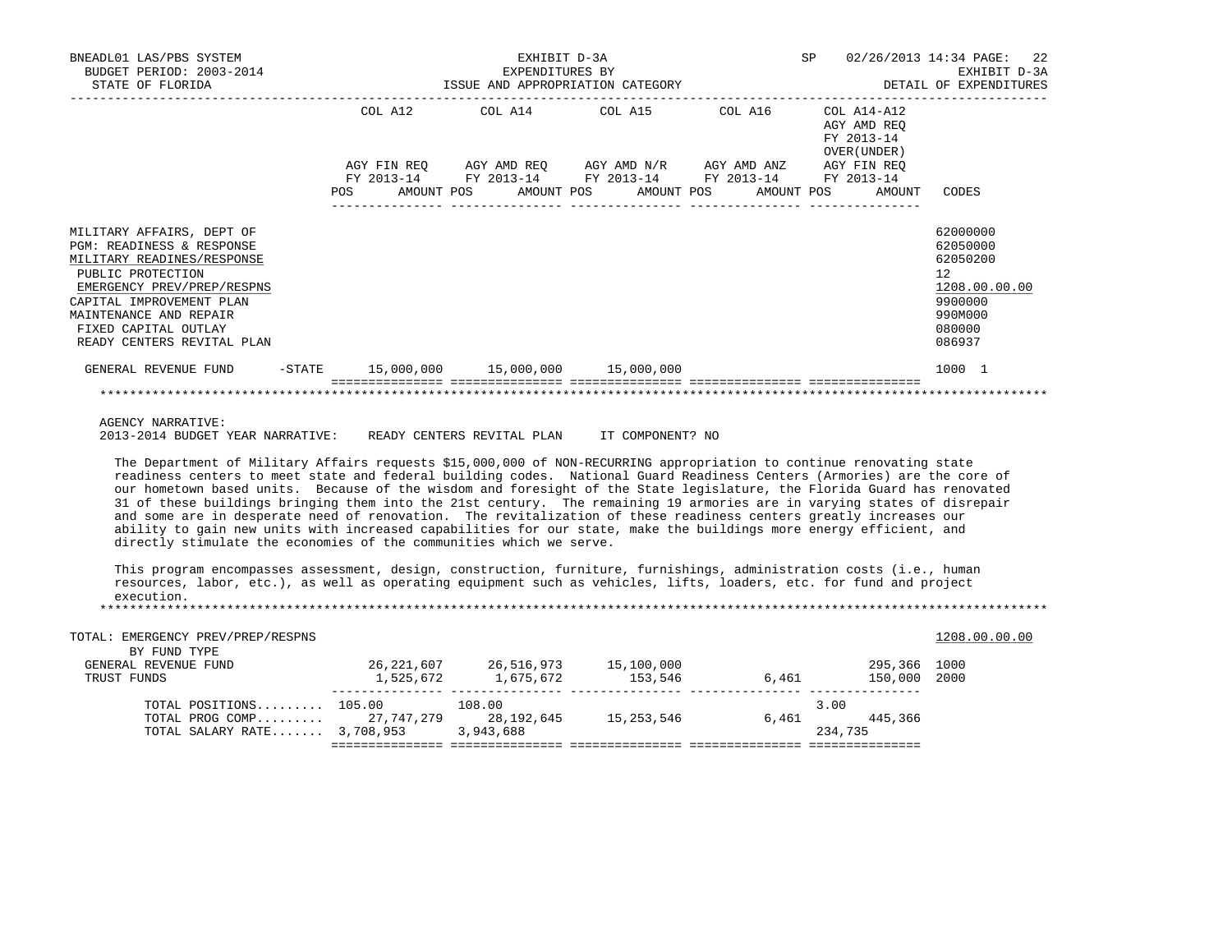BNEADL01 LAS/PBS SYSTEM — BUDGET PERIOD: 2003-2014 — STATE OF FLORIDA

EXHIBIT D-3A — EXPENDITURES BY ISSUE AND APPROPRIATION CATEGORY

SP 02/26/2013 14:34 — EXHIBIT D-3A — DETAIL OF EXPENDITURES

| | COL A12 AGY FIN REQ FY 2013-14 POS AMOUNT | COL A14 AGY AMD REQ FY 2013-14 POS AMOUNT | COL A15 AGY AMD N/R FY 2013-14 POS AMOUNT | COL A16 AGY AMD ANZ FY 2013-14 POS AMOUNT | COL A14-A12 AGY AMD REQ FY 2013-14 OVER(UNDER) AGY FIN REQ FY 2013-14 POS AMOUNT | CODES |
|---|---|---|---|---|---|---|
| MILITARY AFFAIRS, DEPT OF | | | | | | 62000000 |
| PGM: READINESS & RESPONSE | | | | | | 62050000 |
| MILITARY READINES/RESPONSE | | | | | | 62050200 |
| PUBLIC PROTECTION | | | | | | 12 |
| EMERGENCY PREV/PREP/RESPNS | | | | | | 1208.00.00.00 |
| CAPITAL IMPROVEMENT PLAN | | | | | | 9900000 |
| MAINTENANCE AND REPAIR | | | | | | 990M000 |
| FIXED CAPITAL OUTLAY | | | | | | 080000 |
| READY CENTERS REVITAL PLAN | | | | | | 086937 |
| GENERAL REVENUE FUND -STATE | 15,000,000 | 15,000,000 | 15,000,000 | | | 1000 1 |

AGENCY NARRATIVE:
2013-2014 BUDGET YEAR NARRATIVE: READY CENTERS REVITAL PLAN IT COMPONENT? NO

The Department of Military Affairs requests $15,000,000 of NON-RECURRING appropriation to continue renovating state readiness centers to meet state and federal building codes. National Guard Readiness Centers (Armories) are the core of our hometown based units. Because of the wisdom and foresight of the State legislature, the Florida Guard has renovated 31 of these buildings bringing them into the 21st century. The remaining 19 armories are in varying states of disrepair and some are in desperate need of renovation. The revitalization of these readiness centers greatly increases our ability to gain new units with increased capabilities for our state, make the buildings more energy efficient, and directly stimulate the economies of the communities which we serve.

This program encompasses assessment, design, construction, furniture, furnishings, administration costs (i.e., human resources, labor, etc.), as well as operating equipment such as vehicles, lifts, loaders, etc. for fund and project execution.

| TOTAL: EMERGENCY PREV/PREP/RESPNS | COL A12 | COL A14 | COL A15 | COL A16 | COL A14-A12 | CODES |
|---|---|---|---|---|---|---|
| BY FUND TYPE | | | | | | 1208.00.00.00 |
| GENERAL REVENUE FUND | 26,221,607 | 26,516,973 | 15,100,000 | | 295,366 | 1000 |
| TRUST FUNDS | 1,525,672 | 1,675,672 | 153,546 | 6,461 | 150,000 | 2000 |
| TOTAL POSITIONS......... | 105.00 | 108.00 | | | 3.00 | |
| TOTAL PROG COMP......... | 27,747,279 | 28,192,645 | 15,253,546 | 6,461 | 445,366 | |
| TOTAL SALARY RATE....... | 3,708,953 | 3,943,688 | | | 234,735 | |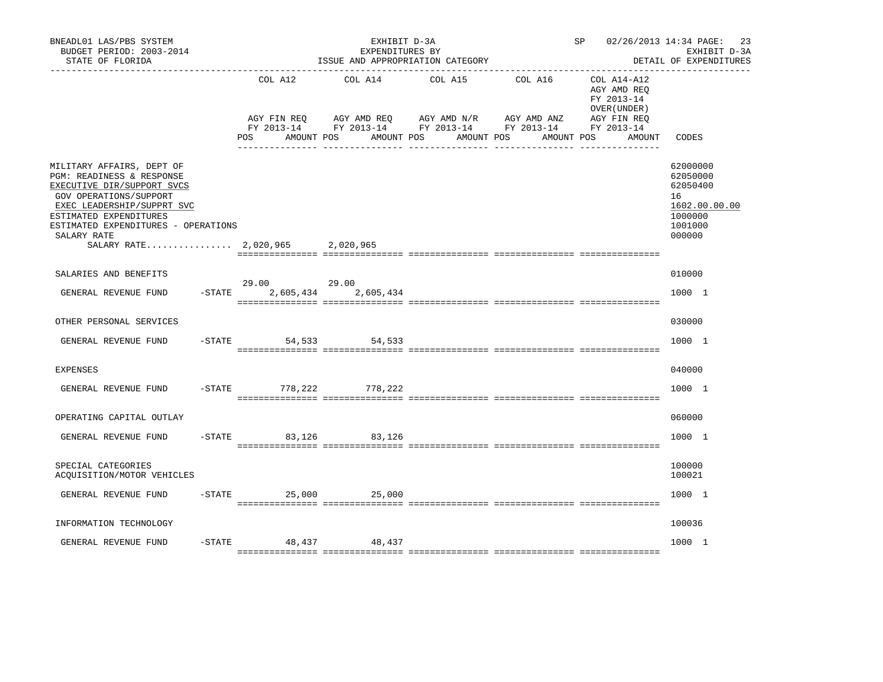BNEADL01 LAS/PBS SYSTEM — EXHIBIT D-3A — EXPENDITURES BY ISSUE AND APPROPRIATION CATEGORY — SP 02/26/2013 14:34

BUDGET PERIOD: 2003-2014 — STATE OF FLORIDA — EXHIBIT D-3A DETAIL OF EXPENDITURES

| | COL A12 AGY FIN REQ FY 2013-14 POS | AMOUNT | COL A14 AGY AMD REQ FY 2013-14 POS | AMOUNT | COL A15 AGY AMD N/R FY 2013-14 POS | AMOUNT | COL A16 AGY AMD ANZ FY 2013-14 POS | AMOUNT | COL A14-A12 AGY AMD REQ FY 2013-14 OVER(UNDER) AGY FIN REQ FY 2013-14 POS | AMOUNT | CODES |
|---|---|---|---|---|---|---|---|---|---|---|---|
| MILITARY AFFAIRS, DEPT OF | | | | | | | | | | | 62000000 |
| PGM: READINESS & RESPONSE | | | | | | | | | | | 62050000 |
| EXECUTIVE DIR/SUPPORT SVCS | | | | | | | | | | | 62050400 |
| GOV OPERATIONS/SUPPORT | | | | | | | | | | | 16 |
| EXEC LEADERSHIP/SUPPRT SVC | | | | | | | | | | | 1602.00.00.00 |
| ESTIMATED EXPENDITURES | | | | | | | | | | | 1000000 |
| ESTIMATED EXPENDITURES - OPERATIONS | | | | | | | | | | | 1001000 |
| SALARY RATE | | | | | | | | | | | 000000 |
| SALARY RATE................ | | 2,020,965 | | 2,020,965 | | | | | | | |
| SALARIES AND BENEFITS | | | | | | | | | | | 010000 |
| GENERAL REVENUE FUND -STATE | 29.00 | 2,605,434 | 29.00 | 2,605,434 | | | | | | | 1000 1 |
| OTHER PERSONAL SERVICES | | | | | | | | | | | 030000 |
| GENERAL REVENUE FUND -STATE | | 54,533 | | 54,533 | | | | | | | 1000 1 |
| EXPENSES | | | | | | | | | | | 040000 |
| GENERAL REVENUE FUND -STATE | | 778,222 | | 778,222 | | | | | | | 1000 1 |
| OPERATING CAPITAL OUTLAY | | | | | | | | | | | 060000 |
| GENERAL REVENUE FUND -STATE | | 83,126 | | 83,126 | | | | | | | 1000 1 |
| SPECIAL CATEGORIES | | | | | | | | | | | 100000 |
| ACQUISITION/MOTOR VEHICLES | | | | | | | | | | | 100021 |
| GENERAL REVENUE FUND -STATE | | 25,000 | | 25,000 | | | | | | | 1000 1 |
| INFORMATION TECHNOLOGY | | | | | | | | | | | 100036 |
| GENERAL REVENUE FUND -STATE | | 48,437 | | 48,437 | | | | | | | 1000 1 |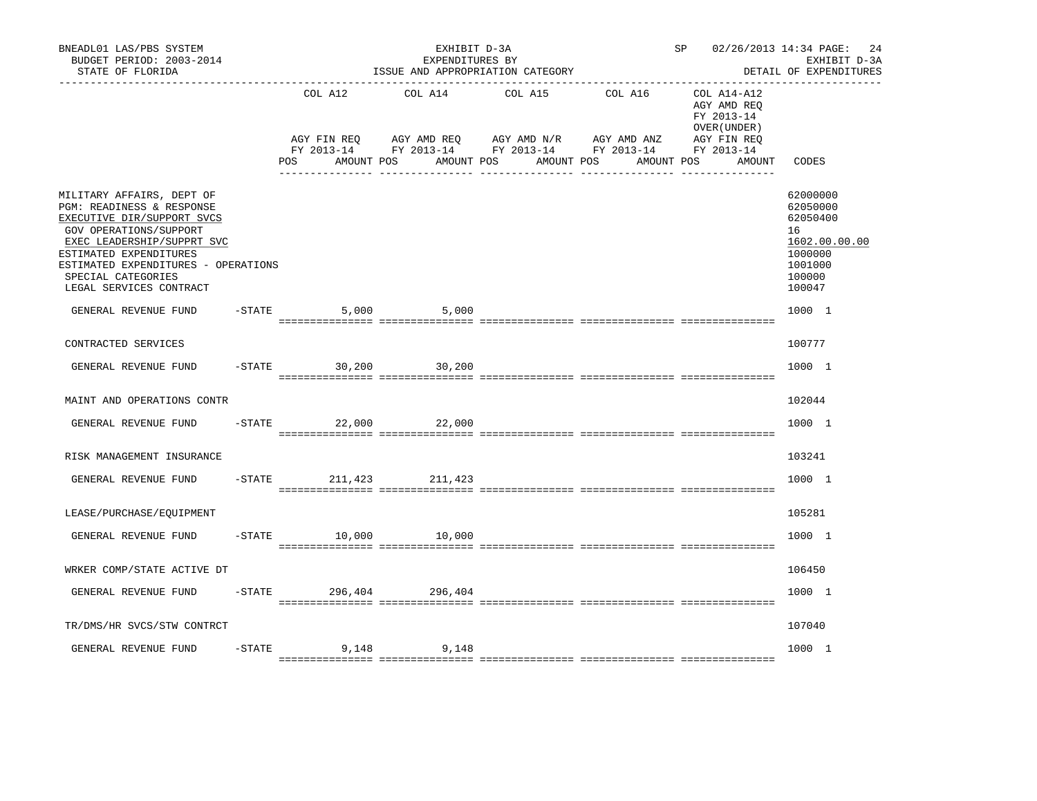BNEADL01 LAS/PBS SYSTEM — EXHIBIT D-3A — SP 02/26/2013 14:34

BUDGET PERIOD: 2003-2014 — EXPENDITURES BY — EXHIBIT D-3A

STATE OF FLORIDA — ISSUE AND APPROPRIATION CATEGORY — DETAIL OF EXPENDITURES

| | COL A12 AGY FIN REQ FY 2013-14 POS AMOUNT | COL A14 AGY AMD REQ FY 2013-14 POS AMOUNT | COL A15 AGY AMD N/R FY 2013-14 POS AMOUNT | COL A16 AGY AMD ANZ FY 2013-14 POS AMOUNT | COL A14-A12 AGY AMD REQ FY 2013-14 OVER(UNDER) AGY FIN REQ FY 2013-14 POS AMOUNT | CODES |
|---|---|---|---|---|---|---|
| MILITARY AFFAIRS, DEPT OF | | | | | | 62000000 |
| PGM: READINESS & RESPONSE | | | | | | 62050000 |
| EXECUTIVE DIR/SUPPORT SVCS | | | | | | 62050400 |
| GOV OPERATIONS/SUPPORT | | | | | | 16 |
| EXEC LEADERSHIP/SUPPRT SVC | | | | | | 1602.00.00.00 |
| ESTIMATED EXPENDITURES | | | | | | 1000000 |
| ESTIMATED EXPENDITURES - OPERATIONS | | | | | | 1001000 |
| SPECIAL CATEGORIES | | | | | | 100000 |
| LEGAL SERVICES CONTRACT | | | | | | 100047 |
| GENERAL REVENUE FUND -STATE | 5,000 | 5,000 | | | | 1000 1 |
| CONTRACTED SERVICES | | | | | | 100777 |
| GENERAL REVENUE FUND -STATE | 30,200 | 30,200 | | | | 1000 1 |
| MAINT AND OPERATIONS CONTR | | | | | | 102044 |
| GENERAL REVENUE FUND -STATE | 22,000 | 22,000 | | | | 1000 1 |
| RISK MANAGEMENT INSURANCE | | | | | | 103241 |
| GENERAL REVENUE FUND -STATE | 211,423 | 211,423 | | | | 1000 1 |
| LEASE/PURCHASE/EQUIPMENT | | | | | | 105281 |
| GENERAL REVENUE FUND -STATE | 10,000 | 10,000 | | | | 1000 1 |
| WRKER COMP/STATE ACTIVE DT | | | | | | 106450 |
| GENERAL REVENUE FUND -STATE | 296,404 | 296,404 | | | | 1000 1 |
| TR/DMS/HR SVCS/STW CONTRCT | | | | | | 107040 |
| GENERAL REVENUE FUND -STATE | 9,148 | 9,148 | | | | 1000 1 |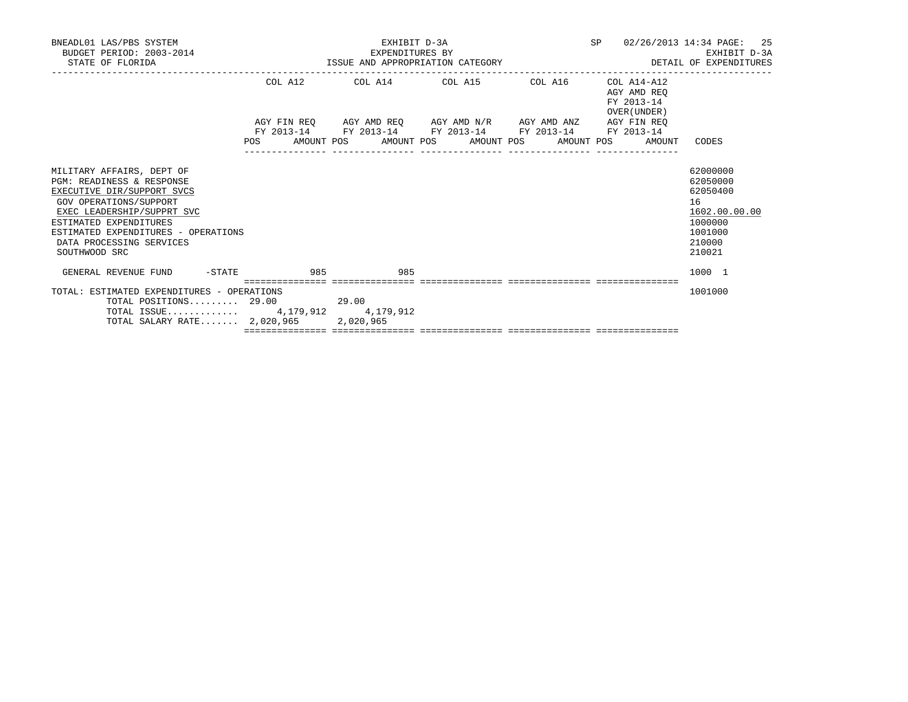BNEADL01 LAS/PBS SYSTEM
BUDGET PERIOD: 2003-2014
STATE OF FLORIDA

EXHIBIT D-3A
EXPENDITURES BY
ISSUE AND APPROPRIATION CATEGORY

SP 02/26/2013 14:34 PAGE: 25
EXHIBIT D-3A
DETAIL OF EXPENDITURES

| | COL A12 AGY FIN REQ FY 2013-14 | | COL A14 AGY AMD REQ FY 2013-14 | | COL A15 AGY AMD N/R FY 2013-14 | | COL A16 AGY AMD ANZ FY 2013-14 | | COL A14-A12 AGY AMD REQ FY 2013-14 OVER(UNDER) AGY FIN REQ FY 2013-14 | | CODES |
|---|---|---|---|---|---|---|---|---|---|---|---|
| | POS | AMOUNT | POS | AMOUNT | POS | AMOUNT | POS | AMOUNT | POS | AMOUNT | |
| MILITARY AFFAIRS, DEPT OF | | | | | | | | | | | 62000000 |
| PGM: READINESS & RESPONSE | | | | | | | | | | | 62050000 |
| EXECUTIVE DIR/SUPPORT SVCS | | | | | | | | | | | 62050400 |
| GOV OPERATIONS/SUPPORT | | | | | | | | | | | 16 |
| EXEC LEADERSHIP/SUPPRT SVC | | | | | | | | | | | 1602.00.00.00 |
| ESTIMATED EXPENDITURES | | | | | | | | | | | 1000000 |
| ESTIMATED EXPENDITURES - OPERATIONS | | | | | | | | | | | 1001000 |
| DATA PROCESSING SERVICES | | | | | | | | | | | 210000 |
| SOUTHWOOD SRC | | | | | | | | | | | 210021 |
| GENERAL REVENUE FUND -STATE | | 985 | | 985 | | | | | | | 1000 1 |
| TOTAL: ESTIMATED EXPENDITURES - OPERATIONS | | | | | | | | | | | 1001000 |
| TOTAL POSITIONS......... | 29.00 | | 29.00 | | | | | | | | |
| TOTAL ISSUE............. | | 4,179,912 | | 4,179,912 | | | | | | | |
| TOTAL SALARY RATE....... | | 2,020,965 | | 2,020,965 | | | | | | | |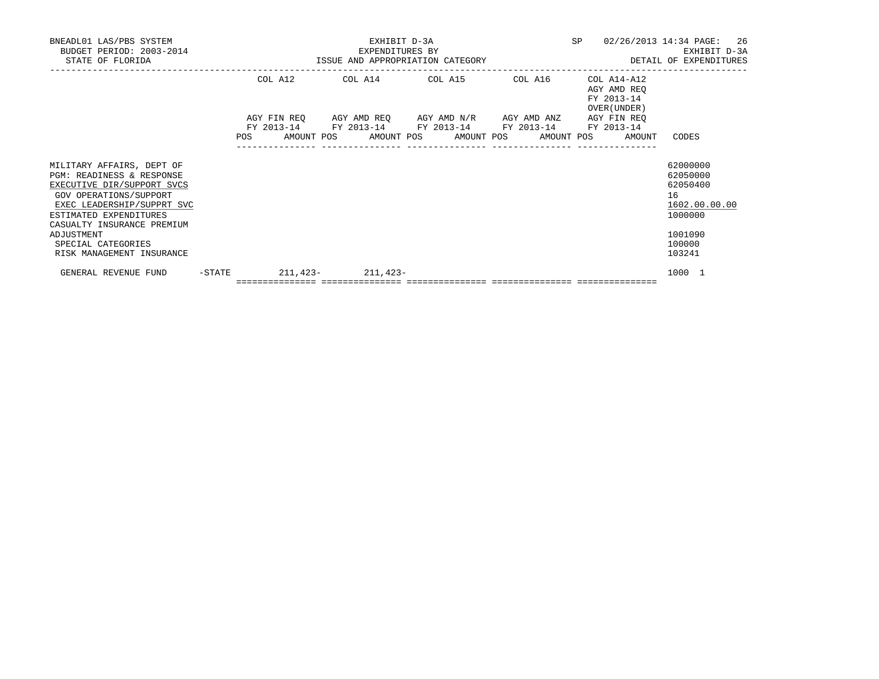BNEADL01 LAS/PBS SYSTEM
BUDGET PERIOD: 2003-2014
STATE OF FLORIDA

EXHIBIT D-3A
EXPENDITURES BY
ISSUE AND APPROPRIATION CATEGORY

SP 02/26/2013 14:34
EXHIBIT D-3A
DETAIL OF EXPENDITURES

| | COL A12 AGY FIN REQ FY 2013-14 POS AMOUNT | COL A14 AGY AMD REQ FY 2013-14 POS AMOUNT | COL A15 AGY AMD N/R FY 2013-14 POS AMOUNT | COL A16 AGY AMD ANZ FY 2013-14 POS AMOUNT | COL A14-A12 AGY AMD REQ FY 2013-14 OVER(UNDER) AGY FIN REQ FY 2013-14 POS AMOUNT | CODES |
|---|---|---|---|---|---|---|
| MILITARY AFFAIRS, DEPT OF | | | | | | 62000000 |
| PGM: READINESS & RESPONSE | | | | | | 62050000 |
| EXECUTIVE DIR/SUPPORT SVCS | | | | | | 62050400 |
| GOV OPERATIONS/SUPPORT | | | | | | 16 |
| EXEC LEADERSHIP/SUPPRT SVC | | | | | | 1602.00.00.00 |
| ESTIMATED EXPENDITURES | | | | | | 1000000 |
| CASUALTY INSURANCE PREMIUM ADJUSTMENT | | | | | | 1001090 |
| SPECIAL CATEGORIES | | | | | | 100000 |
| RISK MANAGEMENT INSURANCE | | | | | | 103241 |
| GENERAL REVENUE FUND -STATE | 211,423- | 211,423- | | | | 1000 1 |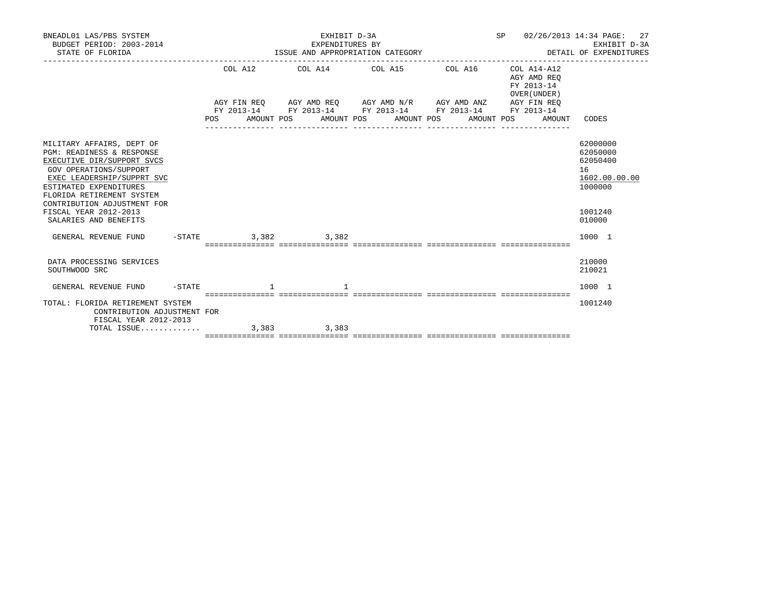BNEADL01 LAS/PBS SYSTEM
BUDGET PERIOD: 2003-2014
STATE OF FLORIDA

EXHIBIT D-3A
EXPENDITURES BY
ISSUE AND APPROPRIATION CATEGORY

SP 02/26/2013 14:34
EXHIBIT D-3A
DETAIL OF EXPENDITURES

| | COL A12 AGY FIN REQ FY 2013-14 POS AMOUNT | COL A14 AGY AMD REQ FY 2013-14 POS AMOUNT | COL A15 AGY AMD N/R FY 2013-14 POS AMOUNT | COL A16 AGY AMD ANZ FY 2013-14 POS AMOUNT | COL A14-A12 AGY AMD REQ FY 2013-14 OVER(UNDER) AGY FIN REQ FY 2013-14 POS AMOUNT | CODES |
|---|---|---|---|---|---|---|
| MILITARY AFFAIRS, DEPT OF | | | | | | 62000000 |
| PGM: READINESS & RESPONSE | | | | | | 62050000 |
| EXECUTIVE DIR/SUPPORT SVCS | | | | | | 62050400 |
| GOV OPERATIONS/SUPPORT | | | | | | 16 |
| EXEC LEADERSHIP/SUPPRT SVC | | | | | | 1602.00.00.00 |
| ESTIMATED EXPENDITURES | | | | | | 1000000 |
| FLORIDA RETIREMENT SYSTEM CONTRIBUTION ADJUSTMENT FOR FISCAL YEAR 2012-2013 | | | | | | 1001240 |
| SALARIES AND BENEFITS | | | | | | 010000 |
| GENERAL REVENUE FUND -STATE | 3,382 | 3,382 | | | | 1000 1 |
| DATA PROCESSING SERVICES | | | | | | 210000 |
| SOUTHWOOD SRC | | | | | | 210021 |
| GENERAL REVENUE FUND -STATE | 1 | 1 | | | | 1000 1 |
| TOTAL: FLORIDA RETIREMENT SYSTEM CONTRIBUTION ADJUSTMENT FOR FISCAL YEAR 2012-2013 | | | | | | 1001240 |
| TOTAL ISSUE............. | 3,383 | 3,383 | | | | |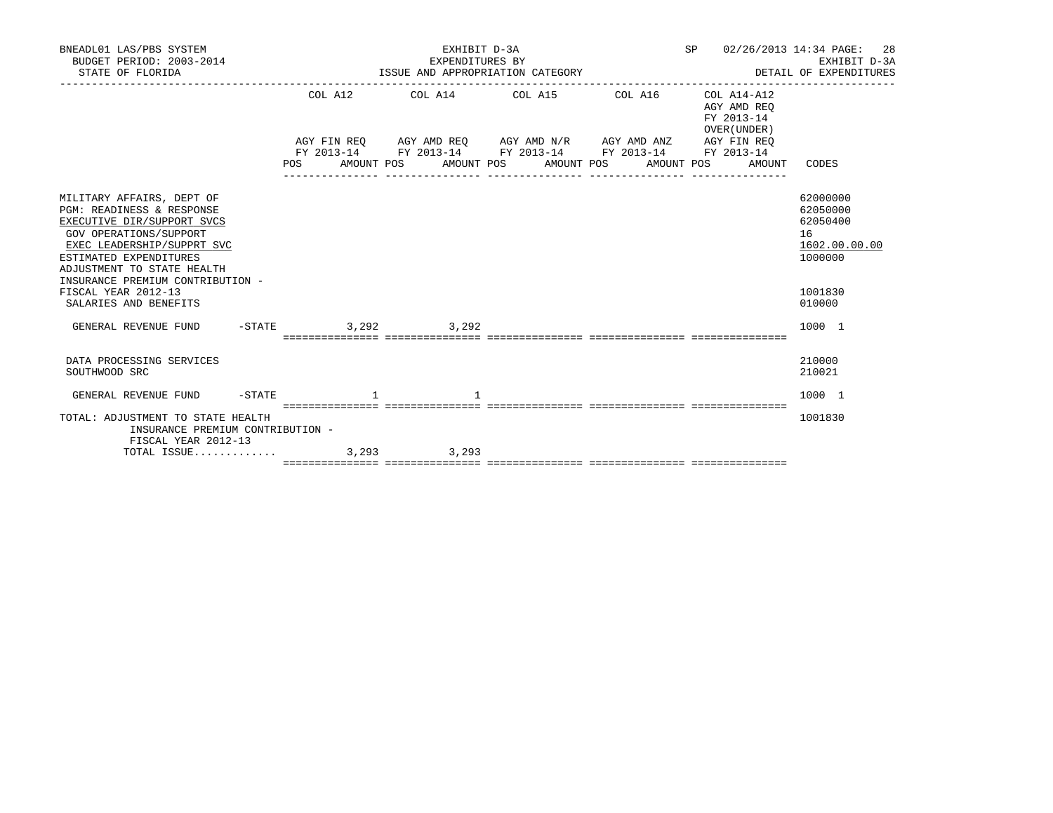BNEADL01 LAS/PBS SYSTEM | EXHIBIT D-3A | SP 02/26/2013 14:34 PAGE: 28
BUDGET PERIOD: 2003-2014 | EXPENDITURES BY | EXHIBIT D-3A
STATE OF FLORIDA | ISSUE AND APPROPRIATION CATEGORY | DETAIL OF EXPENDITURES

| | COL A12 AGY FIN REQ FY 2013-14 POS AMOUNT | COL A14 AGY AMD REQ FY 2013-14 POS AMOUNT | COL A15 AGY AMD N/R FY 2013-14 POS AMOUNT | COL A16 AGY AMD ANZ FY 2013-14 POS AMOUNT | COL A14-A12 AGY AMD REQ FY 2013-14 OVER(UNDER) AGY FIN REQ FY 2013-14 POS AMOUNT | CODES |
|---|---|---|---|---|---|---|
| MILITARY AFFAIRS, DEPT OF | | | | | | 62000000 |
| PGM: READINESS & RESPONSE | | | | | | 62050000 |
| EXECUTIVE DIR/SUPPORT SVCS | | | | | | 62050400 |
| GOV OPERATIONS/SUPPORT | | | | | | 16 |
| EXEC LEADERSHIP/SUPPRT SVC | | | | | | 1602.00.00.00 |
| ESTIMATED EXPENDITURES | | | | | | 1000000 |
| ADJUSTMENT TO STATE HEALTH INSURANCE PREMIUM CONTRIBUTION - FISCAL YEAR 2012-13 | | | | | | 1001830 |
| SALARIES AND BENEFITS | | | | | | 010000 |
| GENERAL REVENUE FUND -STATE | 3,292 | 3,292 | | | | 1000 1 |
| DATA PROCESSING SERVICES | | | | | | 210000 |
| SOUTHWOOD SRC | | | | | | 210021 |
| GENERAL REVENUE FUND -STATE | 1 | 1 | | | | 1000 1 |
| TOTAL: ADJUSTMENT TO STATE HEALTH INSURANCE PREMIUM CONTRIBUTION - FISCAL YEAR 2012-13 | | | | | | 1001830 |
| TOTAL ISSUE............. | 3,293 | 3,293 | | | | |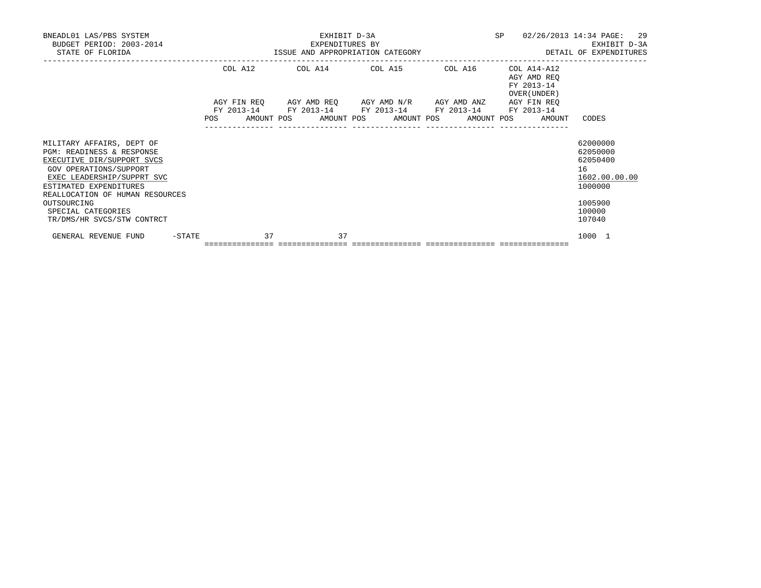BNEADL01 LAS/PBS SYSTEM
BUDGET PERIOD: 2003-2014
STATE OF FLORIDA

EXHIBIT D-3A
EXPENDITURES BY
ISSUE AND APPROPRIATION CATEGORY

SP 02/26/2013 14:34
EXHIBIT D-3A
DETAIL OF EXPENDITURES

| | COL A12 AGY FIN REQ FY 2013-14 POS AMOUNT | COL A14 AGY AMD REQ FY 2013-14 POS AMOUNT | COL A15 AGY AMD N/R FY 2013-14 POS AMOUNT | COL A16 AGY AMD ANZ FY 2013-14 POS AMOUNT | COL A14-A12 AGY AMD REQ FY 2013-14 OVER(UNDER) AGY FIN REQ FY 2013-14 POS AMOUNT | CODES |
|---|---|---|---|---|---|---|
| MILITARY AFFAIRS, DEPT OF | | | | | | 62000000 |
| PGM: READINESS & RESPONSE | | | | | | 62050000 |
| EXECUTIVE DIR/SUPPORT SVCS | | | | | | 62050400 |
| GOV OPERATIONS/SUPPORT | | | | | | 16 |
| EXEC LEADERSHIP/SUPPRT SVC | | | | | | 1602.00.00.00 |
| ESTIMATED EXPENDITURES | | | | | | 1000000 |
| REALLOCATION OF HUMAN RESOURCES OUTSOURCING | | | | | | 1005900 |
| SPECIAL CATEGORIES | | | | | | 100000 |
| TR/DMS/HR SVCS/STW CONTRCT | | | | | | 107040 |
| GENERAL REVENUE FUND -STATE | 37 | 37 | | | | 1000 1 |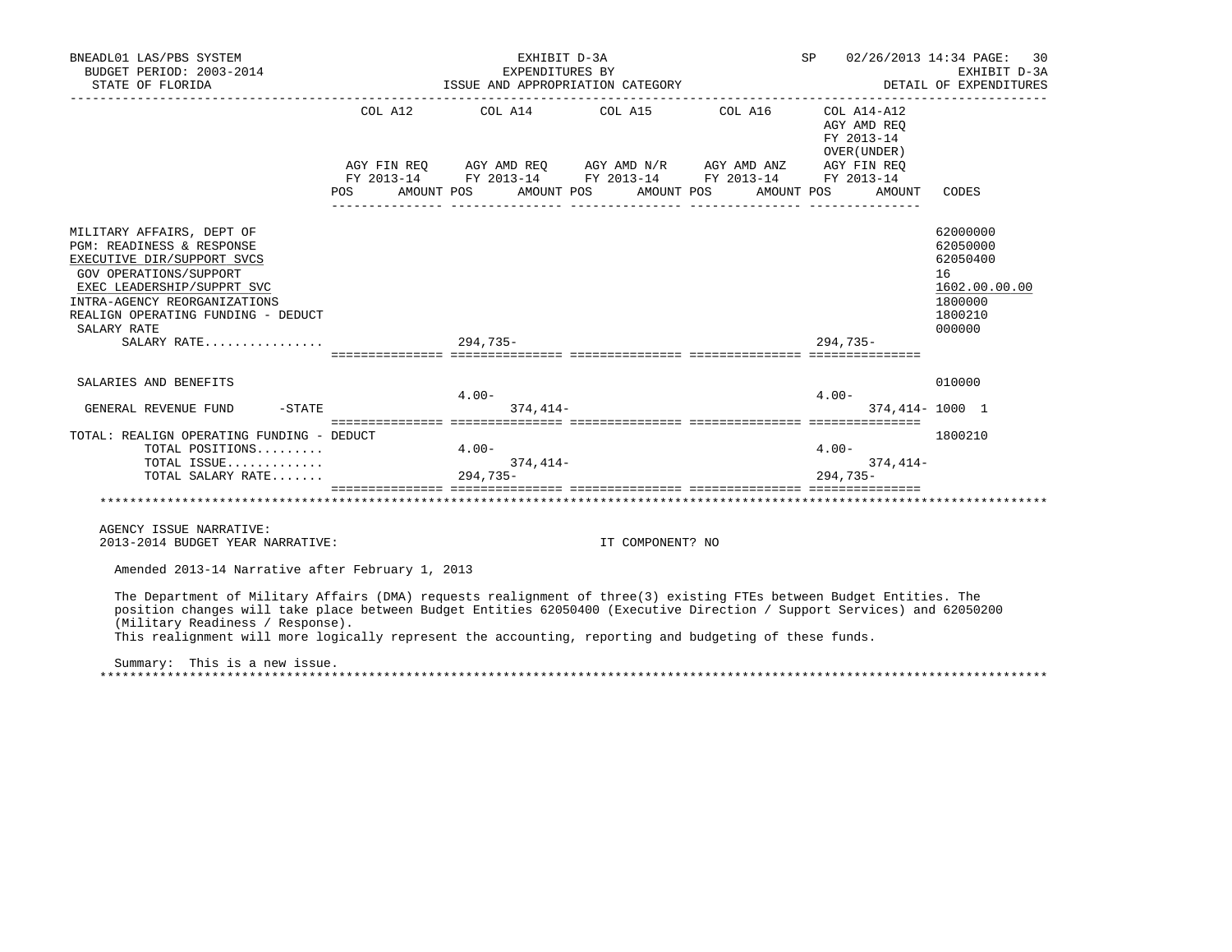BNEADL01 LAS/PBS SYSTEM
BUDGET PERIOD: 2003-2014
STATE OF FLORIDA

EXHIBIT D-3A
EXPENDITURES BY
ISSUE AND APPROPRIATION CATEGORY

SP 02/26/2013 14:34 PAGE: 30
EXHIBIT D-3A
DETAIL OF EXPENDITURES

| | COL A12 AGY FIN REQ FY 2013-14 POS AMOUNT | COL A14 AGY AMD REQ FY 2013-14 POS AMOUNT | COL A15 AGY AMD N/R FY 2013-14 POS AMOUNT | COL A16 AGY AMD ANZ FY 2013-14 POS AMOUNT | COL A14-A12 AGY AMD REQ FY 2013-14 OVER(UNDER) AGY FIN REQ FY 2013-14 POS AMOUNT | CODES |
|---|---|---|---|---|---|---|
| MILITARY AFFAIRS, DEPT OF | | | | | | 62000000 |
| PGM: READINESS & RESPONSE | | | | | | 62050000 |
| EXECUTIVE DIR/SUPPORT SVCS | | | | | | 62050400 |
| GOV OPERATIONS/SUPPORT | | | | | | 16 |
| EXEC LEADERSHIP/SUPPRT SVC | | | | | | 1602.00.00.00 |
| INTRA-AGENCY REORGANIZATIONS | | | | | | 1800000 |
| REALIGN OPERATING FUNDING - DEDUCT | | | | | | 1800210 |
| SALARY RATE | | | | | | 000000 |
| SALARY RATE................ | | 294,735- | | | 294,735- | |
| SALARIES AND BENEFITS | | | | | | 010000 |
| GENERAL REVENUE FUND -STATE | | 4.00- 374,414- | | | 4.00- 374,414- | 1000 1 |
| TOTAL: REALIGN OPERATING FUNDING - DEDUCT | | | | | | 1800210 |
| TOTAL POSITIONS......... | | 4.00- | | | 4.00- | |
| TOTAL ISSUE............. | | 374,414- | | | 374,414- | |
| TOTAL SALARY RATE....... | | 294,735- | | | 294,735- | |

AGENCY ISSUE NARRATIVE:
2013-2014 BUDGET YEAR NARRATIVE: IT COMPONENT? NO

Amended 2013-14 Narrative after February 1, 2013

The Department of Military Affairs (DMA) requests realignment of three(3) existing FTEs between Budget Entities. The position changes will take place between Budget Entities 62050400 (Executive Direction / Support Services) and 62050200 (Military Readiness / Response).
This realignment will more logically represent the accounting, reporting and budgeting of these funds.

Summary: This is a new issue.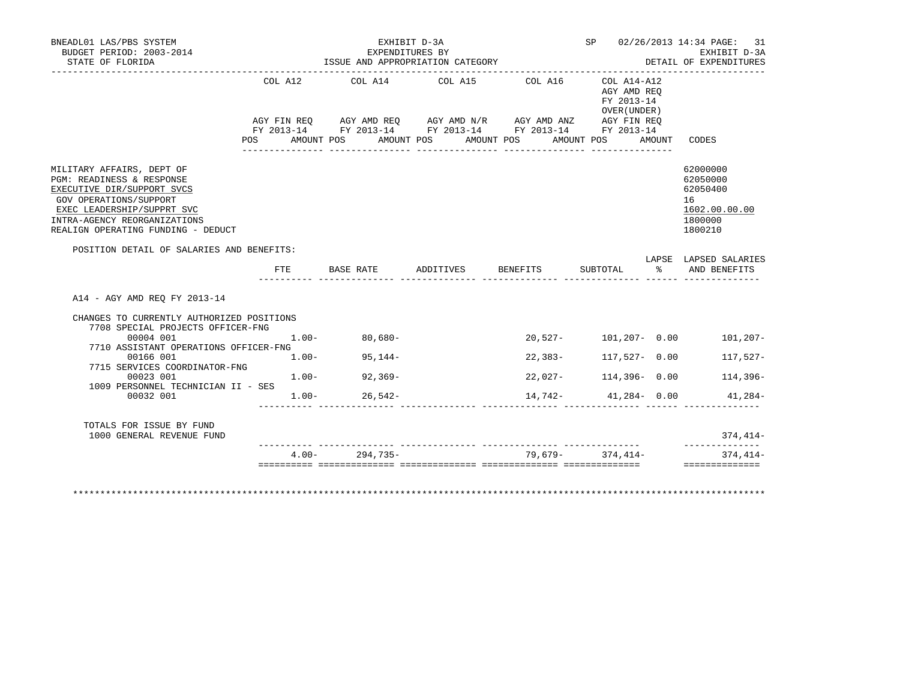BNEADL01 LAS/PBS SYSTEM
BUDGET PERIOD: 2003-2014
STATE OF FLORIDA

EXHIBIT D-3A
EXPENDITURES BY
ISSUE AND APPROPRIATION CATEGORY

SP 02/26/2013 14:34

EXHIBIT D-3A
DETAIL OF EXPENDITURES

| | COL A12 AGY FIN REQ FY 2013-14 POS AMOUNT | COL A14 AGY AMD REQ FY 2013-14 POS AMOUNT | COL A15 AGY AMD N/R FY 2013-14 POS AMOUNT | COL A16 AGY AMD ANZ FY 2013-14 POS AMOUNT | COL A14-A12 AGY AMD REQ FY 2013-14 OVER(UNDER) AGY FIN REQ FY 2013-14 POS AMOUNT | CODES |
|---|---|---|---|---|---|---|
| MILITARY AFFAIRS, DEPT OF | | | | | | 62000000 |
| PGM: READINESS & RESPONSE | | | | | | 62050000 |
| EXECUTIVE DIR/SUPPORT SVCS | | | | | | 62050400 |
| GOV OPERATIONS/SUPPORT | | | | | | 16 |
| EXEC LEADERSHIP/SUPPRT SVC | | | | | | 1602.00.00.00 |
| INTRA-AGENCY REORGANIZATIONS | | | | | | 1800000 |
| REALIGN OPERATING FUNDING - DEDUCT | | | | | | 1800210 |

POSITION DETAIL OF SALARIES AND BENEFITS:

| | FTE | BASE RATE | ADDITIVES | BENEFITS | SUBTOTAL | LAPSE % | LAPSED SALARIES AND BENEFITS |
|---|---|---|---|---|---|---|---|
| A14 - AGY AMD REQ FY 2013-14 | | | | | | | |
| CHANGES TO CURRENTLY AUTHORIZED POSITIONS | | | | | | | |
| 7708 SPECIAL PROJECTS OFFICER-FNG | | | | | | | |
| 00004 001 | 1.00- | 80,680- | | 20,527- | 101,207- | 0.00 | 101,207- |
| 7710 ASSISTANT OPERATIONS OFFICER-FNG | | | | | | | |
| 00166 001 | 1.00- | 95,144- | | 22,383- | 117,527- | 0.00 | 117,527- |
| 7715 SERVICES COORDINATOR-FNG | | | | | | | |
| 00023 001 | 1.00- | 92,369- | | 22,027- | 114,396- | 0.00 | 114,396- |
| 1009 PERSONNEL TECHNICIAN II - SES | | | | | | | |
| 00032 001 | 1.00- | 26,542- | | 14,742- | 41,284- | 0.00 | 41,284- |
| TOTALS FOR ISSUE BY FUND | | | | | | | |
| 1000 GENERAL REVENUE FUND | | | | | | | 374,414- |
| | 4.00- | 294,735- | | 79,679- | 374,414- | | 374,414- |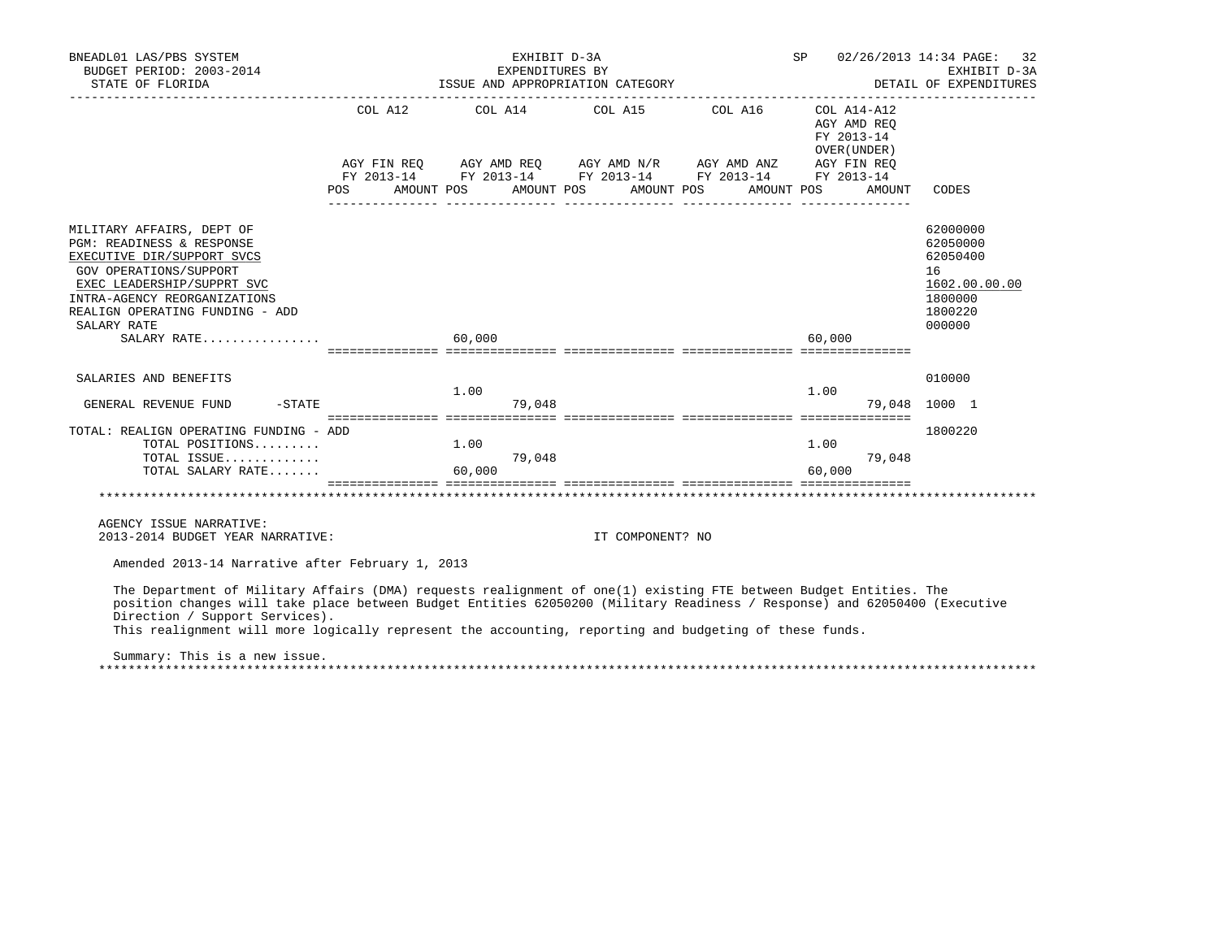BNEADL01 LAS/PBS SYSTEM — EXHIBIT D-3A — EXPENDITURES BY ISSUE AND APPROPRIATION CATEGORY — SP 02/26/2013 14:34

BUDGET PERIOD: 2003-2014 — EXHIBIT D-3A

STATE OF FLORIDA — DETAIL OF EXPENDITURES

| | COL A12 AGY FIN REQ FY 2013-14 POS | AMOUNT | COL A14 AGY AMD REQ FY 2013-14 POS | AMOUNT | COL A15 AGY AMD N/R FY 2013-14 POS | AMOUNT | COL A16 AGY AMD ANZ FY 2013-14 POS | AMOUNT | COL A14-A12 AGY AMD REQ FY 2013-14 OVER(UNDER) AGY FIN REQ FY 2013-14 POS | AMOUNT | CODES |
|---|---|---|---|---|---|---|---|---|---|---|---|
| MILITARY AFFAIRS, DEPT OF | | | | | | | | | | | 62000000 |
| PGM: READINESS & RESPONSE | | | | | | | | | | | 62050000 |
| EXECUTIVE DIR/SUPPORT SVCS | | | | | | | | | | | 62050400 |
| GOV OPERATIONS/SUPPORT | | | | | | | | | | | 16 |
| EXEC LEADERSHIP/SUPPRT SVC | | | | | | | | | | | 1602.00.00.00 |
| INTRA-AGENCY REORGANIZATIONS | | | | | | | | | | | 1800000 |
| REALIGN OPERATING FUNDING - ADD | | | | | | | | | | | 1800220 |
| SALARY RATE | | | | | | | | | | | 000000 |
| SALARY RATE................ | | | 60,000 | | | | | | 60,000 | | |
| SALARIES AND BENEFITS | | | | | | | | | | | 010000 |
| GENERAL REVENUE FUND -STATE | | | 1.00 | 79,048 | | | | | 1.00 | 79,048 | 1000 1 |
| TOTAL: REALIGN OPERATING FUNDING - ADD | | | | | | | | | | | 1800220 |
| TOTAL POSITIONS......... | | | 1.00 | | | | | | 1.00 | | |
| TOTAL ISSUE............. | | | | 79,048 | | | | | | 79,048 | |
| TOTAL SALARY RATE....... | | | 60,000 | | | | | | 60,000 | | |

AGENCY ISSUE NARRATIVE:

2013-2014 BUDGET YEAR NARRATIVE: IT COMPONENT? NO

Amended 2013-14 Narrative after February 1, 2013

The Department of Military Affairs (DMA) requests realignment of one(1) existing FTE between Budget Entities. The position changes will take place between Budget Entities 62050200 (Military Readiness / Response) and 62050400 (Executive Direction / Support Services).
This realignment will more logically represent the accounting, reporting and budgeting of these funds.

Summary: This is a new issue.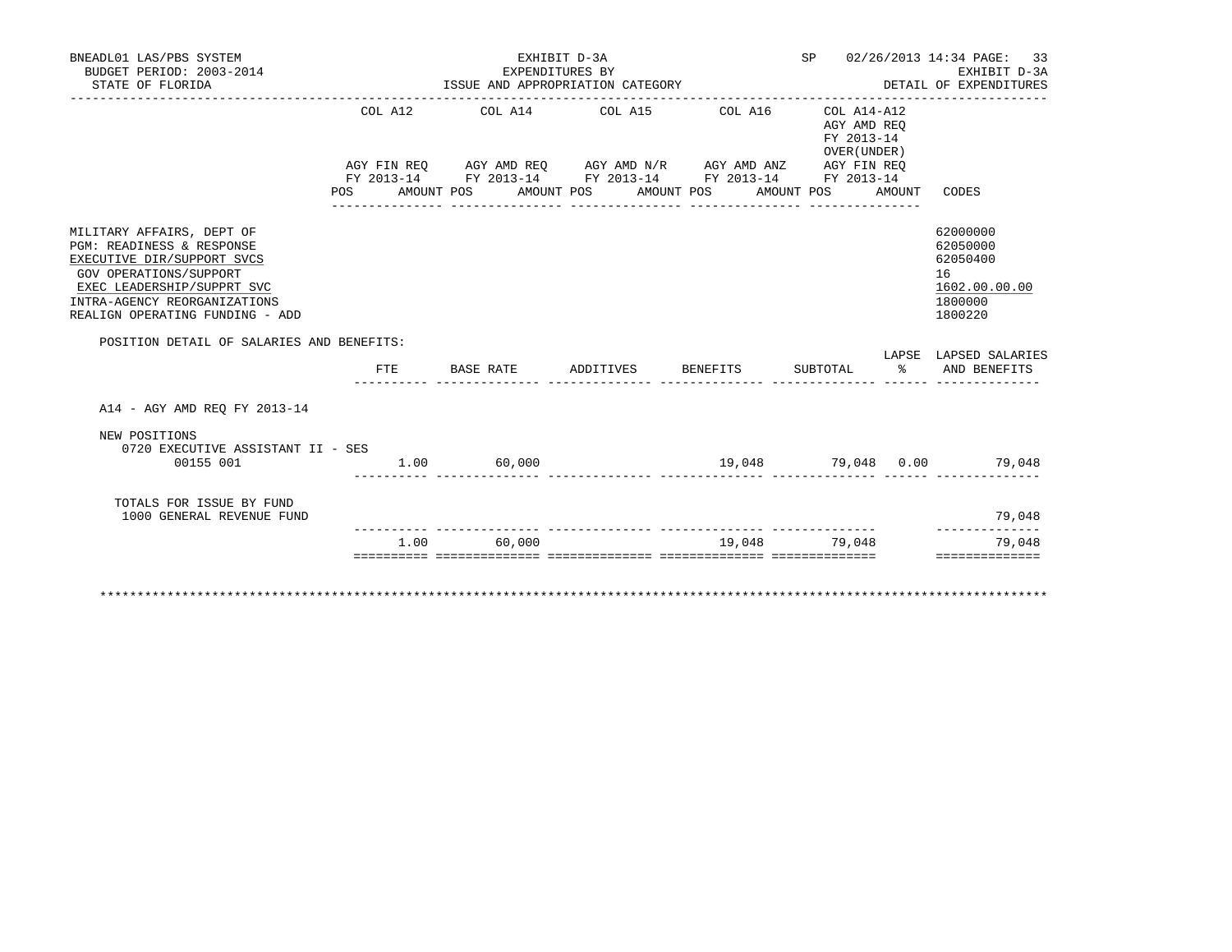BNEADL01 LAS/PBS SYSTEM
BUDGET PERIOD: 2003-2014
STATE OF FLORIDA

EXHIBIT D-3A
EXPENDITURES BY
ISSUE AND APPROPRIATION CATEGORY

SP 02/26/2013 14:34 PAGE: 33
EXHIBIT D-3A
DETAIL OF EXPENDITURES

| | COL A12 AGY FIN REQ FY 2013-14 POS AMOUNT | COL A14 AGY AMD REQ FY 2013-14 POS AMOUNT | COL A15 AGY AMD N/R FY 2013-14 POS AMOUNT | COL A16 AGY AMD ANZ FY 2013-14 POS AMOUNT | COL A14-A12 AGY AMD REQ FY 2013-14 OVER(UNDER) AGY FIN REQ FY 2013-14 POS AMOUNT | CODES |
|---|---|---|---|---|---|---|
| MILITARY AFFAIRS, DEPT OF | | | | | | 62000000 |
| PGM: READINESS & RESPONSE | | | | | | 62050000 |
| EXECUTIVE DIR/SUPPORT SVCS | | | | | | 62050400 |
| GOV OPERATIONS/SUPPORT | | | | | | 16 |
| EXEC LEADERSHIP/SUPPRT SVC | | | | | | 1602.00.00.00 |
| INTRA-AGENCY REORGANIZATIONS | | | | | | 1800000 |
| REALIGN OPERATING FUNDING - ADD | | | | | | 1800220 |

POSITION DETAIL OF SALARIES AND BENEFITS:

| | FTE | BASE RATE | ADDITIVES | BENEFITS | SUBTOTAL | LAPSE % | LAPSED SALARIES AND BENEFITS |
|---|---|---|---|---|---|---|---|
| A14 - AGY AMD REQ FY 2013-14 | | | | | | | |
| NEW POSITIONS | | | | | | | |
| 0720 EXECUTIVE ASSISTANT II - SES 00155 001 | 1.00 | 60,000 | | 19,048 | 79,048 | 0.00 | 79,048 |
| TOTALS FOR ISSUE BY FUND | | | | | | | |
| 1000 GENERAL REVENUE FUND | | | | | | | 79,048 |
| | 1.00 | 60,000 | | 19,048 | 79,048 | | 79,048 |

************************************************************************************************************************************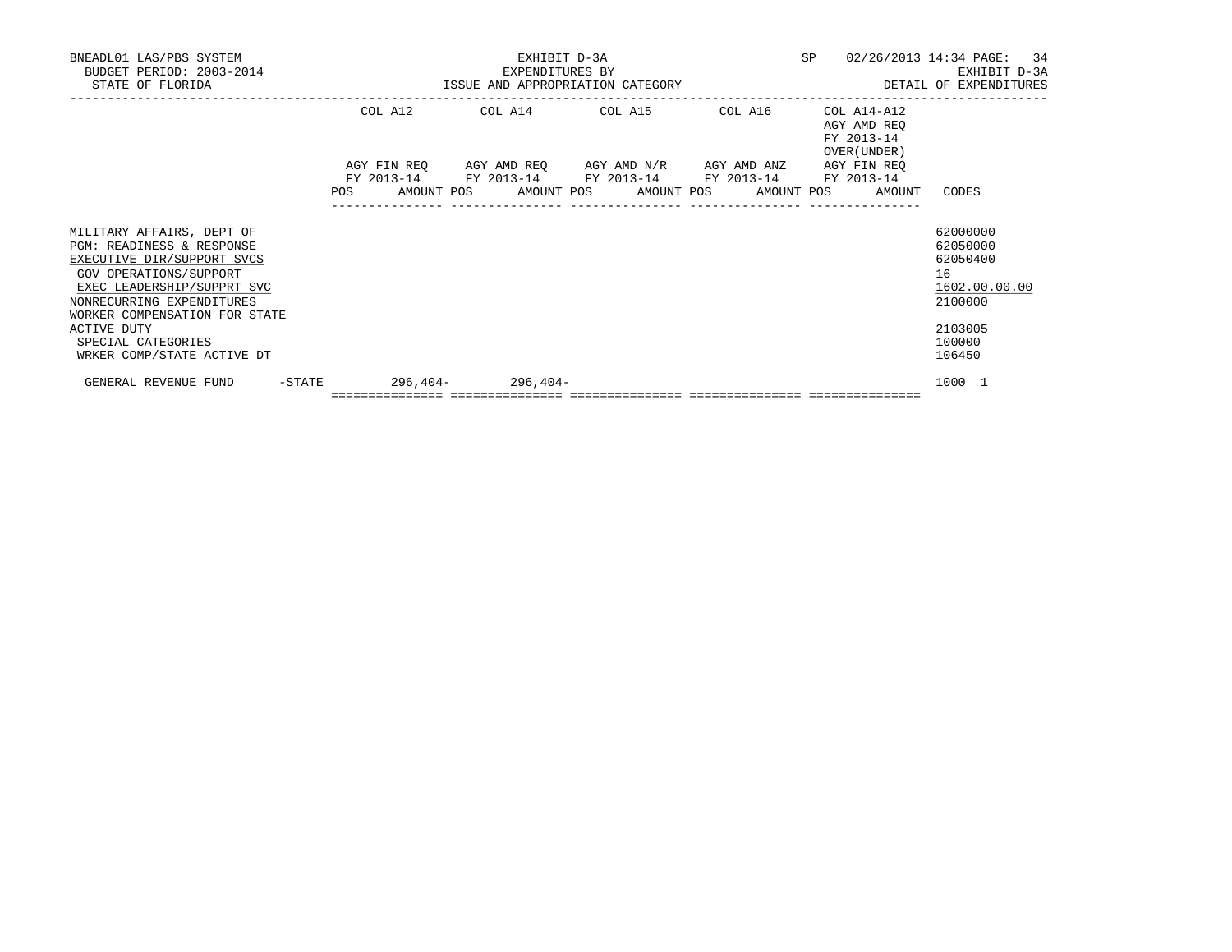BNEADL01 LAS/PBS SYSTEM | EXHIBIT D-3A | SP 02/26/2013 14:34
BUDGET PERIOD: 2003-2014 | EXPENDITURES BY | EXHIBIT D-3A
STATE OF FLORIDA | ISSUE AND APPROPRIATION CATEGORY | DETAIL OF EXPENDITURES

| | COL A12 AGY FIN REQ FY 2013-14 POS AMOUNT | COL A14 AGY AMD REQ FY 2013-14 POS AMOUNT | COL A15 AGY AMD N/R FY 2013-14 POS AMOUNT | COL A16 AGY AMD ANZ FY 2013-14 POS AMOUNT | COL A14-A12 AGY AMD REQ FY 2013-14 OVER(UNDER) AGY FIN REQ FY 2013-14 POS AMOUNT | CODES |
|---|---|---|---|---|---|---|
| MILITARY AFFAIRS, DEPT OF | | | | | | 62000000 |
| PGM: READINESS & RESPONSE | | | | | | 62050000 |
| EXECUTIVE DIR/SUPPORT SVCS | | | | | | 62050400 |
| GOV OPERATIONS/SUPPORT | | | | | | 16 |
| EXEC LEADERSHIP/SUPPRT SVC | | | | | | 1602.00.00.00 |
| NONRECURRING EXPENDITURES | | | | | | 2100000 |
| WORKER COMPENSATION FOR STATE ACTIVE DUTY | | | | | | 2103005 |
| SPECIAL CATEGORIES | | | | | | 100000 |
| WRKER COMP/STATE ACTIVE DT | | | | | | 106450 |
| GENERAL REVENUE FUND -STATE | 296,404- | 296,404- | | | | 1000 1 |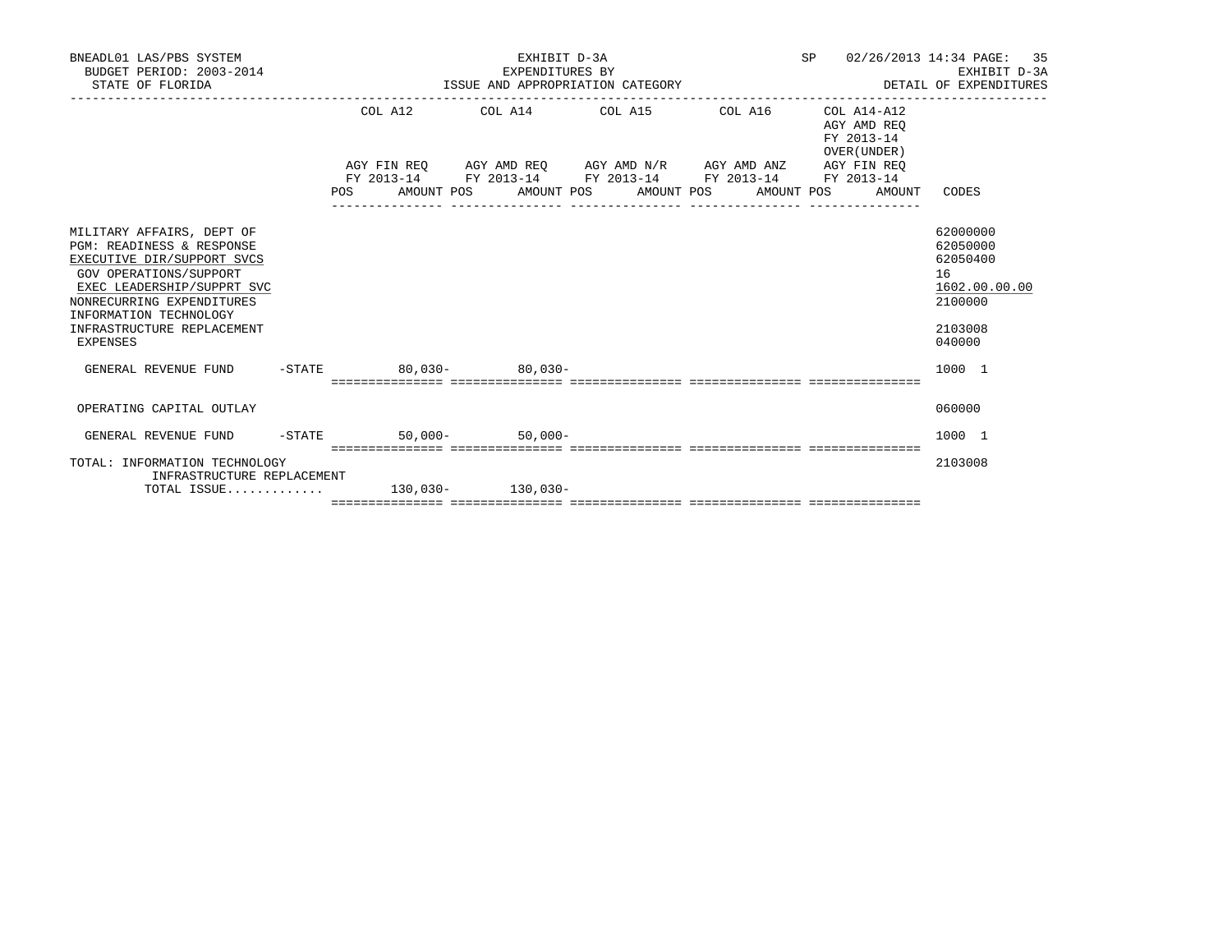BNEADL01 LAS/PBS SYSTEM — EXHIBIT D-3A — EXPENDITURES BY ISSUE AND APPROPRIATION CATEGORY — DETAIL OF EXPENDITURES
BUDGET PERIOD: 2003-2014
STATE OF FLORIDA
SP 02/26/2013 14:34

| | COL A12 AGY FIN REQ FY 2013-14 POS AMOUNT | COL A14 AGY AMD REQ FY 2013-14 POS AMOUNT | COL A15 AGY AMD N/R FY 2013-14 POS AMOUNT | COL A16 AGY AMD ANZ FY 2013-14 POS AMOUNT | COL A14-A12 AGY AMD REQ FY 2013-14 OVER(UNDER) AGY FIN REQ FY 2013-14 POS AMOUNT | CODES |
|---|---|---|---|---|---|---|
| MILITARY AFFAIRS, DEPT OF | | | | | | 62000000 |
| PGM: READINESS & RESPONSE | | | | | | 62050000 |
| EXECUTIVE DIR/SUPPORT SVCS | | | | | | 62050400 |
| GOV OPERATIONS/SUPPORT | | | | | | 16 |
| EXEC LEADERSHIP/SUPPRT SVC | | | | | | 1602.00.00.00 |
| NONRECURRING EXPENDITURES | | | | | | 2100000 |
| INFORMATION TECHNOLOGY INFRASTRUCTURE REPLACEMENT | | | | | | 2103008 |
| EXPENSES | | | | | | 040000 |
| GENERAL REVENUE FUND -STATE | 80,030- | 80,030- | | | | 1000 1 |
| OPERATING CAPITAL OUTLAY | | | | | | 060000 |
| GENERAL REVENUE FUND -STATE | 50,000- | 50,000- | | | | 1000 1 |
| TOTAL: INFORMATION TECHNOLOGY INFRASTRUCTURE REPLACEMENT | | | | | | 2103008 |
| TOTAL ISSUE............. | 130,030- | 130,030- | | | | |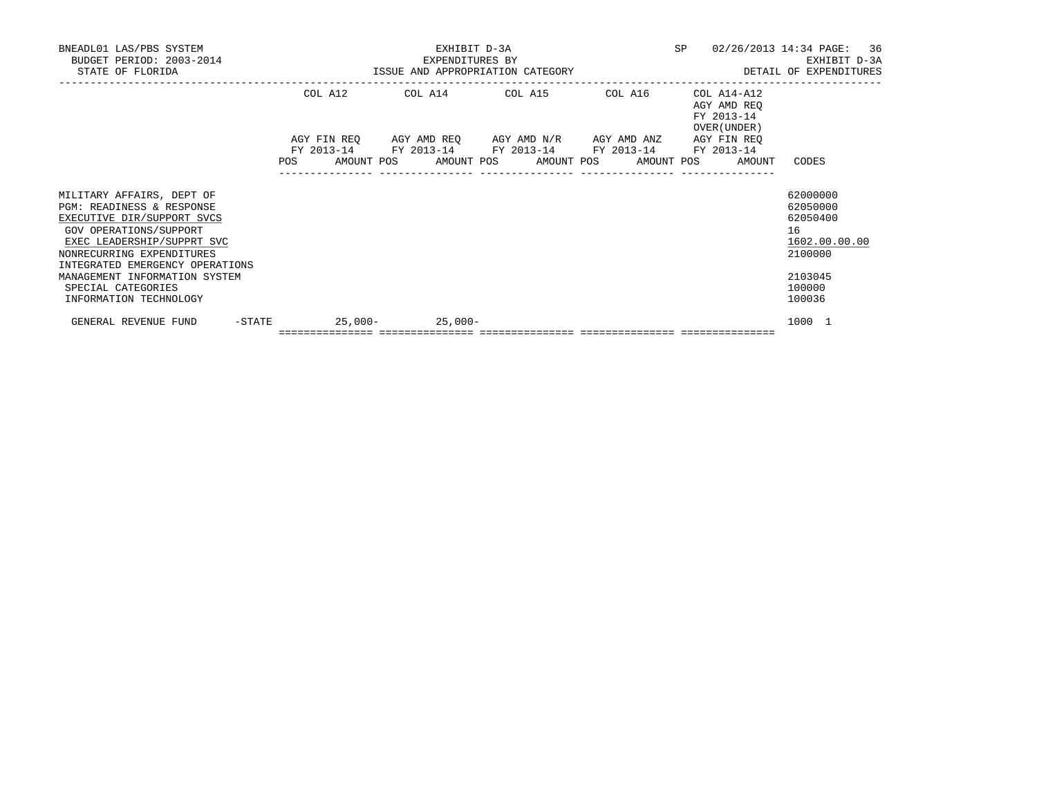BNEADL01 LAS/PBS SYSTEM — EXHIBIT D-3A — SP 02/26/2013 14:34
BUDGET PERIOD: 2003-2014 — EXPENDITURES BY — EXHIBIT D-3A
STATE OF FLORIDA — ISSUE AND APPROPRIATION CATEGORY — DETAIL OF EXPENDITURES

| | COL A12 AGY FIN REQ FY 2013-14 POS AMOUNT | COL A14 AGY AMD REQ FY 2013-14 POS AMOUNT | COL A15 AGY AMD N/R FY 2013-14 POS AMOUNT | COL A16 AGY AMD ANZ FY 2013-14 POS AMOUNT | COL A14-A12 AGY AMD REQ FY 2013-14 OVER(UNDER) AGY FIN REQ FY 2013-14 POS AMOUNT | CODES |
|---|---|---|---|---|---|---|
| MILITARY AFFAIRS, DEPT OF | | | | | | 62000000 |
| PGM: READINESS & RESPONSE | | | | | | 62050000 |
| EXECUTIVE DIR/SUPPORT SVCS | | | | | | 62050400 |
| GOV OPERATIONS/SUPPORT | | | | | | 16 |
| EXEC LEADERSHIP/SUPPRT SVC | | | | | | 1602.00.00.00 |
| NONRECURRING EXPENDITURES | | | | | | 2100000 |
| INTEGRATED EMERGENCY OPERATIONS MANAGEMENT INFORMATION SYSTEM | | | | | | 2103045 |
| SPECIAL CATEGORIES | | | | | | 100000 |
| INFORMATION TECHNOLOGY | | | | | | 100036 |
| GENERAL REVENUE FUND -STATE | 25,000- | 25,000- | | | | 1000 1 |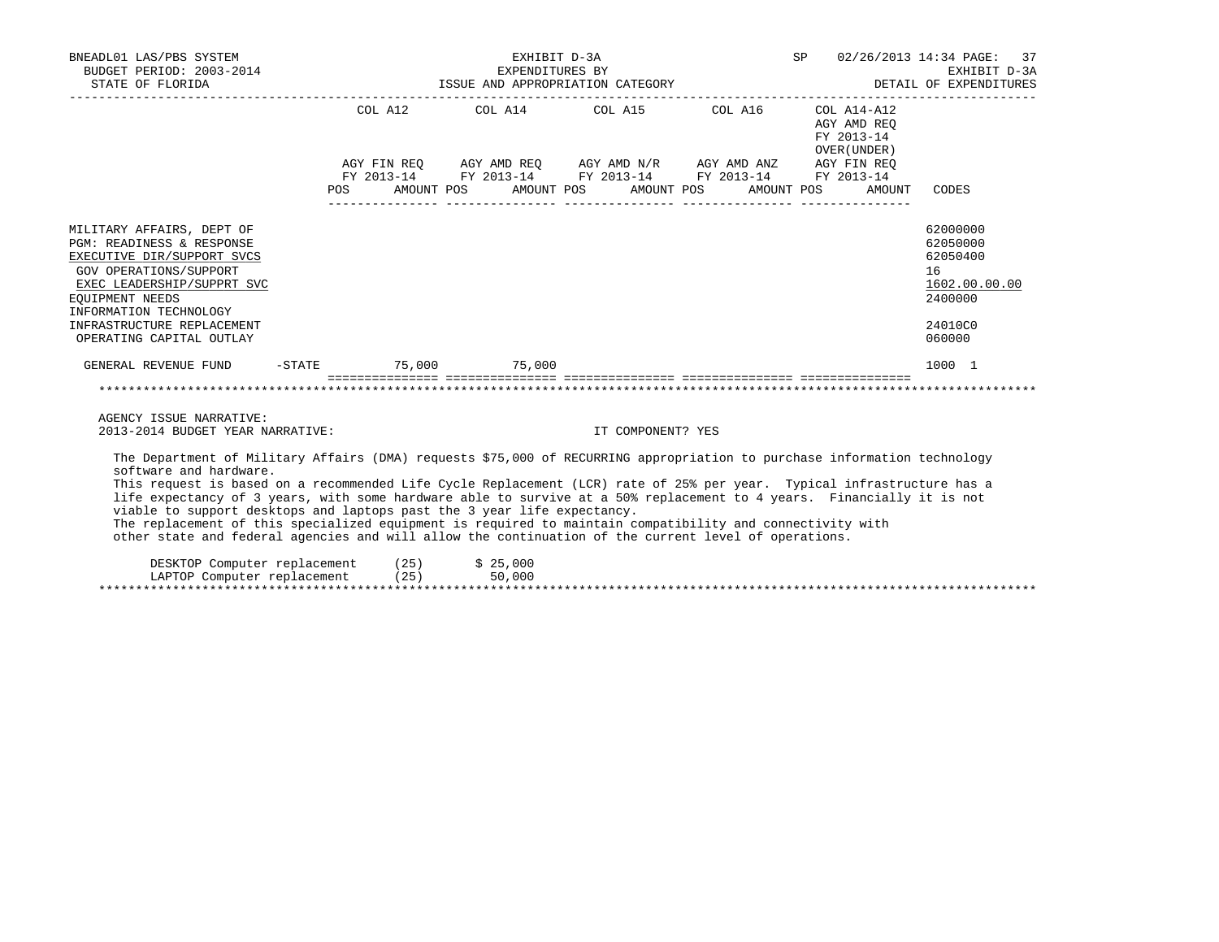BNEADL01 LAS/PBS SYSTEM
BUDGET PERIOD: 2003-2014
STATE OF FLORIDA

EXHIBIT D-3A
EXPENDITURES BY
ISSUE AND APPROPRIATION CATEGORY

SP 02/26/2013 14:34
EXHIBIT D-3A
DETAIL OF EXPENDITURES

| | COL A12 AGY FIN REQ FY 2013-14 POS AMOUNT | COL A14 AGY AMD REQ FY 2013-14 POS AMOUNT | COL A15 AGY AMD N/R FY 2013-14 POS AMOUNT | COL A16 AGY AMD ANZ FY 2013-14 POS AMOUNT | COL A14-A12 AGY AMD REQ FY 2013-14 OVER(UNDER) AGY FIN REQ FY 2013-14 POS AMOUNT | CODES |
|---|---|---|---|---|---|---|
| MILITARY AFFAIRS, DEPT OF | | | | | | 62000000 |
| PGM: READINESS & RESPONSE | | | | | | 62050000 |
| EXECUTIVE DIR/SUPPORT SVCS | | | | | | 62050400 |
| GOV OPERATIONS/SUPPORT | | | | | | 16 |
| EXEC LEADERSHIP/SUPPRT SVC | | | | | | 1602.00.00.00 |
| EQUIPMENT NEEDS | | | | | | 2400000 |
| INFORMATION TECHNOLOGY INFRASTRUCTURE REPLACEMENT | | | | | | 24010C0 |
| OPERATING CAPITAL OUTLAY | | | | | | 060000 |
| GENERAL REVENUE FUND -STATE | 75,000 | 75,000 | | | | 1000 1 |

AGENCY ISSUE NARRATIVE:
2013-2014 BUDGET YEAR NARRATIVE: IT COMPONENT? YES

The Department of Military Affairs (DMA) requests $75,000 of RECURRING appropriation to purchase information technology software and hardware.
This request is based on a recommended Life Cycle Replacement (LCR) rate of 25% per year. Typical infrastructure has a life expectancy of 3 years, with some hardware able to survive at a 50% replacement to 4 years. Financially it is not viable to support desktops and laptops past the 3 year life expectancy.
The replacement of this specialized equipment is required to maintain compatibility and connectivity with other state and federal agencies and will allow the continuation of the current level of operations.

| | | |
|---|---|---|
| DESKTOP Computer replacement | (25) | $ 25,000 |
| LAPTOP Computer replacement | (25) | 50,000 |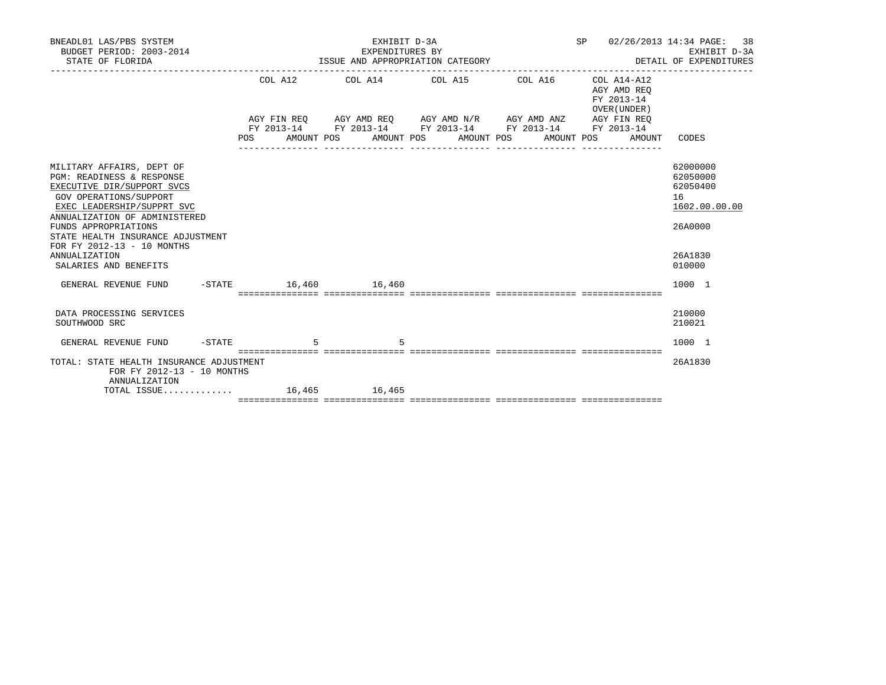BNEADL01 LAS/PBS SYSTEM  
BUDGET PERIOD: 2003-2014  
STATE OF FLORIDA

EXHIBIT D-3A  
EXPENDITURES BY  
ISSUE AND APPROPRIATION CATEGORY

SP 02/26/2013 14:34 PAGE: 38  
EXHIBIT D-3A  
DETAIL OF EXPENDITURES

| | COL A12 AGY FIN REQ FY 2013-14 POS AMOUNT | COL A14 AGY AMD REQ FY 2013-14 POS AMOUNT | COL A15 AGY AMD N/R FY 2013-14 POS AMOUNT | COL A16 AGY AMD ANZ FY 2013-14 POS AMOUNT | COL A14-A12 AGY AMD REQ FY 2013-14 OVER(UNDER) AGY FIN REQ FY 2013-14 POS AMOUNT | CODES |
|---|---|---|---|---|---|---|
| MILITARY AFFAIRS, DEPT OF | | | | | | 62000000 |
| PGM: READINESS & RESPONSE | | | | | | 62050000 |
| EXECUTIVE DIR/SUPPORT SVCS | | | | | | 62050400 |
| GOV OPERATIONS/SUPPORT | | | | | | 16 |
| EXEC LEADERSHIP/SUPPRT SVC | | | | | | 1602.00.00.00 |
| ANNUALIZATION OF ADMINISTERED FUNDS APPROPRIATIONS | | | | | | 26A0000 |
| STATE HEALTH INSURANCE ADJUSTMENT FOR FY 2012-13 - 10 MONTHS ANNUALIZATION | | | | | | 26A1830 |
| SALARIES AND BENEFITS | | | | | | 010000 |
| GENERAL REVENUE FUND -STATE | 16,460 | 16,460 | | | | 1000 1 |
| DATA PROCESSING SERVICES | | | | | | 210000 |
| SOUTHWOOD SRC | | | | | | 210021 |
| GENERAL REVENUE FUND -STATE | 5 | 5 | | | | 1000 1 |
| TOTAL: STATE HEALTH INSURANCE ADJUSTMENT FOR FY 2012-13 - 10 MONTHS ANNUALIZATION | | | | | | 26A1830 |
| TOTAL ISSUE............. | 16,465 | 16,465 | | | | |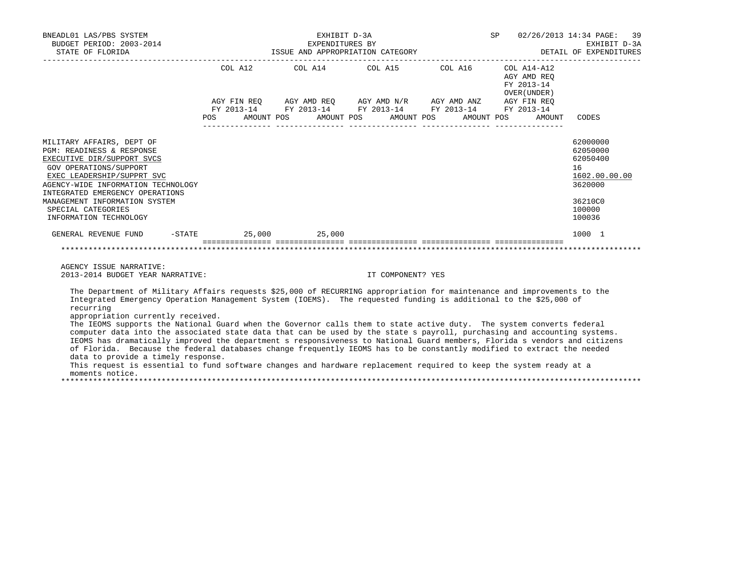BNEADL01 LAS/PBS SYSTEM | EXHIBIT D-3A | SP 02/26/2013 14:34
BUDGET PERIOD: 2003-2014 | EXPENDITURES BY | EXHIBIT D-3A
STATE OF FLORIDA | ISSUE AND APPROPRIATION CATEGORY | DETAIL OF EXPENDITURES

| | COL A12 AGY FIN REQ FY 2013-14 POS AMOUNT | COL A14 AGY AMD REQ FY 2013-14 POS AMOUNT | COL A15 AGY AMD N/R FY 2013-14 POS AMOUNT | COL A16 AGY AMD ANZ FY 2013-14 POS AMOUNT | COL A14-A12 AGY AMD REQ FY 2013-14 OVER(UNDER) AGY FIN REQ FY 2013-14 POS AMOUNT | CODES |
|---|---|---|---|---|---|---|
| MILITARY AFFAIRS, DEPT OF | | | | | | 62000000 |
| PGM: READINESS & RESPONSE | | | | | | 62050000 |
| EXECUTIVE DIR/SUPPORT SVCS | | | | | | 62050400 |
| GOV OPERATIONS/SUPPORT | | | | | | 16 |
| EXEC LEADERSHIP/SUPPRT SVC | | | | | | 1602.00.00.00 |
| AGENCY-WIDE INFORMATION TECHNOLOGY | | | | | | 3620000 |
| INTEGRATED EMERGENCY OPERATIONS MANAGEMENT INFORMATION SYSTEM | | | | | | 36210C0 |
| SPECIAL CATEGORIES | | | | | | 100000 |
| INFORMATION TECHNOLOGY | | | | | | 100036 |
| GENERAL REVENUE FUND -STATE | 25,000 | 25,000 | | | | 1000 1 |

AGENCY ISSUE NARRATIVE:
2013-2014 BUDGET YEAR NARRATIVE: IT COMPONENT? YES

The Department of Military Affairs requests $25,000 of RECURRING appropriation for maintenance and improvements to the Integrated Emergency Operation Management System (IOEMS). The requested funding is additional to the $25,000 of recurring appropriation currently received.
The IEOMS supports the National Guard when the Governor calls them to state active duty. The system converts federal computer data into the associated state data that can be used by the state s payroll, purchasing and accounting systems. IEOMS has dramatically improved the department s responsiveness to National Guard members, Florida s vendors and citizens of Florida. Because the federal databases change frequently IEOMS has to be constantly modified to extract the needed data to provide a timely response.
This request is essential to fund software changes and hardware replacement required to keep the system ready at a moments notice.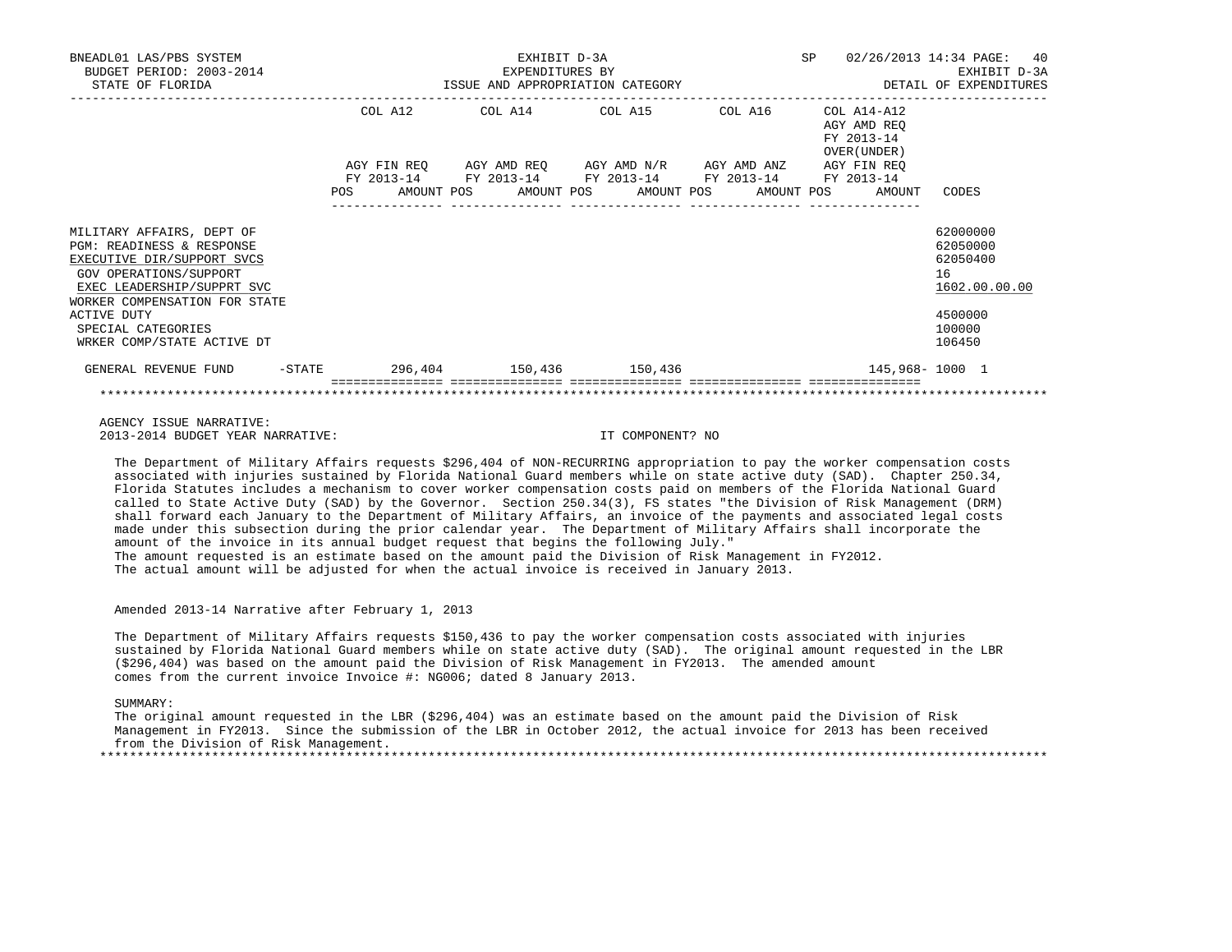EXHIBIT D-3A
EXPENDITURES BY
ISSUE AND APPROPRIATION CATEGORY

BNEADL01 LAS/PBS SYSTEM
BUDGET PERIOD: 2003-2014
STATE OF FLORIDA

SP 02/26/2013 14:34
EXHIBIT D-3A
DETAIL OF EXPENDITURES

| | COL A12 AGY FIN REQ FY 2013-14 POS AMOUNT | COL A14 AGY AMD REQ FY 2013-14 POS AMOUNT | COL A15 AGY AMD N/R FY 2013-14 POS AMOUNT | COL A16 AGY AMD ANZ FY 2013-14 POS AMOUNT | COL A14-A12 AGY AMD REQ FY 2013-14 OVER(UNDER) AGY FIN REQ FY 2013-14 POS AMOUNT | CODES |
|---|---|---|---|---|---|---|
| MILITARY AFFAIRS, DEPT OF | | | | | | 62000000 |
| PGM: READINESS & RESPONSE | | | | | | 62050000 |
| EXECUTIVE DIR/SUPPORT SVCS | | | | | | 62050400 |
| GOV OPERATIONS/SUPPORT | | | | | | 16 |
| EXEC LEADERSHIP/SUPPRT SVC | | | | | | 1602.00.00.00 |
| WORKER COMPENSATION FOR STATE ACTIVE DUTY | | | | | | 4500000 |
| SPECIAL CATEGORIES | | | | | | 100000 |
| WRKER COMP/STATE ACTIVE DT | | | | | | 106450 |
| GENERAL REVENUE FUND -STATE | 296,404 | 150,436 | 150,436 | | 145,968- | 1000 1 |

AGENCY ISSUE NARRATIVE:
2013-2014 BUDGET YEAR NARRATIVE: IT COMPONENT? NO

The Department of Military Affairs requests $296,404 of NON-RECURRING appropriation to pay the worker compensation costs associated with injuries sustained by Florida National Guard members while on state active duty (SAD). Chapter 250.34, Florida Statutes includes a mechanism to cover worker compensation costs paid on members of the Florida National Guard called to State Active Duty (SAD) by the Governor. Section 250.34(3), FS states "the Division of Risk Management (DRM) shall forward each January to the Department of Military Affairs, an invoice of the payments and associated legal costs made under this subsection during the prior calendar year. The Department of Military Affairs shall incorporate the amount of the invoice in its annual budget request that begins the following July."
The amount requested is an estimate based on the amount paid the Division of Risk Management in FY2012.
The actual amount will be adjusted for when the actual invoice is received in January 2013.

Amended 2013-14 Narrative after February 1, 2013

The Department of Military Affairs requests $150,436 to pay the worker compensation costs associated with injuries sustained by Florida National Guard members while on state active duty (SAD). The original amount requested in the LBR ($296,404) was based on the amount paid the Division of Risk Management in FY2013. The amended amount comes from the current invoice Invoice #: NG006; dated 8 January 2013.

SUMMARY:
The original amount requested in the LBR ($296,404) was an estimate based on the amount paid the Division of Risk Management in FY2013. Since the submission of the LBR in October 2012, the actual invoice for 2013 has been received from the Division of Risk Management.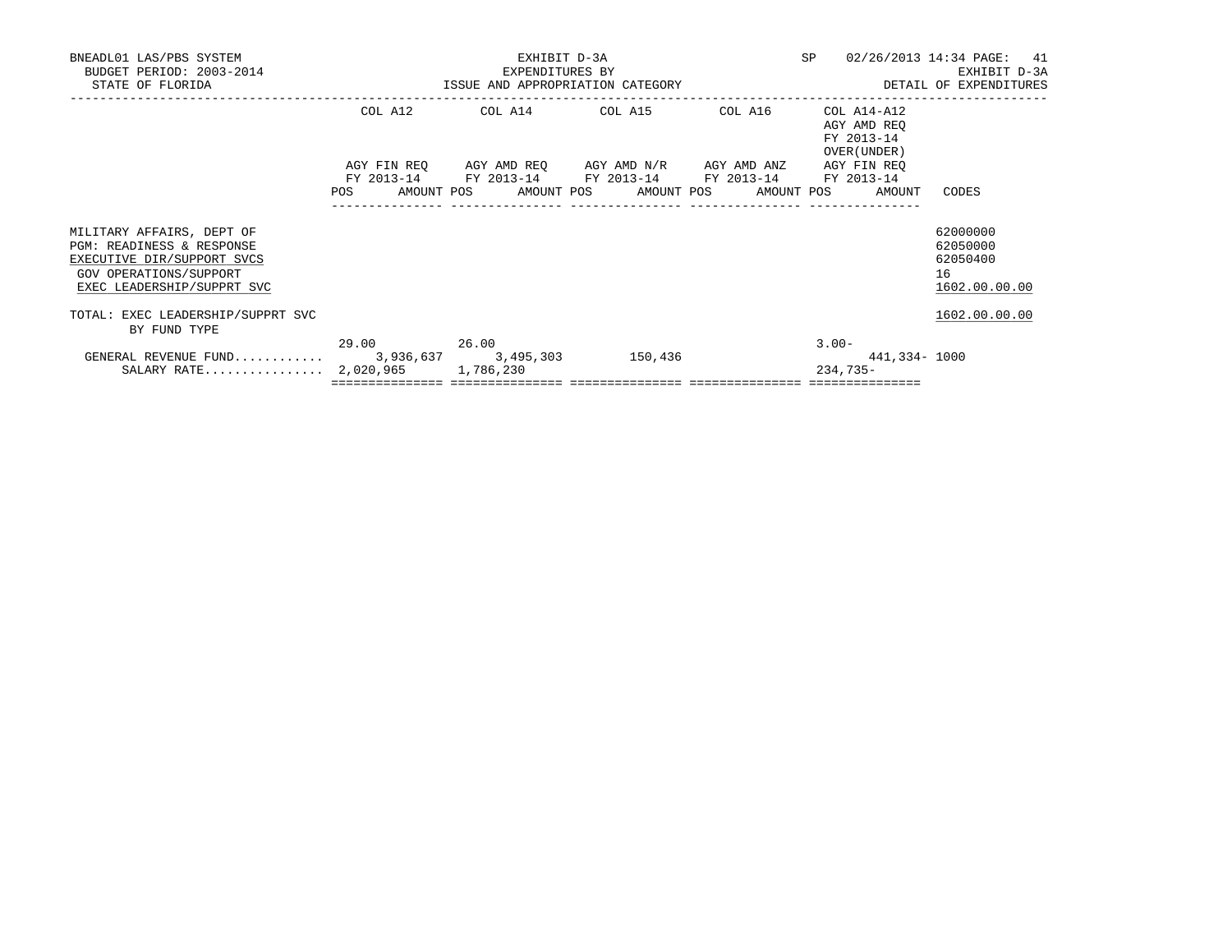BNEADL01 LAS/PBS SYSTEM
BUDGET PERIOD: 2003-2014
STATE OF FLORIDA

EXHIBIT D-3A
EXPENDITURES BY
ISSUE AND APPROPRIATION CATEGORY

SP 02/26/2013 14:34
EXHIBIT D-3A
DETAIL OF EXPENDITURES

| | COL A12 AGY FIN REQ FY 2013-14 | | COL A14 AGY AMD REQ FY 2013-14 | | COL A15 AGY AMD N/R FY 2013-14 | | COL A16 AGY AMD ANZ FY 2013-14 | | COL A14-A12 AGY AMD REQ FY 2013-14 OVER(UNDER) AGY FIN REQ FY 2013-14 | | CODES |
|---|---|---|---|---|---|---|---|---|---|---|---|
| | POS | AMOUNT | POS | AMOUNT | POS | AMOUNT | POS | AMOUNT | POS | AMOUNT | |
| MILITARY AFFAIRS, DEPT OF | | | | | | | | | | | 62000000 |
| PGM: READINESS & RESPONSE | | | | | | | | | | | 62050000 |
| EXECUTIVE DIR/SUPPORT SVCS | | | | | | | | | | | 62050400 |
| GOV OPERATIONS/SUPPORT | | | | | | | | | | | 16 |
| EXEC LEADERSHIP/SUPPRT SVC | | | | | | | | | | | 1602.00.00.00 |
| TOTAL: EXEC LEADERSHIP/SUPPRT SVC BY FUND TYPE | | | | | | | | | | | 1602.00.00.00 |
| GENERAL REVENUE FUND | 29.00 | 3,936,637 | 26.00 | 3,495,303 | | 150,436 | | | 3.00- | 441,334- | 1000 |
| SALARY RATE | | 2,020,965 | | 1,786,230 | | | | | | 234,735- | |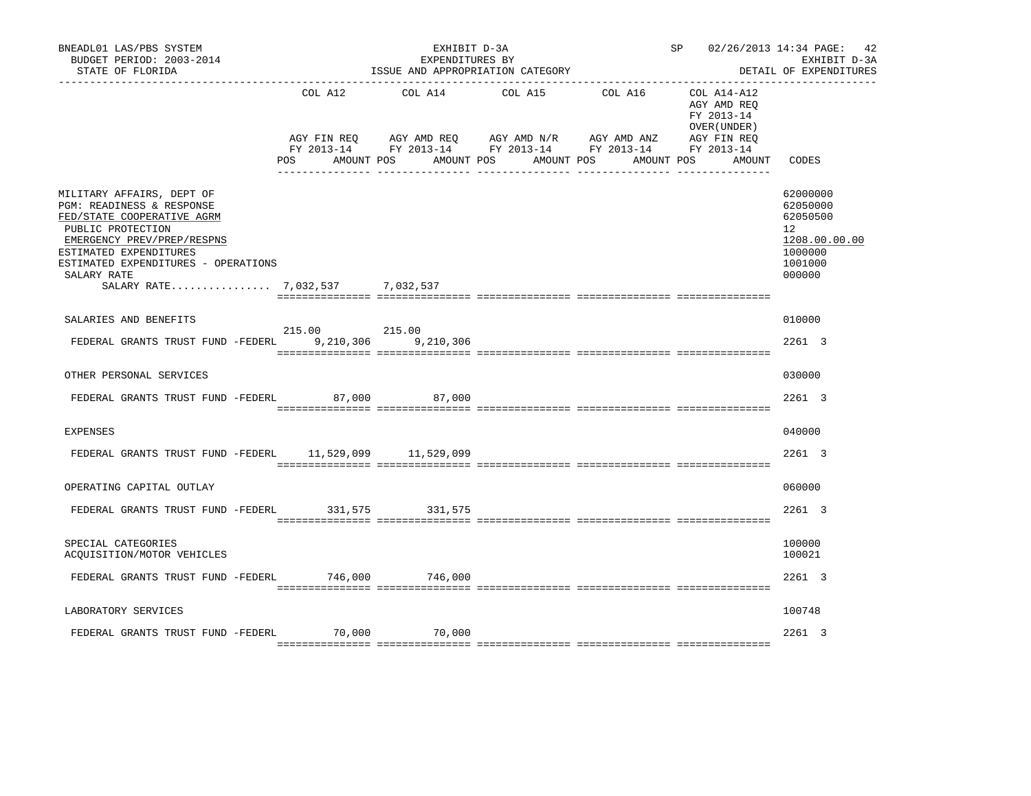BNEADL01 LAS/PBS SYSTEM
BUDGET PERIOD: 2003-2014
STATE OF FLORIDA

EXHIBIT D-3A
EXPENDITURES BY
ISSUE AND APPROPRIATION CATEGORY

SP 02/26/2013 14:34 PAGE: 42
EXHIBIT D-3A
DETAIL OF EXPENDITURES

| | COL A12 AGY FIN REQ FY 2013-14 POS AMOUNT | COL A14 AGY AMD REQ FY 2013-14 POS AMOUNT | COL A15 AGY AMD N/R FY 2013-14 POS AMOUNT | COL A16 AGY AMD ANZ FY 2013-14 POS AMOUNT | COL A14-A12 AGY AMD REQ FY 2013-14 OVER(UNDER) AGY FIN REQ FY 2013-14 POS AMOUNT | CODES |
|---|---|---|---|---|---|---|
| MILITARY AFFAIRS, DEPT OF | | | | | | 62000000 |
| PGM: READINESS & RESPONSE | | | | | | 62050000 |
| FED/STATE COOPERATIVE AGRM | | | | | | 62050500 |
| PUBLIC PROTECTION | | | | | | 12 |
| EMERGENCY PREV/PREP/RESPNS | | | | | | 1208.00.00.00 |
| ESTIMATED EXPENDITURES | | | | | | 1000000 |
| ESTIMATED EXPENDITURES - OPERATIONS | | | | | | 1001000 |
| SALARY RATE | | | | | | 000000 |
| SALARY RATE................ | 7,032,537 | 7,032,537 | | | | |
| SALARIES AND BENEFITS | | | | | | 010000 |
| FEDERAL GRANTS TRUST FUND -FEDERL | 215.00 9,210,306 | 215.00 9,210,306 | | | | 2261 3 |
| OTHER PERSONAL SERVICES | | | | | | 030000 |
| FEDERAL GRANTS TRUST FUND -FEDERL | 87,000 | 87,000 | | | | 2261 3 |
| EXPENSES | | | | | | 040000 |
| FEDERAL GRANTS TRUST FUND -FEDERL | 11,529,099 | 11,529,099 | | | | 2261 3 |
| OPERATING CAPITAL OUTLAY | | | | | | 060000 |
| FEDERAL GRANTS TRUST FUND -FEDERL | 331,575 | 331,575 | | | | 2261 3 |
| SPECIAL CATEGORIES | | | | | | 100000 |
| ACQUISITION/MOTOR VEHICLES | | | | | | 100021 |
| FEDERAL GRANTS TRUST FUND -FEDERL | 746,000 | 746,000 | | | | 2261 3 |
| LABORATORY SERVICES | | | | | | 100748 |
| FEDERAL GRANTS TRUST FUND -FEDERL | 70,000 | 70,000 | | | | 2261 3 |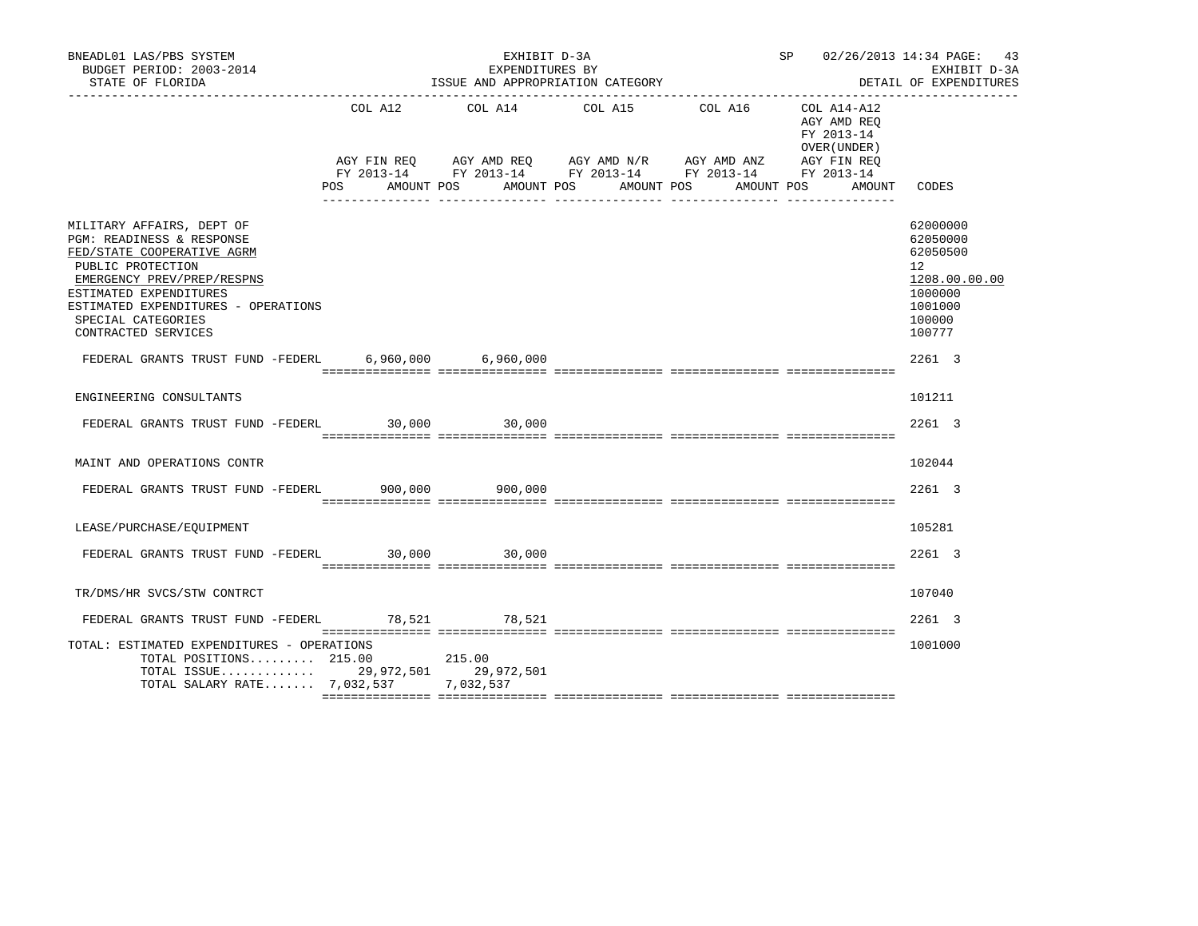BNEADL01 LAS/PBS SYSTEM — EXHIBIT D-3A — EXPENDITURES BY ISSUE AND APPROPRIATION CATEGORY — SP 02/26/2013 14:34

BUDGET PERIOD: 2003-2014 — STATE OF FLORIDA — EXHIBIT D-3A DETAIL OF EXPENDITURES

| | COL A12 AGY FIN REQ FY 2013-14 POS AMOUNT | COL A14 AGY AMD REQ FY 2013-14 POS AMOUNT | COL A15 AGY AMD N/R FY 2013-14 POS AMOUNT | COL A16 AGY AMD ANZ FY 2013-14 POS AMOUNT | COL A14-A12 AGY AMD REQ FY 2013-14 OVER(UNDER) AGY FIN REQ FY 2013-14 POS AMOUNT | CODES |
|---|---|---|---|---|---|---|
| MILITARY AFFAIRS, DEPT OF | | | | | | 62000000 |
| PGM: READINESS & RESPONSE | | | | | | 62050000 |
| FED/STATE COOPERATIVE AGRM | | | | | | 62050500 |
| PUBLIC PROTECTION | | | | | | 12 |
| EMERGENCY PREV/PREP/RESPNS | | | | | | 1208.00.00.00 |
| ESTIMATED EXPENDITURES | | | | | | 1000000 |
| ESTIMATED EXPENDITURES - OPERATIONS | | | | | | 1001000 |
| SPECIAL CATEGORIES | | | | | | 100000 |
| CONTRACTED SERVICES | | | | | | 100777 |
| FEDERAL GRANTS TRUST FUND -FEDERL | 6,960,000 | 6,960,000 | | | | 2261 3 |
| ENGINEERING CONSULTANTS | | | | | | 101211 |
| FEDERAL GRANTS TRUST FUND -FEDERL | 30,000 | 30,000 | | | | 2261 3 |
| MAINT AND OPERATIONS CONTR | | | | | | 102044 |
| FEDERAL GRANTS TRUST FUND -FEDERL | 900,000 | 900,000 | | | | 2261 3 |
| LEASE/PURCHASE/EQUIPMENT | | | | | | 105281 |
| FEDERAL GRANTS TRUST FUND -FEDERL | 30,000 | 30,000 | | | | 2261 3 |
| TR/DMS/HR SVCS/STW CONTRCT | | | | | | 107040 |
| FEDERAL GRANTS TRUST FUND -FEDERL | 78,521 | 78,521 | | | | 2261 3 |
| TOTAL: ESTIMATED EXPENDITURES - OPERATIONS | | | | | | 1001000 |
| TOTAL POSITIONS......... | 215.00 | 215.00 | | | | |
| TOTAL ISSUE............. | 29,972,501 | 29,972,501 | | | | |
| TOTAL SALARY RATE....... | 7,032,537 | 7,032,537 | | | | |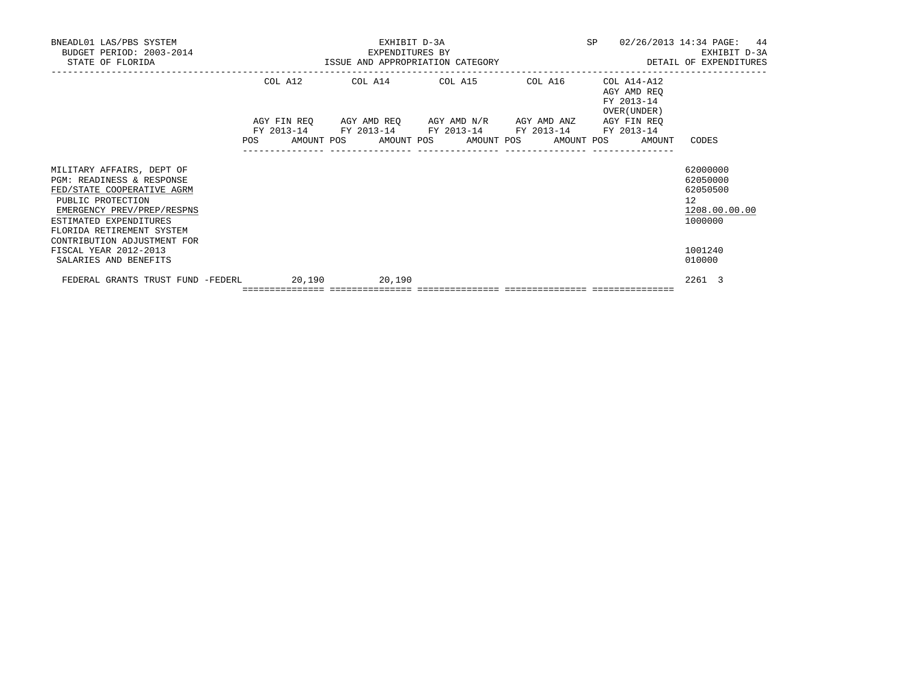BNEADL01 LAS/PBS SYSTEM
BUDGET PERIOD: 2003-2014
STATE OF FLORIDA

EXHIBIT D-3A
EXPENDITURES BY
ISSUE AND APPROPRIATION CATEGORY

SP 02/26/2013 14:34 PAGE: 44
EXHIBIT D-3A
DETAIL OF EXPENDITURES

| | COL A12 AGY FIN REQ FY 2013-14 POS AMOUNT | COL A14 AGY AMD REQ FY 2013-14 POS AMOUNT | COL A15 AGY AMD N/R FY 2013-14 POS AMOUNT | COL A16 AGY AMD ANZ FY 2013-14 POS AMOUNT | COL A14-A12 AGY AMD REQ FY 2013-14 OVER(UNDER) AGY FIN REQ FY 2013-14 POS AMOUNT | CODES |
|---|---|---|---|---|---|---|
| MILITARY AFFAIRS, DEPT OF | | | | | | 62000000 |
| PGM: READINESS & RESPONSE | | | | | | 62050000 |
| FED/STATE COOPERATIVE AGRM | | | | | | 62050500 |
| PUBLIC PROTECTION | | | | | | 12 |
| EMERGENCY PREV/PREP/RESPNS | | | | | | 1208.00.00.00 |
| ESTIMATED EXPENDITURES | | | | | | 1000000 |
| FLORIDA RETIREMENT SYSTEM CONTRIBUTION ADJUSTMENT FOR FISCAL YEAR 2012-2013 | | | | | | 1001240 |
| SALARIES AND BENEFITS | | | | | | 010000 |
| FEDERAL GRANTS TRUST FUND -FEDERL | 20,190 | 20,190 | | | | 2261 3 |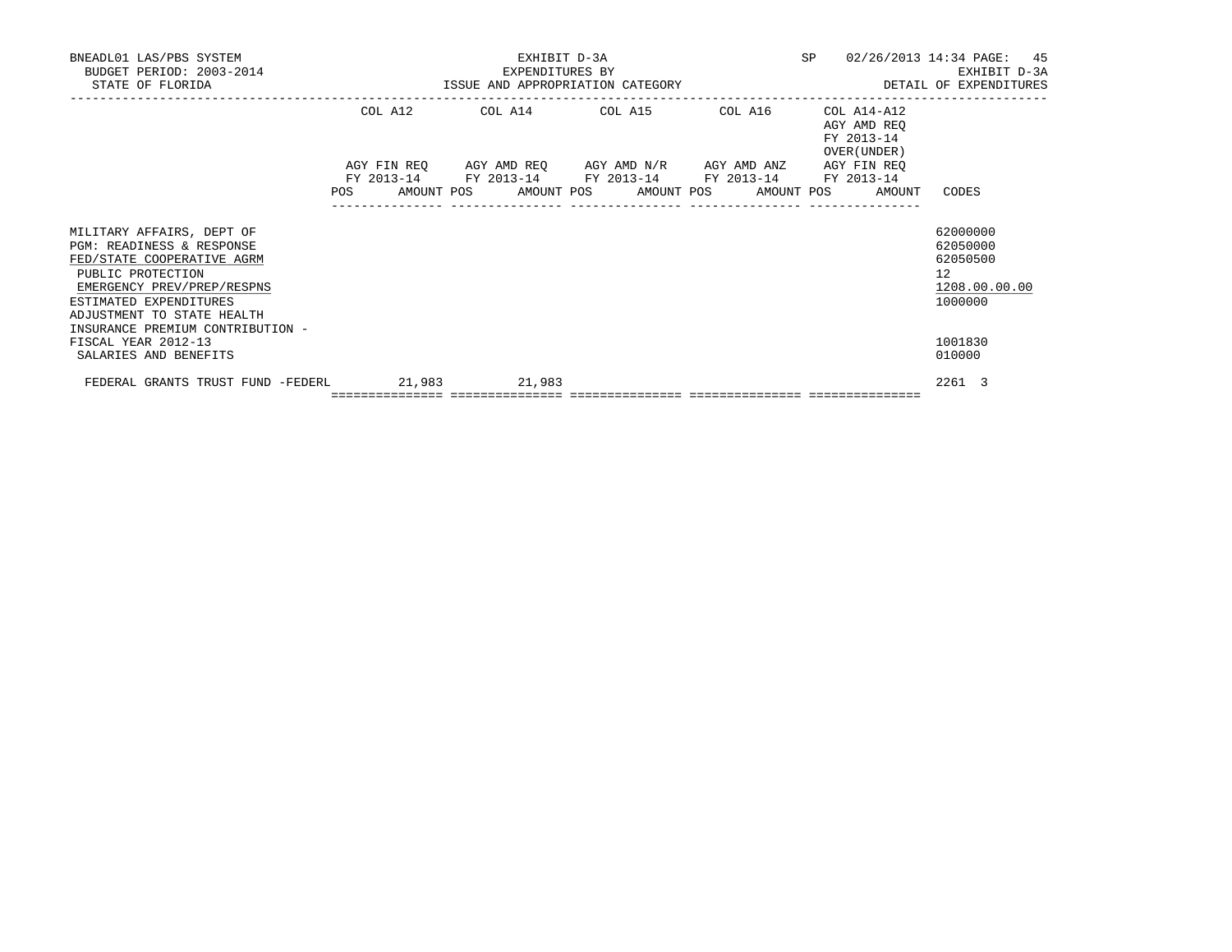BNEADL01 LAS/PBS SYSTEM | EXHIBIT D-3A | SP 02/26/2013 14:34
BUDGET PERIOD: 2003-2014 | EXPENDITURES BY | EXHIBIT D-3A
STATE OF FLORIDA | ISSUE AND APPROPRIATION CATEGORY | DETAIL OF EXPENDITURES

| | COL A12 AGY FIN REQ FY 2013-14 POS AMOUNT | COL A14 AGY AMD REQ FY 2013-14 POS AMOUNT | COL A15 AGY AMD N/R FY 2013-14 POS AMOUNT | COL A16 AGY AMD ANZ FY 2013-14 POS AMOUNT | COL A14-A12 AGY AMD REQ FY 2013-14 OVER(UNDER) AGY FIN REQ FY 2013-14 POS AMOUNT | CODES |
|---|---|---|---|---|---|---|
| MILITARY AFFAIRS, DEPT OF | | | | | | 62000000 |
| PGM: READINESS & RESPONSE | | | | | | 62050000 |
| FED/STATE COOPERATIVE AGRM | | | | | | 62050500 |
| PUBLIC PROTECTION | | | | | | 12 |
| EMERGENCY PREV/PREP/RESPNS | | | | | | 1208.00.00.00 |
| ESTIMATED EXPENDITURES | | | | | | 1000000 |
| ADJUSTMENT TO STATE HEALTH INSURANCE PREMIUM CONTRIBUTION - FISCAL YEAR 2012-13 | | | | | | 1001830 |
| SALARIES AND BENEFITS | | | | | | 010000 |
| FEDERAL GRANTS TRUST FUND -FEDERL | 21,983 | 21,983 | | | | 2261 3 |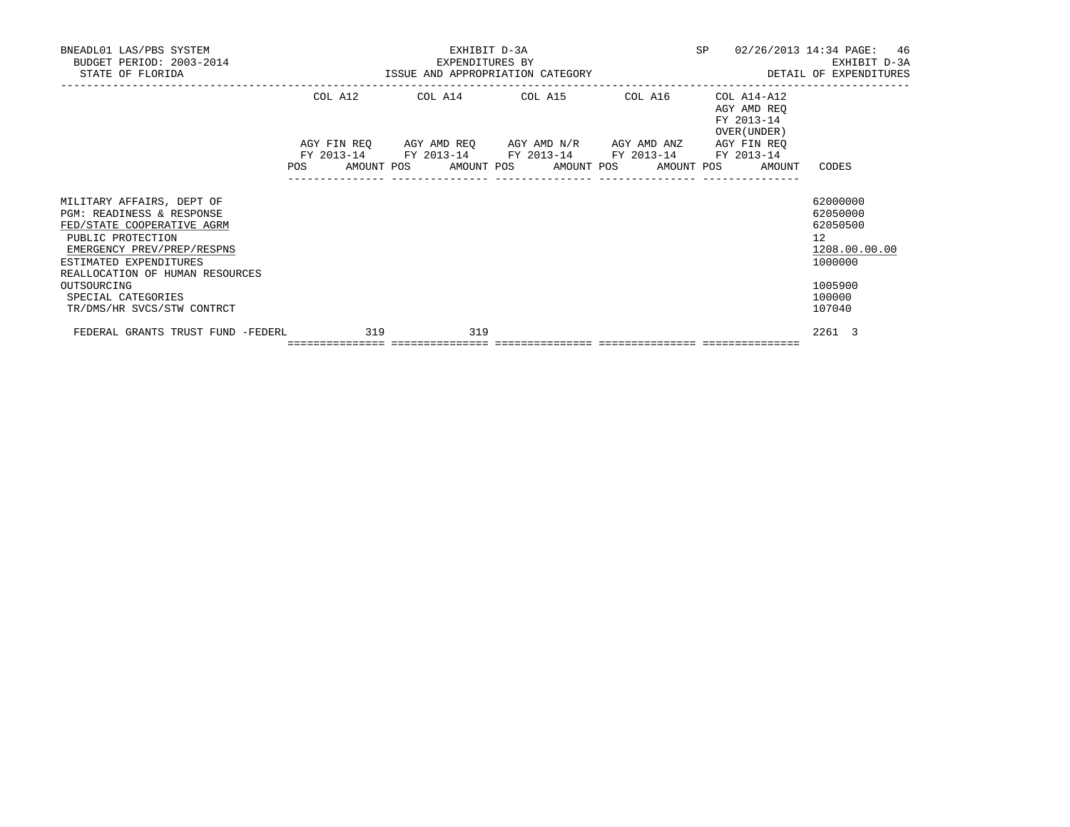BNEADL01 LAS/PBS SYSTEM
BUDGET PERIOD: 2003-2014
STATE OF FLORIDA

EXHIBIT D-3A
EXPENDITURES BY
ISSUE AND APPROPRIATION CATEGORY

SP 02/26/2013 14:34
EXHIBIT D-3A
DETAIL OF EXPENDITURES

| | COL A12 AGY FIN REQ FY 2013-14 | | COL A14 AGY AMD REQ FY 2013-14 | | COL A15 AGY AMD N/R FY 2013-14 | | COL A16 AGY AMD ANZ FY 2013-14 | | COL A14-A12 AGY AMD REQ FY 2013-14 OVER(UNDER) AGY FIN REQ FY 2013-14 | | CODES |
|---|---|---|---|---|---|---|---|---|---|---|---|
| | POS | AMOUNT | POS | AMOUNT | POS | AMOUNT | POS | AMOUNT | POS | AMOUNT | |
| MILITARY AFFAIRS, DEPT OF | | | | | | | | | | | 62000000 |
| PGM: READINESS & RESPONSE | | | | | | | | | | | 62050000 |
| FED/STATE COOPERATIVE AGRM | | | | | | | | | | | 62050500 |
| PUBLIC PROTECTION | | | | | | | | | | | 12 |
| EMERGENCY PREV/PREP/RESPNS | | | | | | | | | | | 1208.00.00.00 |
| ESTIMATED EXPENDITURES | | | | | | | | | | | 1000000 |
| REALLOCATION OF HUMAN RESOURCES OUTSOURCING | | | | | | | | | | | 1005900 |
| SPECIAL CATEGORIES | | | | | | | | | | | 100000 |
| TR/DMS/HR SVCS/STW CONTRCT | | | | | | | | | | | 107040 |
| FEDERAL GRANTS TRUST FUND -FEDERL | | 319 | | 319 | | | | | | | 2261 3 |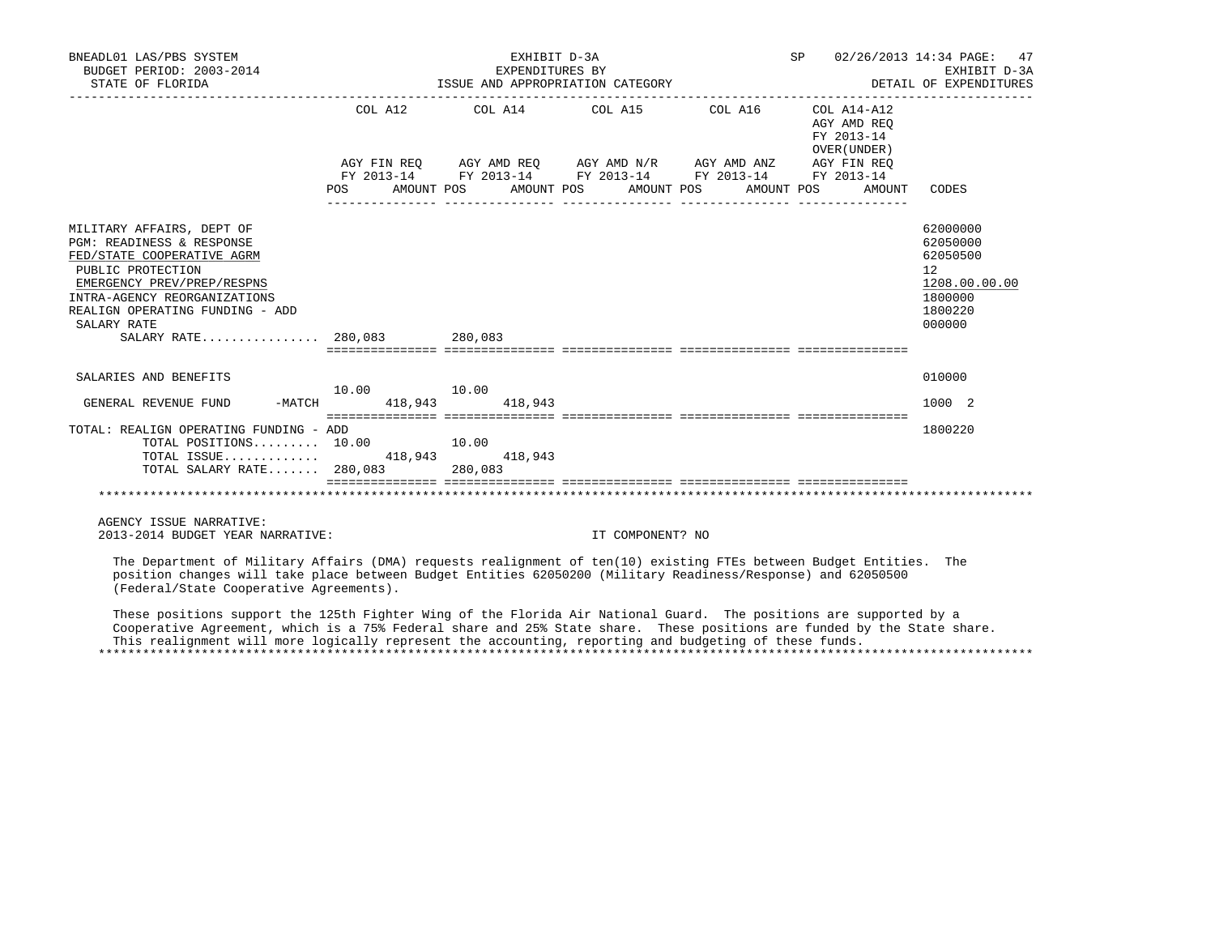BNEADL01 LAS/PBS SYSTEM | BUDGET PERIOD: 2003-2014 | STATE OF FLORIDA

EXHIBIT D-3A
EXPENDITURES BY
ISSUE AND APPROPRIATION CATEGORY

SP 02/26/2013 14:34 | EXHIBIT D-3A | DETAIL OF EXPENDITURES

| | COL A12 AGY FIN REQ FY 2013-14 POS | AMOUNT | COL A14 AGY AMD REQ FY 2013-14 POS | AMOUNT | COL A15 AGY AMD N/R FY 2013-14 POS | AMOUNT | COL A16 AGY AMD ANZ FY 2013-14 POS | AMOUNT | COL A14-A12 AGY AMD REQ FY 2013-14 OVER(UNDER) AGY FIN REQ FY 2013-14 POS | AMOUNT | CODES |
|---|---|---|---|---|---|---|---|---|---|---|---|
| MILITARY AFFAIRS, DEPT OF | | | | | | | | | | | 62000000 |
| PGM: READINESS & RESPONSE | | | | | | | | | | | 62050000 |
| FED/STATE COOPERATIVE AGRM | | | | | | | | | | | 62050500 |
| PUBLIC PROTECTION | | | | | | | | | | | 12 |
| EMERGENCY PREV/PREP/RESPNS | | | | | | | | | | | 1208.00.00.00 |
| INTRA-AGENCY REORGANIZATIONS | | | | | | | | | | | 1800000 |
| REALIGN OPERATING FUNDING - ADD | | | | | | | | | | | 1800220 |
| SALARY RATE | | | | | | | | | | | 000000 |
| SALARY RATE................ | 280,083 | | 280,083 | | | | | | | | |
| SALARIES AND BENEFITS | | | | | | | | | | | 010000 |
| GENERAL REVENUE FUND -MATCH | 10.00 | 418,943 | 10.00 | 418,943 | | | | | | | 1000 2 |
| TOTAL: REALIGN OPERATING FUNDING - ADD | | | | | | | | | | | 1800220 |
| TOTAL POSITIONS......... | 10.00 | | 10.00 | | | | | | | | |
| TOTAL ISSUE............. | | 418,943 | | 418,943 | | | | | | | |
| TOTAL SALARY RATE....... | 280,083 | | 280,083 | | | | | | | | |

AGENCY ISSUE NARRATIVE:
2013-2014 BUDGET YEAR NARRATIVE: IT COMPONENT? NO

The Department of Military Affairs (DMA) requests realignment of ten(10) existing FTEs between Budget Entities. The position changes will take place between Budget Entities 62050200 (Military Readiness/Response) and 62050500 (Federal/State Cooperative Agreements).

These positions support the 125th Fighter Wing of the Florida Air National Guard. The positions are supported by a Cooperative Agreement, which is a 75% Federal share and 25% State share. These positions are funded by the State share. This realignment will more logically represent the accounting, reporting and budgeting of these funds.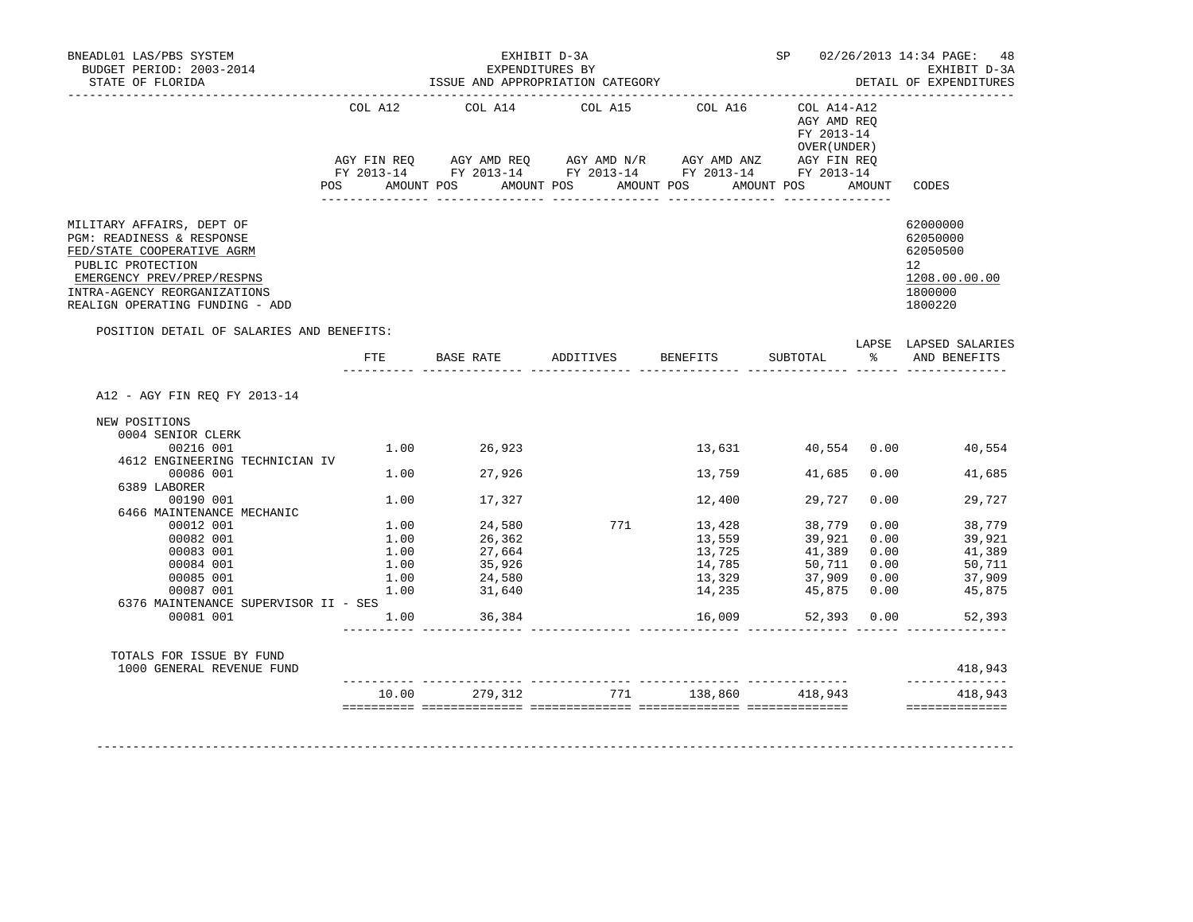BNEADL01 LAS/PBS SYSTEM — EXHIBIT D-3A — SP 02/26/2013 14:34

BUDGET PERIOD: 2003-2014 — EXPENDITURES BY — EXHIBIT D-3A

STATE OF FLORIDA — ISSUE AND APPROPRIATION CATEGORY — DETAIL OF EXPENDITURES

| | COL A12 AGY FIN REQ FY 2013-14 | | COL A14 AGY AMD REQ FY 2013-14 | | COL A15 AGY AMD N/R FY 2013-14 | | COL A16 AGY AMD ANZ FY 2013-14 | | COL A14-A12 AGY AMD REQ FY 2013-14 OVER(UNDER) AGY FIN REQ FY 2013-14 | | CODES |
|---|---|---|---|---|---|---|---|---|---|---|---|
| | POS | AMOUNT | POS | AMOUNT | POS | AMOUNT | POS | AMOUNT | POS | AMOUNT | |
| MILITARY AFFAIRS, DEPT OF | | | | | | | | | | | 62000000 |
| PGM: READINESS & RESPONSE | | | | | | | | | | | 62050000 |
| FED/STATE COOPERATIVE AGRM | | | | | | | | | | | 62050500 |
| PUBLIC PROTECTION | | | | | | | | | | | 12 |
| EMERGENCY PREV/PREP/RESPNS | | | | | | | | | | | 1208.00.00.00 |
| INTRA-AGENCY REORGANIZATIONS | | | | | | | | | | | 1800000 |
| REALIGN OPERATING FUNDING - ADD | | | | | | | | | | | 1800220 |

POSITION DETAIL OF SALARIES AND BENEFITS:

| | FTE | BASE RATE | ADDITIVES | BENEFITS | SUBTOTAL | LAPSE % | LAPSED SALARIES AND BENEFITS |
|---|---|---|---|---|---|---|---|
| A12 - AGY FIN REQ FY 2013-14 | | | | | | | |
| NEW POSITIONS | | | | | | | |
| 0004 SENIOR CLERK | | | | | | | |
| 00216 001 | 1.00 | 26,923 | | 13,631 | 40,554 | 0.00 | 40,554 |
| 4612 ENGINEERING TECHNICIAN IV | | | | | | | |
| 00086 001 | 1.00 | 27,926 | | 13,759 | 41,685 | 0.00 | 41,685 |
| 6389 LABORER | | | | | | | |
| 00190 001 | 1.00 | 17,327 | | 12,400 | 29,727 | 0.00 | 29,727 |
| 6466 MAINTENANCE MECHANIC | | | | | | | |
| 00012 001 | 1.00 | 24,580 | 771 | 13,428 | 38,779 | 0.00 | 38,779 |
| 00082 001 | 1.00 | 26,362 | | 13,559 | 39,921 | 0.00 | 39,921 |
| 00083 001 | 1.00 | 27,664 | | 13,725 | 41,389 | 0.00 | 41,389 |
| 00084 001 | 1.00 | 35,926 | | 14,785 | 50,711 | 0.00 | 50,711 |
| 00085 001 | 1.00 | 24,580 | | 13,329 | 37,909 | 0.00 | 37,909 |
| 00087 001 | 1.00 | 31,640 | | 14,235 | 45,875 | 0.00 | 45,875 |
| 6376 MAINTENANCE SUPERVISOR II - SES | | | | | | | |
| 00081 001 | 1.00 | 36,384 | | 16,009 | 52,393 | 0.00 | 52,393 |
| TOTALS FOR ISSUE BY FUND | | | | | | | |
| 1000 GENERAL REVENUE FUND | | | | | | | 418,943 |
| | 10.00 | 279,312 | 771 | 138,860 | 418,943 | | 418,943 |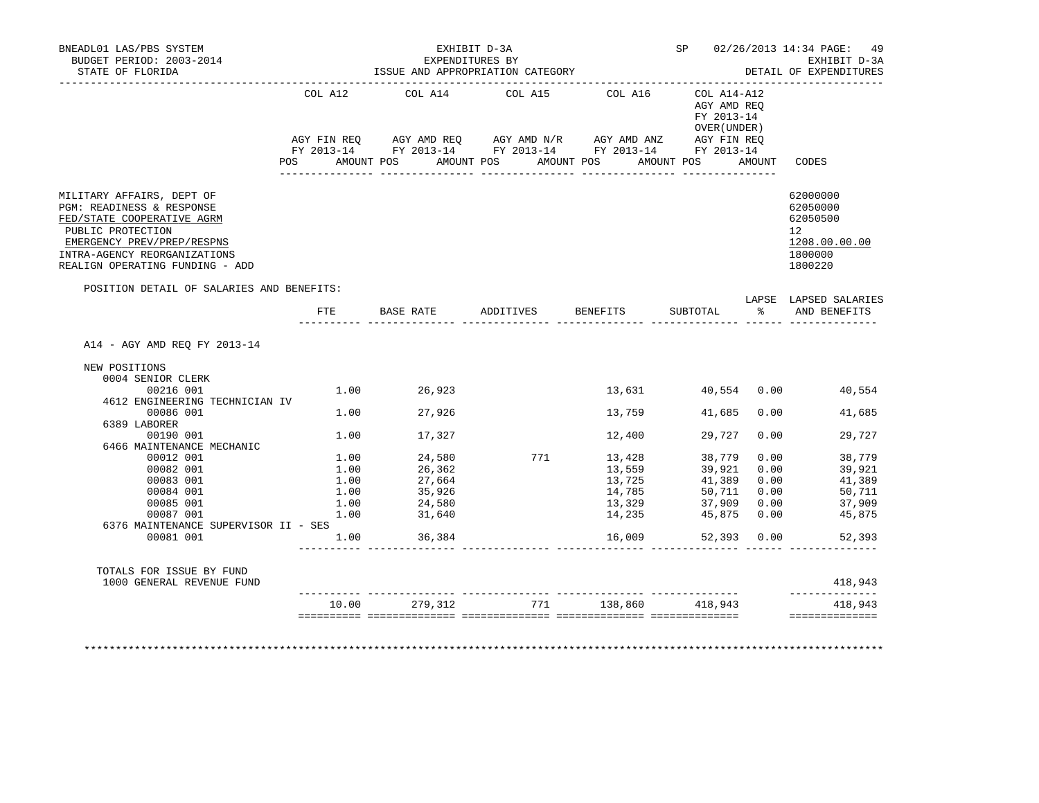BNEADL01 LAS/PBS SYSTEM | EXHIBIT D-3A | SP 02/26/2013 14:34

BUDGET PERIOD: 2003-2014 | EXPENDITURES BY | EXHIBIT D-3A

STATE OF FLORIDA | ISSUE AND APPROPRIATION CATEGORY | DETAIL OF EXPENDITURES

| | COL A12 AGY FIN REQ FY 2013-14 POS AMOUNT | COL A14 AGY AMD REQ FY 2013-14 POS AMOUNT | COL A15 AGY AMD N/R FY 2013-14 POS AMOUNT | COL A16 AGY AMD ANZ FY 2013-14 POS AMOUNT | COL A14-A12 AGY AMD REQ FY 2013-14 OVER(UNDER) AGY FIN REQ FY 2013-14 POS AMOUNT | CODES |
|---|---|---|---|---|---|---|

MILITARY AFFAIRS, DEPT OF — 62000000
PGM: READINESS & RESPONSE — 62050000
FED/STATE COOPERATIVE AGRM — 62050500
PUBLIC PROTECTION — 12
EMERGENCY PREV/PREP/RESPNS — 1208.00.00.00
INTRA-AGENCY REORGANIZATIONS — 1800000
REALIGN OPERATING FUNDING - ADD — 1800220

POSITION DETAIL OF SALARIES AND BENEFITS:

| | FTE | BASE RATE | ADDITIVES | BENEFITS | SUBTOTAL | LAPSE % | LAPSED SALARIES AND BENEFITS |
|---|---|---|---|---|---|---|---|
| A14 - AGY AMD REQ FY 2013-14 | | | | | | | |
| NEW POSITIONS | | | | | | | |
| 0004 SENIOR CLERK | | | | | | | |
| 00216 001 | 1.00 | 26,923 | | 13,631 | 40,554 | 0.00 | 40,554 |
| 4612 ENGINEERING TECHNICIAN IV | | | | | | | |
| 00086 001 | 1.00 | 27,926 | | 13,759 | 41,685 | 0.00 | 41,685 |
| 6389 LABORER | | | | | | | |
| 00190 001 | 1.00 | 17,327 | | 12,400 | 29,727 | 0.00 | 29,727 |
| 6466 MAINTENANCE MECHANIC | | | | | | | |
| 00012 001 | 1.00 | 24,580 | 771 | 13,428 | 38,779 | 0.00 | 38,779 |
| 00082 001 | 1.00 | 26,362 | | 13,559 | 39,921 | 0.00 | 39,921 |
| 00083 001 | 1.00 | 27,664 | | 13,725 | 41,389 | 0.00 | 41,389 |
| 00084 001 | 1.00 | 35,926 | | 14,785 | 50,711 | 0.00 | 50,711 |
| 00085 001 | 1.00 | 24,580 | | 13,329 | 37,909 | 0.00 | 37,909 |
| 00087 001 | 1.00 | 31,640 | | 14,235 | 45,875 | 0.00 | 45,875 |
| 6376 MAINTENANCE SUPERVISOR II - SES | | | | | | | |
| 00081 001 | 1.00 | 36,384 | | 16,009 | 52,393 | 0.00 | 52,393 |
| TOTALS FOR ISSUE BY FUND | | | | | | | |
| 1000 GENERAL REVENUE FUND | | | | | | | 418,943 |
| | 10.00 | 279,312 | 771 | 138,860 | 418,943 | | 418,943 |

\*\*\*\*\*\*\*\*\*\*\*\*\*\*\*\*\*\*\*\*\*\*\*\*\*\*\*\*\*\*\*\*\*\*\*\*\*\*\*\*\*\*\*\*\*\*\*\*\*\*\*\*\*\*\*\*\*\*\*\*\*\*\*\*\*\*\*\*\*\*\*\*\*\*\*\*\*\*\*\*\*\*\*\*\*\*\*\*\*\*\*\*\*\*\*\*\*\*\*\*\*\*\*\*\*\*\*\*\*\*\*\*\*\*\*\*\*\*\*\*\*\*\*\*\*\*\*\*\*\*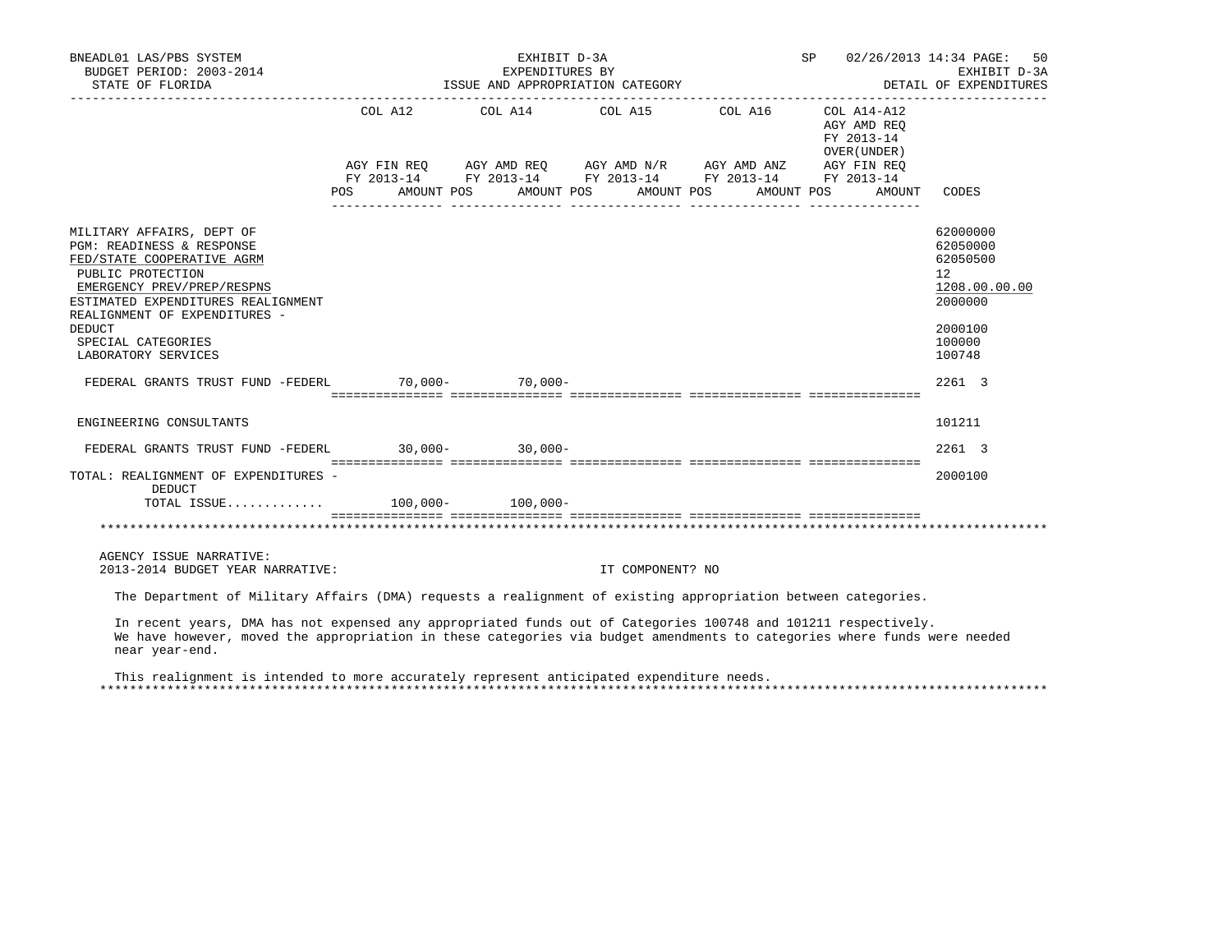BNEADL01 LAS/PBS SYSTEM | EXHIBIT D-3A | SP 02/26/2013 14:34 PAGE: 50
BUDGET PERIOD: 2003-2014 | EXPENDITURES BY | EXHIBIT D-3A
STATE OF FLORIDA | ISSUE AND APPROPRIATION CATEGORY | DETAIL OF EXPENDITURES

| | COL A12 AGY FIN REQ FY 2013-14 POS AMOUNT | COL A14 AGY AMD REQ FY 2013-14 POS AMOUNT | COL A15 AGY AMD N/R FY 2013-14 POS AMOUNT | COL A16 AGY AMD ANZ FY 2013-14 POS AMOUNT | COL A14-A12 AGY AMD REQ FY 2013-14 OVER(UNDER) AGY FIN REQ FY 2013-14 POS AMOUNT | CODES |
|---|---|---|---|---|---|---|
| MILITARY AFFAIRS, DEPT OF | | | | | | 62000000 |
| PGM: READINESS & RESPONSE | | | | | | 62050000 |
| FED/STATE COOPERATIVE AGRM | | | | | | 62050500 |
| PUBLIC PROTECTION | | | | | | 12 |
| EMERGENCY PREV/PREP/RESPNS | | | | | | 1208.00.00.00 |
| ESTIMATED EXPENDITURES REALIGNMENT | | | | | | 2000000 |
| REALIGNMENT OF EXPENDITURES - DEDUCT | | | | | | 2000100 |
| SPECIAL CATEGORIES | | | | | | 100000 |
| LABORATORY SERVICES | | | | | | 100748 |
| FEDERAL GRANTS TRUST FUND -FEDERL | 70,000- | 70,000- | | | | 2261 3 |
| ENGINEERING CONSULTANTS | | | | | | 101211 |
| FEDERAL GRANTS TRUST FUND -FEDERL | 30,000- | 30,000- | | | | 2261 3 |
| TOTAL: REALIGNMENT OF EXPENDITURES - DEDUCT | | | | | | 2000100 |
| TOTAL ISSUE............ | 100,000- | 100,000- | | | | |

AGENCY ISSUE NARRATIVE:
2013-2014 BUDGET YEAR NARRATIVE: IT COMPONENT? NO

The Department of Military Affairs (DMA) requests a realignment of existing appropriation between categories.

In recent years, DMA has not expensed any appropriated funds out of Categories 100748 and 101211 respectively. We have however, moved the appropriation in these categories via budget amendments to categories where funds were needed near year-end.

This realignment is intended to more accurately represent anticipated expenditure needs.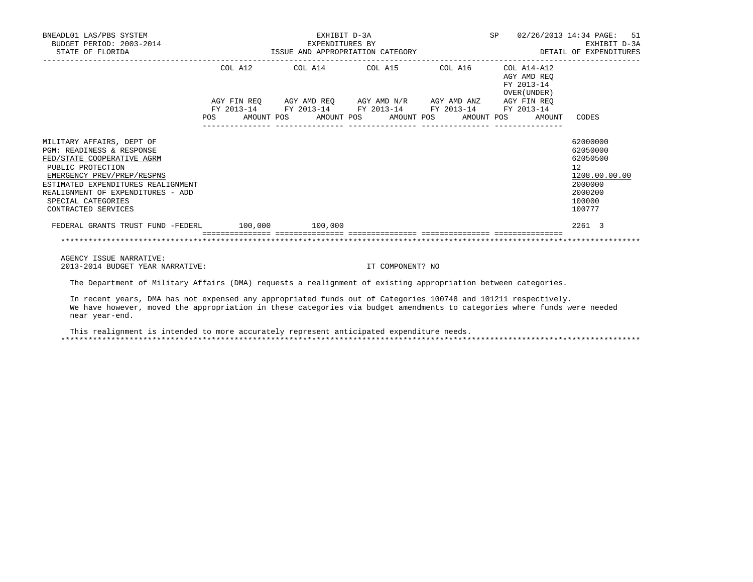BNEADL01 LAS/PBS SYSTEM | EXHIBIT D-3A | SP 02/26/2013 14:34
BUDGET PERIOD: 2003-2014 | EXPENDITURES BY | EXHIBIT D-3A
STATE OF FLORIDA | ISSUE AND APPROPRIATION CATEGORY | DETAIL OF EXPENDITURES

| | COL A12 AGY FIN REQ FY 2013-14 POS AMOUNT | COL A14 AGY AMD REQ FY 2013-14 POS AMOUNT | COL A15 AGY AMD N/R FY 2013-14 POS AMOUNT | COL A16 AGY AMD ANZ FY 2013-14 POS AMOUNT | COL A14-A12 AGY AMD REQ FY 2013-14 OVER(UNDER) AGY FIN REQ FY 2013-14 POS AMOUNT | CODES |
|---|---|---|---|---|---|---|
| MILITARY AFFAIRS, DEPT OF | | | | | | 62000000 |
| PGM: READINESS & RESPONSE | | | | | | 62050000 |
| FED/STATE COOPERATIVE AGRM | | | | | | 62050500 |
| PUBLIC PROTECTION | | | | | | 12 |
| EMERGENCY PREV/PREP/RESPNS | | | | | | 1208.00.00.00 |
| ESTIMATED EXPENDITURES REALIGNMENT | | | | | | 2000000 |
| REALIGNMENT OF EXPENDITURES - ADD | | | | | | 2000200 |
| SPECIAL CATEGORIES | | | | | | 100000 |
| CONTRACTED SERVICES | | | | | | 100777 |
| FEDERAL GRANTS TRUST FUND -FEDERL | 100,000 | 100,000 | | | | 2261 3 |

AGENCY ISSUE NARRATIVE:
2013-2014 BUDGET YEAR NARRATIVE: IT COMPONENT? NO

The Department of Military Affairs (DMA) requests a realignment of existing appropriation between categories.

In recent years, DMA has not expensed any appropriated funds out of Categories 100748 and 101211 respectively. We have however, moved the appropriation in these categories via budget amendments to categories where funds were needed near year-end.

This realignment is intended to more accurately represent anticipated expenditure needs.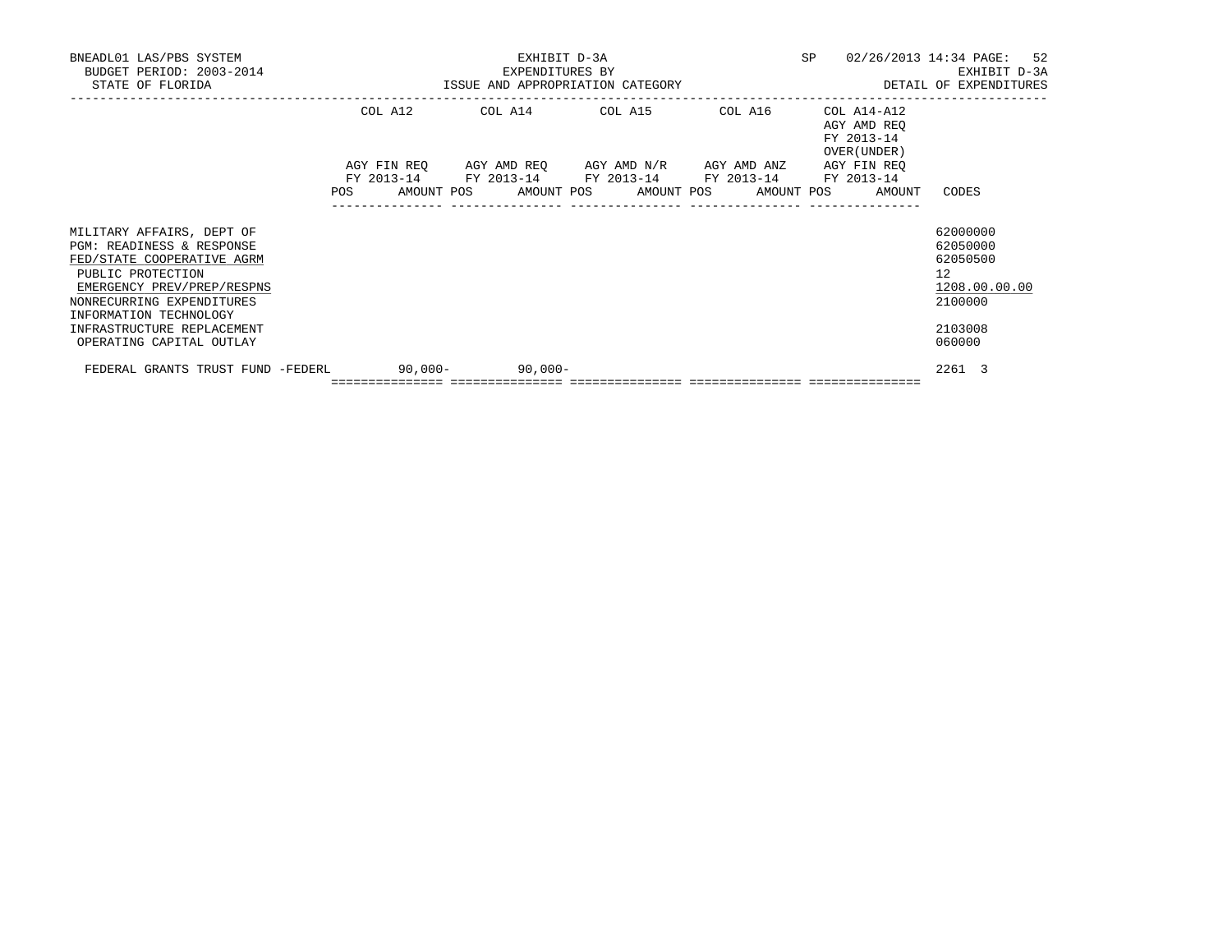BNEADL01 LAS/PBS SYSTEM
BUDGET PERIOD: 2003-2014
STATE OF FLORIDA

EXHIBIT D-3A
EXPENDITURES BY
ISSUE AND APPROPRIATION CATEGORY

SP 02/26/2013 14:34
EXHIBIT D-3A
DETAIL OF EXPENDITURES

| | COL A12 AGY FIN REQ FY 2013-14 | | COL A14 AGY AMD REQ FY 2013-14 | | COL A15 AGY AMD N/R FY 2013-14 | | COL A16 AGY AMD ANZ FY 2013-14 | | COL A14-A12 AGY AMD REQ FY 2013-14 OVER(UNDER) AGY FIN REQ FY 2013-14 | | CODES |
|---|---|---|---|---|---|---|---|---|---|---|---|
| | POS | AMOUNT | POS | AMOUNT | POS | AMOUNT | POS | AMOUNT | POS | AMOUNT | |
| MILITARY AFFAIRS, DEPT OF | | | | | | | | | | | 62000000 |
| PGM: READINESS & RESPONSE | | | | | | | | | | | 62050000 |
| FED/STATE COOPERATIVE AGRM | | | | | | | | | | | 62050500 |
| PUBLIC PROTECTION | | | | | | | | | | | 12 |
| EMERGENCY PREV/PREP/RESPNS | | | | | | | | | | | 1208.00.00.00 |
| NONRECURRING EXPENDITURES | | | | | | | | | | | 2100000 |
| INFORMATION TECHNOLOGY INFRASTRUCTURE REPLACEMENT | | | | | | | | | | | 2103008 |
| OPERATING CAPITAL OUTLAY | | | | | | | | | | | 060000 |
| FEDERAL GRANTS TRUST FUND -FEDERL | | 90,000- | | 90,000- | | | | | | | 2261 3 |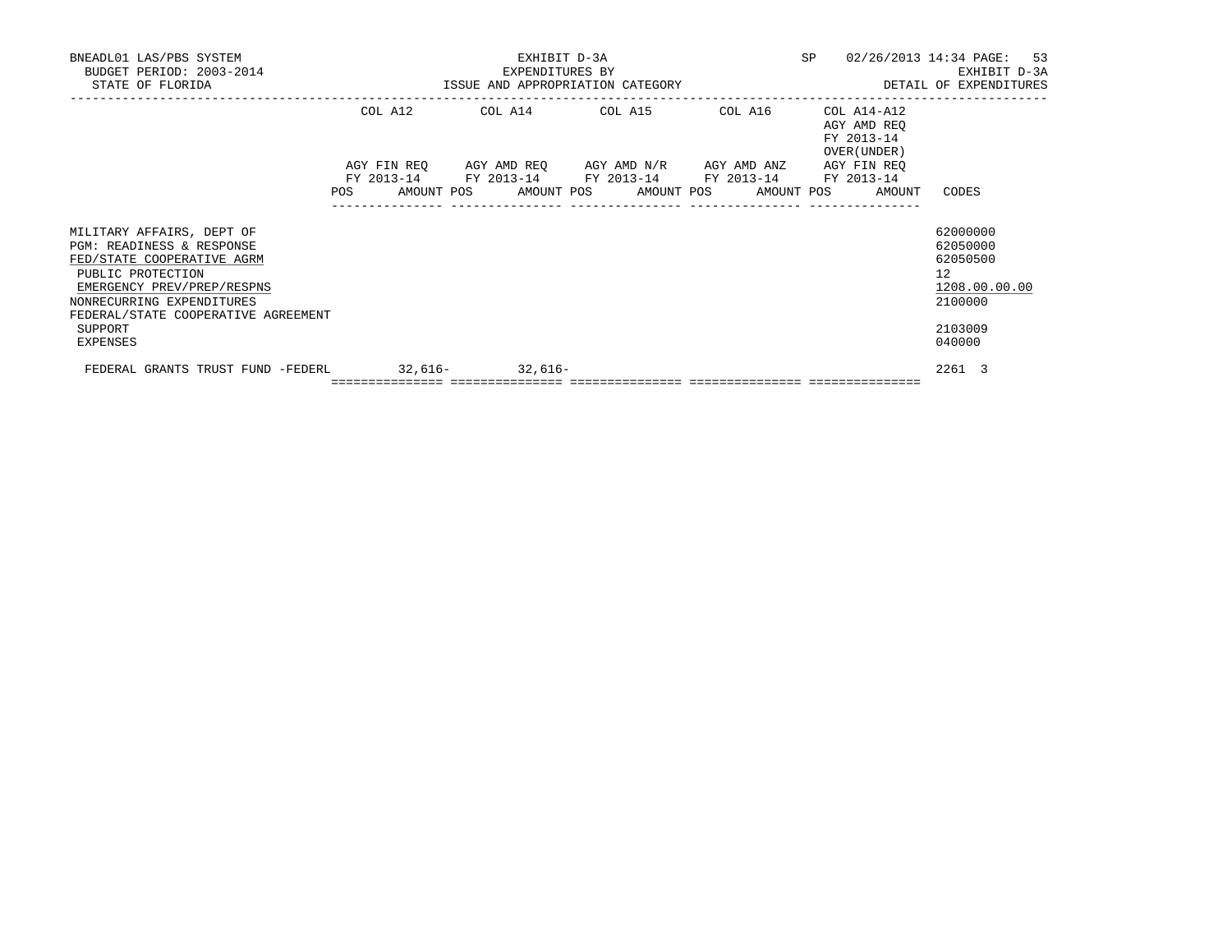BNEADL01 LAS/PBS SYSTEM — EXHIBIT D-3A — SP 02/26/2013 14:34
BUDGET PERIOD: 2003-2014 — EXPENDITURES BY — EXHIBIT D-3A
STATE OF FLORIDA — ISSUE AND APPROPRIATION CATEGORY — DETAIL OF EXPENDITURES

| | COL A12<br>AGY FIN REQ<br>FY 2013-14<br>POS AMOUNT | COL A14<br>AGY AMD REQ<br>FY 2013-14<br>POS AMOUNT | COL A15<br>AGY AMD N/R<br>FY 2013-14<br>POS AMOUNT | COL A16<br>AGY AMD ANZ<br>FY 2013-14<br>POS AMOUNT | COL A14-A12<br>AGY AMD REQ<br>FY 2013-14<br>OVER(UNDER)<br>AGY FIN REQ<br>FY 2013-14<br>POS AMOUNT | CODES |
|---|---|---|---|---|---|---|
| MILITARY AFFAIRS, DEPT OF | | | | | | 62000000 |
| PGM: READINESS & RESPONSE | | | | | | 62050000 |
| FED/STATE COOPERATIVE AGRM | | | | | | 62050500 |
| PUBLIC PROTECTION | | | | | | 12 |
| EMERGENCY PREV/PREP/RESPNS | | | | | | 1208.00.00.00 |
| NONRECURRING EXPENDITURES | | | | | | 2100000 |
| FEDERAL/STATE COOPERATIVE AGREEMENT | | | | | | |
| SUPPORT | | | | | | 2103009 |
| EXPENSES | | | | | | 040000 |
| FEDERAL GRANTS TRUST FUND -FEDERL | 32,616- | 32,616- | | | | 2261 3 |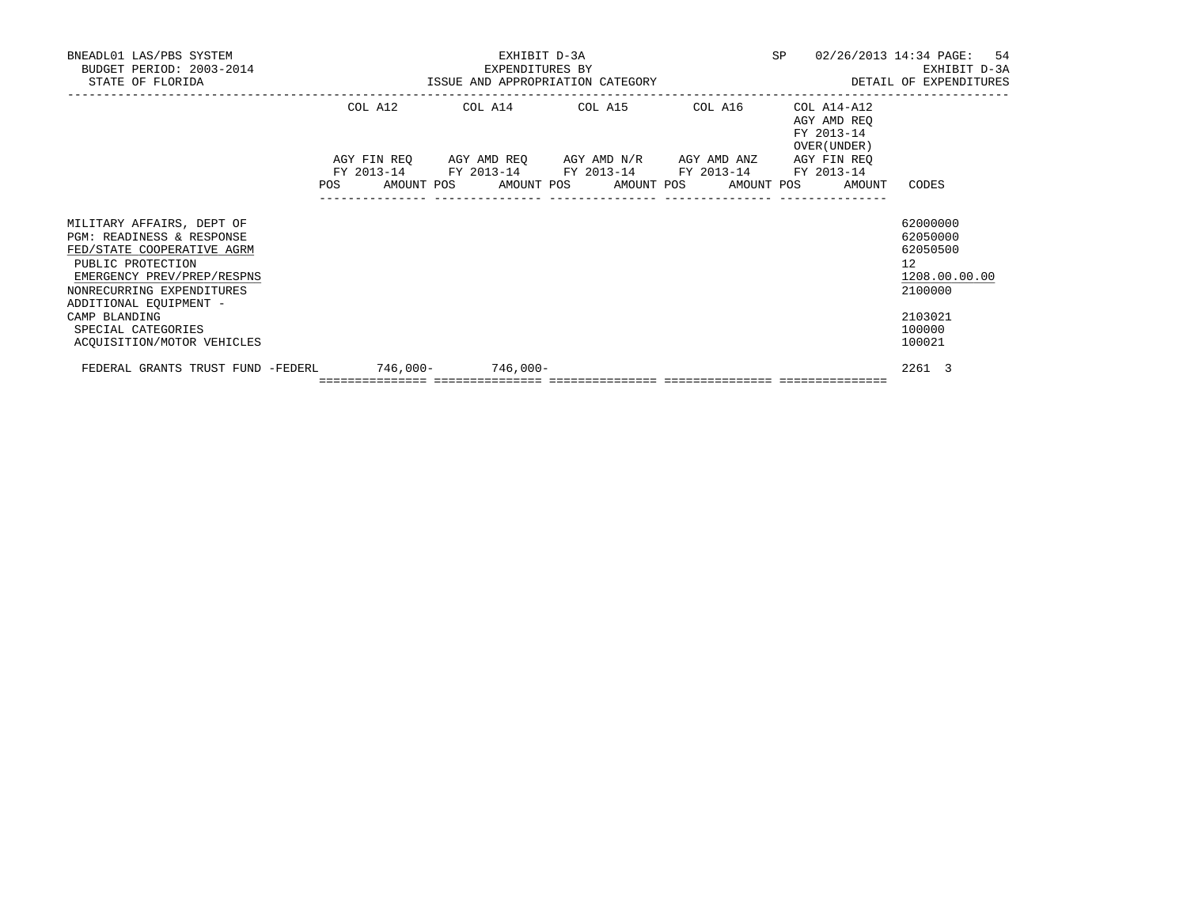BNEADL01 LAS/PBS SYSTEM | EXHIBIT D-3A | SP 02/26/2013 14:34

BUDGET PERIOD: 2003-2014 | EXPENDITURES BY | EXHIBIT D-3A

STATE OF FLORIDA | ISSUE AND APPROPRIATION CATEGORY | DETAIL OF EXPENDITURES

| | COL A12 AGY FIN REQ FY 2013-14 POS | AMOUNT | COL A14 AGY AMD REQ FY 2013-14 POS | AMOUNT | COL A15 AGY AMD N/R FY 2013-14 POS | AMOUNT | COL A16 AGY AMD ANZ FY 2013-14 POS | AMOUNT | COL A14-A12 AGY AMD REQ FY 2013-14 OVER(UNDER) AGY FIN REQ FY 2013-14 POS | AMOUNT | CODES |
|---|---|---|---|---|---|---|---|---|---|---|---|
| MILITARY AFFAIRS, DEPT OF | | | | | | | | | | | 62000000 |
| PGM: READINESS & RESPONSE | | | | | | | | | | | 62050000 |
| FED/STATE COOPERATIVE AGRM | | | | | | | | | | | 62050500 |
| PUBLIC PROTECTION | | | | | | | | | | | 12 |
| EMERGENCY PREV/PREP/RESPNS | | | | | | | | | | | 1208.00.00.00 |
| NONRECURRING EXPENDITURES | | | | | | | | | | | 2100000 |
| ADDITIONAL EQUIPMENT - CAMP BLANDING | | | | | | | | | | | 2103021 |
| SPECIAL CATEGORIES | | | | | | | | | | | 100000 |
| ACQUISITION/MOTOR VEHICLES | | | | | | | | | | | 100021 |
| FEDERAL GRANTS TRUST FUND -FEDERL | | 746,000- | | 746,000- | | | | | | | 2261 3 |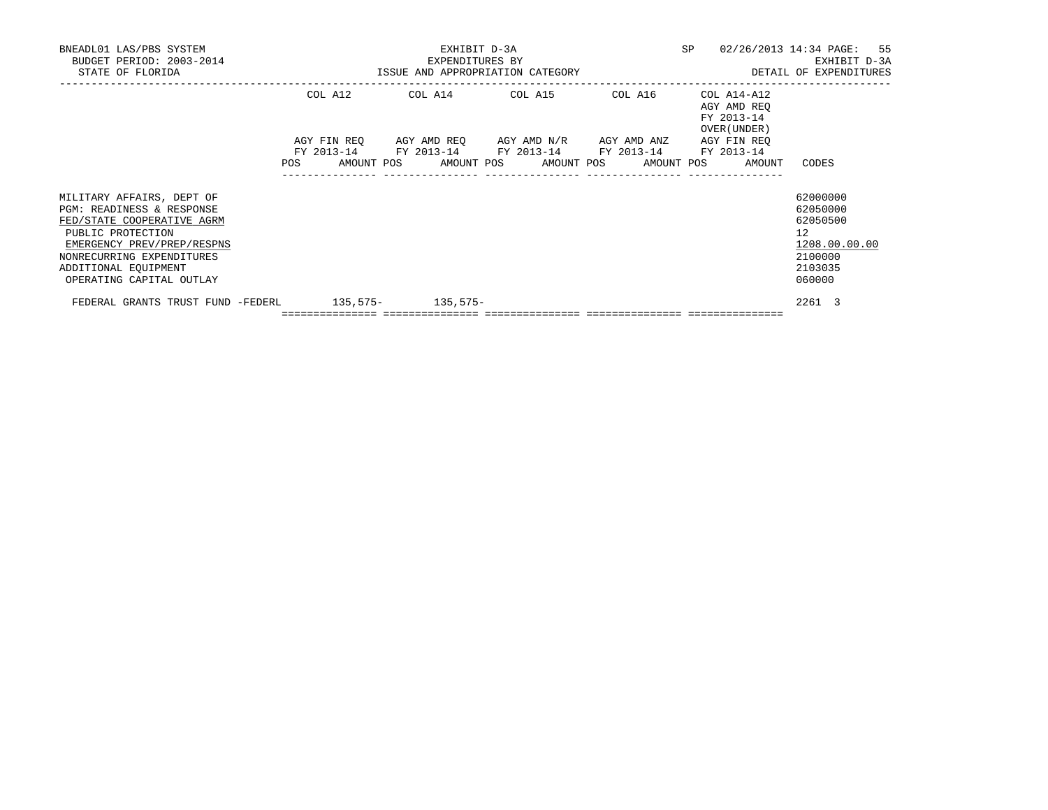BNEADL01 LAS/PBS SYSTEM | EXHIBIT D-3A | SP 02/26/2013 14:34

BUDGET PERIOD: 2003-2014 | EXPENDITURES BY | EXHIBIT D-3A

STATE OF FLORIDA | ISSUE AND APPROPRIATION CATEGORY | DETAIL OF EXPENDITURES

| | COL A12 AGY FIN REQ FY 2013-14 | | COL A14 AGY AMD REQ FY 2013-14 | | COL A15 AGY AMD N/R FY 2013-14 | | COL A16 AGY AMD ANZ FY 2013-14 | | COL A14-A12 AGY AMD REQ FY 2013-14 OVER(UNDER) AGY FIN REQ FY 2013-14 | | CODES |
|---|---|---|---|---|---|---|---|---|---|---|---|
| | POS | AMOUNT | POS | AMOUNT | POS | AMOUNT | POS | AMOUNT | POS | AMOUNT | |
| MILITARY AFFAIRS, DEPT OF | | | | | | | | | | | 62000000 |
| PGM: READINESS & RESPONSE | | | | | | | | | | | 62050000 |
| FED/STATE COOPERATIVE AGRM | | | | | | | | | | | 62050500 |
| PUBLIC PROTECTION | | | | | | | | | | | 12 |
| EMERGENCY PREV/PREP/RESPNS | | | | | | | | | | | 1208.00.00.00 |
| NONRECURRING EXPENDITURES | | | | | | | | | | | 2100000 |
| ADDITIONAL EQUIPMENT | | | | | | | | | | | 2103035 |
| OPERATING CAPITAL OUTLAY | | | | | | | | | | | 060000 |
| FEDERAL GRANTS TRUST FUND -FEDERL | | 135,575- | | 135,575- | | | | | | | 2261 3 |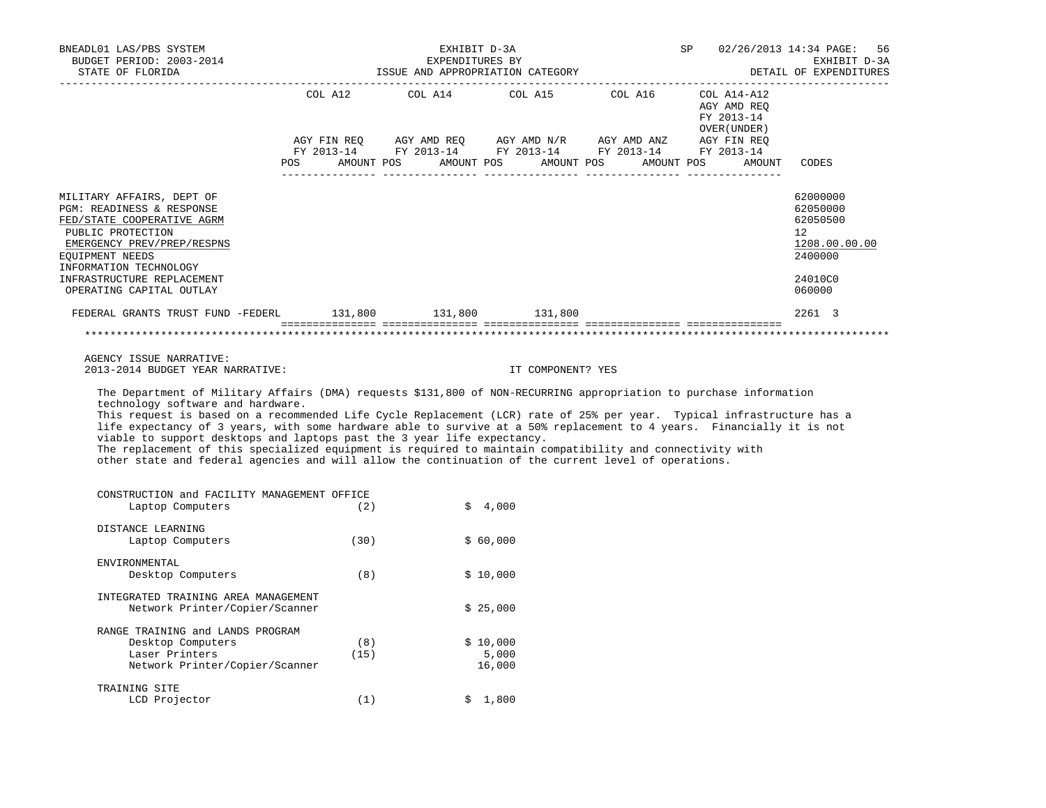BNEADL01 LAS/PBS SYSTEM
BUDGET PERIOD: 2003-2014
STATE OF FLORIDA

EXHIBIT D-3A
EXPENDITURES BY
ISSUE AND APPROPRIATION CATEGORY

SP 02/26/2013 14:34
EXHIBIT D-3A
DETAIL OF EXPENDITURES

| | COL A12 AGY FIN REQ FY 2013-14 POS AMOUNT | COL A14 AGY AMD REQ FY 2013-14 POS AMOUNT | COL A15 AGY AMD N/R FY 2013-14 POS AMOUNT | COL A16 AGY AMD ANZ FY 2013-14 POS AMOUNT | COL A14-A12 AGY AMD REQ FY 2013-14 OVER(UNDER) AGY FIN REQ FY 2013-14 POS AMOUNT | CODES |
|---|---|---|---|---|---|---|
| MILITARY AFFAIRS, DEPT OF | | | | | | 62000000 |
| PGM: READINESS & RESPONSE | | | | | | 62050000 |
| FED/STATE COOPERATIVE AGRM | | | | | | 62050500 |
| PUBLIC PROTECTION | | | | | | 12 |
| EMERGENCY PREV/PREP/RESPNS | | | | | | 1208.00.00.00 |
| EQUIPMENT NEEDS | | | | | | 2400000 |
| INFORMATION TECHNOLOGY INFRASTRUCTURE REPLACEMENT | | | | | | 24010C0 |
| OPERATING CAPITAL OUTLAY | | | | | | 060000 |
| FEDERAL GRANTS TRUST FUND -FEDERL | 131,800 | 131,800 | 131,800 | | | 2261 3 |

AGENCY ISSUE NARRATIVE:
2013-2014 BUDGET YEAR NARRATIVE: IT COMPONENT? YES

The Department of Military Affairs (DMA) requests $131,800 of NON-RECURRING appropriation to purchase information technology software and hardware.
This request is based on a recommended Life Cycle Replacement (LCR) rate of 25% per year. Typical infrastructure has a life expectancy of 3 years, with some hardware able to survive at a 50% replacement to 4 years. Financially it is not viable to support desktops and laptops past the 3 year life expectancy.
The replacement of this specialized equipment is required to maintain compatibility and connectivity with other state and federal agencies and will allow the continuation of the current level of operations.

| | | |
|---|---|---|
| CONSTRUCTION and FACILITY MANAGEMENT OFFICE | | |
| Laptop Computers | (2) | $ 4,000 |
| DISTANCE LEARNING | | |
| Laptop Computers | (30) | $ 60,000 |
| ENVIRONMENTAL | | |
| Desktop Computers | (8) | $ 10,000 |
| INTEGRATED TRAINING AREA MANAGEMENT | | |
| Network Printer/Copier/Scanner | | $ 25,000 |
| RANGE TRAINING and LANDS PROGRAM | | |
| Desktop Computers | (8) | $ 10,000 |
| Laser Printers | (15) | 5,000 |
| Network Printer/Copier/Scanner | | 16,000 |
| TRAINING SITE | | |
| LCD Projector | (1) | $ 1,800 |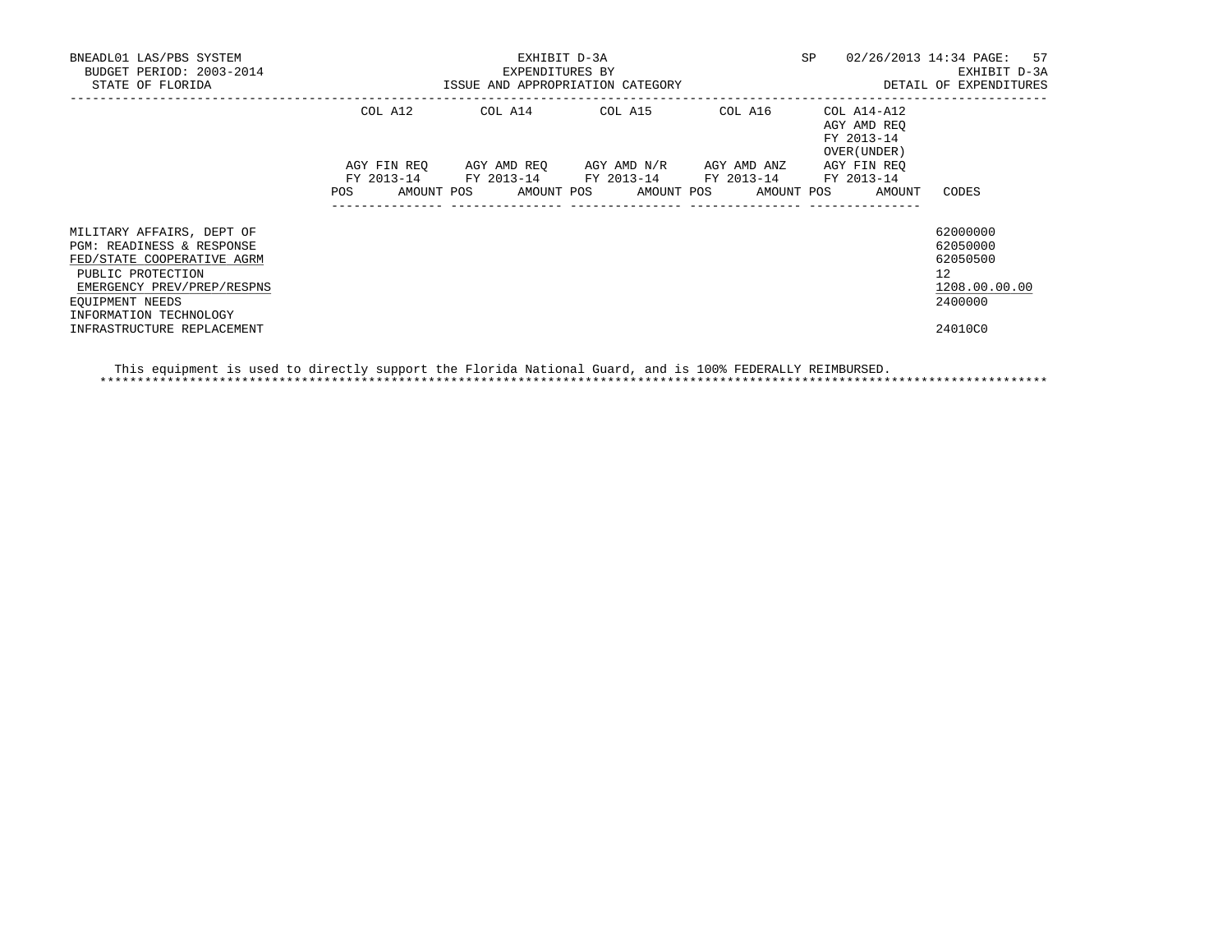BNEADL01 LAS/PBS SYSTEM
BUDGET PERIOD: 2003-2014
STATE OF FLORIDA

EXHIBIT D-3A
EXPENDITURES BY
ISSUE AND APPROPRIATION CATEGORY

SP 02/26/2013 14:34
EXHIBIT D-3A
DETAIL OF EXPENDITURES

| | COL A12 AGY FIN REQ FY 2013-14 POS AMOUNT | COL A14 AGY AMD REQ FY 2013-14 POS AMOUNT | COL A15 AGY AMD N/R FY 2013-14 POS AMOUNT | COL A16 AGY AMD ANZ FY 2013-14 POS AMOUNT | COL A14-A12 AGY AMD REQ FY 2013-14 OVER(UNDER) AGY FIN REQ FY 2013-14 POS AMOUNT | CODES |
|---|---|---|---|---|---|---|
| MILITARY AFFAIRS, DEPT OF | | | | | | 62000000 |
| PGM: READINESS & RESPONSE | | | | | | 62050000 |
| FED/STATE COOPERATIVE AGRM | | | | | | 62050500 |
| PUBLIC PROTECTION | | | | | | 12 |
| EMERGENCY PREV/PREP/RESPNS | | | | | | 1208.00.00.00 |
| EQUIPMENT NEEDS | | | | | | 2400000 |
| INFORMATION TECHNOLOGY INFRASTRUCTURE REPLACEMENT | | | | | | 24010C0 |

This equipment is used to directly support the Florida National Guard, and is 100% FEDERALLY REIMBURSED.

*******************************************************************************************************************************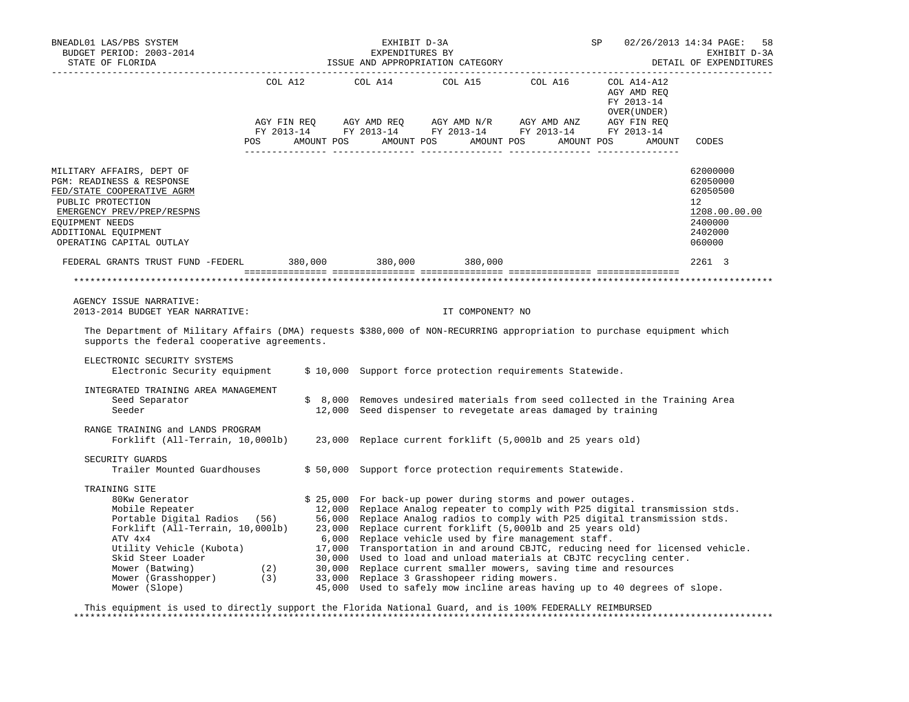BNEADL01 LAS/PBS SYSTEM | EXHIBIT D-3A | SP 02/26/2013 14:34
BUDGET PERIOD: 2003-2014 | EXPENDITURES BY | EXHIBIT D-3A
STATE OF FLORIDA | ISSUE AND APPROPRIATION CATEGORY | DETAIL OF EXPENDITURES

| | COL A12 AGY FIN REQ FY 2013-14 POS AMOUNT | COL A14 AGY AMD REQ FY 2013-14 POS AMOUNT | COL A15 AGY AMD N/R FY 2013-14 POS AMOUNT | COL A16 AGY AMD ANZ FY 2013-14 POS AMOUNT | COL A14-A12 AGY AMD REQ FY 2013-14 OVER(UNDER) AGY FIN REQ FY 2013-14 POS AMOUNT | CODES |
|---|---|---|---|---|---|---|
| MILITARY AFFAIRS, DEPT OF | | | | | | 62000000 |
| PGM: READINESS & RESPONSE | | | | | | 62050000 |
| FED/STATE COOPERATIVE AGRM | | | | | | 62050500 |
| PUBLIC PROTECTION | | | | | | 12 |
| EMERGENCY PREV/PREP/RESPNS | | | | | | 1208.00.00.00 |
| EQUIPMENT NEEDS | | | | | | 2400000 |
| ADDITIONAL EQUIPMENT | | | | | | 2402000 |
| OPERATING CAPITAL OUTLAY | | | | | | 060000 |
| FEDERAL GRANTS TRUST FUND -FEDERL | 380,000 | 380,000 | 380,000 | | | 2261 3 |

AGENCY ISSUE NARRATIVE:
2013-2014 BUDGET YEAR NARRATIVE: IT COMPONENT? NO

The Department of Military Affairs (DMA) requests $380,000 of NON-RECURRING appropriation to purchase equipment which supports the federal cooperative agreements.

ELECTRONIC SECURITY SYSTEMS

| Item | Amount | Description |
|---|---|---|
| Electronic Security equipment | $ 10,000 | Support force protection requirements Statewide. |

INTEGRATED TRAINING AREA MANAGEMENT

| Item | Amount | Description |
|---|---|---|
| Seed Separator | $ 8,000 | Removes undesired materials from seed collected in the Training Area |
| Seeder | 12,000 | Seed dispenser to revegetate areas damaged by training |

RANGE TRAINING and LANDS PROGRAM

| Item | Amount | Description |
|---|---|---|
| Forklift (All-Terrain, 10,000lb) | 23,000 | Replace current forklift (5,000lb and 25 years old) |

SECURITY GUARDS

| Item | Amount | Description |
|---|---|---|
| Trailer Mounted Guardhouses | $ 50,000 | Support force protection requirements Statewide. |

TRAINING SITE

| Item | Amount | Description |
|---|---|---|
| 80Kw Generator | $ 25,000 | For back-up power during storms and power outages. |
| Mobile Repeater | 12,000 | Replace Analog repeater to comply with P25 digital transmission stds. |
| Portable Digital Radios (56) | 56,000 | Replace Analog radios to comply with P25 digital transmission stds. |
| Forklift (All-Terrain, 10,000lb) | 23,000 | Replace current forklift (5,000lb and 25 years old) |
| ATV 4x4 | 6,000 | Replace vehicle used by fire management staff. |
| Utility Vehicle (Kubota) | 17,000 | Transportation in and around CBJTC, reducing need for licensed vehicle. |
| Skid Steer Loader | 30,000 | Used to load and unload materials at CBJTC recycling center. |
| Mower (Batwing) (2) | 30,000 | Replace current smaller mowers, saving time and resources |
| Mower (Grasshopper) (3) | 33,000 | Replace 3 Grasshopeer riding mowers. |
| Mower (Slope) | 45,000 | Used to safely mow incline areas having up to 40 degrees of slope. |

This equipment is used to directly support the Florida National Guard, and is 100% FEDERALLY REIMBURSED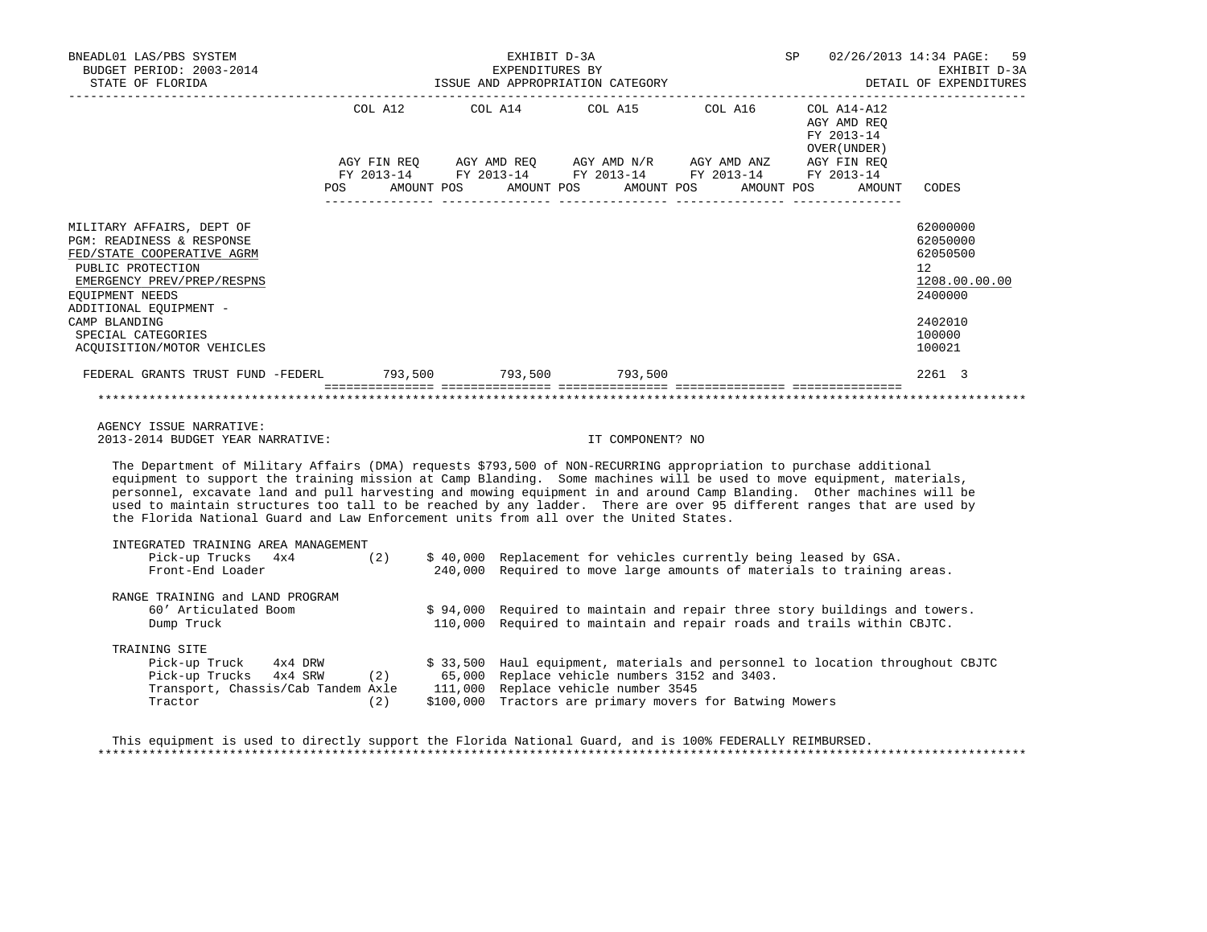BNEADL01 LAS/PBS SYSTEM
BUDGET PERIOD: 2003-2014
STATE OF FLORIDA

EXHIBIT D-3A
EXPENDITURES BY
ISSUE AND APPROPRIATION CATEGORY

SP 02/26/2013 14:34
EXHIBIT D-3A
DETAIL OF EXPENDITURES

| | COL A12 AGY FIN REQ FY 2013-14 POS AMOUNT | COL A14 AGY AMD REQ FY 2013-14 POS AMOUNT | COL A15 AGY AMD N/R FY 2013-14 POS AMOUNT | COL A16 AGY AMD ANZ FY 2013-14 POS AMOUNT | COL A14-A12 AGY AMD REQ FY 2013-14 OVER(UNDER) AGY FIN REQ FY 2013-14 POS AMOUNT | CODES |
|---|---|---|---|---|---|---|
| MILITARY AFFAIRS, DEPT OF | | | | | | 62000000 |
| PGM: READINESS & RESPONSE | | | | | | 62050000 |
| FED/STATE COOPERATIVE AGRM | | | | | | 62050500 |
| PUBLIC PROTECTION | | | | | | 12 |
| EMERGENCY PREV/PREP/RESPNS | | | | | | 1208.00.00.00 |
| EQUIPMENT NEEDS | | | | | | 2400000 |
| ADDITIONAL EQUIPMENT - CAMP BLANDING | | | | | | 2402010 |
| SPECIAL CATEGORIES | | | | | | 100000 |
| ACQUISITION/MOTOR VEHICLES | | | | | | 100021 |
| FEDERAL GRANTS TRUST FUND -FEDERL | 793,500 | 793,500 | 793,500 | | | 2261 3 |

AGENCY ISSUE NARRATIVE:
2013-2014 BUDGET YEAR NARRATIVE: IT COMPONENT? NO

The Department of Military Affairs (DMA) requests $793,500 of NON-RECURRING appropriation to purchase additional equipment to support the training mission at Camp Blanding. Some machines will be used to move equipment, materials, personnel, excavate land and pull harvesting and mowing equipment in and around Camp Blanding. Other machines will be used to maintain structures too tall to be reached by any ladder. There are over 95 different ranges that are used by the Florida National Guard and Law Enforcement units from all over the United States.

INTEGRATED TRAINING AREA MANAGEMENT

| Item | Qty | Amount | Justification |
|---|---|---|---|
| Pick-up Trucks 4x4 | (2) | $ 40,000 | Replacement for vehicles currently being leased by GSA. |
| Front-End Loader | | 240,000 | Required to move large amounts of materials to training areas. |

RANGE TRAINING and LAND PROGRAM

| Item | Qty | Amount | Justification |
|---|---|---|---|
| 60' Articulated Boom | | $ 94,000 | Required to maintain and repair three story buildings and towers. |
| Dump Truck | | 110,000 | Required to maintain and repair roads and trails within CBJTC. |

TRAINING SITE

| Item | Qty | Amount | Justification |
|---|---|---|---|
| Pick-up Truck 4x4 DRW | | $ 33,500 | Haul equipment, materials and personnel to location throughout CBJTC |
| Pick-up Trucks 4x4 SRW | (2) | 65,000 | Replace vehicle numbers 3152 and 3403. |
| Transport, Chassis/Cab Tandem Axle | | 111,000 | Replace vehicle number 3545 |
| Tractor | (2) | $100,000 | Tractors are primary movers for Batwing Mowers |

This equipment is used to directly support the Florida National Guard, and is 100% FEDERALLY REIMBURSED.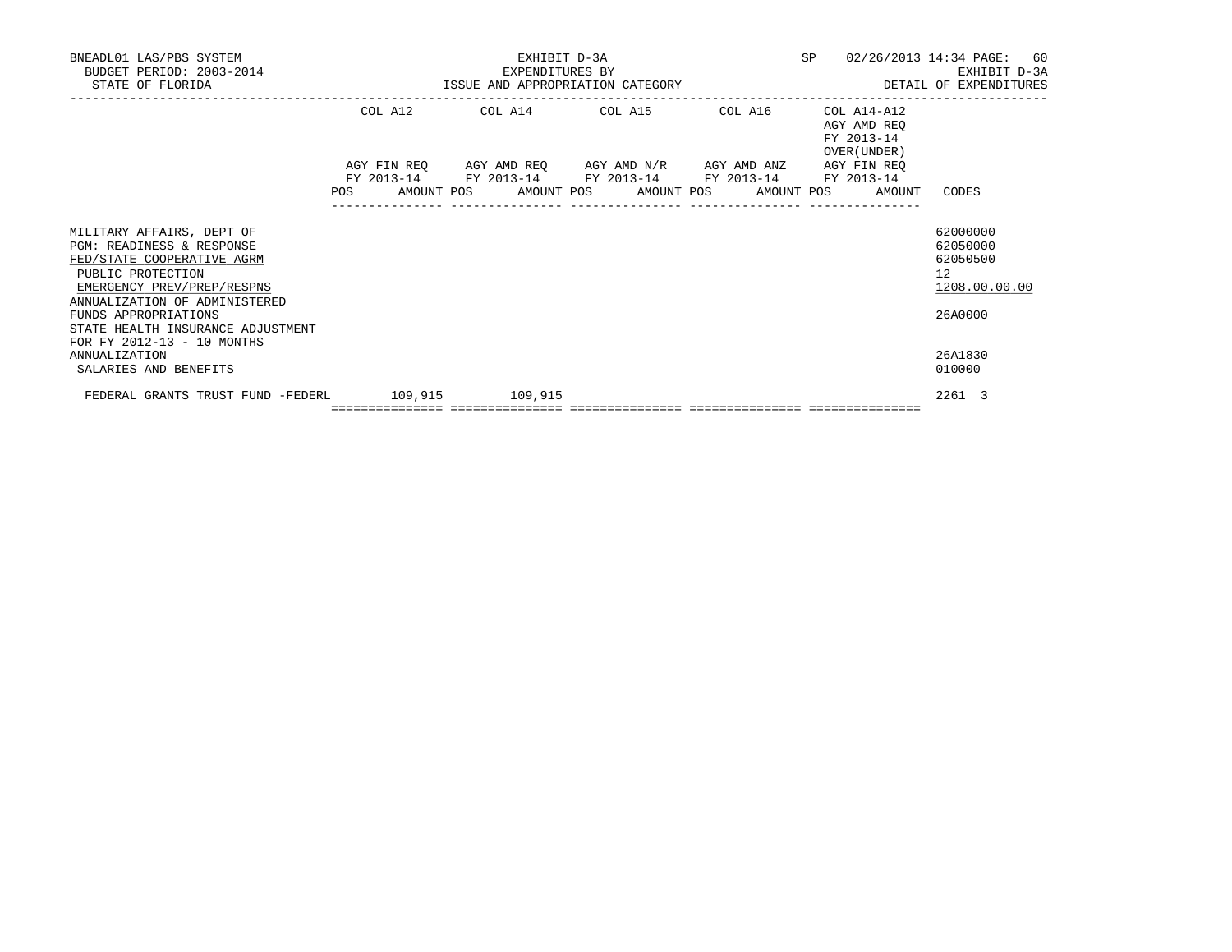BNEADL01 LAS/PBS SYSTEM
BUDGET PERIOD: 2003-2014
STATE OF FLORIDA

EXHIBIT D-3A
EXPENDITURES BY
ISSUE AND APPROPRIATION CATEGORY

SP 02/26/2013 14:34

EXHIBIT D-3A
DETAIL OF EXPENDITURES

| | COL A12 AGY FIN REQ FY 2013-14 POS AMOUNT | COL A14 AGY AMD REQ FY 2013-14 POS AMOUNT | COL A15 AGY AMD N/R FY 2013-14 POS AMOUNT | COL A16 AGY AMD ANZ FY 2013-14 POS AMOUNT | COL A14-A12 AGY AMD REQ FY 2013-14 OVER(UNDER) AGY FIN REQ FY 2013-14 POS AMOUNT | CODES |
|---|---|---|---|---|---|---|
| MILITARY AFFAIRS, DEPT OF | | | | | | 62000000 |
| PGM: READINESS & RESPONSE | | | | | | 62050000 |
| FED/STATE COOPERATIVE AGRM | | | | | | 62050500 |
| PUBLIC PROTECTION | | | | | | 12 |
| EMERGENCY PREV/PREP/RESPNS | | | | | | 1208.00.00.00 |
| ANNUALIZATION OF ADMINISTERED FUNDS APPROPRIATIONS | | | | | | 26A0000 |
| STATE HEALTH INSURANCE ADJUSTMENT FOR FY 2012-13 - 10 MONTHS ANNUALIZATION | | | | | | 26A1830 |
| SALARIES AND BENEFITS | | | | | | 010000 |
| FEDERAL GRANTS TRUST FUND -FEDERL | 109,915 | 109,915 | | | | 2261 3 |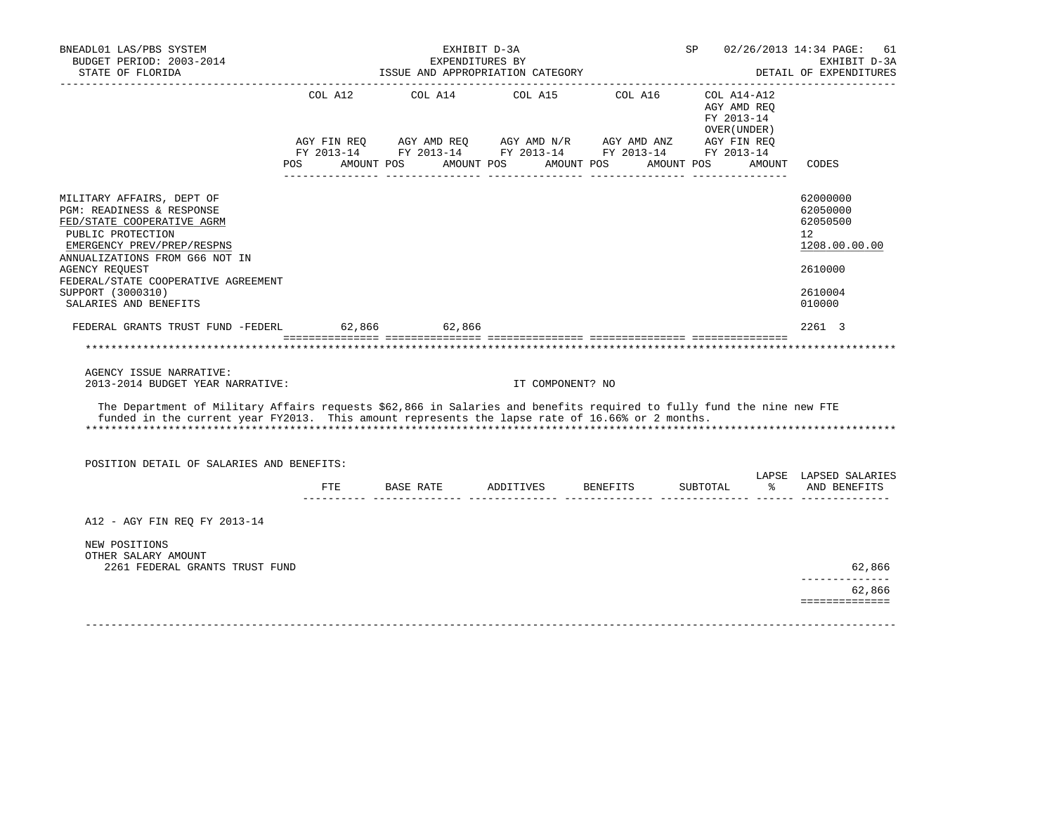BNEADL01 LAS/PBS SYSTEM — EXHIBIT D-3A — SP 02/26/2013 14:34
BUDGET PERIOD: 2003-2014 — EXPENDITURES BY — EXHIBIT D-3A
STATE OF FLORIDA — ISSUE AND APPROPRIATION CATEGORY — DETAIL OF EXPENDITURES

| | COL A12 AGY FIN REQ FY 2013-14 POS AMOUNT | COL A14 AGY AMD REQ FY 2013-14 POS AMOUNT | COL A15 AGY AMD N/R FY 2013-14 POS AMOUNT | COL A16 AGY AMD ANZ FY 2013-14 POS AMOUNT | COL A14-A12 AGY AMD REQ FY 2013-14 OVER(UNDER) AGY FIN REQ FY 2013-14 POS AMOUNT | CODES |
|---|---|---|---|---|---|---|
| MILITARY AFFAIRS, DEPT OF | | | | | | 62000000 |
| PGM: READINESS & RESPONSE | | | | | | 62050000 |
| FED/STATE COOPERATIVE AGRM | | | | | | 62050500 |
| PUBLIC PROTECTION | | | | | | 12 |
| EMERGENCY PREV/PREP/RESPNS | | | | | | 1208.00.00.00 |
| ANNUALIZATIONS FROM G66 NOT IN AGENCY REQUEST | | | | | | 2610000 |
| FEDERAL/STATE COOPERATIVE AGREEMENT SUPPORT (3000310) | | | | | | 2610004 |
| SALARIES AND BENEFITS | | | | | | 010000 |
| FEDERAL GRANTS TRUST FUND -FEDERL | 62,866 | 62,866 | | | | 2261 3 |

AGENCY ISSUE NARRATIVE:
2013-2014 BUDGET YEAR NARRATIVE: IT COMPONENT? NO

The Department of Military Affairs requests $62,866 in Salaries and benefits required to fully fund the nine new FTE funded in the current year FY2013. This amount represents the lapse rate of 16.66% or 2 months.

POSITION DETAIL OF SALARIES AND BENEFITS:

| | FTE | BASE RATE | ADDITIVES | BENEFITS | SUBTOTAL | LAPSE % | LAPSED SALARIES AND BENEFITS |
|---|---|---|---|---|---|---|---|
| A12 - AGY FIN REQ FY 2013-14 | | | | | | | |
| NEW POSITIONS | | | | | | | |
| OTHER SALARY AMOUNT | | | | | | | |
| 2261 FEDERAL GRANTS TRUST FUND | | | | | | | 62,866 |
| | | | | | | | 62,866 |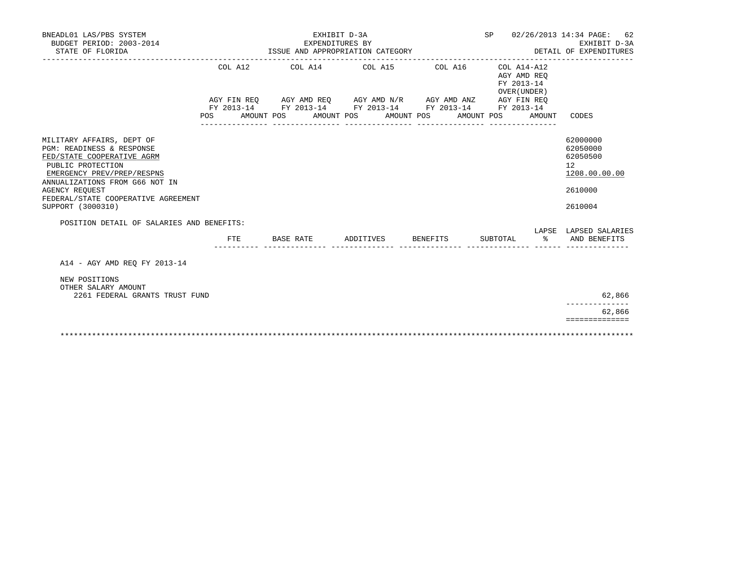BNEADL01 LAS/PBS SYSTEM
BUDGET PERIOD: 2003-2014
STATE OF FLORIDA

EXHIBIT D-3A
EXPENDITURES BY
ISSUE AND APPROPRIATION CATEGORY

SP 02/26/2013 14:34 PAGE: 62
EXHIBIT D-3A
DETAIL OF EXPENDITURES

| | COL A12 AGY FIN REQ FY 2013-14 POS AMOUNT | COL A14 AGY AMD REQ FY 2013-14 POS AMOUNT | COL A15 AGY AMD N/R FY 2013-14 POS AMOUNT | COL A16 AGY AMD ANZ FY 2013-14 POS AMOUNT | COL A14-A12 AGY AMD REQ FY 2013-14 OVER(UNDER) AGY FIN REQ FY 2013-14 POS AMOUNT | CODES |
|---|---|---|---|---|---|---|
| MILITARY AFFAIRS, DEPT OF | | | | | | 62000000 |
| PGM: READINESS & RESPONSE | | | | | | 62050000 |
| FED/STATE COOPERATIVE AGRM | | | | | | 62050500 |
| PUBLIC PROTECTION | | | | | | 12 |
| EMERGENCY PREV/PREP/RESPNS | | | | | | 1208.00.00.00 |
| ANNUALIZATIONS FROM G66 NOT IN AGENCY REQUEST | | | | | | 2610000 |
| FEDERAL/STATE COOPERATIVE AGREEMENT SUPPORT (3000310) | | | | | | 2610004 |

POSITION DETAIL OF SALARIES AND BENEFITS:

| | FTE | BASE RATE | ADDITIVES | BENEFITS | SUBTOTAL | LAPSE % | LAPSED SALARIES AND BENEFITS |
|---|---|---|---|---|---|---|---|
| A14 - AGY AMD REQ FY 2013-14 | | | | | | | |
| NEW POSITIONS | | | | | | | |
| OTHER SALARY AMOUNT | | | | | | | |
| 2261 FEDERAL GRANTS TRUST FUND | | | | | | | 62,866 |
| | | | | | | | 62,866 |

*******************************************************************************************************************************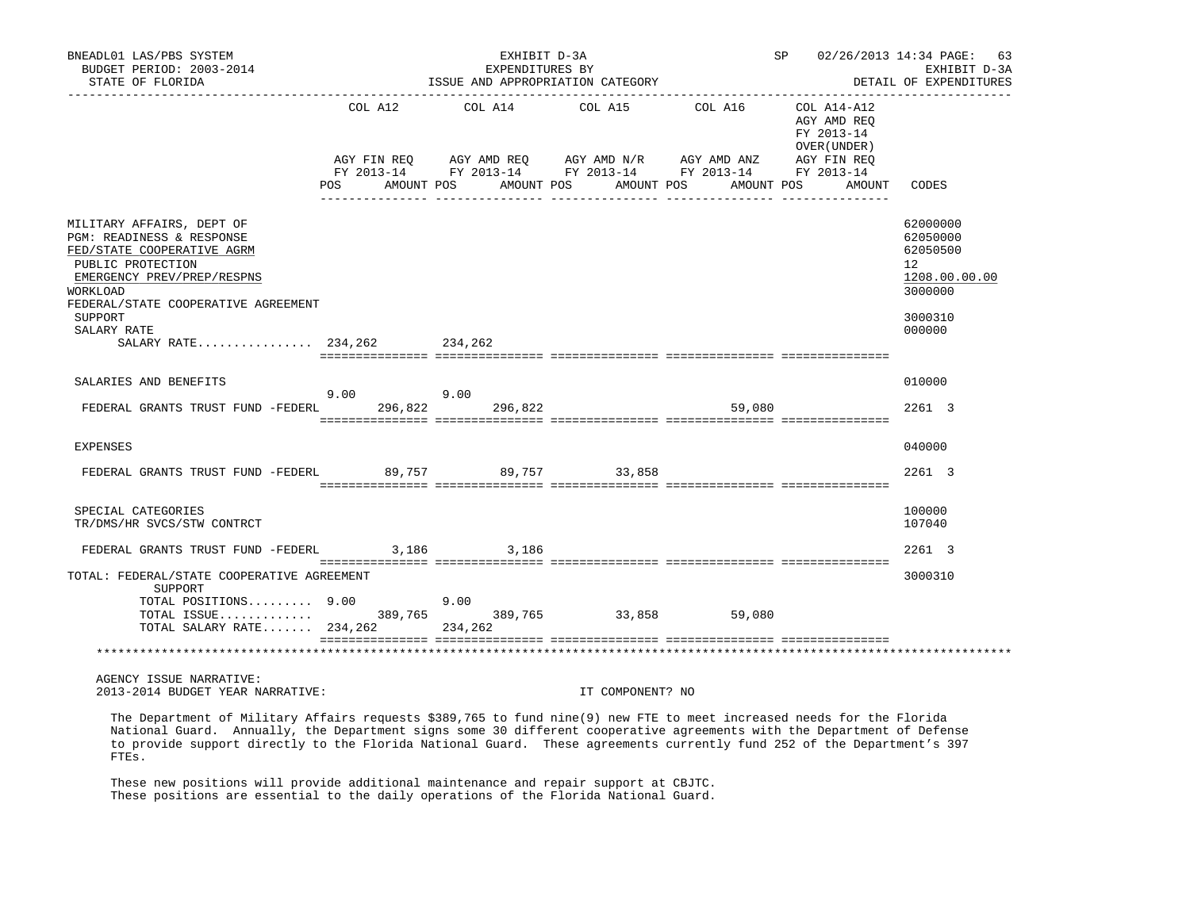BNEADL01 LAS/PBS SYSTEM | EXHIBIT D-3A | SP 02/26/2013 14:34
BUDGET PERIOD: 2003-2014 | EXPENDITURES BY | EXHIBIT D-3A
STATE OF FLORIDA | ISSUE AND APPROPRIATION CATEGORY | DETAIL OF EXPENDITURES

| | COL A12 AGY FIN REQ FY 2013-14 POS AMOUNT | COL A14 AGY AMD REQ FY 2013-14 POS AMOUNT | COL A15 AGY AMD N/R FY 2013-14 POS AMOUNT | COL A16 AGY AMD ANZ FY 2013-14 POS AMOUNT | COL A14-A12 AGY AMD REQ FY 2013-14 OVER(UNDER) AGY FIN REQ FY 2013-14 POS AMOUNT | CODES |
|---|---|---|---|---|---|---|
| MILITARY AFFAIRS, DEPT OF | | | | | | 62000000 |
| PGM: READINESS & RESPONSE | | | | | | 62050000 |
| FED/STATE COOPERATIVE AGRM | | | | | | 62050500 |
| PUBLIC PROTECTION | | | | | | 12 |
| EMERGENCY PREV/PREP/RESPNS | | | | | | 1208.00.00.00 |
| WORKLOAD | | | | | | 3000000 |
| FEDERAL/STATE COOPERATIVE AGREEMENT | | | | | | |
| SUPPORT | | | | | | 3000310 |
| SALARY RATE | | | | | | 000000 |
| SALARY RATE................ | 234,262 | 234,262 | | | | |
| SALARIES AND BENEFITS | | | | | | 010000 |
| | 9.00 | 9.00 | | | | |
| FEDERAL GRANTS TRUST FUND -FEDERL | 296,822 | 296,822 | | 59,080 | | 2261 3 |
| EXPENSES | | | | | | 040000 |
| FEDERAL GRANTS TRUST FUND -FEDERL | 89,757 | 89,757 | 33,858 | | | 2261 3 |
| SPECIAL CATEGORIES | | | | | | 100000 |
| TR/DMS/HR SVCS/STW CONTRCT | | | | | | 107040 |
| FEDERAL GRANTS TRUST FUND -FEDERL | 3,186 | 3,186 | | | | 2261 3 |
| TOTAL: FEDERAL/STATE COOPERATIVE AGREEMENT SUPPORT | | | | | | 3000310 |
| TOTAL POSITIONS......... | 9.00 | 9.00 | | | | |
| TOTAL ISSUE............. | 389,765 | 389,765 | 33,858 | 59,080 | | |
| TOTAL SALARY RATE....... | 234,262 | 234,262 | | | | |

AGENCY ISSUE NARRATIVE:
2013-2014 BUDGET YEAR NARRATIVE: IT COMPONENT? NO

The Department of Military Affairs requests $389,765 to fund nine(9) new FTE to meet increased needs for the Florida National Guard. Annually, the Department signs some 30 different cooperative agreements with the Department of Defense to provide support directly to the Florida National Guard. These agreements currently fund 252 of the Department's 397 FTEs.

These new positions will provide additional maintenance and repair support at CBJTC.
These positions are essential to the daily operations of the Florida National Guard.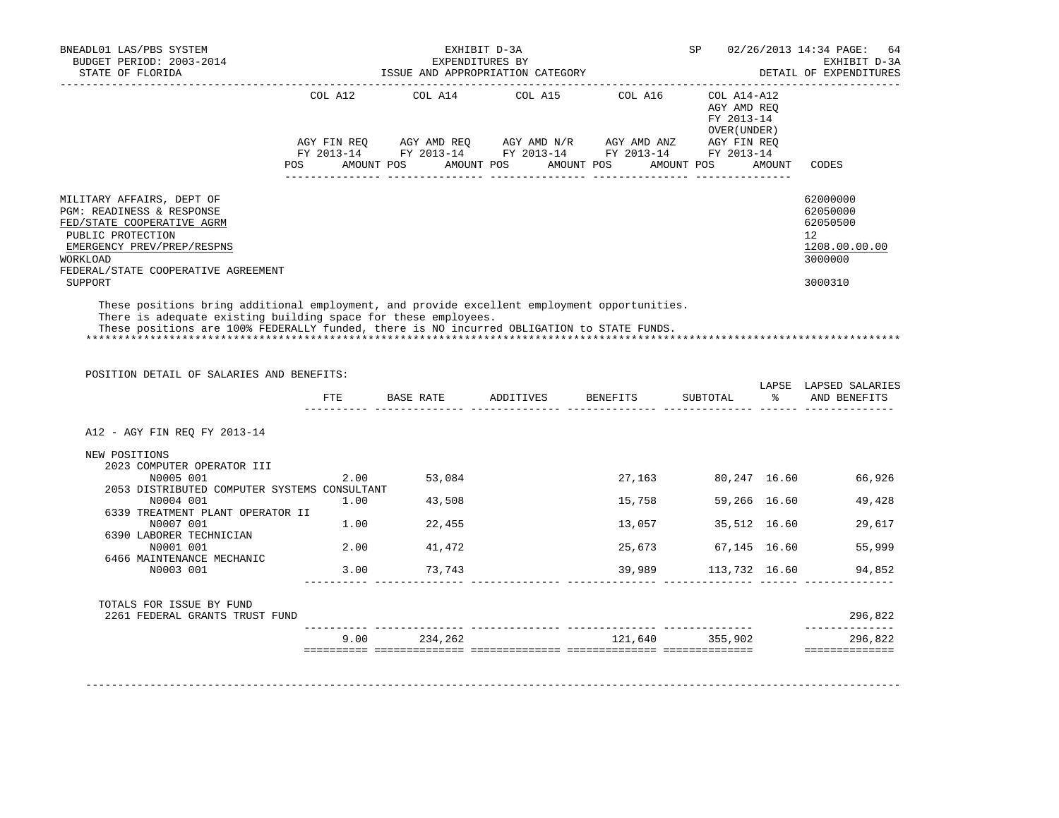EXHIBIT D-3A
EXPENDITURES BY
ISSUE AND APPROPRIATION CATEGORY

BNEADL01 LAS/PBS SYSTEM — BUDGET PERIOD: 2003-2014 — STATE OF FLORIDA — SP 02/26/2013 14:34 — EXHIBIT D-3A — DETAIL OF EXPENDITURES

| | COL A12 AGY FIN REQ FY 2013-14 POS AMOUNT | COL A14 AGY AMD REQ FY 2013-14 POS AMOUNT | COL A15 AGY AMD N/R FY 2013-14 POS AMOUNT | COL A16 AGY AMD ANZ FY 2013-14 POS AMOUNT | COL A14-A12 AGY AMD REQ FY 2013-14 OVER(UNDER) AGY FIN REQ FY 2013-14 POS AMOUNT | CODES |
|---|---|---|---|---|---|---|
| MILITARY AFFAIRS, DEPT OF | | | | | | 62000000 |
| PGM: READINESS & RESPONSE | | | | | | 62050000 |
| FED/STATE COOPERATIVE AGRM | | | | | | 62050500 |
| PUBLIC PROTECTION | | | | | | 12 |
| EMERGENCY PREV/PREP/RESPNS | | | | | | 1208.00.00.00 |
| WORKLOAD | | | | | | 3000000 |
| FEDERAL/STATE COOPERATIVE AGREEMENT SUPPORT | | | | | | 3000310 |

These positions bring additional employment, and provide excellent employment opportunities.
There is adequate existing building space for these employees.
These positions are 100% FEDERALLY funded, there is NO incurred OBLIGATION to STATE FUNDS.

*****************************************************************************************************************************

POSITION DETAIL OF SALARIES AND BENEFITS:

| | FTE | BASE RATE | ADDITIVES | BENEFITS | SUBTOTAL | LAPSE % | LAPSED SALARIES AND BENEFITS |
|---|---|---|---|---|---|---|---|
| A12 - AGY FIN REQ FY 2013-14 | | | | | | | |
| NEW POSITIONS | | | | | | | |
| 2023 COMPUTER OPERATOR III | | | | | | | |
| N0005 001 | 2.00 | 53,084 | | 27,163 | 80,247 | 16.60 | 66,926 |
| 2053 DISTRIBUTED COMPUTER SYSTEMS CONSULTANT | | | | | | | |
| N0004 001 | 1.00 | 43,508 | | 15,758 | 59,266 | 16.60 | 49,428 |
| 6339 TREATMENT PLANT OPERATOR II | | | | | | | |
| N0007 001 | 1.00 | 22,455 | | 13,057 | 35,512 | 16.60 | 29,617 |
| 6390 LABORER TECHNICIAN | | | | | | | |
| N0001 001 | 2.00 | 41,472 | | 25,673 | 67,145 | 16.60 | 55,999 |
| 6466 MAINTENANCE MECHANIC | | | | | | | |
| N0003 001 | 3.00 | 73,743 | | 39,989 | 113,732 | 16.60 | 94,852 |
| TOTALS FOR ISSUE BY FUND | | | | | | | |
| 2261 FEDERAL GRANTS TRUST FUND | | | | | | | 296,822 |
| | 9.00 | 234,262 | | 121,640 | 355,902 | | 296,822 |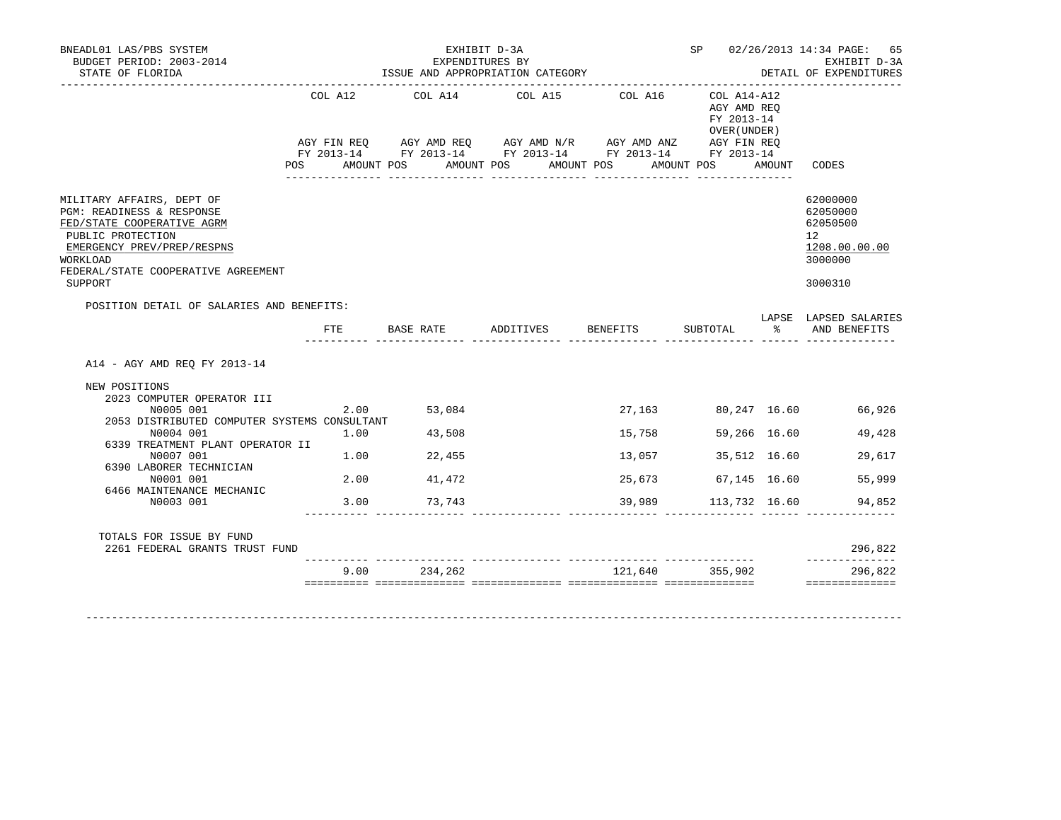BNEADL01 LAS/PBS SYSTEM — EXHIBIT D-3A — SP 02/26/2013 14:34

BUDGET PERIOD: 2003-2014 — EXPENDITURES BY — EXHIBIT D-3A

STATE OF FLORIDA — ISSUE AND APPROPRIATION CATEGORY — DETAIL OF EXPENDITURES

| | COL A12 AGY FIN REQ FY 2013-14 POS AMOUNT | COL A14 AGY AMD REQ FY 2013-14 POS AMOUNT | COL A15 AGY AMD N/R FY 2013-14 POS AMOUNT | COL A16 AGY AMD ANZ FY 2013-14 POS AMOUNT | COL A14-A12 AGY AMD REQ FY 2013-14 OVER(UNDER) AGY FIN REQ FY 2013-14 POS AMOUNT | CODES |
|---|---|---|---|---|---|---|
| MILITARY AFFAIRS, DEPT OF | | | | | | 62000000 |
| PGM: READINESS & RESPONSE | | | | | | 62050000 |
| FED/STATE COOPERATIVE AGRM | | | | | | 62050500 |
| PUBLIC PROTECTION | | | | | | 12 |
| EMERGENCY PREV/PREP/RESPNS | | | | | | 1208.00.00.00 |
| WORKLOAD | | | | | | 3000000 |
| FEDERAL/STATE COOPERATIVE AGREEMENT SUPPORT | | | | | | 3000310 |

POSITION DETAIL OF SALARIES AND BENEFITS:

| | FTE | BASE RATE | ADDITIVES | BENEFITS | SUBTOTAL | LAPSE % | LAPSED SALARIES AND BENEFITS |
|---|---|---|---|---|---|---|---|
| **A14 - AGY AMD REQ FY 2013-14** | | | | | | | |
| NEW POSITIONS | | | | | | | |
| 2023 COMPUTER OPERATOR III | | | | | | | |
| N0005 001 | 2.00 | 53,084 | | 27,163 | 80,247 | 16.60 | 66,926 |
| 2053 DISTRIBUTED COMPUTER SYSTEMS CONSULTANT | | | | | | | |
| N0004 001 | 1.00 | 43,508 | | 15,758 | 59,266 | 16.60 | 49,428 |
| 6339 TREATMENT PLANT OPERATOR II | | | | | | | |
| N0007 001 | 1.00 | 22,455 | | 13,057 | 35,512 | 16.60 | 29,617 |
| 6390 LABORER TECHNICIAN | | | | | | | |
| N0001 001 | 2.00 | 41,472 | | 25,673 | 67,145 | 16.60 | 55,999 |
| 6466 MAINTENANCE MECHANIC | | | | | | | |
| N0003 001 | 3.00 | 73,743 | | 39,989 | 113,732 | 16.60 | 94,852 |
| TOTALS FOR ISSUE BY FUND | | | | | | | |
| 2261 FEDERAL GRANTS TRUST FUND | | | | | | | 296,822 |
| | 9.00 | 234,262 | | 121,640 | 355,902 | | 296,822 |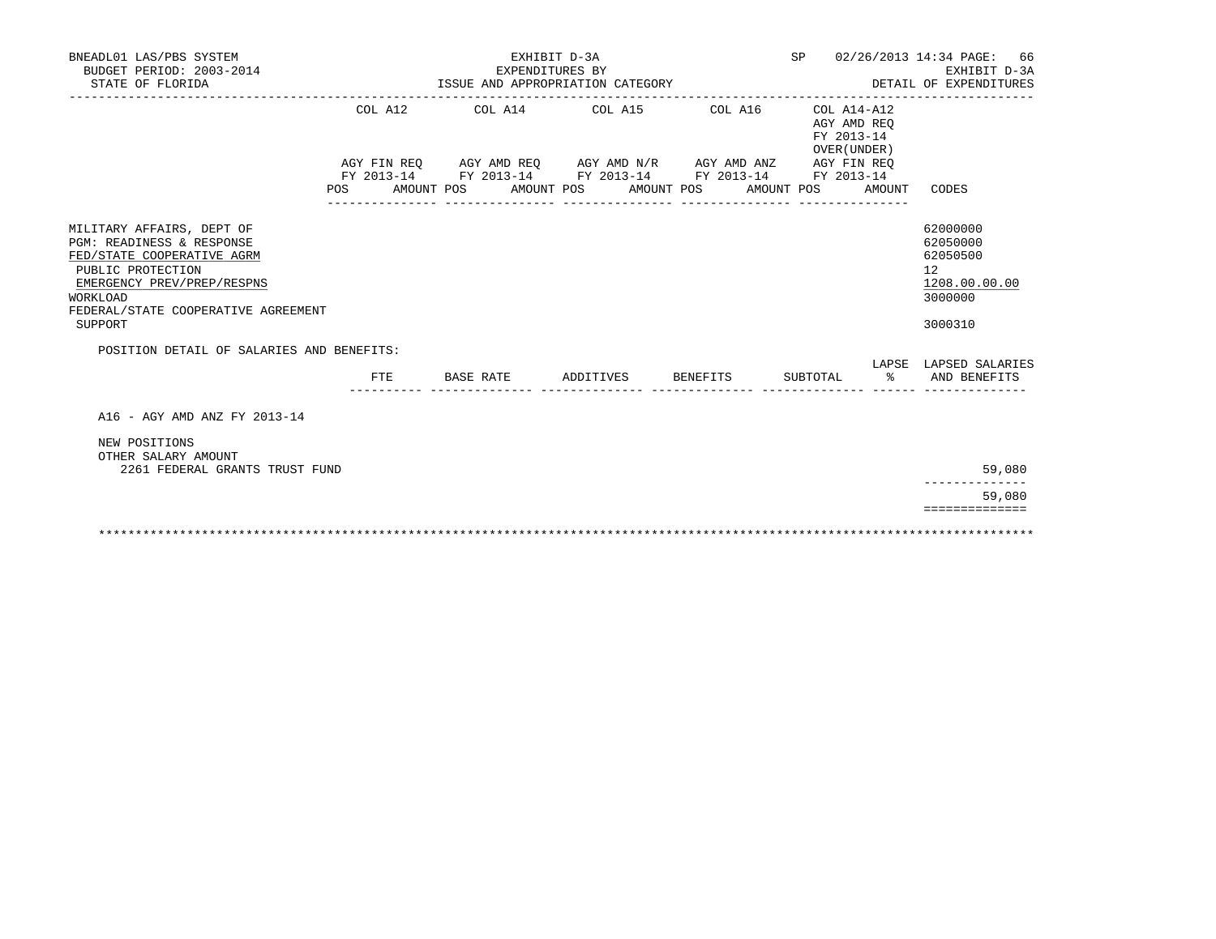BNEADL01 LAS/PBS SYSTEM
BUDGET PERIOD: 2003-2014
STATE OF FLORIDA

EXHIBIT D-3A
EXPENDITURES BY
ISSUE AND APPROPRIATION CATEGORY

SP 02/26/2013 14:34 PAGE: 66
EXHIBIT D-3A
DETAIL OF EXPENDITURES

| | COL A12 AGY FIN REQ FY 2013-14 POS AMOUNT | COL A14 AGY AMD REQ FY 2013-14 POS AMOUNT | COL A15 AGY AMD N/R FY 2013-14 POS AMOUNT | COL A16 AGY AMD ANZ FY 2013-14 POS AMOUNT | COL A14-A12 AGY AMD REQ FY 2013-14 OVER(UNDER) AGY FIN REQ FY 2013-14 POS AMOUNT | CODES |
|---|---|---|---|---|---|---|
| MILITARY AFFAIRS, DEPT OF | | | | | | 62000000 |
| PGM: READINESS & RESPONSE | | | | | | 62050000 |
| FED/STATE COOPERATIVE AGRM | | | | | | 62050500 |
| PUBLIC PROTECTION | | | | | | 12 |
| EMERGENCY PREV/PREP/RESPNS | | | | | | 1208.00.00.00 |
| WORKLOAD | | | | | | 3000000 |
| FEDERAL/STATE COOPERATIVE AGREEMENT SUPPORT | | | | | | 3000310 |

POSITION DETAIL OF SALARIES AND BENEFITS:

| | FTE | BASE RATE | ADDITIVES | BENEFITS | SUBTOTAL | LAPSE % | LAPSED SALARIES AND BENEFITS |
|---|---|---|---|---|---|---|---|
| A16 - AGY AMD ANZ FY 2013-14 | | | | | | | |
| NEW POSITIONS | | | | | | | |
| OTHER SALARY AMOUNT | | | | | | | |
| 2261 FEDERAL GRANTS TRUST FUND | | | | | | | 59,080 |
| | | | | | | | 59,080 |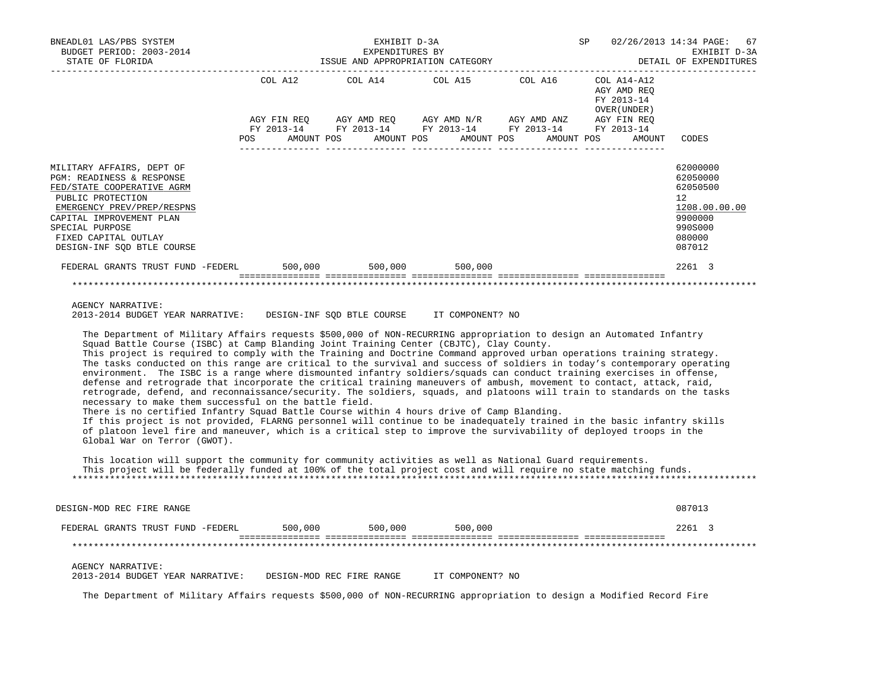| | COL A12 | COL A14 | COL A15 | COL A16 | COL A14-A12 AGY AMD REQ FY 2013-14 OVER(UNDER) | |
|---|---|---|---|---|---|---|
| | AGY FIN REQ FY 2013-14 | AGY AMD REQ FY 2013-14 | AGY AMD N/R FY 2013-14 | AGY AMD ANZ FY 2013-14 | AGY FIN REQ FY 2013-14 | |
| | POS AMOUNT | POS AMOUNT | POS AMOUNT | POS AMOUNT | POS AMOUNT | CODES |
| MILITARY AFFAIRS, DEPT OF | | | | | | 62000000 |
| PGM: READINESS & RESPONSE | | | | | | 62050000 |
| FED/STATE COOPERATIVE AGRM | | | | | | 62050500 |
| PUBLIC PROTECTION | | | | | | 12 |
| EMERGENCY PREV/PREP/RESPNS | | | | | | 1208.00.00.00 |
| CAPITAL IMPROVEMENT PLAN | | | | | | 9900000 |
| SPECIAL PURPOSE | | | | | | 990S000 |
| FIXED CAPITAL OUTLAY | | | | | | 080000 |
| DESIGN-INF SQD BTLE COURSE | | | | | | 087012 |
| FEDERAL GRANTS TRUST FUND -FEDERL | 500,000 | 500,000 | 500,000 | | | 2261 3 |

AGENCY NARRATIVE:
2013-2014 BUDGET YEAR NARRATIVE: DESIGN-INF SQD BTLE COURSE IT COMPONENT? NO

The Department of Military Affairs requests $500,000 of NON-RECURRING appropriation to design an Automated Infantry Squad Battle Course (ISBC) at Camp Blanding Joint Training Center (CBJTC), Clay County.
This project is required to comply with the Training and Doctrine Command approved urban operations training strategy. The tasks conducted on this range are critical to the survival and success of soldiers in today's contemporary operating environment. The ISBC is a range where dismounted infantry soldiers/squads can conduct training exercises in offense, defense and retrograde that incorporate the critical training maneuvers of ambush, movement to contact, attack, raid, retrograde, defend, and reconnaissance/security. The soldiers, squads, and platoons will train to standards on the tasks necessary to make them successful on the battle field.
There is no certified Infantry Squad Battle Course within 4 hours drive of Camp Blanding.
If this project is not provided, FLARNG personnel will continue to be inadequately trained in the basic infantry skills of platoon level fire and maneuver, which is a critical step to improve the survivability of deployed troops in the Global War on Terror (GWOT).

This location will support the community for community activities as well as National Guard requirements.
This project will be federally funded at 100% of the total project cost and will require no state matching funds.

| | COL A12 | COL A14 | COL A15 | COL A16 | COL A14-A12 | CODES |
|---|---|---|---|---|---|---|
| DESIGN-MOD REC FIRE RANGE | | | | | | 087013 |
| FEDERAL GRANTS TRUST FUND -FEDERL | 500,000 | 500,000 | 500,000 | | | 2261 3 |

AGENCY NARRATIVE:
2013-2014 BUDGET YEAR NARRATIVE: DESIGN-MOD REC FIRE RANGE IT COMPONENT? NO

The Department of Military Affairs requests $500,000 of NON-RECURRING appropriation to design a Modified Record Fire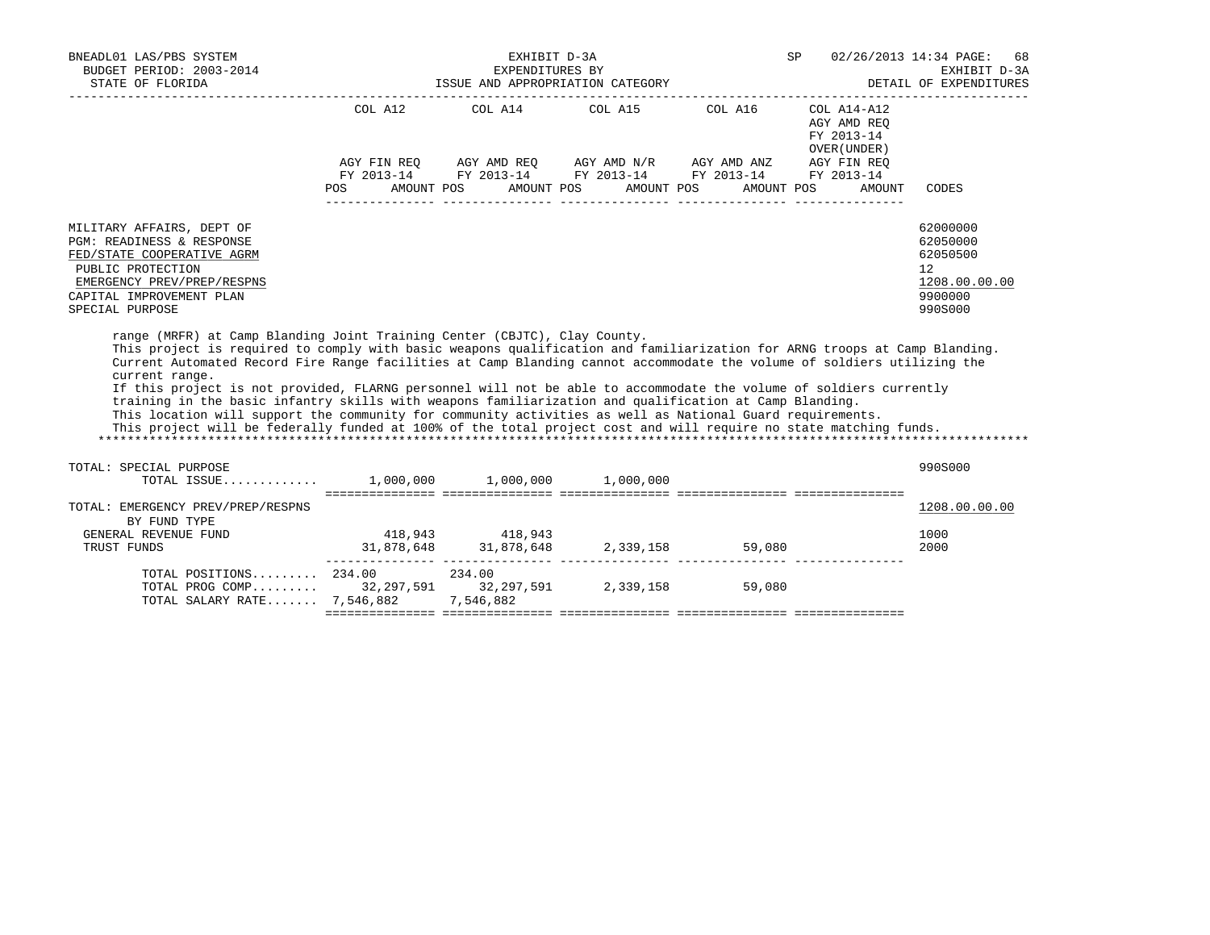BNEADL01 LAS/PBS SYSTEM — EXHIBIT D-3A — EXPENDITURES BY ISSUE AND APPROPRIATION CATEGORY — DETAIL OF EXPENDITURES
BUDGET PERIOD: 2003-2014
STATE OF FLORIDA
SP 02/26/2013 14:34

| | COL A12 AGY FIN REQ FY 2013-14 POS AMOUNT | COL A14 AGY AMD REQ FY 2013-14 POS AMOUNT | COL A15 AGY AMD N/R FY 2013-14 POS AMOUNT | COL A16 AGY AMD ANZ FY 2013-14 POS AMOUNT | COL A14-A12 AGY AMD REQ FY 2013-14 OVER(UNDER) AGY FIN REQ FY 2013-14 POS AMOUNT | CODES |
|---|---|---|---|---|---|---|
| MILITARY AFFAIRS, DEPT OF | | | | | | 62000000 |
| PGM: READINESS & RESPONSE | | | | | | 62050000 |
| FED/STATE COOPERATIVE AGRM | | | | | | 62050500 |
| PUBLIC PROTECTION | | | | | | 12 |
| EMERGENCY PREV/PREP/RESPNS | | | | | | 1208.00.00.00 |
| CAPITAL IMPROVEMENT PLAN | | | | | | 9900000 |
| SPECIAL PURPOSE | | | | | | 990S000 |

range (MRFR) at Camp Blanding Joint Training Center (CBJTC), Clay County.
This project is required to comply with basic weapons qualification and familiarization for ARNG troops at Camp Blanding.
Current Automated Record Fire Range facilities at Camp Blanding cannot accommodate the volume of soldiers utilizing the current range.
If this project is not provided, FLARNG personnel will not be able to accommodate the volume of soldiers currently training in the basic infantry skills with weapons familiarization and qualification at Camp Blanding.
This location will support the community for community activities as well as National Guard requirements.
This project will be federally funded at 100% of the total project cost and will require no state matching funds.

| | COL A12 | COL A14 | COL A15 | COL A16 | COL A14-A12 | CODES |
|---|---|---|---|---|---|---|
| TOTAL: SPECIAL PURPOSE | | | | | | 990S000 |
| TOTAL ISSUE............ | 1,000,000 | 1,000,000 | 1,000,000 | | | |
| TOTAL: EMERGENCY PREV/PREP/RESPNS | | | | | | 1208.00.00.00 |
| BY FUND TYPE | | | | | | |
| GENERAL REVENUE FUND | 418,943 | 418,943 | | | | 1000 |
| TRUST FUNDS | 31,878,648 | 31,878,648 | 2,339,158 | 59,080 | | 2000 |
| TOTAL POSITIONS......... | 234.00 | 234.00 | | | | |
| TOTAL PROG COMP......... | 32,297,591 | 32,297,591 | 2,339,158 | 59,080 | | |
| TOTAL SALARY RATE....... | 7,546,882 | 7,546,882 | | | | |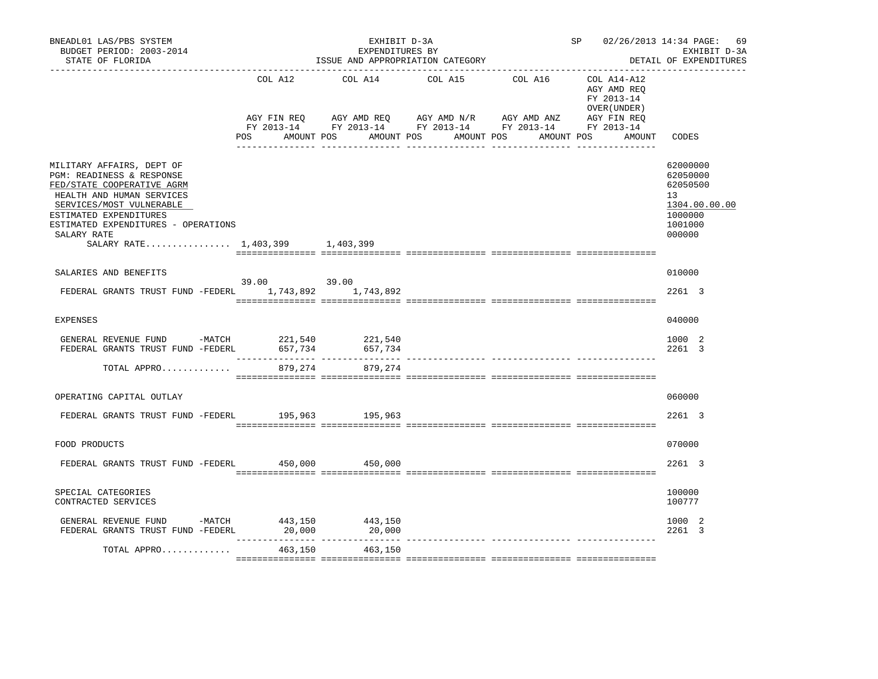BNEADL01 LAS/PBS SYSTEM
BUDGET PERIOD: 2003-2014
STATE OF FLORIDA

EXHIBIT D-3A
EXPENDITURES BY
ISSUE AND APPROPRIATION CATEGORY

SP 02/26/2013 14:34
EXHIBIT D-3A
DETAIL OF EXPENDITURES

| | COL A12 AGY FIN REQ FY 2013-14 POS AMOUNT | COL A14 AGY AMD REQ FY 2013-14 POS AMOUNT | COL A15 AGY AMD N/R FY 2013-14 POS AMOUNT | COL A16 AGY AMD ANZ FY 2013-14 POS AMOUNT | COL A14-A12 AGY AMD REQ FY 2013-14 OVER(UNDER) AGY FIN REQ FY 2013-14 POS AMOUNT | CODES |
|---|---|---|---|---|---|---|
| MILITARY AFFAIRS, DEPT OF | | | | | | 62000000 |
| PGM: READINESS & RESPONSE | | | | | | 62050000 |
| FED/STATE COOPERATIVE AGRM | | | | | | 62050500 |
| HEALTH AND HUMAN SERVICES | | | | | | 13 |
| SERVICES/MOST VULNERABLE | | | | | | 1304.00.00.00 |
| ESTIMATED EXPENDITURES | | | | | | 1000000 |
| ESTIMATED EXPENDITURES - OPERATIONS | | | | | | 1001000 |
| SALARY RATE | | | | | | 000000 |
| SALARY RATE................ | 1,403,399 | 1,403,399 | | | | |
| SALARIES AND BENEFITS | | | | | | 010000 |
| | 39.00 | 39.00 | | | | |
| FEDERAL GRANTS TRUST FUND -FEDERL | 1,743,892 | 1,743,892 | | | | 2261 3 |
| EXPENSES | | | | | | 040000 |
| GENERAL REVENUE FUND -MATCH | 221,540 | 221,540 | | | | 1000 2 |
| FEDERAL GRANTS TRUST FUND -FEDERL | 657,734 | 657,734 | | | | 2261 3 |
| TOTAL APPRO............. | 879,274 | 879,274 | | | | |
| OPERATING CAPITAL OUTLAY | | | | | | 060000 |
| FEDERAL GRANTS TRUST FUND -FEDERL | 195,963 | 195,963 | | | | 2261 3 |
| FOOD PRODUCTS | | | | | | 070000 |
| FEDERAL GRANTS TRUST FUND -FEDERL | 450,000 | 450,000 | | | | 2261 3 |
| SPECIAL CATEGORIES | | | | | | 100000 |
| CONTRACTED SERVICES | | | | | | 100777 |
| GENERAL REVENUE FUND -MATCH | 443,150 | 443,150 | | | | 1000 2 |
| FEDERAL GRANTS TRUST FUND -FEDERL | 20,000 | 20,000 | | | | 2261 3 |
| TOTAL APPRO............. | 463,150 | 463,150 | | | | |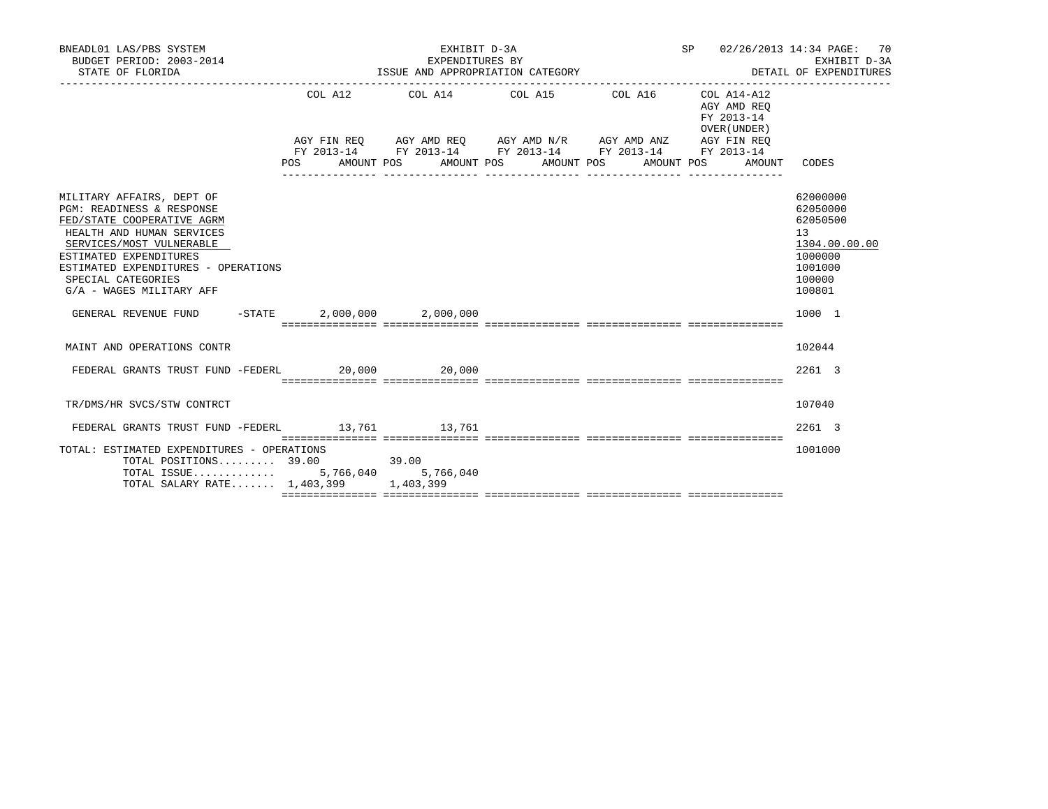BNEADL01 LAS/PBS SYSTEM — EXHIBIT D-3A — SP 02/26/2013 14:34

BUDGET PERIOD: 2003-2014 — EXPENDITURES BY — EXHIBIT D-3A

STATE OF FLORIDA — ISSUE AND APPROPRIATION CATEGORY — DETAIL OF EXPENDITURES

| | COL A12 AGY FIN REQ FY 2013-14 POS AMOUNT | COL A14 AGY AMD REQ FY 2013-14 POS AMOUNT | COL A15 AGY AMD N/R FY 2013-14 POS AMOUNT | COL A16 AGY AMD ANZ FY 2013-14 POS AMOUNT | COL A14-A12 AGY AMD REQ FY 2013-14 OVER(UNDER) AGY FIN REQ FY 2013-14 POS AMOUNT | CODES |
|---|---|---|---|---|---|---|
| MILITARY AFFAIRS, DEPT OF | | | | | | 62000000 |
| PGM: READINESS & RESPONSE | | | | | | 62050000 |
| FED/STATE COOPERATIVE AGRM | | | | | | 62050500 |
| HEALTH AND HUMAN SERVICES | | | | | | 13 |
| SERVICES/MOST VULNERABLE | | | | | | 1304.00.00.00 |
| ESTIMATED EXPENDITURES | | | | | | 1000000 |
| ESTIMATED EXPENDITURES - OPERATIONS | | | | | | 1001000 |
| SPECIAL CATEGORIES | | | | | | 100000 |
| G/A - WAGES MILITARY AFF | | | | | | 100801 |
| GENERAL REVENUE FUND -STATE | 2,000,000 | 2,000,000 | | | | 1000 1 |
| MAINT AND OPERATIONS CONTR | | | | | | 102044 |
| FEDERAL GRANTS TRUST FUND -FEDERL | 20,000 | 20,000 | | | | 2261 3 |
| TR/DMS/HR SVCS/STW CONTRCT | | | | | | 107040 |
| FEDERAL GRANTS TRUST FUND -FEDERL | 13,761 | 13,761 | | | | 2261 3 |
| TOTAL: ESTIMATED EXPENDITURES - OPERATIONS | | | | | | 1001000 |
| TOTAL POSITIONS......... | 39.00 | 39.00 | | | | |
| TOTAL ISSUE............. | 5,766,040 | 5,766,040 | | | | |
| TOTAL SALARY RATE....... | 1,403,399 | 1,403,399 | | | | |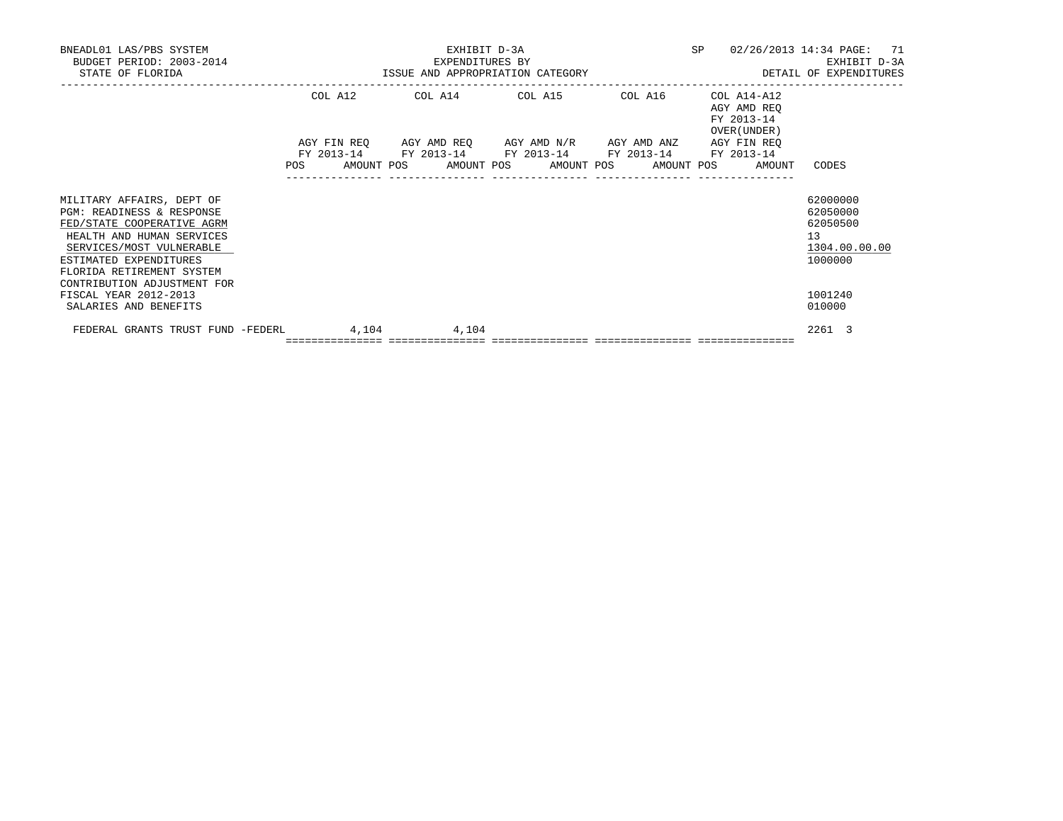BNEADL01 LAS/PBS SYSTEM | EXHIBIT D-3A | SP 02/26/2013 14:34
BUDGET PERIOD: 2003-2014 | EXPENDITURES BY | EXHIBIT D-3A
STATE OF FLORIDA | ISSUE AND APPROPRIATION CATEGORY | DETAIL OF EXPENDITURES

| | COL A12 AGY FIN REQ FY 2013-14 POS AMOUNT | COL A14 AGY AMD REQ FY 2013-14 POS AMOUNT | COL A15 AGY AMD N/R FY 2013-14 POS AMOUNT | COL A16 AGY AMD ANZ FY 2013-14 POS AMOUNT | COL A14-A12 AGY AMD REQ FY 2013-14 OVER(UNDER) AGY FIN REQ FY 2013-14 POS AMOUNT | CODES |
|---|---|---|---|---|---|---|
| MILITARY AFFAIRS, DEPT OF | | | | | | 62000000 |
| PGM: READINESS & RESPONSE | | | | | | 62050000 |
| FED/STATE COOPERATIVE AGRM | | | | | | 62050500 |
| HEALTH AND HUMAN SERVICES | | | | | | 13 |
| SERVICES/MOST VULNERABLE | | | | | | 1304.00.00.00 |
| ESTIMATED EXPENDITURES | | | | | | 1000000 |
| FLORIDA RETIREMENT SYSTEM CONTRIBUTION ADJUSTMENT FOR FISCAL YEAR 2012-2013 | | | | | | 1001240 |
| SALARIES AND BENEFITS | | | | | | 010000 |
| FEDERAL GRANTS TRUST FUND -FEDERL | 4,104 | 4,104 | | | | 2261 3 |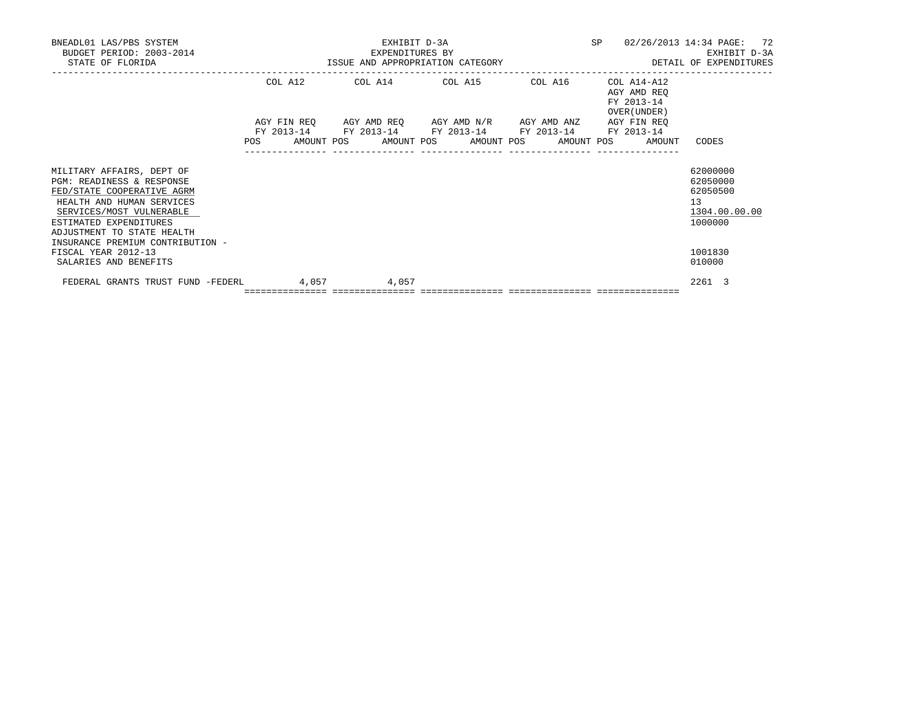BNEADL01 LAS/PBS SYSTEM
BUDGET PERIOD: 2003-2014
STATE OF FLORIDA

EXHIBIT D-3A
EXPENDITURES BY
ISSUE AND APPROPRIATION CATEGORY

SP 02/26/2013 14:34
EXHIBIT D-3A
DETAIL OF EXPENDITURES

| | COL A12 AGY FIN REQ FY 2013-14 POS AMOUNT | COL A14 AGY AMD REQ FY 2013-14 POS AMOUNT | COL A15 AGY AMD N/R FY 2013-14 POS AMOUNT | COL A16 AGY AMD ANZ FY 2013-14 POS AMOUNT | COL A14-A12 AGY AMD REQ FY 2013-14 OVER(UNDER) AGY FIN REQ FY 2013-14 POS AMOUNT | CODES |
|---|---|---|---|---|---|---|
| MILITARY AFFAIRS, DEPT OF | | | | | | 62000000 |
| PGM: READINESS & RESPONSE | | | | | | 62050000 |
| FED/STATE COOPERATIVE AGRM | | | | | | 62050500 |
| HEALTH AND HUMAN SERVICES | | | | | | 13 |
| SERVICES/MOST VULNERABLE | | | | | | 1304.00.00.00 |
| ESTIMATED EXPENDITURES | | | | | | 1000000 |
| ADJUSTMENT TO STATE HEALTH INSURANCE PREMIUM CONTRIBUTION - FISCAL YEAR 2012-13 | | | | | | 1001830 |
| SALARIES AND BENEFITS | | | | | | 010000 |
| FEDERAL GRANTS TRUST FUND -FEDERL | 4,057 | 4,057 | | | | 2261 3 |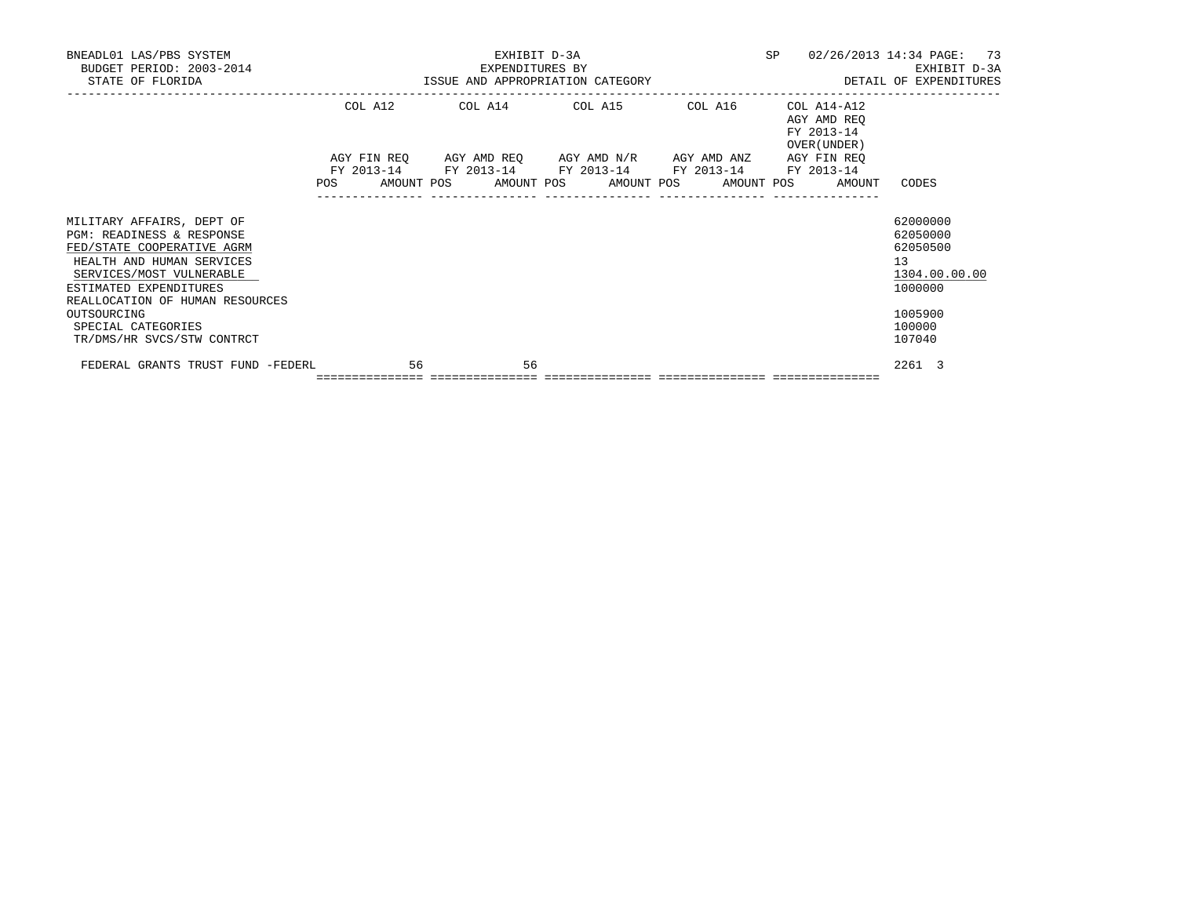BNEADL01 LAS/PBS SYSTEM
BUDGET PERIOD: 2003-2014
STATE OF FLORIDA

EXHIBIT D-3A
EXPENDITURES BY
ISSUE AND APPROPRIATION CATEGORY

SP 02/26/2013 14:34
EXHIBIT D-3A
DETAIL OF EXPENDITURES

| | COL A12 AGY FIN REQ FY 2013-14 | | COL A14 AGY AMD REQ FY 2013-14 | | COL A15 AGY AMD N/R FY 2013-14 | | COL A16 AGY AMD ANZ FY 2013-14 | | COL A14-A12 AGY AMD REQ FY 2013-14 OVER(UNDER) AGY FIN REQ FY 2013-14 | | CODES |
|---|---|---|---|---|---|---|---|---|---|---|---|
| | POS | AMOUNT | POS | AMOUNT | POS | AMOUNT | POS | AMOUNT | POS | AMOUNT | |
| MILITARY AFFAIRS, DEPT OF | | | | | | | | | | | 62000000 |
| PGM: READINESS & RESPONSE | | | | | | | | | | | 62050000 |
| FED/STATE COOPERATIVE AGRM | | | | | | | | | | | 62050500 |
| HEALTH AND HUMAN SERVICES | | | | | | | | | | | 13 |
| SERVICES/MOST VULNERABLE | | | | | | | | | | | 1304.00.00.00 |
| ESTIMATED EXPENDITURES | | | | | | | | | | | 1000000 |
| REALLOCATION OF HUMAN RESOURCES OUTSOURCING | | | | | | | | | | | 1005900 |
| SPECIAL CATEGORIES | | | | | | | | | | | 100000 |
| TR/DMS/HR SVCS/STW CONTRCT | | | | | | | | | | | 107040 |
| FEDERAL GRANTS TRUST FUND -FEDERL | | 56 | | 56 | | | | | | | 2261 3 |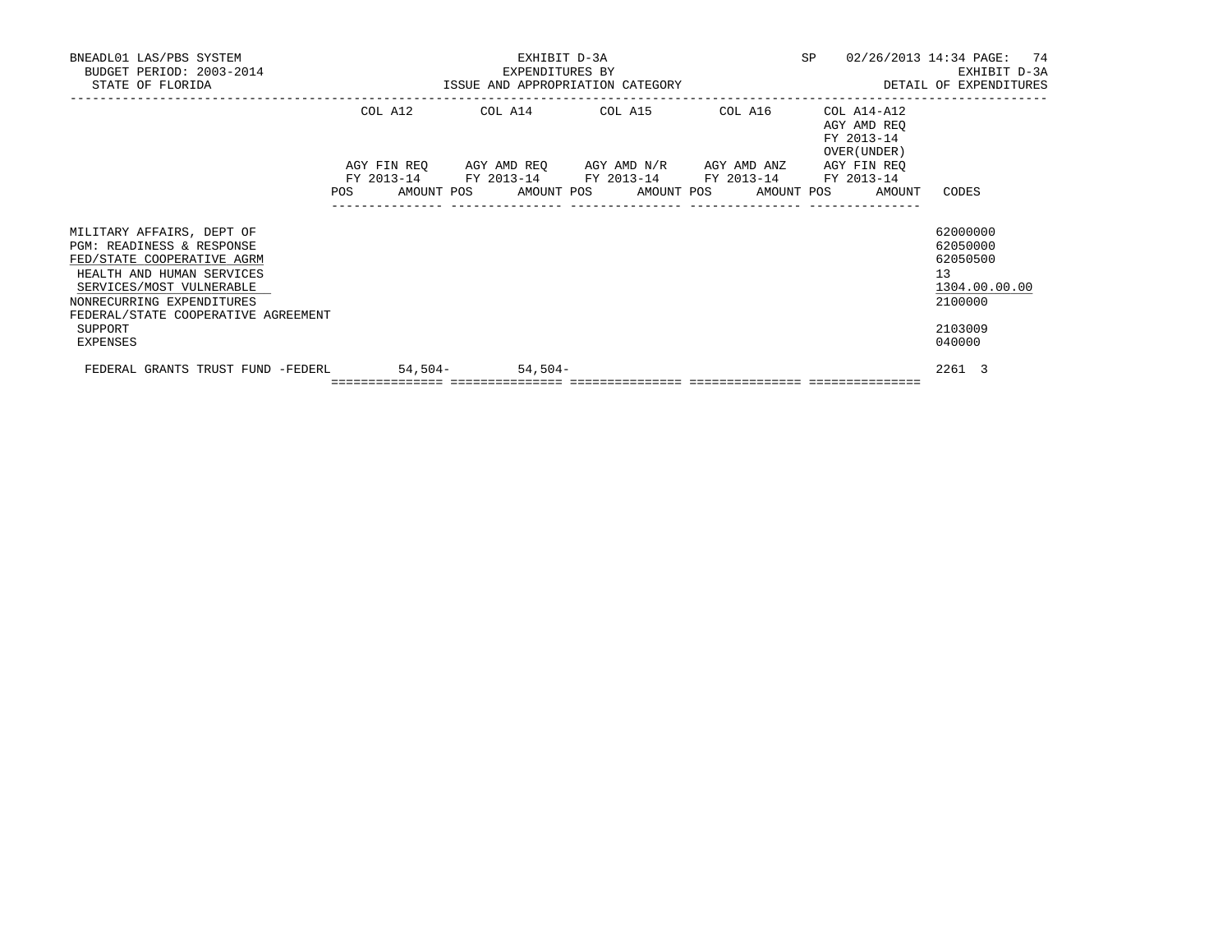BNEADL01 LAS/PBS SYSTEM — EXHIBIT D-3A — SP 02/26/2013 14:34

BUDGET PERIOD: 2003-2014 — EXPENDITURES BY — EXHIBIT D-3A

STATE OF FLORIDA — ISSUE AND APPROPRIATION CATEGORY — DETAIL OF EXPENDITURES

| | COL A12 AGY FIN REQ FY 2013-14 | | COL A14 AGY AMD REQ FY 2013-14 | | COL A15 AGY AMD N/R FY 2013-14 | | COL A16 AGY AMD ANZ FY 2013-14 | | COL A14-A12 AGY AMD REQ FY 2013-14 OVER(UNDER) AGY FIN REQ FY 2013-14 | | CODES |
|---|---|---|---|---|---|---|---|---|---|---|---|
| | POS | AMOUNT | POS | AMOUNT | POS | AMOUNT | POS | AMOUNT | POS | AMOUNT | |
| MILITARY AFFAIRS, DEPT OF | | | | | | | | | | | 62000000 |
| PGM: READINESS & RESPONSE | | | | | | | | | | | 62050000 |
| FED/STATE COOPERATIVE AGRM | | | | | | | | | | | 62050500 |
| HEALTH AND HUMAN SERVICES | | | | | | | | | | | 13 |
| SERVICES/MOST VULNERABLE | | | | | | | | | | | 1304.00.00.00 |
| NONRECURRING EXPENDITURES | | | | | | | | | | | 2100000 |
| FEDERAL/STATE COOPERATIVE AGREEMENT SUPPORT | | | | | | | | | | | 2103009 |
| EXPENSES | | | | | | | | | | | 040000 |
| FEDERAL GRANTS TRUST FUND -FEDERL | | 54,504- | | 54,504- | | | | | | | 2261 3 |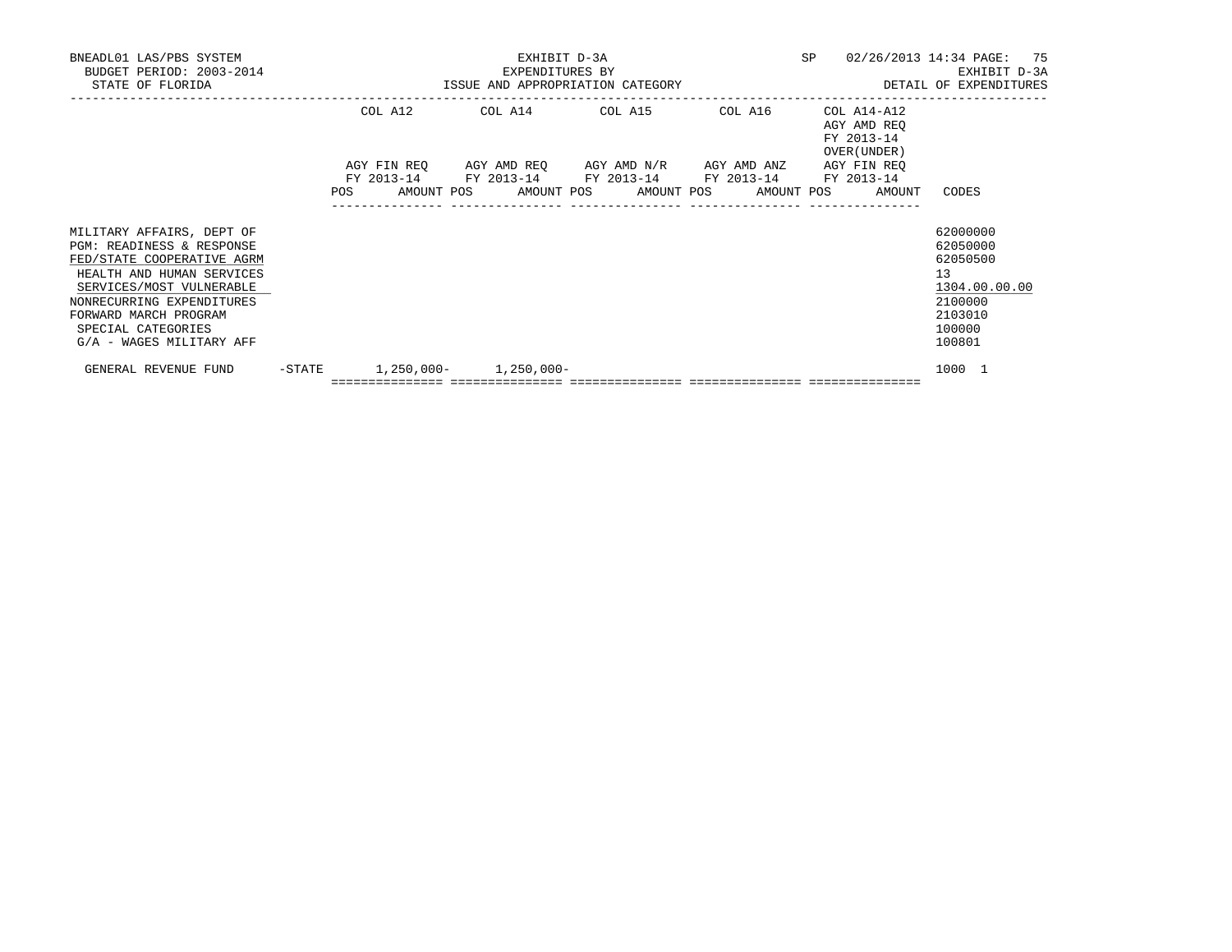BNEADL01 LAS/PBS SYSTEM | EXHIBIT D-3A | SP 02/26/2013 14:34
BUDGET PERIOD: 2003-2014 | EXPENDITURES BY | EXHIBIT D-3A
STATE OF FLORIDA | ISSUE AND APPROPRIATION CATEGORY | DETAIL OF EXPENDITURES

| | COL A12 AGY FIN REQ FY 2013-14 POS AMOUNT | COL A14 AGY AMD REQ FY 2013-14 POS AMOUNT | COL A15 AGY AMD N/R FY 2013-14 POS AMOUNT | COL A16 AGY AMD ANZ FY 2013-14 POS AMOUNT | COL A14-A12 AGY AMD REQ FY 2013-14 OVER(UNDER) AGY FIN REQ FY 2013-14 POS AMOUNT | CODES |
|---|---|---|---|---|---|---|
| MILITARY AFFAIRS, DEPT OF | | | | | | 62000000 |
| PGM: READINESS & RESPONSE | | | | | | 62050000 |
| FED/STATE COOPERATIVE AGRM | | | | | | 62050500 |
| HEALTH AND HUMAN SERVICES | | | | | | 13 |
| SERVICES/MOST VULNERABLE | | | | | | 1304.00.00.00 |
| NONRECURRING EXPENDITURES | | | | | | 2100000 |
| FORWARD MARCH PROGRAM | | | | | | 2103010 |
| SPECIAL CATEGORIES | | | | | | 100000 |
| G/A - WAGES MILITARY AFF | | | | | | 100801 |
| GENERAL REVENUE FUND -STATE | 1,250,000- | 1,250,000- | | | | 1000 1 |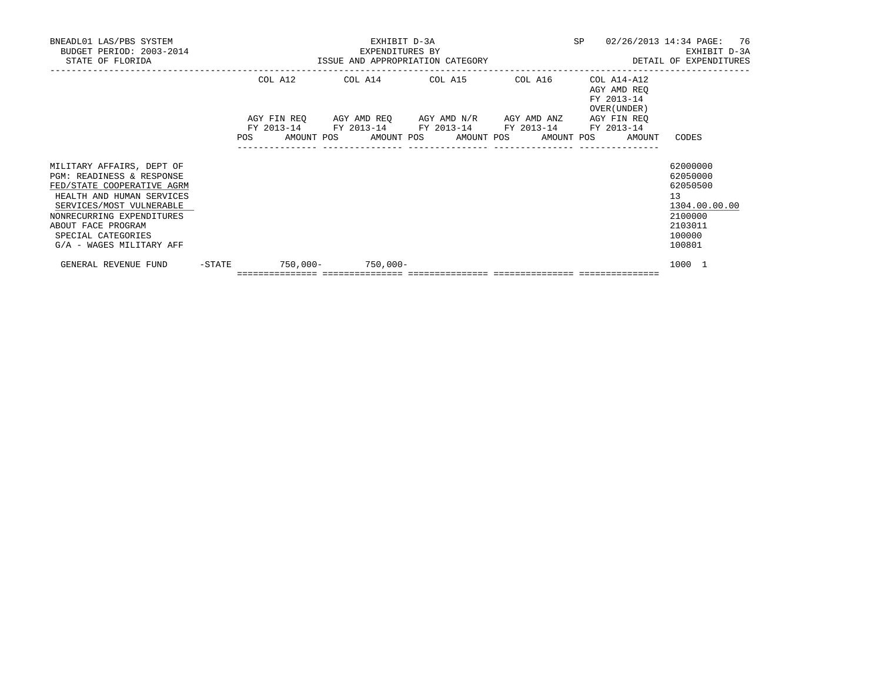BNEADL01 LAS/PBS SYSTEM
BUDGET PERIOD: 2003-2014
STATE OF FLORIDA

EXHIBIT D-3A
EXPENDITURES BY
ISSUE AND APPROPRIATION CATEGORY

SP 02/26/2013 14:34 PAGE: 76
EXHIBIT D-3A
DETAIL OF EXPENDITURES

| | | COL A12 | | COL A14 | | COL A15 | | COL A16 | | COL A14-A12 AGY AMD REQ FY 2013-14 OVER(UNDER) | | |
|---|---|---|---|---|---|---|---|---|---|---|---|---|
| | | AGY FIN REQ FY 2013-14 | | AGY AMD REQ FY 2013-14 | | AGY AMD N/R FY 2013-14 | | AGY AMD ANZ FY 2013-14 | | AGY FIN REQ FY 2013-14 | | |
| | | POS | AMOUNT | POS | AMOUNT | POS | AMOUNT | POS | AMOUNT | POS | AMOUNT | CODES |
| MILITARY AFFAIRS, DEPT OF | | | | | | | | | | | | 62000000 |
| PGM: READINESS & RESPONSE | | | | | | | | | | | | 62050000 |
| FED/STATE COOPERATIVE AGRM | | | | | | | | | | | | 62050500 |
| HEALTH AND HUMAN SERVICES | | | | | | | | | | | | 13 |
| SERVICES/MOST VULNERABLE | | | | | | | | | | | | 1304.00.00.00 |
| NONRECURRING EXPENDITURES | | | | | | | | | | | | 2100000 |
| ABOUT FACE PROGRAM | | | | | | | | | | | | 2103011 |
| SPECIAL CATEGORIES | | | | | | | | | | | | 100000 |
| G/A - WAGES MILITARY AFF | | | | | | | | | | | | 100801 |
| GENERAL REVENUE FUND | -STATE | | 750,000- | | 750,000- | | | | | | | 1000 1 |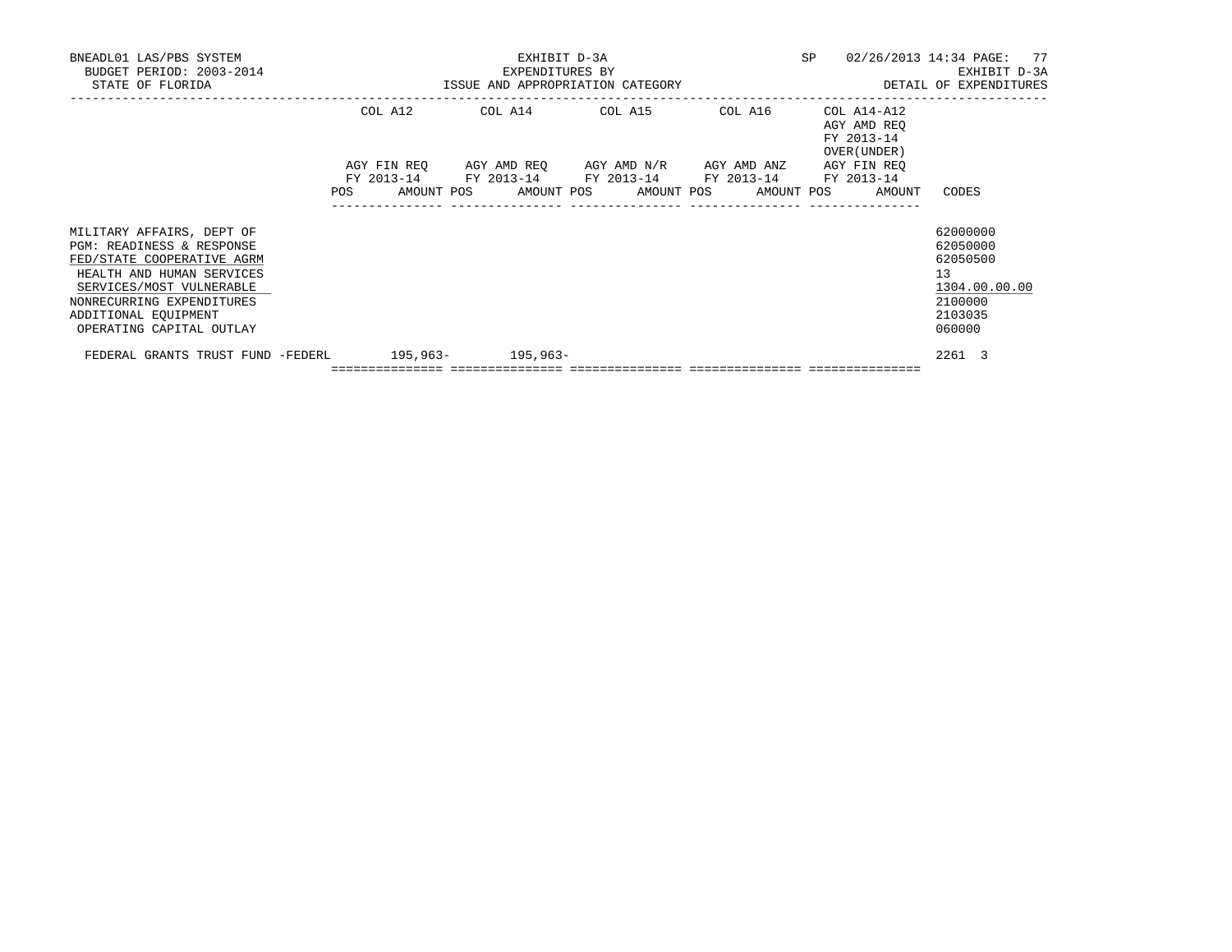BNEADL01 LAS/PBS SYSTEM
BUDGET PERIOD: 2003-2014
STATE OF FLORIDA

EXHIBIT D-3A
EXPENDITURES BY
ISSUE AND APPROPRIATION CATEGORY

SP 02/26/2013 14:34
EXHIBIT D-3A
DETAIL OF EXPENDITURES

| | COL A12 AGY FIN REQ FY 2013-14 | | COL A14 AGY AMD REQ FY 2013-14 | | COL A15 AGY AMD N/R FY 2013-14 | | COL A16 AGY AMD ANZ FY 2013-14 | | COL A14-A12 AGY AMD REQ FY 2013-14 OVER(UNDER) AGY FIN REQ FY 2013-14 | | CODES |
|---|---|---|---|---|---|---|---|---|---|---|---|
| | POS | AMOUNT | POS | AMOUNT | POS | AMOUNT | POS | AMOUNT | POS | AMOUNT | |
| MILITARY AFFAIRS, DEPT OF | | | | | | | | | | | 62000000 |
| PGM: READINESS & RESPONSE | | | | | | | | | | | 62050000 |
| FED/STATE COOPERATIVE AGRM | | | | | | | | | | | 62050500 |
| HEALTH AND HUMAN SERVICES | | | | | | | | | | | 13 |
| SERVICES/MOST VULNERABLE | | | | | | | | | | | 1304.00.00.00 |
| NONRECURRING EXPENDITURES | | | | | | | | | | | 2100000 |
| ADDITIONAL EQUIPMENT | | | | | | | | | | | 2103035 |
| OPERATING CAPITAL OUTLAY | | | | | | | | | | | 060000 |
| FEDERAL GRANTS TRUST FUND -FEDERL | | 195,963- | | 195,963- | | | | | | | 2261 3 |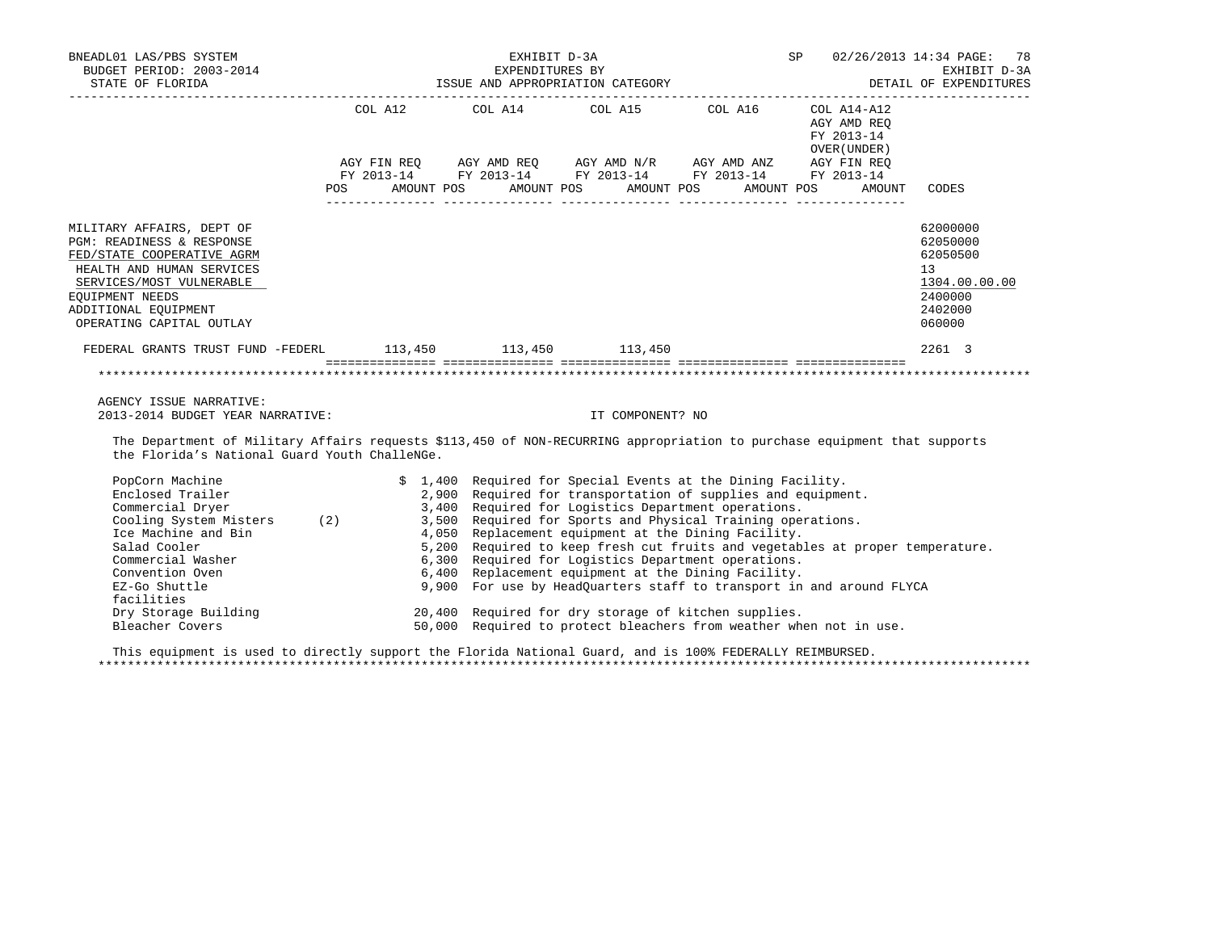BNEADL01 LAS/PBS SYSTEM — EXHIBIT D-3A — EXPENDITURES BY ISSUE AND APPROPRIATION CATEGORY — DETAIL OF EXPENDITURES
BUDGET PERIOD: 2003-2014
STATE OF FLORIDA

| | COL A12 AGY FIN REQ FY 2013-14 POS AMOUNT | COL A14 AGY AMD REQ FY 2013-14 POS AMOUNT | COL A15 AGY AMD N/R FY 2013-14 POS AMOUNT | COL A16 AGY AMD ANZ FY 2013-14 POS AMOUNT | COL A14-A12 AGY AMD REQ FY 2013-14 OVER(UNDER) AGY FIN REQ FY 2013-14 POS AMOUNT | CODES |
|---|---|---|---|---|---|---|
| MILITARY AFFAIRS, DEPT OF | | | | | | 62000000 |
| PGM: READINESS & RESPONSE | | | | | | 62050000 |
| FED/STATE COOPERATIVE AGRM | | | | | | 62050500 |
| HEALTH AND HUMAN SERVICES | | | | | | 13 |
| SERVICES/MOST VULNERABLE | | | | | | 1304.00.00.00 |
| EQUIPMENT NEEDS | | | | | | 2400000 |
| ADDITIONAL EQUIPMENT | | | | | | 2402000 |
| OPERATING CAPITAL OUTLAY | | | | | | 060000 |
| FEDERAL GRANTS TRUST FUND -FEDERL | 113,450 | 113,450 | 113,450 | | | 2261 3 |

AGENCY ISSUE NARRATIVE:
2013-2014 BUDGET YEAR NARRATIVE: IT COMPONENT? NO

The Department of Military Affairs requests $113,450 of NON-RECURRING appropriation to purchase equipment that supports the Florida's National Guard Youth ChalleNGe.

| Item | Amount | Justification |
|---|---|---|
| PopCorn Machine | $ 1,400 | Required for Special Events at the Dining Facility. |
| Enclosed Trailer | 2,900 | Required for transportation of supplies and equipment. |
| Commercial Dryer | 3,400 | Required for Logistics Department operations. |
| Cooling System Misters (2) | 3,500 | Required for Sports and Physical Training operations. |
| Ice Machine and Bin | 4,050 | Replacement equipment at the Dining Facility. |
| Salad Cooler | 5,200 | Required to keep fresh cut fruits and vegetables at proper temperature. |
| Commercial Washer | 6,300 | Required for Logistics Department operations. |
| Convention Oven | 6,400 | Replacement equipment at the Dining Facility. |
| EZ-Go Shuttle | 9,900 | For use by HeadQuarters staff to transport in and around FLYCA facilities |
| Dry Storage Building | 20,400 | Required for dry storage of kitchen supplies. |
| Bleacher Covers | 50,000 | Required to protect bleachers from weather when not in use. |

This equipment is used to directly support the Florida National Guard, and is 100% FEDERALLY REIMBURSED.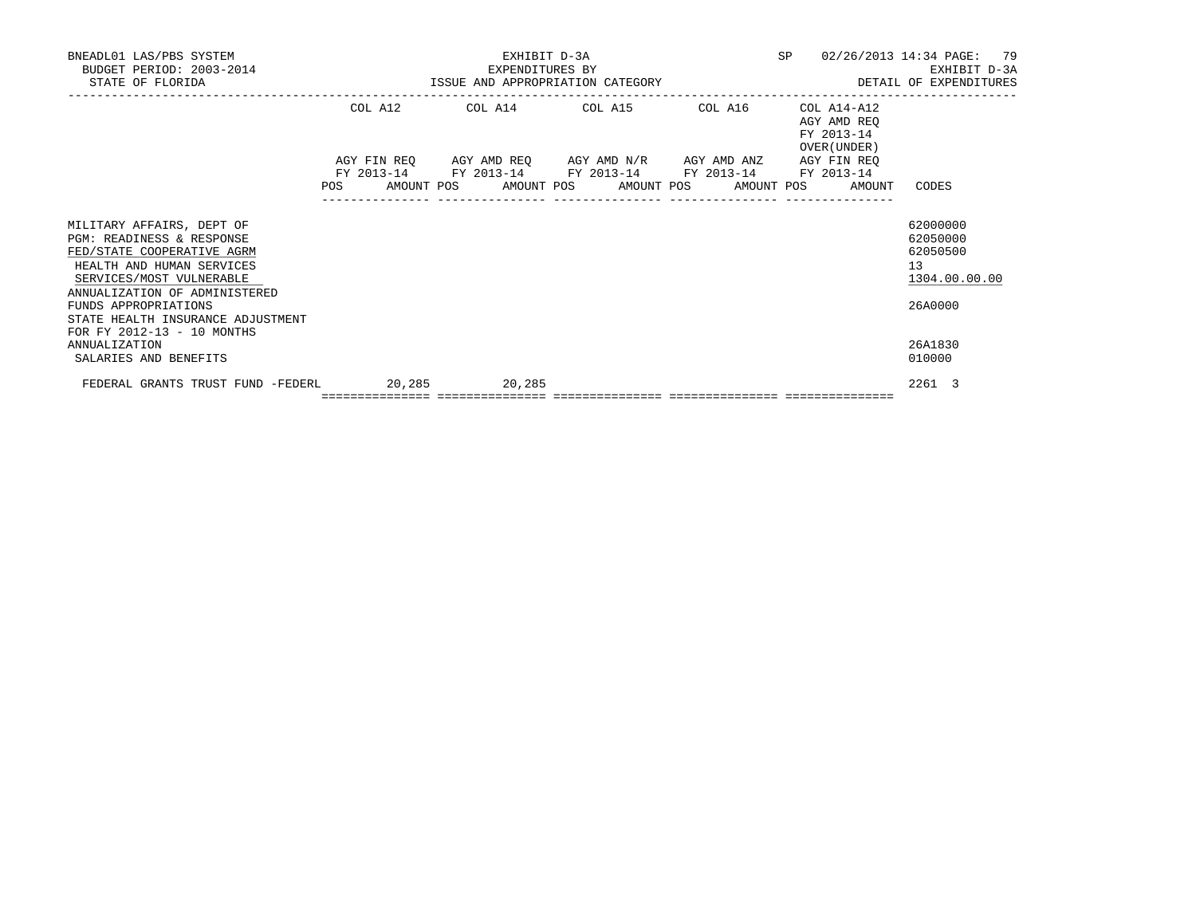BNEADL01 LAS/PBS SYSTEM
BUDGET PERIOD: 2003-2014
STATE OF FLORIDA

EXHIBIT D-3A
EXPENDITURES BY
ISSUE AND APPROPRIATION CATEGORY

SP 02/26/2013 14:34
EXHIBIT D-3A
DETAIL OF EXPENDITURES

| | COL A12 AGY FIN REQ FY 2013-14 | | COL A14 AGY AMD REQ FY 2013-14 | | COL A15 AGY AMD N/R FY 2013-14 | | COL A16 AGY AMD ANZ FY 2013-14 | | COL A14-A12 AGY AMD REQ FY 2013-14 OVER(UNDER) AGY FIN REQ FY 2013-14 | | CODES |
|---|---|---|---|---|---|---|---|---|---|---|---|
| | POS | AMOUNT | POS | AMOUNT | POS | AMOUNT | POS | AMOUNT | POS | AMOUNT | |
| MILITARY AFFAIRS, DEPT OF | | | | | | | | | | | 62000000 |
| PGM: READINESS & RESPONSE | | | | | | | | | | | 62050000 |
| FED/STATE COOPERATIVE AGRM | | | | | | | | | | | 62050500 |
| HEALTH AND HUMAN SERVICES | | | | | | | | | | | 13 |
| SERVICES/MOST VULNERABLE | | | | | | | | | | | 1304.00.00.00 |
| ANNUALIZATION OF ADMINISTERED FUNDS APPROPRIATIONS | | | | | | | | | | | 26A0000 |
| STATE HEALTH INSURANCE ADJUSTMENT FOR FY 2012-13 - 10 MONTHS ANNUALIZATION | | | | | | | | | | | 26A1830 |
| SALARIES AND BENEFITS | | | | | | | | | | | 010000 |
| FEDERAL GRANTS TRUST FUND -FEDERL | | 20,285 | | 20,285 | | | | | | | 2261 3 |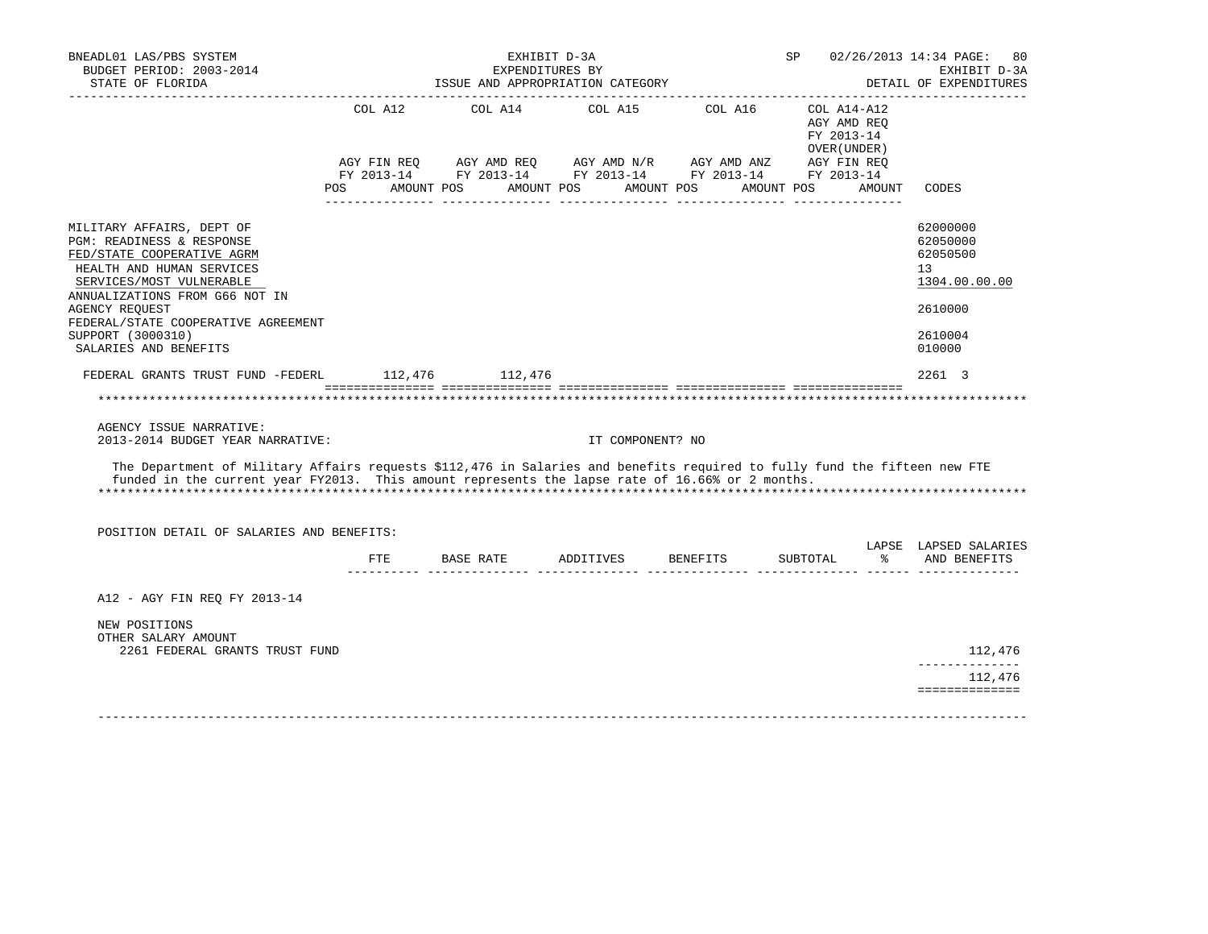BNEADL01 LAS/PBS SYSTEM — EXHIBIT D-3A — SP 02/26/2013 14:34
BUDGET PERIOD: 2003-2014 — EXPENDITURES BY — EXHIBIT D-3A
STATE OF FLORIDA — ISSUE AND APPROPRIATION CATEGORY — DETAIL OF EXPENDITURES

| | COL A12 AGY FIN REQ FY 2013-14 POS AMOUNT | COL A14 AGY AMD REQ FY 2013-14 POS AMOUNT | COL A15 AGY AMD N/R FY 2013-14 POS AMOUNT | COL A16 AGY AMD ANZ FY 2013-14 POS AMOUNT | COL A14-A12 AGY AMD REQ FY 2013-14 OVER(UNDER) AGY FIN REQ FY 2013-14 POS AMOUNT | CODES |
|---|---|---|---|---|---|---|
| MILITARY AFFAIRS, DEPT OF | | | | | | 62000000 |
| PGM: READINESS & RESPONSE | | | | | | 62050000 |
| FED/STATE COOPERATIVE AGRM | | | | | | 62050500 |
| HEALTH AND HUMAN SERVICES | | | | | | 13 |
| SERVICES/MOST VULNERABLE | | | | | | 1304.00.00.00 |
| ANNUALIZATIONS FROM G66 NOT IN AGENCY REQUEST | | | | | | 2610000 |
| FEDERAL/STATE COOPERATIVE AGREEMENT SUPPORT (3000310) | | | | | | 2610004 |
| SALARIES AND BENEFITS | | | | | | 010000 |
| FEDERAL GRANTS TRUST FUND -FEDERL | 112,476 | 112,476 | | | | 2261 3 |

AGENCY ISSUE NARRATIVE:
2013-2014 BUDGET YEAR NARRATIVE: IT COMPONENT? NO

The Department of Military Affairs requests $112,476 in Salaries and benefits required to fully fund the fifteen new FTE funded in the current year FY2013. This amount represents the lapse rate of 16.66% or 2 months.

POSITION DETAIL OF SALARIES AND BENEFITS:

| | FTE | BASE RATE | ADDITIVES | BENEFITS | SUBTOTAL | LAPSE % | LAPSED SALARIES AND BENEFITS |
|---|---|---|---|---|---|---|---|
| A12 - AGY FIN REQ FY 2013-14 | | | | | | | |
| NEW POSITIONS | | | | | | | |
| OTHER SALARY AMOUNT | | | | | | | |
| 2261 FEDERAL GRANTS TRUST FUND | | | | | | | 112,476 |
| | | | | | | | 112,476 |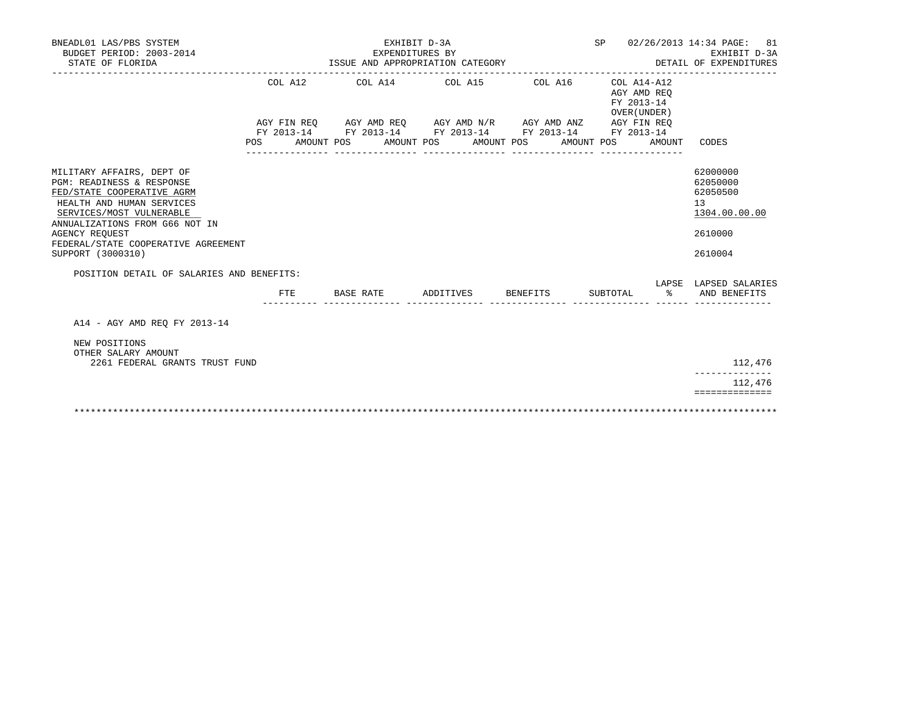BNEADL01 LAS/PBS SYSTEM | EXHIBIT D-3A | SP 02/26/2013 14:34
BUDGET PERIOD: 2003-2014 | EXPENDITURES BY | EXHIBIT D-3A
STATE OF FLORIDA | ISSUE AND APPROPRIATION CATEGORY | DETAIL OF EXPENDITURES

| | COL A12 AGY FIN REQ FY 2013-14 POS AMOUNT | COL A14 AGY AMD REQ FY 2013-14 POS AMOUNT | COL A15 AGY AMD N/R FY 2013-14 POS AMOUNT | COL A16 AGY AMD ANZ FY 2013-14 POS AMOUNT | COL A14-A12 AGY AMD REQ FY 2013-14 OVER(UNDER) AGY FIN REQ FY 2013-14 POS AMOUNT | CODES |
|---|---|---|---|---|---|---|
| MILITARY AFFAIRS, DEPT OF | | | | | | 62000000 |
| PGM: READINESS & RESPONSE | | | | | | 62050000 |
| FED/STATE COOPERATIVE AGRM | | | | | | 62050500 |
| HEALTH AND HUMAN SERVICES | | | | | | 13 |
| SERVICES/MOST VULNERABLE | | | | | | 1304.00.00.00 |
| ANNUALIZATIONS FROM G66 NOT IN AGENCY REQUEST | | | | | | 2610000 |
| FEDERAL/STATE COOPERATIVE AGREEMENT SUPPORT (3000310) | | | | | | 2610004 |

POSITION DETAIL OF SALARIES AND BENEFITS:

| | FTE | BASE RATE | ADDITIVES | BENEFITS | SUBTOTAL | LAPSE % | LAPSED SALARIES AND BENEFITS |
|---|---|---|---|---|---|---|---|
| A14 - AGY AMD REQ FY 2013-14 | | | | | | | |
| NEW POSITIONS | | | | | | | |
| OTHER SALARY AMOUNT | | | | | | | |
| 2261 FEDERAL GRANTS TRUST FUND | | | | | | | 112,476 |
| | | | | | | | 112,476 |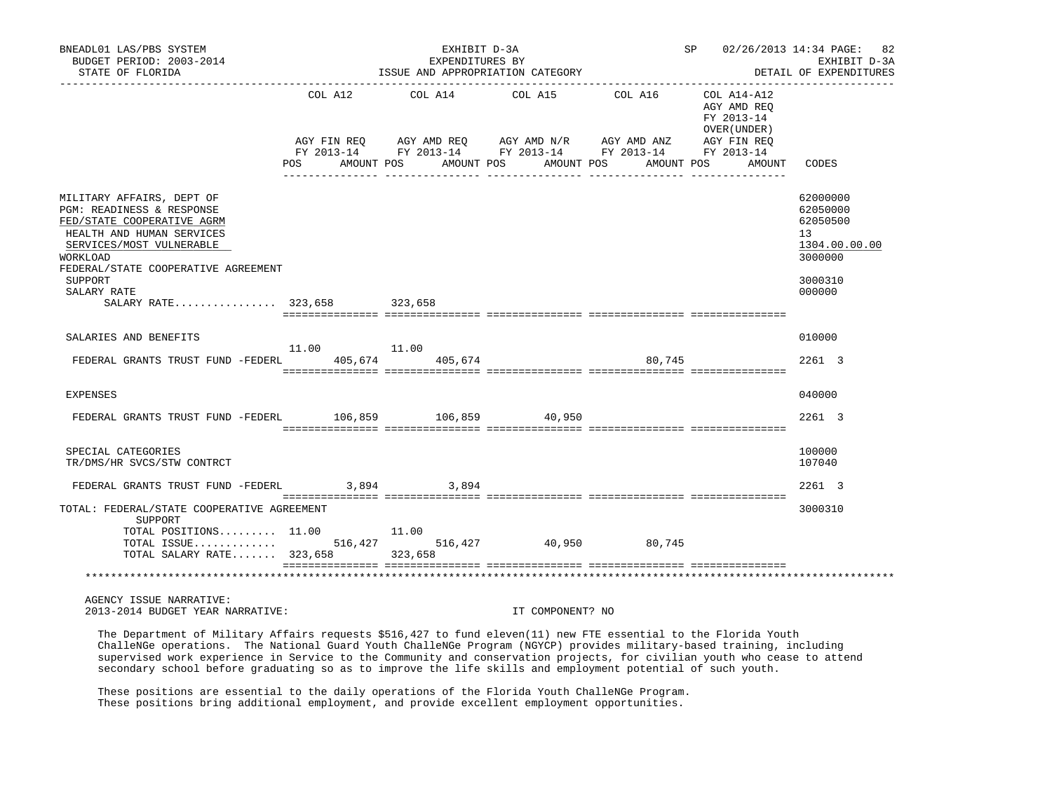BNEADL01 LAS/PBS SYSTEM — EXHIBIT D-3A — EXPENDITURES BY ISSUE AND APPROPRIATION CATEGORY — SP 02/26/2013 14:34 — EXHIBIT D-3A DETAIL OF EXPENDITURES

BUDGET PERIOD: 2003-2014
STATE OF FLORIDA

| | COL A12 AGY FIN REQ FY 2013-14 POS | AMOUNT | COL A14 AGY AMD REQ FY 2013-14 POS | AMOUNT | COL A15 AGY AMD N/R FY 2013-14 POS | AMOUNT | COL A16 AGY AMD ANZ FY 2013-14 POS | AMOUNT | COL A14-A12 AGY AMD REQ FY 2013-14 OVER(UNDER) AGY FIN REQ FY 2013-14 POS | AMOUNT | CODES |
|---|---|---|---|---|---|---|---|---|---|---|---|
| MILITARY AFFAIRS, DEPT OF | | | | | | | | | | | 62000000 |
| PGM: READINESS & RESPONSE | | | | | | | | | | | 62050000 |
| FED/STATE COOPERATIVE AGRM | | | | | | | | | | | 62050500 |
| HEALTH AND HUMAN SERVICES | | | | | | | | | | | 13 |
| SERVICES/MOST VULNERABLE | | | | | | | | | | | 1304.00.00.00 |
| WORKLOAD | | | | | | | | | | | 3000000 |
| FEDERAL/STATE COOPERATIVE AGREEMENT SUPPORT | | | | | | | | | | | 3000310 |
| SALARY RATE | | | | | | | | | | | 000000 |
| SALARY RATE................ | 323,658 | | 323,658 | | | | | | | | |
| SALARIES AND BENEFITS | | | | | | | | | | | 010000 |
| FEDERAL GRANTS TRUST FUND -FEDERL | 11.00 | 405,674 | 11.00 | 405,674 | | | | 80,745 | | | 2261 3 |
| EXPENSES | | | | | | | | | | | 040000 |
| FEDERAL GRANTS TRUST FUND -FEDERL | | 106,859 | | 106,859 | | 40,950 | | | | | 2261 3 |
| SPECIAL CATEGORIES | | | | | | | | | | | 100000 |
| TR/DMS/HR SVCS/STW CONTRCT | | | | | | | | | | | 107040 |
| FEDERAL GRANTS TRUST FUND -FEDERL | | 3,894 | | 3,894 | | | | | | | 2261 3 |
| TOTAL: FEDERAL/STATE COOPERATIVE AGREEMENT SUPPORT | | | | | | | | | | | 3000310 |
| TOTAL POSITIONS......... | 11.00 | | 11.00 | | | | | | | | |
| TOTAL ISSUE............. | | 516,427 | | 516,427 | | 40,950 | | 80,745 | | | |
| TOTAL SALARY RATE....... | 323,658 | | 323,658 | | | | | | | | |

AGENCY ISSUE NARRATIVE:
2013-2014 BUDGET YEAR NARRATIVE: IT COMPONENT? NO

The Department of Military Affairs requests $516,427 to fund eleven(11) new FTE essential to the Florida Youth ChalleNGe operations. The National Guard Youth ChalleNGe Program (NGYCP) provides military-based training, including supervised work experience in Service to the Community and conservation projects, for civilian youth who cease to attend secondary school before graduating so as to improve the life skills and employment potential of such youth.

These positions are essential to the daily operations of the Florida Youth ChalleNGe Program. These positions bring additional employment, and provide excellent employment opportunities.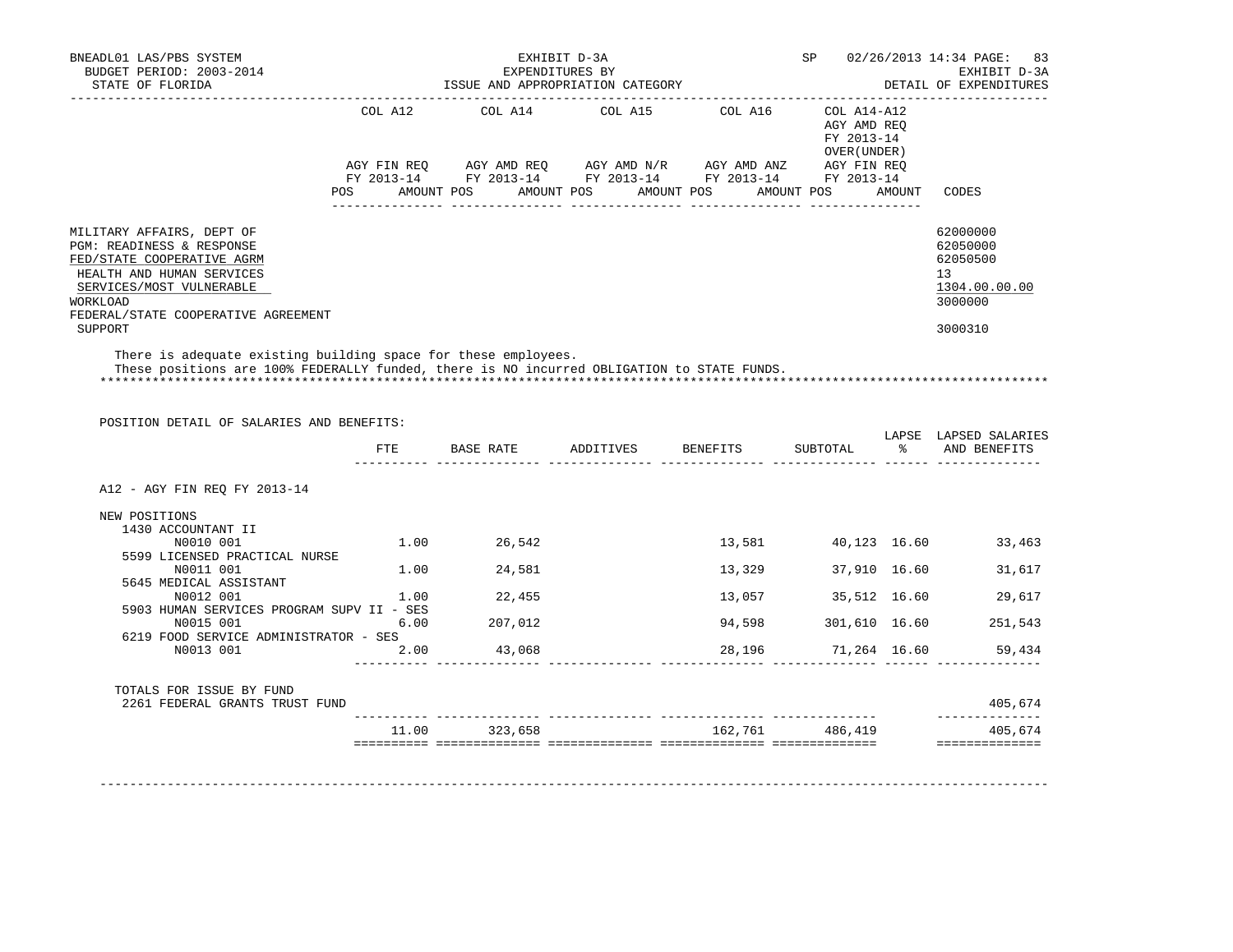EXHIBIT D-3A
EXPENDITURES BY
ISSUE AND APPROPRIATION CATEGORY

DETAIL OF EXPENDITURES

| | COL A12 AGY FIN REQ FY 2013-14 POS AMOUNT | COL A14 AGY AMD REQ FY 2013-14 POS AMOUNT | COL A15 AGY AMD N/R FY 2013-14 POS AMOUNT | COL A16 AGY AMD ANZ FY 2013-14 POS AMOUNT | COL A14-A12 AGY AMD REQ FY 2013-14 OVER(UNDER) AGY FIN REQ FY 2013-14 POS AMOUNT | CODES |
|---|---|---|---|---|---|---|
| MILITARY AFFAIRS, DEPT OF | | | | | | 62000000 |
| PGM: READINESS & RESPONSE | | | | | | 62050000 |
| FED/STATE COOPERATIVE AGRM | | | | | | 62050500 |
| HEALTH AND HUMAN SERVICES | | | | | | 13 |
| SERVICES/MOST VULNERABLE | | | | | | 1304.00.00.00 |
| WORKLOAD | | | | | | 3000000 |
| FEDERAL/STATE COOPERATIVE AGREEMENT SUPPORT | | | | | | 3000310 |

There is adequate existing building space for these employees.
These positions are 100% FEDERALLY funded, there is NO incurred OBLIGATION to STATE FUNDS.

POSITION DETAIL OF SALARIES AND BENEFITS:

| | FTE | BASE RATE | ADDITIVES | BENEFITS | SUBTOTAL | LAPSE % | LAPSED SALARIES AND BENEFITS |
|---|---|---|---|---|---|---|---|
| A12 - AGY FIN REQ FY 2013-14 | | | | | | | |
| NEW POSITIONS | | | | | | | |
| 1430 ACCOUNTANT II | | | | | | | |
| N0010 001 | 1.00 | 26,542 | | 13,581 | 40,123 | 16.60 | 33,463 |
| 5599 LICENSED PRACTICAL NURSE | | | | | | | |
| N0011 001 | 1.00 | 24,581 | | 13,329 | 37,910 | 16.60 | 31,617 |
| 5645 MEDICAL ASSISTANT | | | | | | | |
| N0012 001 | 1.00 | 22,455 | | 13,057 | 35,512 | 16.60 | 29,617 |
| 5903 HUMAN SERVICES PROGRAM SUPV II - SES | | | | | | | |
| N0015 001 | 6.00 | 207,012 | | 94,598 | 301,610 | 16.60 | 251,543 |
| 6219 FOOD SERVICE ADMINISTRATOR - SES | | | | | | | |
| N0013 001 | 2.00 | 43,068 | | 28,196 | 71,264 | 16.60 | 59,434 |
| TOTALS FOR ISSUE BY FUND | | | | | | | |
| 2261 FEDERAL GRANTS TRUST FUND | | | | | | | 405,674 |
| | 11.00 | 323,658 | | 162,761 | 486,419 | | 405,674 |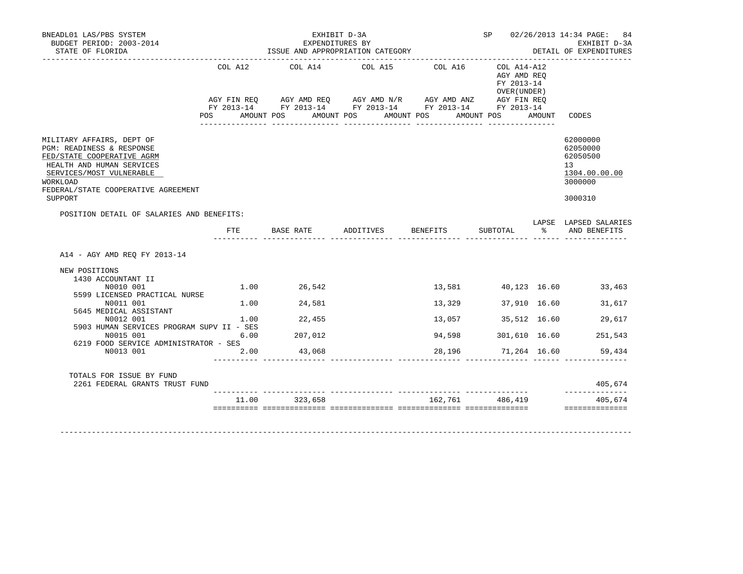BNEADL01 LAS/PBS SYSTEM
BUDGET PERIOD: 2003-2014
STATE OF FLORIDA

EXHIBIT D-3A
EXPENDITURES BY
ISSUE AND APPROPRIATION CATEGORY

SP 02/26/2013 14:34 PAGE: 84
EXHIBIT D-3A
DETAIL OF EXPENDITURES

| | COL A12 AGY FIN REQ FY 2013-14 POS AMOUNT | COL A14 AGY AMD REQ FY 2013-14 POS AMOUNT | COL A15 AGY AMD N/R FY 2013-14 POS AMOUNT | COL A16 AGY AMD ANZ FY 2013-14 POS AMOUNT | COL A14-A12 AGY AMD REQ FY 2013-14 OVER(UNDER) AGY FIN REQ FY 2013-14 POS AMOUNT | CODES |
|---|---|---|---|---|---|---|

MILITARY AFFAIRS, DEPT OF — 62000000
PGM: READINESS & RESPONSE — 62050000
FED/STATE COOPERATIVE AGRM — 62050500
HEALTH AND HUMAN SERVICES — 13
SERVICES/MOST VULNERABLE — 1304.00.00.00
WORKLOAD — 3000000
FEDERAL/STATE COOPERATIVE AGREEMENT SUPPORT — 3000310

POSITION DETAIL OF SALARIES AND BENEFITS:

| | FTE | BASE RATE | ADDITIVES | BENEFITS | SUBTOTAL | LAPSE % | LAPSED SALARIES AND BENEFITS |
|---|---|---|---|---|---|---|---|
| A14 - AGY AMD REQ FY 2013-14 | | | | | | | |
| NEW POSITIONS | | | | | | | |
| 1430 ACCOUNTANT II | | | | | | | |
| N0010 001 | 1.00 | 26,542 | | 13,581 | 40,123 | 16.60 | 33,463 |
| 5599 LICENSED PRACTICAL NURSE | | | | | | | |
| N0011 001 | 1.00 | 24,581 | | 13,329 | 37,910 | 16.60 | 31,617 |
| 5645 MEDICAL ASSISTANT | | | | | | | |
| N0012 001 | 1.00 | 22,455 | | 13,057 | 35,512 | 16.60 | 29,617 |
| 5903 HUMAN SERVICES PROGRAM SUPV II - SES | | | | | | | |
| N0015 001 | 6.00 | 207,012 | | 94,598 | 301,610 | 16.60 | 251,543 |
| 6219 FOOD SERVICE ADMINISTRATOR - SES | | | | | | | |
| N0013 001 | 2.00 | 43,068 | | 28,196 | 71,264 | 16.60 | 59,434 |
| TOTALS FOR ISSUE BY FUND | | | | | | | |
| 2261 FEDERAL GRANTS TRUST FUND | | | | | | | 405,674 |
| | 11.00 | 323,658 | | 162,761 | 486,419 | | 405,674 |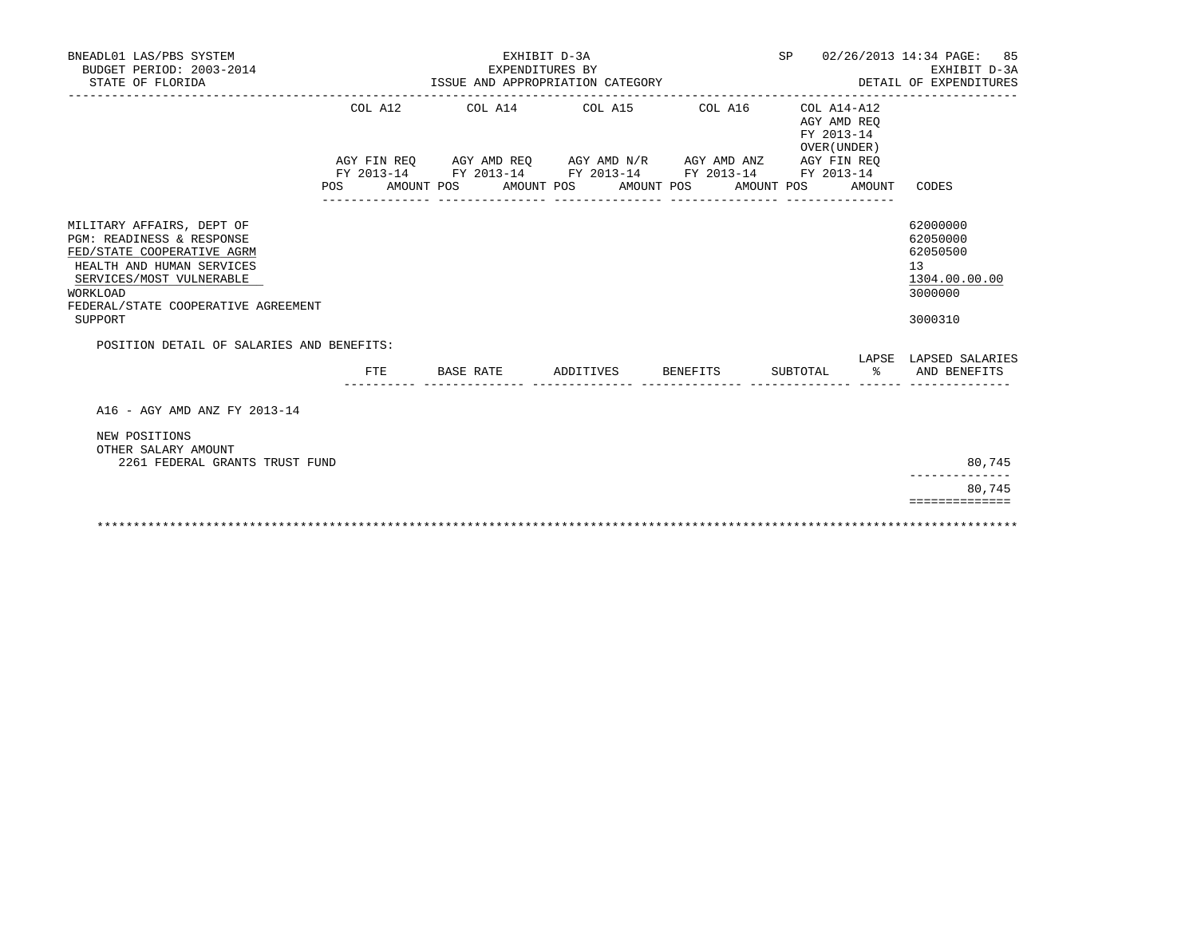BNEADL01 LAS/PBS SYSTEM — EXHIBIT D-3A — SP 02/26/2013 14:34
BUDGET PERIOD: 2003-2014 — EXPENDITURES BY — EXHIBIT D-3A
STATE OF FLORIDA — ISSUE AND APPROPRIATION CATEGORY — DETAIL OF EXPENDITURES

| | COL A12 | COL A14 | COL A15 | COL A16 | COL A14-A12 | |
|---|---|---|---|---|---|---|
| | AGY FIN REQ FY 2013-14 | AGY AMD REQ FY 2013-14 | AGY AMD N/R FY 2013-14 | AGY AMD ANZ FY 2013-14 | AGY AMD REQ FY 2013-14 OVER(UNDER) AGY FIN REQ FY 2013-14 | |
| | POS AMOUNT | POS AMOUNT | POS AMOUNT | POS AMOUNT | POS AMOUNT | CODES |
| MILITARY AFFAIRS, DEPT OF | | | | | | 62000000 |
| PGM: READINESS & RESPONSE | | | | | | 62050000 |
| FED/STATE COOPERATIVE AGRM | | | | | | 62050500 |
| HEALTH AND HUMAN SERVICES | | | | | | 13 |
| SERVICES/MOST VULNERABLE | | | | | | 1304.00.00.00 |
| WORKLOAD | | | | | | 3000000 |
| FEDERAL/STATE COOPERATIVE AGREEMENT SUPPORT | | | | | | 3000310 |

POSITION DETAIL OF SALARIES AND BENEFITS:

| | FTE | BASE RATE | ADDITIVES | BENEFITS | SUBTOTAL | LAPSE % | LAPSED SALARIES AND BENEFITS |
|---|---|---|---|---|---|---|---|
| A16 - AGY AMD ANZ FY 2013-14 | | | | | | | |
| NEW POSITIONS | | | | | | | |
| OTHER SALARY AMOUNT | | | | | | | |
| 2261 FEDERAL GRANTS TRUST FUND | | | | | | | 80,745 |
| | | | | | | | 80,745 |

\*\*\*\*\*\*\*\*\*\*\*\*\*\*\*\*\*\*\*\*\*\*\*\*\*\*\*\*\*\*\*\*\*\*\*\*\*\*\*\*\*\*\*\*\*\*\*\*\*\*\*\*\*\*\*\*\*\*\*\*\*\*\*\*\*\*\*\*\*\*\*\*\*\*\*\*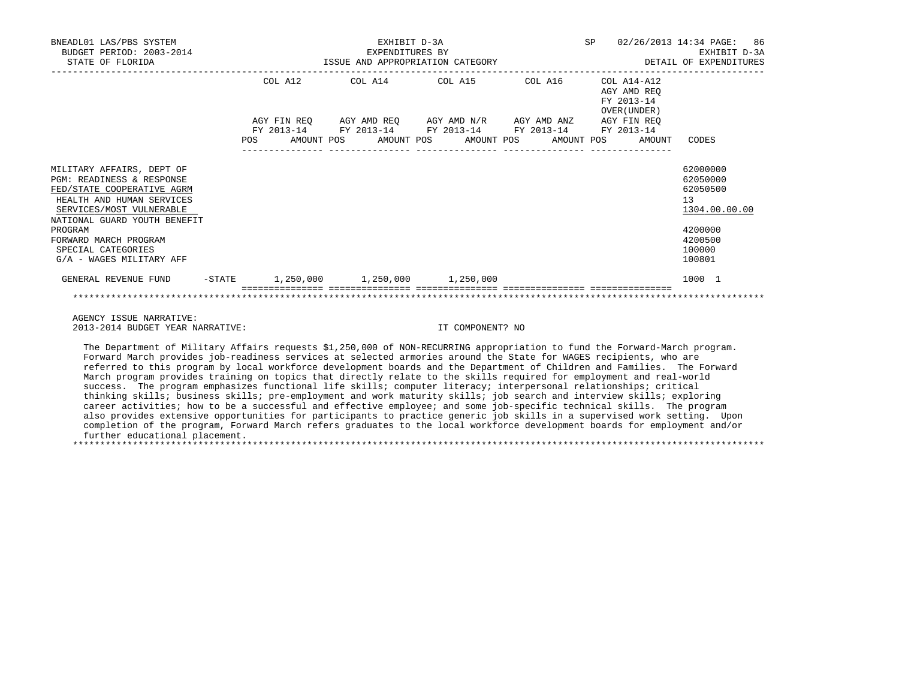BNEADL01 LAS/PBS SYSTEM
BUDGET PERIOD: 2003-2014
STATE OF FLORIDA

EXHIBIT D-3A
EXPENDITURES BY
ISSUE AND APPROPRIATION CATEGORY

SP 02/26/2013 14:34
EXHIBIT D-3A
DETAIL OF EXPENDITURES

| | COL A12 AGY FIN REQ FY 2013-14 POS AMOUNT | COL A14 AGY AMD REQ FY 2013-14 POS AMOUNT | COL A15 AGY AMD N/R FY 2013-14 POS AMOUNT | COL A16 AGY AMD ANZ FY 2013-14 POS AMOUNT | COL A14-A12 AGY AMD REQ FY 2013-14 OVER(UNDER) AGY FIN REQ FY 2013-14 POS AMOUNT | CODES |
|---|---|---|---|---|---|---|
| MILITARY AFFAIRS, DEPT OF | | | | | | 62000000 |
| PGM: READINESS & RESPONSE | | | | | | 62050000 |
| FED/STATE COOPERATIVE AGRM | | | | | | 62050500 |
| HEALTH AND HUMAN SERVICES | | | | | | 13 |
| SERVICES/MOST VULNERABLE | | | | | | 1304.00.00.00 |
| NATIONAL GUARD YOUTH BENEFIT PROGRAM | | | | | | 4200000 |
| FORWARD MARCH PROGRAM | | | | | | 4200500 |
| SPECIAL CATEGORIES | | | | | | 100000 |
| G/A - WAGES MILITARY AFF | | | | | | 100801 |
| GENERAL REVENUE FUND -STATE | 1,250,000 | 1,250,000 | 1,250,000 | | | 1000 1 |

AGENCY ISSUE NARRATIVE:
2013-2014 BUDGET YEAR NARRATIVE: IT COMPONENT? NO

The Department of Military Affairs requests $1,250,000 of NON-RECURRING appropriation to fund the Forward-March program. Forward March provides job-readiness services at selected armories around the State for WAGES recipients, who are referred to this program by local workforce development boards and the Department of Children and Families. The Forward March program provides training on topics that directly relate to the skills required for employment and real-world success. The program emphasizes functional life skills; computer literacy; interpersonal relationships; critical thinking skills; business skills; pre-employment and work maturity skills; job search and interview skills; exploring career activities; how to be a successful and effective employee; and some job-specific technical skills. The program also provides extensive opportunities for participants to practice generic job skills in a supervised work setting. Upon completion of the program, Forward March refers graduates to the local workforce development boards for employment and/or further educational placement.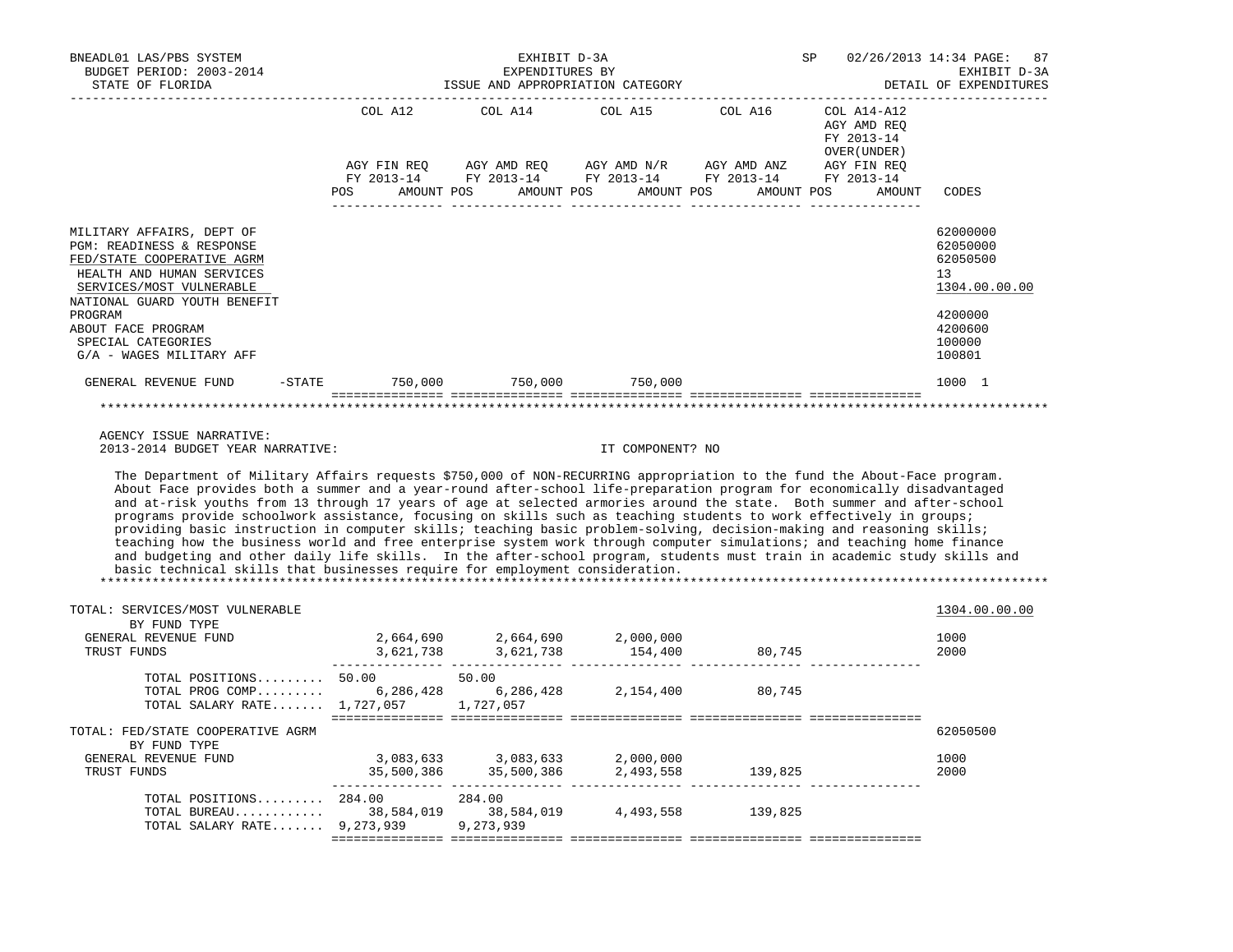BNEADL01 LAS/PBS SYSTEM
BUDGET PERIOD: 2003-2014
STATE OF FLORIDA

EXHIBIT D-3A
EXPENDITURES BY
ISSUE AND APPROPRIATION CATEGORY

SP 02/26/2013 14:34 PAGE: 87
EXHIBIT D-3A
DETAIL OF EXPENDITURES

| | COL A12 AGY FIN REQ FY 2013-14 POS AMOUNT | COL A14 AGY AMD REQ FY 2013-14 POS AMOUNT | COL A15 AGY AMD N/R FY 2013-14 POS AMOUNT | COL A16 AGY AMD ANZ FY 2013-14 POS AMOUNT | COL A14-A12 AGY AMD REQ FY 2013-14 OVER(UNDER) AGY FIN REQ FY 2013-14 POS AMOUNT | CODES |
|---|---|---|---|---|---|---|
| MILITARY AFFAIRS, DEPT OF | | | | | | 62000000 |
| PGM: READINESS & RESPONSE | | | | | | 62050000 |
| FED/STATE COOPERATIVE AGRM | | | | | | 62050500 |
| HEALTH AND HUMAN SERVICES | | | | | | 13 |
| SERVICES/MOST VULNERABLE | | | | | | 1304.00.00.00 |
| NATIONAL GUARD YOUTH BENEFIT PROGRAM | | | | | | 4200000 |
| ABOUT FACE PROGRAM | | | | | | 4200600 |
| SPECIAL CATEGORIES | | | | | | 100000 |
| G/A - WAGES MILITARY AFF | | | | | | 100801 |
| GENERAL REVENUE FUND -STATE | 750,000 | 750,000 | 750,000 | | | 1000 1 |

AGENCY ISSUE NARRATIVE:
2013-2014 BUDGET YEAR NARRATIVE: IT COMPONENT? NO

The Department of Military Affairs requests $750,000 of NON-RECURRING appropriation to the fund the About-Face program. About Face provides both a summer and a year-round after-school life-preparation program for economically disadvantaged and at-risk youths from 13 through 17 years of age at selected armories around the state. Both summer and after-school programs provide schoolwork assistance, focusing on skills such as teaching students to work effectively in groups; providing basic instruction in computer skills; teaching basic problem-solving, decision-making and reasoning skills; teaching how the business world and free enterprise system work through computer simulations; and teaching home finance and budgeting and other daily life skills. In the after-school program, students must train in academic study skills and basic technical skills that businesses require for employment consideration.

| | COL A12 | COL A14 | COL A15 | COL A16 | COL A14-A12 | CODES |
|---|---|---|---|---|---|---|
| TOTAL: SERVICES/MOST VULNERABLE | | | | | | 1304.00.00.00 |
| BY FUND TYPE | | | | | | |
| GENERAL REVENUE FUND | 2,664,690 | 2,664,690 | 2,000,000 | | | 1000 |
| TRUST FUNDS | 3,621,738 | 3,621,738 | 154,400 | 80,745 | | 2000 |
| TOTAL POSITIONS......... | 50.00 | 50.00 | | | | |
| TOTAL PROG COMP......... | 6,286,428 | 6,286,428 | 2,154,400 | 80,745 | | |
| TOTAL SALARY RATE....... | 1,727,057 | 1,727,057 | | | | |
| TOTAL: FED/STATE COOPERATIVE AGRM | | | | | | 62050500 |
| BY FUND TYPE | | | | | | |
| GENERAL REVENUE FUND | 3,083,633 | 3,083,633 | 2,000,000 | | | 1000 |
| TRUST FUNDS | 35,500,386 | 35,500,386 | 2,493,558 | 139,825 | | 2000 |
| TOTAL POSITIONS......... | 284.00 | 284.00 | | | | |
| TOTAL BUREAU............ | 38,584,019 | 38,584,019 | 4,493,558 | 139,825 | | |
| TOTAL SALARY RATE....... | 9,273,939 | 9,273,939 | | | | |